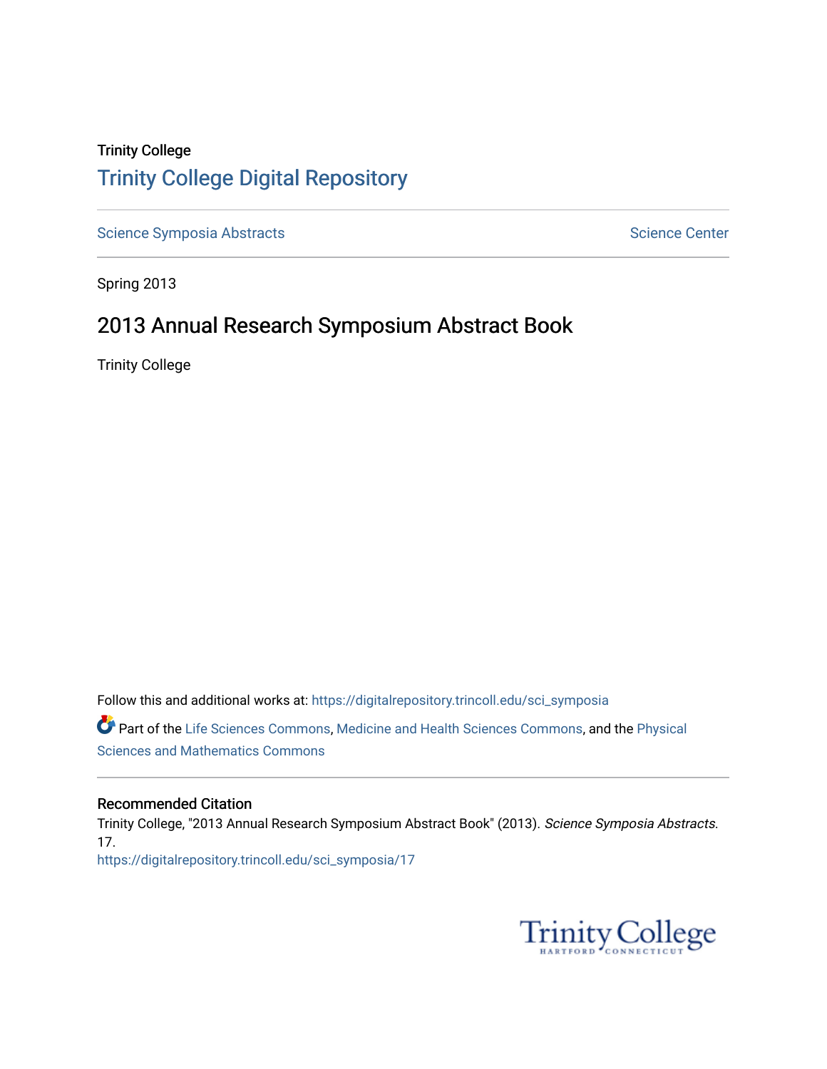Trinity College

# Trinity College Digital Repository

Science Symposia Abstracts

Science Center

Spring 2013

## 2013 Annual Research Symposium Abstract Book

Trinity College

Follow this and additional works at: https://digitalrepository.trincoll.edu/sci_symposia

Part of the Life Sciences Commons, Medicine and Health Sciences Commons, and the Physical Sciences and Mathematics Commons

### Recommended Citation

Trinity College, "2013 Annual Research Symposium Abstract Book" (2013). *Science Symposia Abstracts*. 17.
https://digitalrepository.trincoll.edu/sci_symposia/17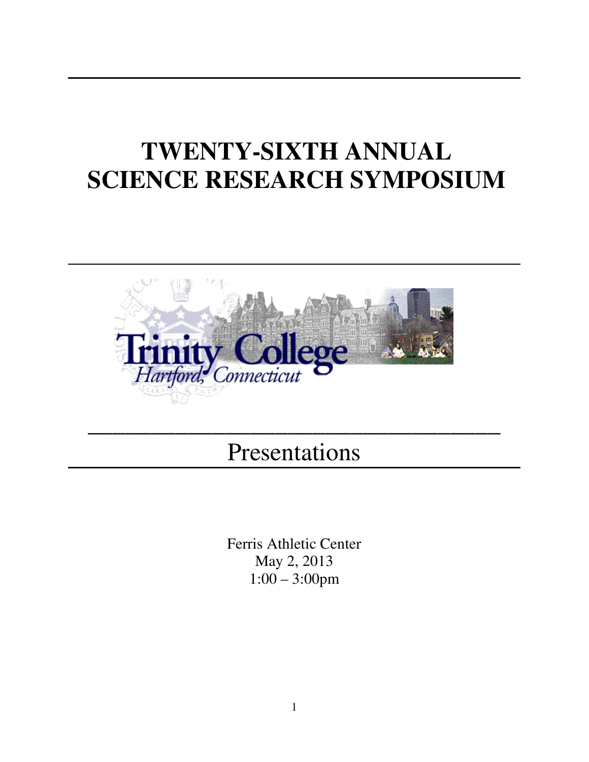# TWENTY-SIXTH ANNUAL SCIENCE RESEARCH SYMPOSIUM

## Presentations

Ferris Athletic Center
May 2, 2013
1:00 – 3:00pm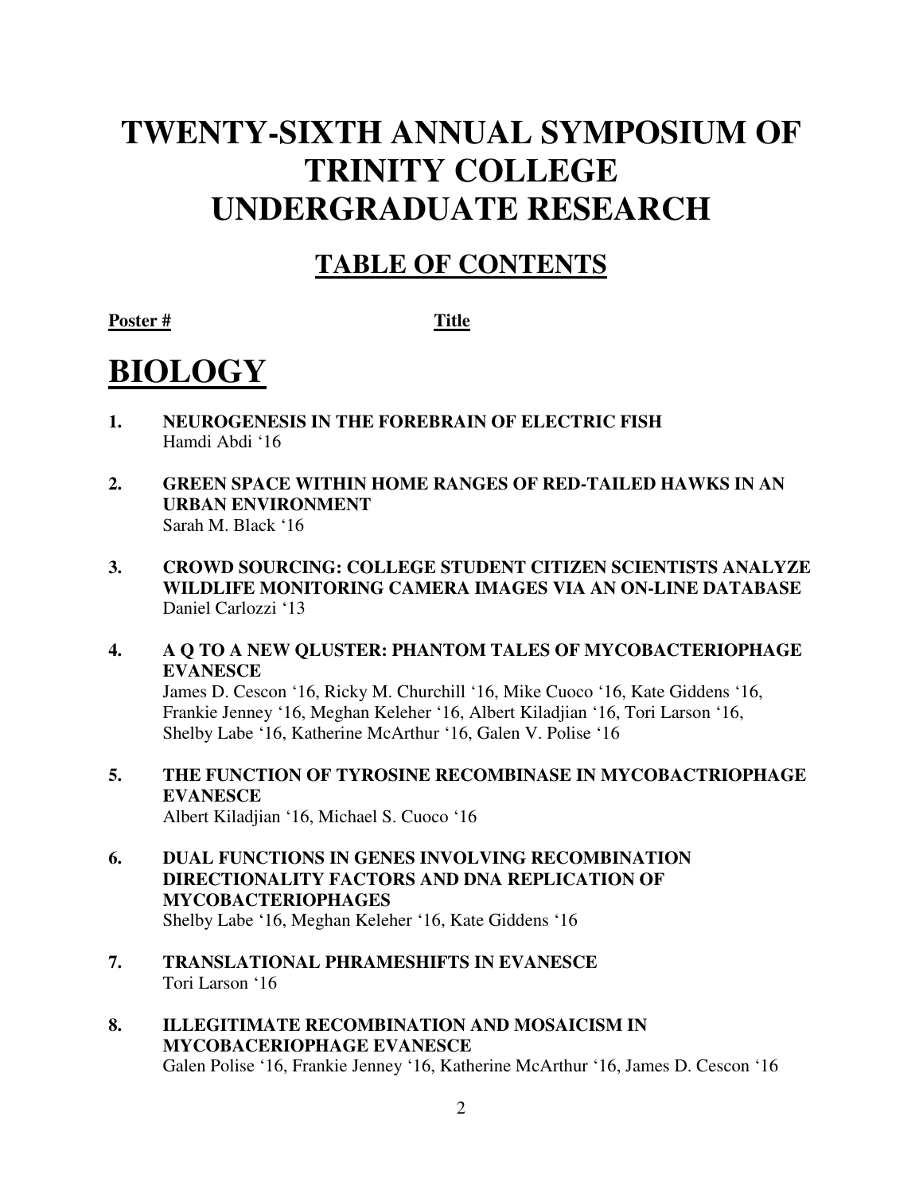# TWENTY-SIXTH ANNUAL SYMPOSIUM OF TRINITY COLLEGE UNDERGRADUATE RESEARCH

## TABLE OF CONTENTS

**Poster #** **Title**

# BIOLOGY

1. **NEUROGENESIS IN THE FOREBRAIN OF ELECTRIC FISH**
   Hamdi Abdi '16

2. **GREEN SPACE WITHIN HOME RANGES OF RED-TAILED HAWKS IN AN URBAN ENVIRONMENT**
   Sarah M. Black '16

3. **CROWD SOURCING: COLLEGE STUDENT CITIZEN SCIENTISTS ANALYZE WILDLIFE MONITORING CAMERA IMAGES VIA AN ON-LINE DATABASE**
   Daniel Carlozzi '13

4. **A Q TO A NEW QLUSTER: PHANTOM TALES OF MYCOBACTERIOPHAGE EVANESCE**
   James D. Cescon '16, Ricky M. Churchill '16, Mike Cuoco '16, Kate Giddens '16, Frankie Jenney '16, Meghan Keleher '16, Albert Kiladjian '16, Tori Larson '16, Shelby Labe '16, Katherine McArthur '16, Galen V. Polise '16

5. **THE FUNCTION OF TYROSINE RECOMBINASE IN MYCOBACTRIOPHAGE EVANESCE**
   Albert Kiladjian '16, Michael S. Cuoco '16

6. **DUAL FUNCTIONS IN GENES INVOLVING RECOMBINATION DIRECTIONALITY FACTORS AND DNA REPLICATION OF MYCOBACTERIOPHAGES**
   Shelby Labe '16, Meghan Keleher '16, Kate Giddens '16

7. **TRANSLATIONAL PHRAMESHIFTS IN EVANESCE**
   Tori Larson '16

8. **ILLEGITIMATE RECOMBINATION AND MOSAICISM IN MYCOBACERIOPHAGE EVANESCE**
   Galen Polise '16, Frankie Jenney '16, Katherine McArthur '16, James D. Cescon '16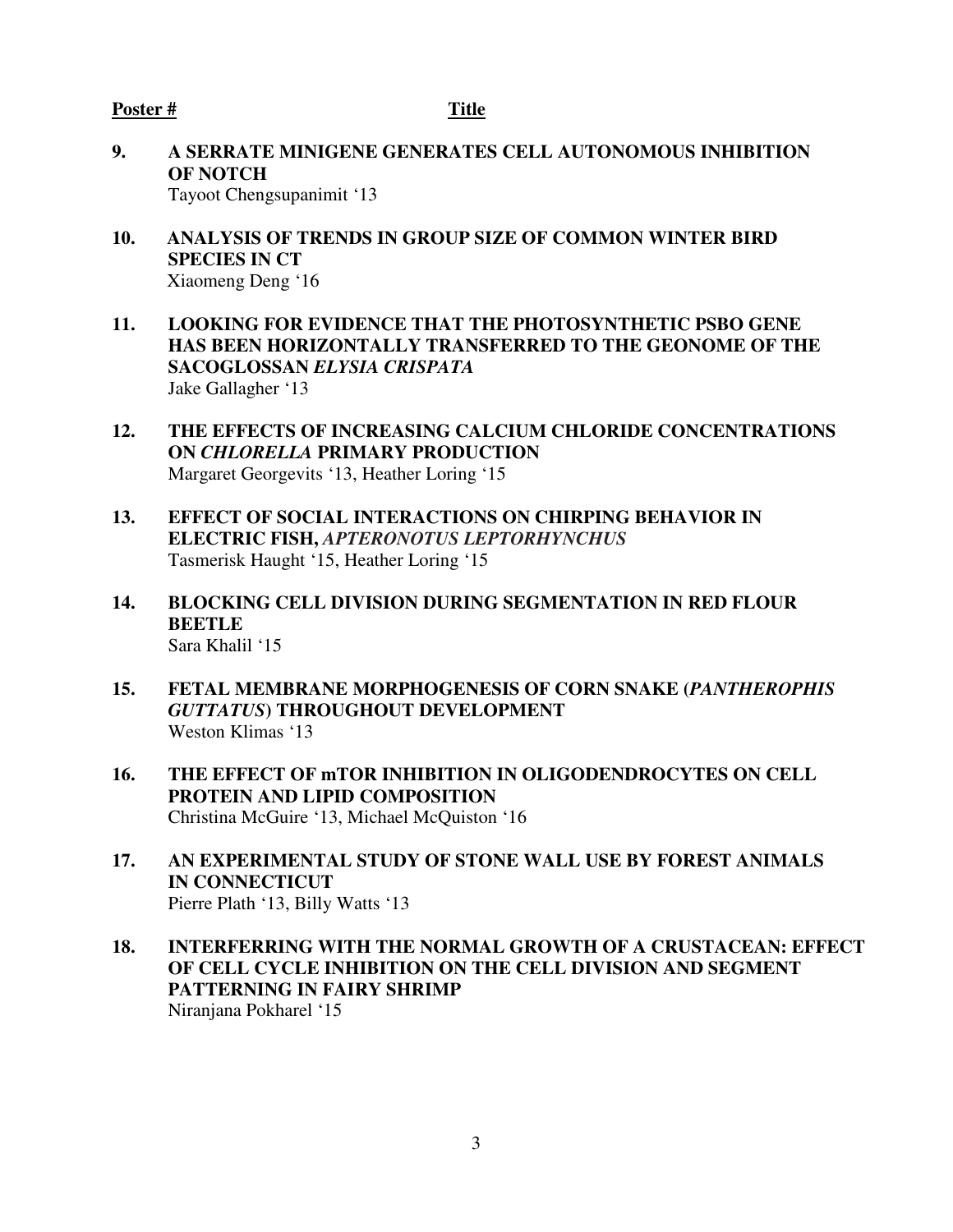**Poster #** **Title**

**9. A SERRATE MINIGENE GENERATES CELL AUTONOMOUS INHIBITION OF NOTCH**
Tayoot Chengsupanimit '13

**10. ANALYSIS OF TRENDS IN GROUP SIZE OF COMMON WINTER BIRD SPECIES IN CT**
Xiaomeng Deng '16

**11. LOOKING FOR EVIDENCE THAT THE PHOTOSYNTHETIC PSBO GENE HAS BEEN HORIZONTALLY TRANSFERRED TO THE GEONOME OF THE SACOGLOSSAN *ELYSIA CRISPATA***
Jake Gallagher '13

**12. THE EFFECTS OF INCREASING CALCIUM CHLORIDE CONCENTRATIONS ON *CHLORELLA* PRIMARY PRODUCTION**
Margaret Georgevits '13, Heather Loring '15

**13. EFFECT OF SOCIAL INTERACTIONS ON CHIRPING BEHAVIOR IN ELECTRIC FISH, *APTERONOTUS LEPTORHYNCHUS***
Tasmerisk Haught '15, Heather Loring '15

**14. BLOCKING CELL DIVISION DURING SEGMENTATION IN RED FLOUR BEETLE**
Sara Khalil '15

**15. FETAL MEMBRANE MORPHOGENESIS OF CORN SNAKE (*PANTHEROPHIS GUTTATUS*) THROUGHOUT DEVELOPMENT**
Weston Klimas '13

**16. THE EFFECT OF mTOR INHIBITION IN OLIGODENDROCYTES ON CELL PROTEIN AND LIPID COMPOSITION**
Christina McGuire '13, Michael McQuiston '16

**17. AN EXPERIMENTAL STUDY OF STONE WALL USE BY FOREST ANIMALS IN CONNECTICUT**
Pierre Plath '13, Billy Watts '13

**18. INTERFERRING WITH THE NORMAL GROWTH OF A CRUSTACEAN: EFFECT OF CELL CYCLE INHIBITION ON THE CELL DIVISION AND SEGMENT PATTERNING IN FAIRY SHRIMP**
Niranjana Pokharel '15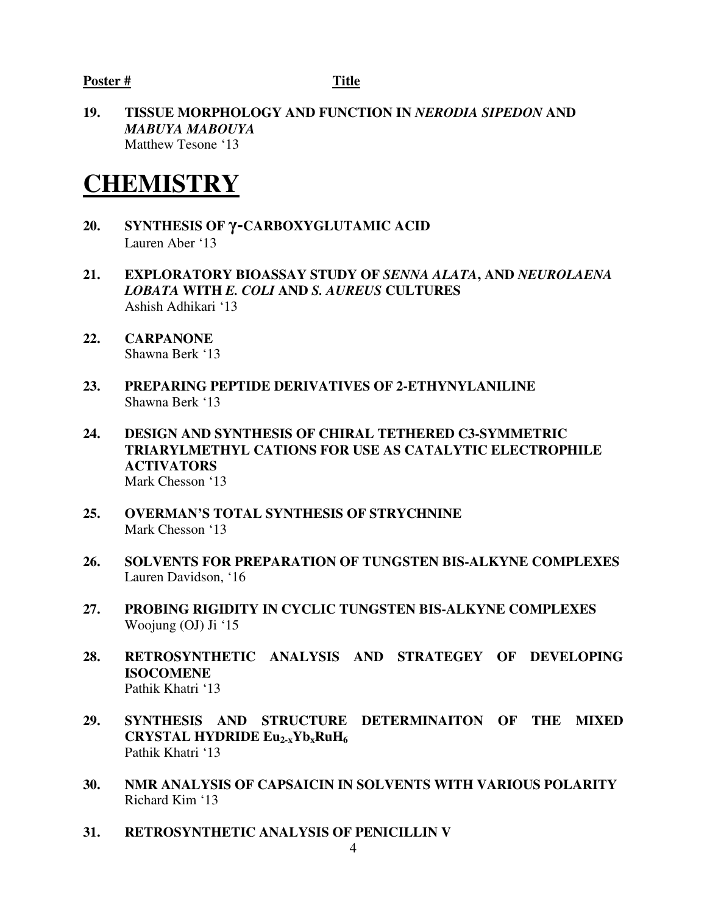**Poster #** **Title**

**19. TISSUE MORPHOLOGY AND FUNCTION IN *NERODIA SIPEDON* AND *MABUYA MABOUYA***
Matthew Tesone '13

# CHEMISTRY

**20. SYNTHESIS OF γ-CARBOXYGLUTAMIC ACID**
Lauren Aber '13

**21. EXPLORATORY BIOASSAY STUDY OF *SENNA ALATA*, AND *NEUROLAENA LOBATA* WITH *E. COLI* AND *S. AUREUS* CULTURES**
Ashish Adhikari '13

**22. CARPANONE**
Shawna Berk '13

**23. PREPARING PEPTIDE DERIVATIVES OF 2-ETHYNYLANILINE**
Shawna Berk '13

**24. DESIGN AND SYNTHESIS OF CHIRAL TETHERED C3-SYMMETRIC TRIARYLMETHYL CATIONS FOR USE AS CATALYTIC ELECTROPHILE ACTIVATORS**
Mark Chesson '13

**25. OVERMAN'S TOTAL SYNTHESIS OF STRYCHNINE**
Mark Chesson '13

**26. SOLVENTS FOR PREPARATION OF TUNGSTEN BIS-ALKYNE COMPLEXES**
Lauren Davidson, '16

**27. PROBING RIGIDITY IN CYCLIC TUNGSTEN BIS-ALKYNE COMPLEXES**
Woojung (OJ) Ji '15

**28. RETROSYNTHETIC ANALYSIS AND STRATEGEY OF DEVELOPING ISOCOMENE**
Pathik Khatri '13

**29. SYNTHESIS AND STRUCTURE DETERMINAITON OF THE MIXED CRYSTAL HYDRIDE $Eu_{2-x}Yb_xRuH_6$**
Pathik Khatri '13

**30. NMR ANALYSIS OF CAPSAICIN IN SOLVENTS WITH VARIOUS POLARITY**
Richard Kim '13

**31. RETROSYNTHETIC ANALYSIS OF PENICILLIN V**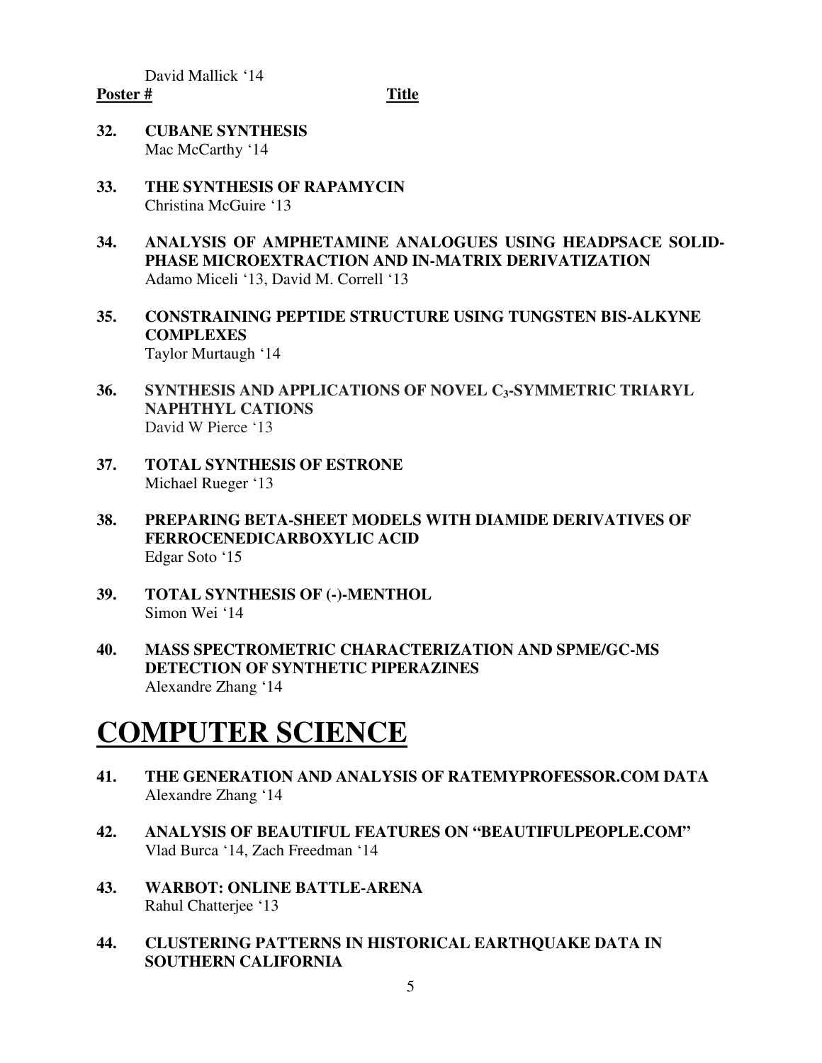David Mallick '14

**Poster #** **Title**

**32. CUBANE SYNTHESIS**
Mac McCarthy '14

**33. THE SYNTHESIS OF RAPAMYCIN**
Christina McGuire '13

**34. ANALYSIS OF AMPHETAMINE ANALOGUES USING HEADPSACE SOLID-PHASE MICROEXTRACTION AND IN-MATRIX DERIVATIZATION**
Adamo Miceli '13, David M. Correll '13

**35. CONSTRAINING PEPTIDE STRUCTURE USING TUNGSTEN BIS-ALKYNE COMPLEXES**
Taylor Murtaugh '14

**36. SYNTHESIS AND APPLICATIONS OF NOVEL $C_3$-SYMMETRIC TRIARYL NAPHTHYL CATIONS**
David W Pierce '13

**37. TOTAL SYNTHESIS OF ESTRONE**
Michael Rueger '13

**38. PREPARING BETA-SHEET MODELS WITH DIAMIDE DERIVATIVES OF FERROCENEDICARBOXYLIC ACID**
Edgar Soto '15

**39. TOTAL SYNTHESIS OF (-)-MENTHOL**
Simon Wei '14

**40. MASS SPECTROMETRIC CHARACTERIZATION AND SPME/GC-MS DETECTION OF SYNTHETIC PIPERAZINES**
Alexandre Zhang '14

# COMPUTER SCIENCE

**41. THE GENERATION AND ANALYSIS OF RATEMYPROFESSOR.COM DATA**
Alexandre Zhang '14

**42. ANALYSIS OF BEAUTIFUL FEATURES ON "BEAUTIFULPEOPLE.COM"**
Vlad Burca '14, Zach Freedman '14

**43. WARBOT: ONLINE BATTLE-ARENA**
Rahul Chatterjee '13

**44. CLUSTERING PATTERNS IN HISTORICAL EARTHQUAKE DATA IN SOUTHERN CALIFORNIA**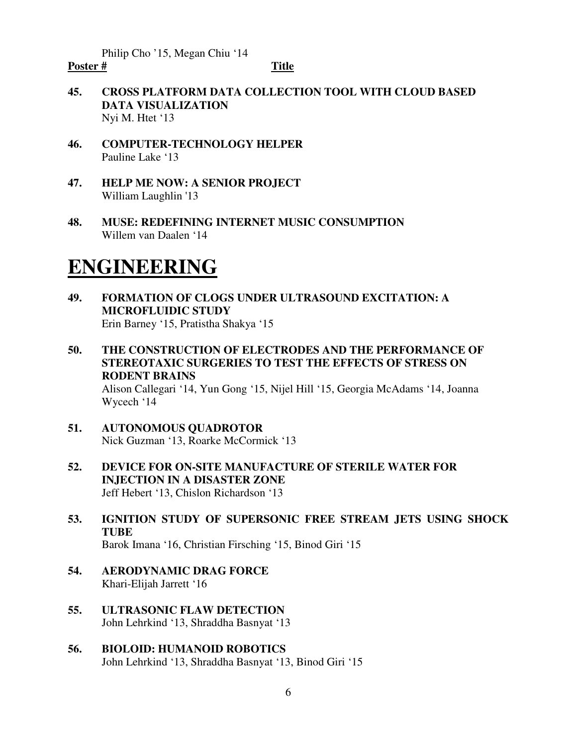Philip Cho ’15, Megan Chiu ‘14

**Poster #** **Title**

**45. CROSS PLATFORM DATA COLLECTION TOOL WITH CLOUD BASED DATA VISUALIZATION**
Nyi M. Htet ‘13

**46. COMPUTER-TECHNOLOGY HELPER**
Pauline Lake ‘13

**47. HELP ME NOW: A SENIOR PROJECT**
William Laughlin '13

**48. MUSE: REDEFINING INTERNET MUSIC CONSUMPTION**
Willem van Daalen ‘14

# ENGINEERING

**49. FORMATION OF CLOGS UNDER ULTRASOUND EXCITATION: A MICROFLUIDIC STUDY**
Erin Barney ‘15, Pratistha Shakya ‘15

**50. THE CONSTRUCTION OF ELECTRODES AND THE PERFORMANCE OF STEREOTAXIC SURGERIES TO TEST THE EFFECTS OF STRESS ON RODENT BRAINS**
Alison Callegari ‘14, Yun Gong ‘15, Nijel Hill ‘15, Georgia McAdams ‘14, Joanna Wycech ‘14

**51. AUTONOMOUS QUADROTOR**
Nick Guzman ‘13, Roarke McCormick ‘13

**52. DEVICE FOR ON-SITE MANUFACTURE OF STERILE WATER FOR INJECTION IN A DISASTER ZONE**
Jeff Hebert ‘13, Chislon Richardson ‘13

**53. IGNITION STUDY OF SUPERSONIC FREE STREAM JETS USING SHOCK TUBE**
Barok Imana ‘16, Christian Firsching ‘15, Binod Giri ‘15

**54. AERODYNAMIC DRAG FORCE**
Khari-Elijah Jarrett ‘16

**55. ULTRASONIC FLAW DETECTION**
John Lehrkind ‘13, Shraddha Basnyat ‘13

**56. BIOLOID: HUMANOID ROBOTICS**
John Lehrkind ‘13, Shraddha Basnyat ‘13, Binod Giri ‘15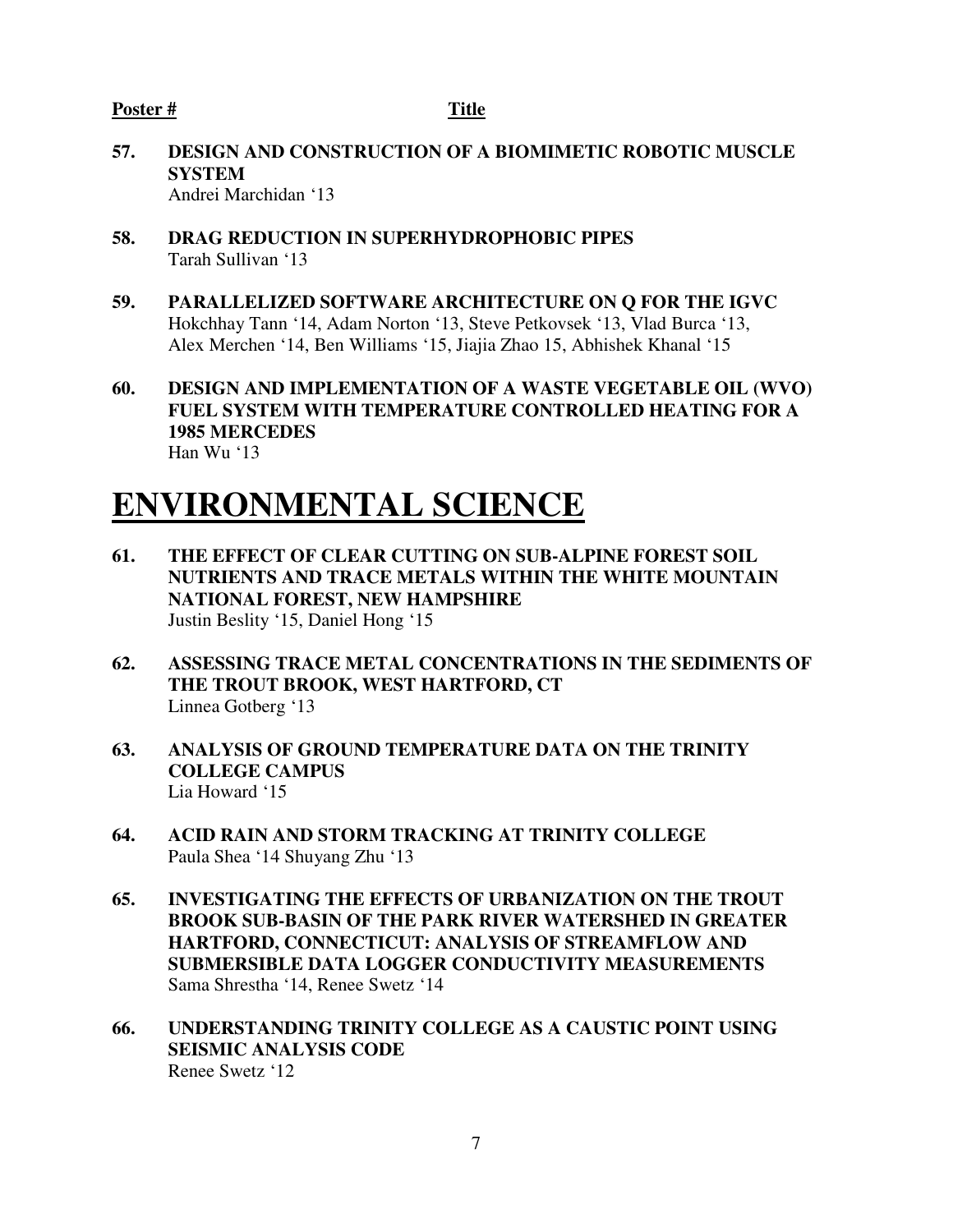**Poster #** **Title**

**57. DESIGN AND CONSTRUCTION OF A BIOMIMETIC ROBOTIC MUSCLE SYSTEM**
Andrei Marchidan '13

**58. DRAG REDUCTION IN SUPERHYDROPHOBIC PIPES**
Tarah Sullivan '13

**59. PARALLELIZED SOFTWARE ARCHITECTURE ON Q FOR THE IGVC**
Hokchhay Tann '14, Adam Norton '13, Steve Petkovsek '13, Vlad Burca '13, Alex Merchen '14, Ben Williams '15, Jiajia Zhao 15, Abhishek Khanal '15

**60. DESIGN AND IMPLEMENTATION OF A WASTE VEGETABLE OIL (WVO) FUEL SYSTEM WITH TEMPERATURE CONTROLLED HEATING FOR A 1985 MERCEDES**
Han Wu '13

# ENVIRONMENTAL SCIENCE

**61. THE EFFECT OF CLEAR CUTTING ON SUB-ALPINE FOREST SOIL NUTRIENTS AND TRACE METALS WITHIN THE WHITE MOUNTAIN NATIONAL FOREST, NEW HAMPSHIRE**
Justin Beslity '15, Daniel Hong '15

**62. ASSESSING TRACE METAL CONCENTRATIONS IN THE SEDIMENTS OF THE TROUT BROOK, WEST HARTFORD, CT**
Linnea Gotberg '13

**63. ANALYSIS OF GROUND TEMPERATURE DATA ON THE TRINITY COLLEGE CAMPUS**
Lia Howard '15

**64. ACID RAIN AND STORM TRACKING AT TRINITY COLLEGE**
Paula Shea '14 Shuyang Zhu '13

**65. INVESTIGATING THE EFFECTS OF URBANIZATION ON THE TROUT BROOK SUB-BASIN OF THE PARK RIVER WATERSHED IN GREATER HARTFORD, CONNECTICUT: ANALYSIS OF STREAMFLOW AND SUBMERSIBLE DATA LOGGER CONDUCTIVITY MEASUREMENTS**
Sama Shrestha '14, Renee Swetz '14

**66. UNDERSTANDING TRINITY COLLEGE AS A CAUSTIC POINT USING SEISMIC ANALYSIS CODE**
Renee Swetz '12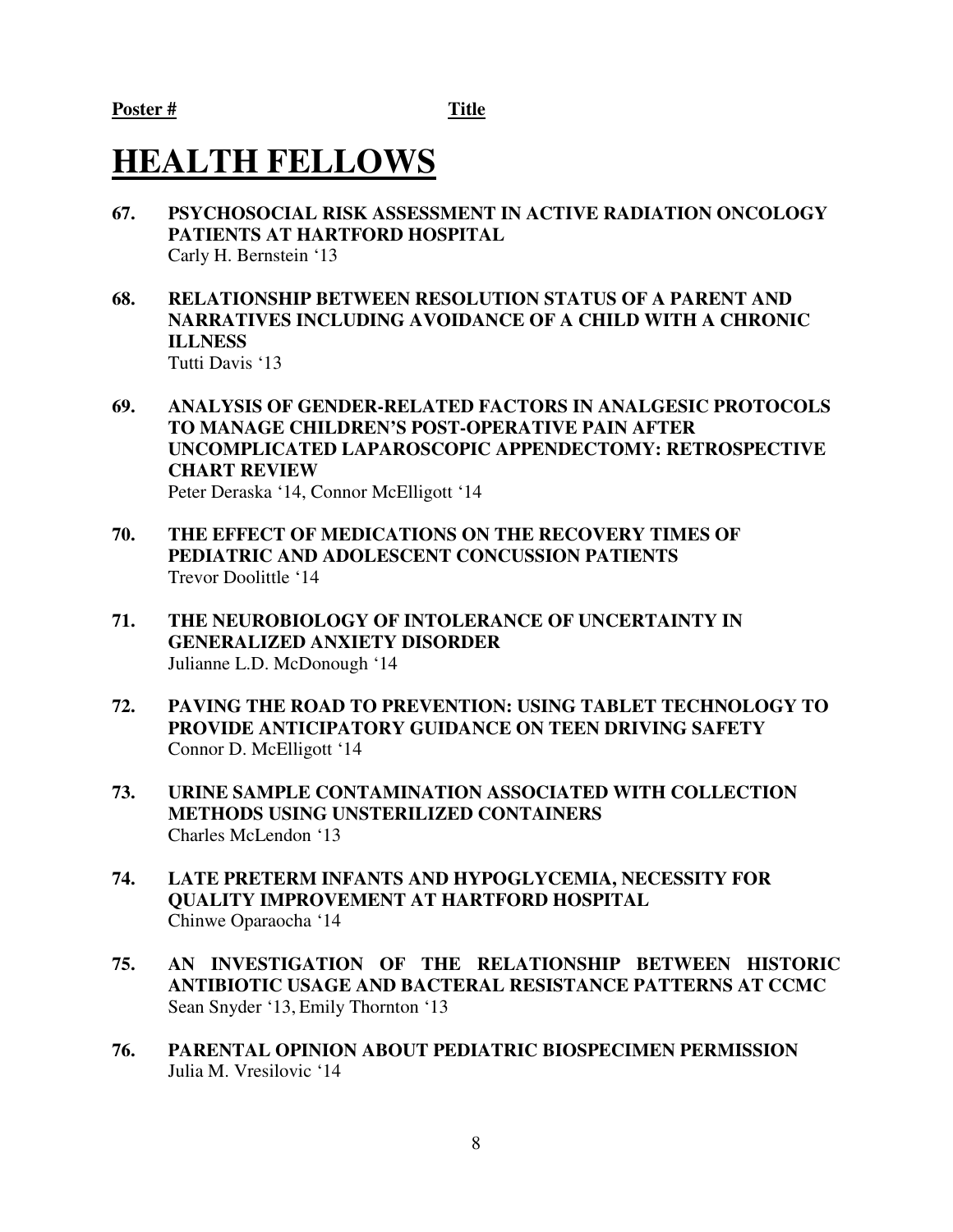**Poster #** **Title**

# HEALTH FELLOWS

**67. PSYCHOSOCIAL RISK ASSESSMENT IN ACTIVE RADIATION ONCOLOGY PATIENTS AT HARTFORD HOSPITAL**
Carly H. Bernstein '13

**68. RELATIONSHIP BETWEEN RESOLUTION STATUS OF A PARENT AND NARRATIVES INCLUDING AVOIDANCE OF A CHILD WITH A CHRONIC ILLNESS**
Tutti Davis '13

**69. ANALYSIS OF GENDER-RELATED FACTORS IN ANALGESIC PROTOCOLS TO MANAGE CHILDREN'S POST-OPERATIVE PAIN AFTER UNCOMPLICATED LAPAROSCOPIC APPENDECTOMY: RETROSPECTIVE CHART REVIEW**
Peter Deraska '14, Connor McElligott '14

**70. THE EFFECT OF MEDICATIONS ON THE RECOVERY TIMES OF PEDIATRIC AND ADOLESCENT CONCUSSION PATIENTS**
Trevor Doolittle '14

**71. THE NEUROBIOLOGY OF INTOLERANCE OF UNCERTAINTY IN GENERALIZED ANXIETY DISORDER**
Julianne L.D. McDonough '14

**72. PAVING THE ROAD TO PREVENTION: USING TABLET TECHNOLOGY TO PROVIDE ANTICIPATORY GUIDANCE ON TEEN DRIVING SAFETY**
Connor D. McElligott '14

**73. URINE SAMPLE CONTAMINATION ASSOCIATED WITH COLLECTION METHODS USING UNSTERILIZED CONTAINERS**
Charles McLendon '13

**74. LATE PRETERM INFANTS AND HYPOGLYCEMIA, NECESSITY FOR QUALITY IMPROVEMENT AT HARTFORD HOSPITAL**
Chinwe Oparaocha '14

**75. AN INVESTIGATION OF THE RELATIONSHIP BETWEEN HISTORIC ANTIBIOTIC USAGE AND BACTERAL RESISTANCE PATTERNS AT CCMC**
Sean Snyder '13, Emily Thornton '13

**76. PARENTAL OPINION ABOUT PEDIATRIC BIOSPECIMEN PERMISSION**
Julia M. Vresilovic '14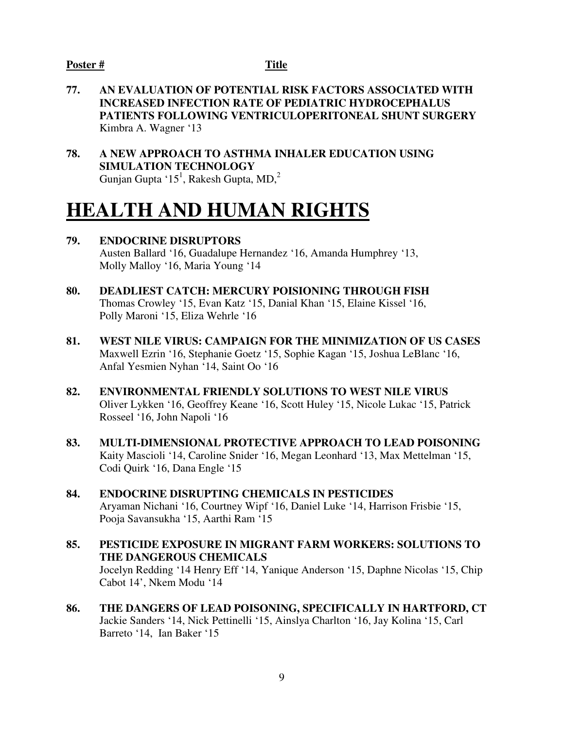**Poster #** **Title**

**77. AN EVALUATION OF POTENTIAL RISK FACTORS ASSOCIATED WITH INCREASED INFECTION RATE OF PEDIATRIC HYDROCEPHALUS PATIENTS FOLLOWING VENTRICULOPERITONEAL SHUNT SURGERY**
Kimbra A. Wagner '13

**78. A NEW APPROACH TO ASTHMA INHALER EDUCATION USING SIMULATION TECHNOLOGY**
Gunjan Gupta '15[1], Rakesh Gupta, MD,[2]

# HEALTH AND HUMAN RIGHTS

**79. ENDOCRINE DISRUPTORS**
Austen Ballard '16, Guadalupe Hernandez '16, Amanda Humphrey '13, Molly Malloy '16, Maria Young '14

**80. DEADLIEST CATCH: MERCURY POISIONING THROUGH FISH**
Thomas Crowley '15, Evan Katz '15, Danial Khan '15, Elaine Kissel '16, Polly Maroni '15, Eliza Wehrle '16

**81. WEST NILE VIRUS: CAMPAIGN FOR THE MINIMIZATION OF US CASES**
Maxwell Ezrin '16, Stephanie Goetz '15, Sophie Kagan '15, Joshua LeBlanc '16, Anfal Yesmien Nyhan '14, Saint Oo '16

**82. ENVIRONMENTAL FRIENDLY SOLUTIONS TO WEST NILE VIRUS**
Oliver Lykken '16, Geoffrey Keane '16, Scott Huley '15, Nicole Lukac '15, Patrick Rosseel '16, John Napoli '16

**83. MULTI-DIMENSIONAL PROTECTIVE APPROACH TO LEAD POISONING**
Kaity Mascioli '14, Caroline Snider '16, Megan Leonhard '13, Max Mettelman '15, Codi Quirk '16, Dana Engle '15

**84. ENDOCRINE DISRUPTING CHEMICALS IN PESTICIDES**
Aryaman Nichani '16, Courtney Wipf '16, Daniel Luke '14, Harrison Frisbie '15, Pooja Savansukha '15, Aarthi Ram '15

**85. PESTICIDE EXPOSURE IN MIGRANT FARM WORKERS: SOLUTIONS TO THE DANGEROUS CHEMICALS**
Jocelyn Redding '14 Henry Eff '14, Yanique Anderson '15, Daphne Nicolas '15, Chip Cabot 14', Nkem Modu '14

**86. THE DANGERS OF LEAD POISONING, SPECIFICALLY IN HARTFORD, CT**
Jackie Sanders '14, Nick Pettinelli '15, Ainslya Charlton '16, Jay Kolina '15, Carl Barreto '14, Ian Baker '15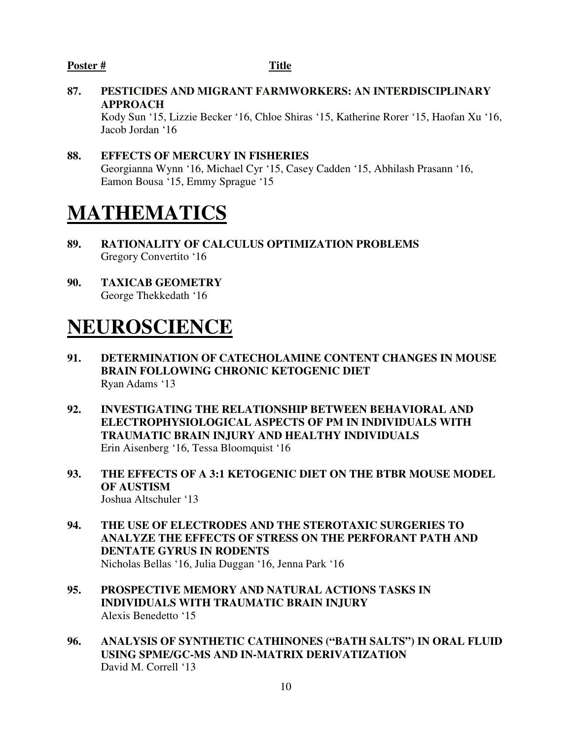**Poster #** **Title**

**87. PESTICIDES AND MIGRANT FARMWORKERS: AN INTERDISCIPLINARY APPROACH**
Kody Sun '15, Lizzie Becker '16, Chloe Shiras '15, Katherine Rorer '15, Haofan Xu '16, Jacob Jordan '16

**88. EFFECTS OF MERCURY IN FISHERIES**
Georgianna Wynn '16, Michael Cyr '15, Casey Cadden '15, Abhilash Prasann '16, Eamon Bousa '15, Emmy Sprague '15

# MATHEMATICS

**89. RATIONALITY OF CALCULUS OPTIMIZATION PROBLEMS**
Gregory Convertito '16

**90. TAXICAB GEOMETRY**
George Thekkedath '16

# NEUROSCIENCE

**91. DETERMINATION OF CATECHOLAMINE CONTENT CHANGES IN MOUSE BRAIN FOLLOWING CHRONIC KETOGENIC DIET**
Ryan Adams '13

**92. INVESTIGATING THE RELATIONSHIP BETWEEN BEHAVIORAL AND ELECTROPHYSIOLOGICAL ASPECTS OF PM IN INDIVIDUALS WITH TRAUMATIC BRAIN INJURY AND HEALTHY INDIVIDUALS**
Erin Aisenberg '16, Tessa Bloomquist '16

**93. THE EFFECTS OF A 3:1 KETOGENIC DIET ON THE BTBR MOUSE MODEL OF AUSTISM**
Joshua Altschuler '13

**94. THE USE OF ELECTRODES AND THE STEROTAXIC SURGERIES TO ANALYZE THE EFFECTS OF STRESS ON THE PERFORANT PATH AND DENTATE GYRUS IN RODENTS**
Nicholas Bellas '16, Julia Duggan '16, Jenna Park '16

**95. PROSPECTIVE MEMORY AND NATURAL ACTIONS TASKS IN INDIVIDUALS WITH TRAUMATIC BRAIN INJURY**
Alexis Benedetto '15

**96. ANALYSIS OF SYNTHETIC CATHINONES ("BATH SALTS") IN ORAL FLUID USING SPME/GC-MS AND IN-MATRIX DERIVATIZATION**
David M. Correll '13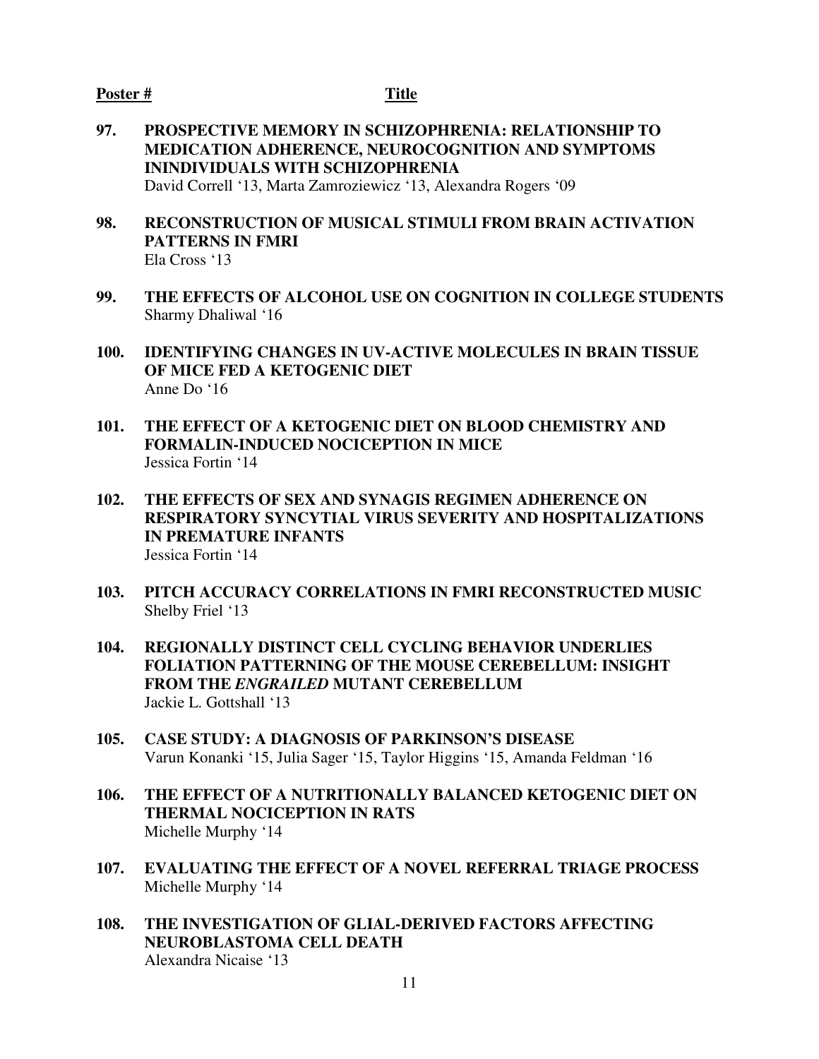**Poster #** **Title**

**97. PROSPECTIVE MEMORY IN SCHIZOPHRENIA: RELATIONSHIP TO MEDICATION ADHERENCE, NEUROCOGNITION AND SYMPTOMS ININDIVIDUALS WITH SCHIZOPHRENIA**
David Correll '13, Marta Zamroziewicz '13, Alexandra Rogers '09

**98. RECONSTRUCTION OF MUSICAL STIMULI FROM BRAIN ACTIVATION PATTERNS IN FMRI**
Ela Cross '13

**99. THE EFFECTS OF ALCOHOL USE ON COGNITION IN COLLEGE STUDENTS**
Sharmy Dhaliwal '16

**100. IDENTIFYING CHANGES IN UV-ACTIVE MOLECULES IN BRAIN TISSUE OF MICE FED A KETOGENIC DIET**
Anne Do '16

**101. THE EFFECT OF A KETOGENIC DIET ON BLOOD CHEMISTRY AND FORMALIN-INDUCED NOCICEPTION IN MICE**
Jessica Fortin '14

**102. THE EFFECTS OF SEX AND SYNAGIS REGIMEN ADHERENCE ON RESPIRATORY SYNCYTIAL VIRUS SEVERITY AND HOSPITALIZATIONS IN PREMATURE INFANTS**
Jessica Fortin '14

**103. PITCH ACCURACY CORRELATIONS IN FMRI RECONSTRUCTED MUSIC**
Shelby Friel '13

**104. REGIONALLY DISTINCT CELL CYCLING BEHAVIOR UNDERLIES FOLIATION PATTERNING OF THE MOUSE CEREBELLUM: INSIGHT FROM THE *ENGRAILED* MUTANT CEREBELLUM**
Jackie L. Gottshall '13

**105. CASE STUDY: A DIAGNOSIS OF PARKINSON'S DISEASE**
Varun Konanki '15, Julia Sager '15, Taylor Higgins '15, Amanda Feldman '16

**106. THE EFFECT OF A NUTRITIONALLY BALANCED KETOGENIC DIET ON THERMAL NOCICEPTION IN RATS**
Michelle Murphy '14

**107. EVALUATING THE EFFECT OF A NOVEL REFERRAL TRIAGE PROCESS**
Michelle Murphy '14

**108. THE INVESTIGATION OF GLIAL-DERIVED FACTORS AFFECTING NEUROBLASTOMA CELL DEATH**
Alexandra Nicaise '13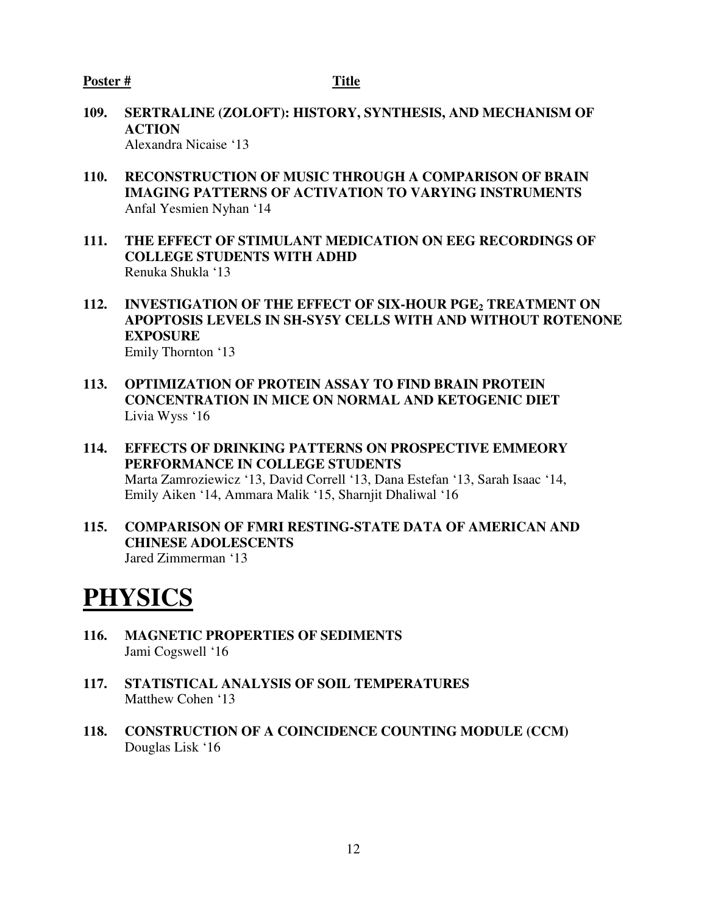**Poster #** **Title**

**109. SERTRALINE (ZOLOFT): HISTORY, SYNTHESIS, AND MECHANISM OF ACTION**
Alexandra Nicaise '13

**110. RECONSTRUCTION OF MUSIC THROUGH A COMPARISON OF BRAIN IMAGING PATTERNS OF ACTIVATION TO VARYING INSTRUMENTS**
Anfal Yesmien Nyhan '14

**111. THE EFFECT OF STIMULANT MEDICATION ON EEG RECORDINGS OF COLLEGE STUDENTS WITH ADHD**
Renuka Shukla '13

**112. INVESTIGATION OF THE EFFECT OF SIX-HOUR $PGE_2$ TREATMENT ON APOPTOSIS LEVELS IN SH-SY5Y CELLS WITH AND WITHOUT ROTENONE EXPOSURE**
Emily Thornton '13

**113. OPTIMIZATION OF PROTEIN ASSAY TO FIND BRAIN PROTEIN CONCENTRATION IN MICE ON NORMAL AND KETOGENIC DIET**
Livia Wyss '16

**114. EFFECTS OF DRINKING PATTERNS ON PROSPECTIVE EMMEORY PERFORMANCE IN COLLEGE STUDENTS**
Marta Zamroziewicz '13, David Correll '13, Dana Estefan '13, Sarah Isaac '14, Emily Aiken '14, Ammara Malik '15, Sharnjit Dhaliwal '16

**115. COMPARISON OF FMRI RESTING-STATE DATA OF AMERICAN AND CHINESE ADOLESCENTS**
Jared Zimmerman '13

# PHYSICS

**116. MAGNETIC PROPERTIES OF SEDIMENTS**
Jami Cogswell '16

**117. STATISTICAL ANALYSIS OF SOIL TEMPERATURES**
Matthew Cohen '13

**118. CONSTRUCTION OF A COINCIDENCE COUNTING MODULE (CCM)**
Douglas Lisk '16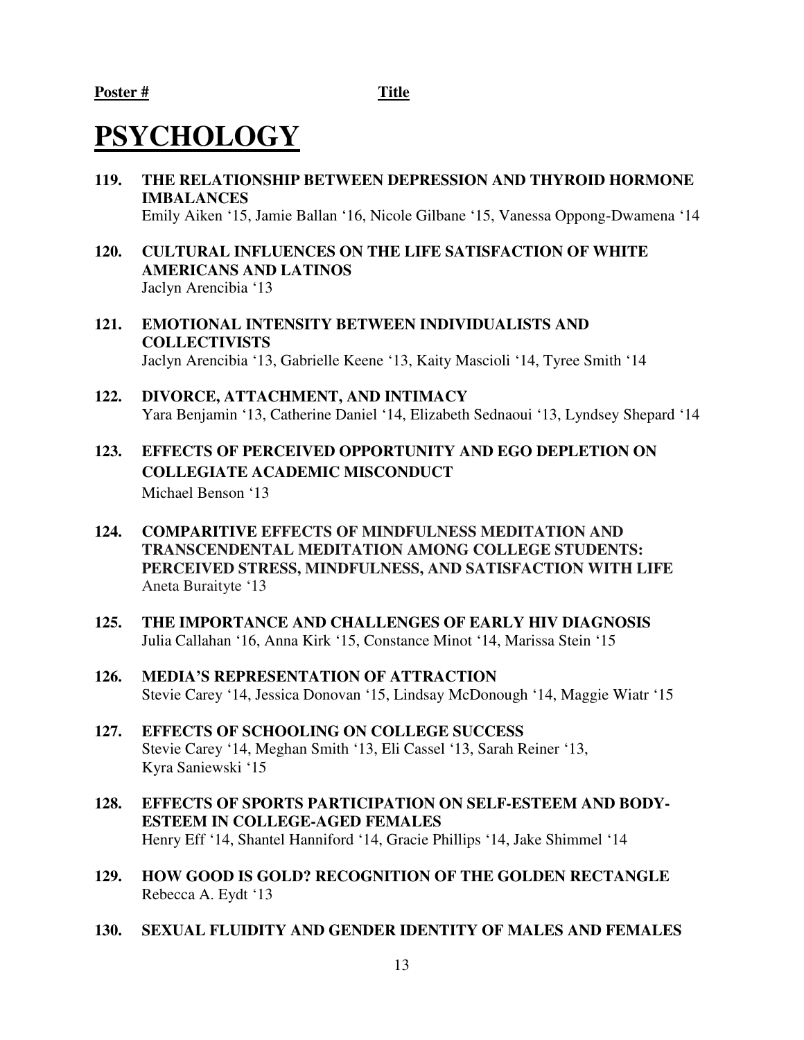**Poster #** **Title**

# PSYCHOLOGY

**119. THE RELATIONSHIP BETWEEN DEPRESSION AND THYROID HORMONE IMBALANCES**
Emily Aiken '15, Jamie Ballan '16, Nicole Gilbane '15, Vanessa Oppong-Dwamena '14

**120. CULTURAL INFLUENCES ON THE LIFE SATISFACTION OF WHITE AMERICANS AND LATINOS**
Jaclyn Arencibia '13

**121. EMOTIONAL INTENSITY BETWEEN INDIVIDUALISTS AND COLLECTIVISTS**
Jaclyn Arencibia '13, Gabrielle Keene '13, Kaity Mascioli '14, Tyree Smith '14

**122. DIVORCE, ATTACHMENT, AND INTIMACY**
Yara Benjamin '13, Catherine Daniel '14, Elizabeth Sednaoui '13, Lyndsey Shepard '14

**123. EFFECTS OF PERCEIVED OPPORTUNITY AND EGO DEPLETION ON COLLEGIATE ACADEMIC MISCONDUCT**
Michael Benson '13

**124. COMPARITIVE EFFECTS OF MINDFULNESS MEDITATION AND TRANSCENDENTAL MEDITATION AMONG COLLEGE STUDENTS: PERCEIVED STRESS, MINDFULNESS, AND SATISFACTION WITH LIFE**
Aneta Buraityte '13

**125. THE IMPORTANCE AND CHALLENGES OF EARLY HIV DIAGNOSIS**
Julia Callahan '16, Anna Kirk '15, Constance Minot '14, Marissa Stein '15

**126. MEDIA'S REPRESENTATION OF ATTRACTION**
Stevie Carey '14, Jessica Donovan '15, Lindsay McDonough '14, Maggie Wiatr '15

**127. EFFECTS OF SCHOOLING ON COLLEGE SUCCESS**
Stevie Carey '14, Meghan Smith '13, Eli Cassel '13, Sarah Reiner '13, Kyra Saniewski '15

**128. EFFECTS OF SPORTS PARTICIPATION ON SELF-ESTEEM AND BODY-ESTEEM IN COLLEGE-AGED FEMALES**
Henry Eff '14, Shantel Hanniford '14, Gracie Phillips '14, Jake Shimmel '14

**129. HOW GOOD IS GOLD? RECOGNITION OF THE GOLDEN RECTANGLE**
Rebecca A. Eydt '13

**130. SEXUAL FLUIDITY AND GENDER IDENTITY OF MALES AND FEMALES**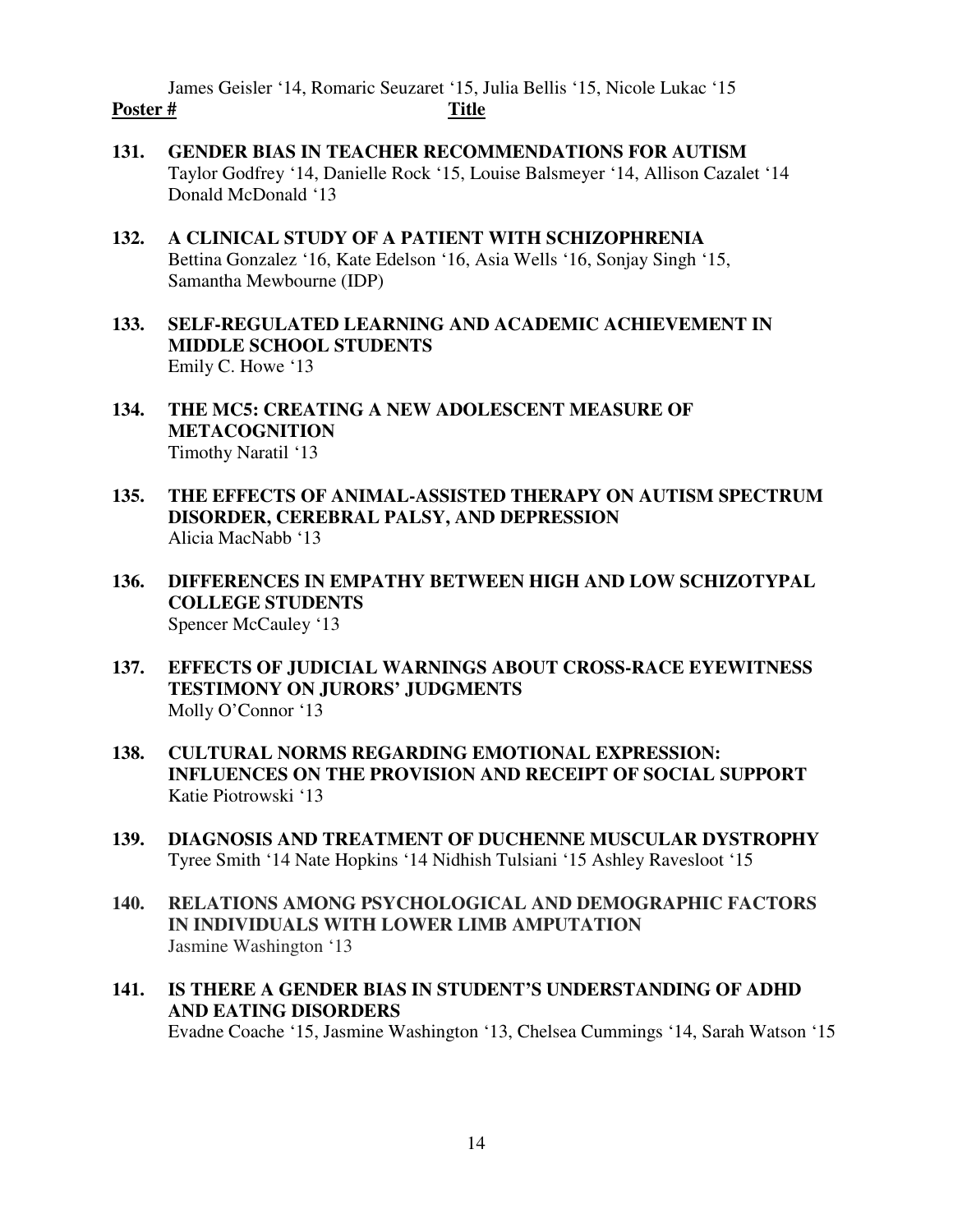James Geisler '14, Romaric Seuzaret '15, Julia Bellis '15, Nicole Lukac '15

**Poster #** **Title**

**131. GENDER BIAS IN TEACHER RECOMMENDATIONS FOR AUTISM**
Taylor Godfrey '14, Danielle Rock '15, Louise Balsmeyer '14, Allison Cazalet '14
Donald McDonald '13

**132. A CLINICAL STUDY OF A PATIENT WITH SCHIZOPHRENIA**
Bettina Gonzalez '16, Kate Edelson '16, Asia Wells '16, Sonjay Singh '15,
Samantha Mewbourne (IDP)

**133. SELF-REGULATED LEARNING AND ACADEMIC ACHIEVEMENT IN MIDDLE SCHOOL STUDENTS**
Emily C. Howe '13

**134. THE MC5: CREATING A NEW ADOLESCENT MEASURE OF METACOGNITION**
Timothy Naratil '13

**135. THE EFFECTS OF ANIMAL-ASSISTED THERAPY ON AUTISM SPECTRUM DISORDER, CEREBRAL PALSY, AND DEPRESSION**
Alicia MacNabb '13

**136. DIFFERENCES IN EMPATHY BETWEEN HIGH AND LOW SCHIZOTYPAL COLLEGE STUDENTS**
Spencer McCauley '13

**137. EFFECTS OF JUDICIAL WARNINGS ABOUT CROSS-RACE EYEWITNESS TESTIMONY ON JURORS' JUDGMENTS**
Molly O'Connor '13

**138. CULTURAL NORMS REGARDING EMOTIONAL EXPRESSION: INFLUENCES ON THE PROVISION AND RECEIPT OF SOCIAL SUPPORT**
Katie Piotrowski '13

**139. DIAGNOSIS AND TREATMENT OF DUCHENNE MUSCULAR DYSTROPHY**
Tyree Smith '14 Nate Hopkins '14 Nidhish Tulsiani '15 Ashley Ravesloot '15

**140. RELATIONS AMONG PSYCHOLOGICAL AND DEMOGRAPHIC FACTORS IN INDIVIDUALS WITH LOWER LIMB AMPUTATION**
Jasmine Washington '13

**141. IS THERE A GENDER BIAS IN STUDENT'S UNDERSTANDING OF ADHD AND EATING DISORDERS**
Evadne Coache '15, Jasmine Washington '13, Chelsea Cummings '14, Sarah Watson '15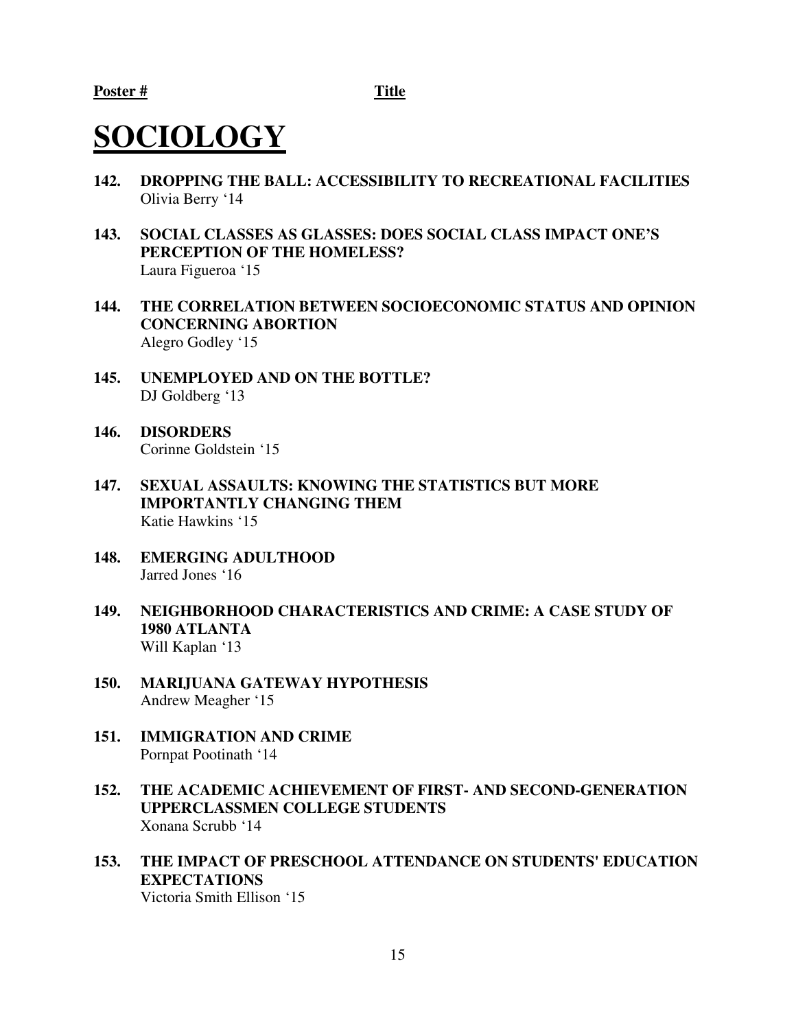**Poster #** **Title**

# SOCIOLOGY

**142. DROPPING THE BALL: ACCESSIBILITY TO RECREATIONAL FACILITIES**
Olivia Berry '14

**143. SOCIAL CLASSES AS GLASSES: DOES SOCIAL CLASS IMPACT ONE'S PERCEPTION OF THE HOMELESS?**
Laura Figueroa '15

**144. THE CORRELATION BETWEEN SOCIOECONOMIC STATUS AND OPINION CONCERNING ABORTION**
Alegro Godley '15

**145. UNEMPLOYED AND ON THE BOTTLE?**
DJ Goldberg '13

**146. DISORDERS**
Corinne Goldstein '15

**147. SEXUAL ASSAULTS: KNOWING THE STATISTICS BUT MORE IMPORTANTLY CHANGING THEM**
Katie Hawkins '15

**148. EMERGING ADULTHOOD**
Jarred Jones '16

**149. NEIGHBORHOOD CHARACTERISTICS AND CRIME: A CASE STUDY OF 1980 ATLANTA**
Will Kaplan '13

**150. MARIJUANA GATEWAY HYPOTHESIS**
Andrew Meagher '15

**151. IMMIGRATION AND CRIME**
Pornpat Pootinath '14

**152. THE ACADEMIC ACHIEVEMENT OF FIRST- AND SECOND-GENERATION UPPERCLASSMEN COLLEGE STUDENTS**
Xonana Scrubb '14

**153. THE IMPACT OF PRESCHOOL ATTENDANCE ON STUDENTS' EDUCATION EXPECTATIONS**
Victoria Smith Ellison '15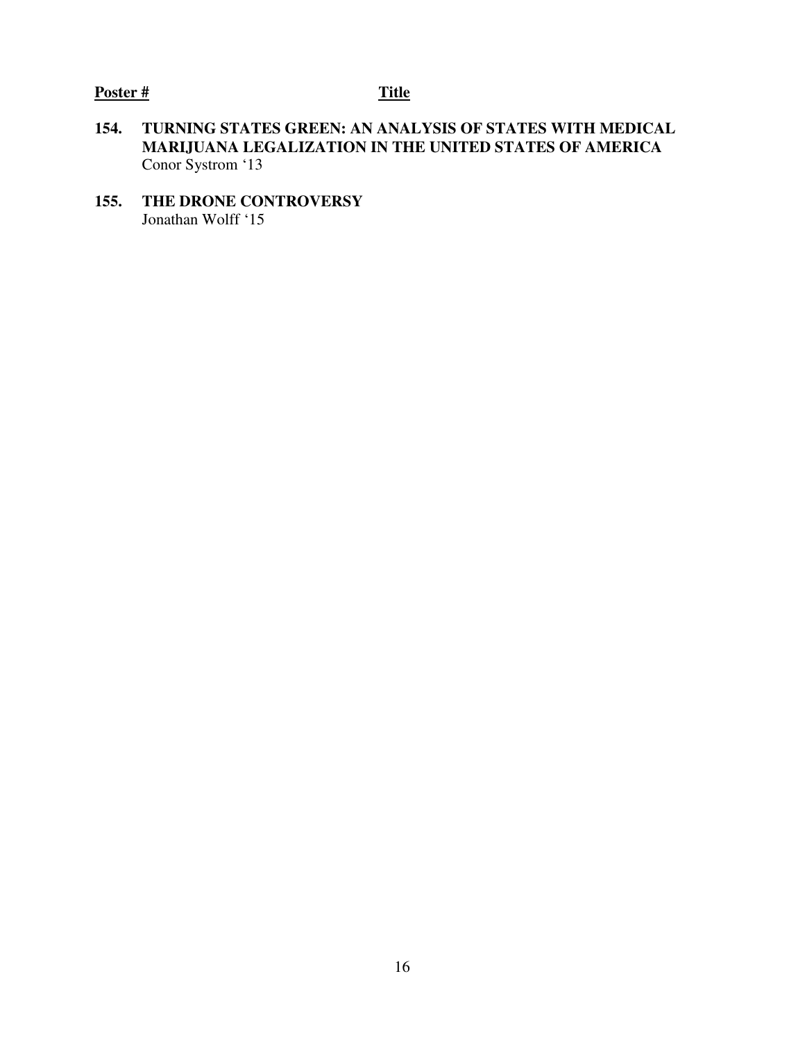**Poster #** **Title**

**154. TURNING STATES GREEN: AN ANALYSIS OF STATES WITH MEDICAL MARIJUANA LEGALIZATION IN THE UNITED STATES OF AMERICA**
Conor Systrom '13

**155. THE DRONE CONTROVERSY**
Jonathan Wolff '15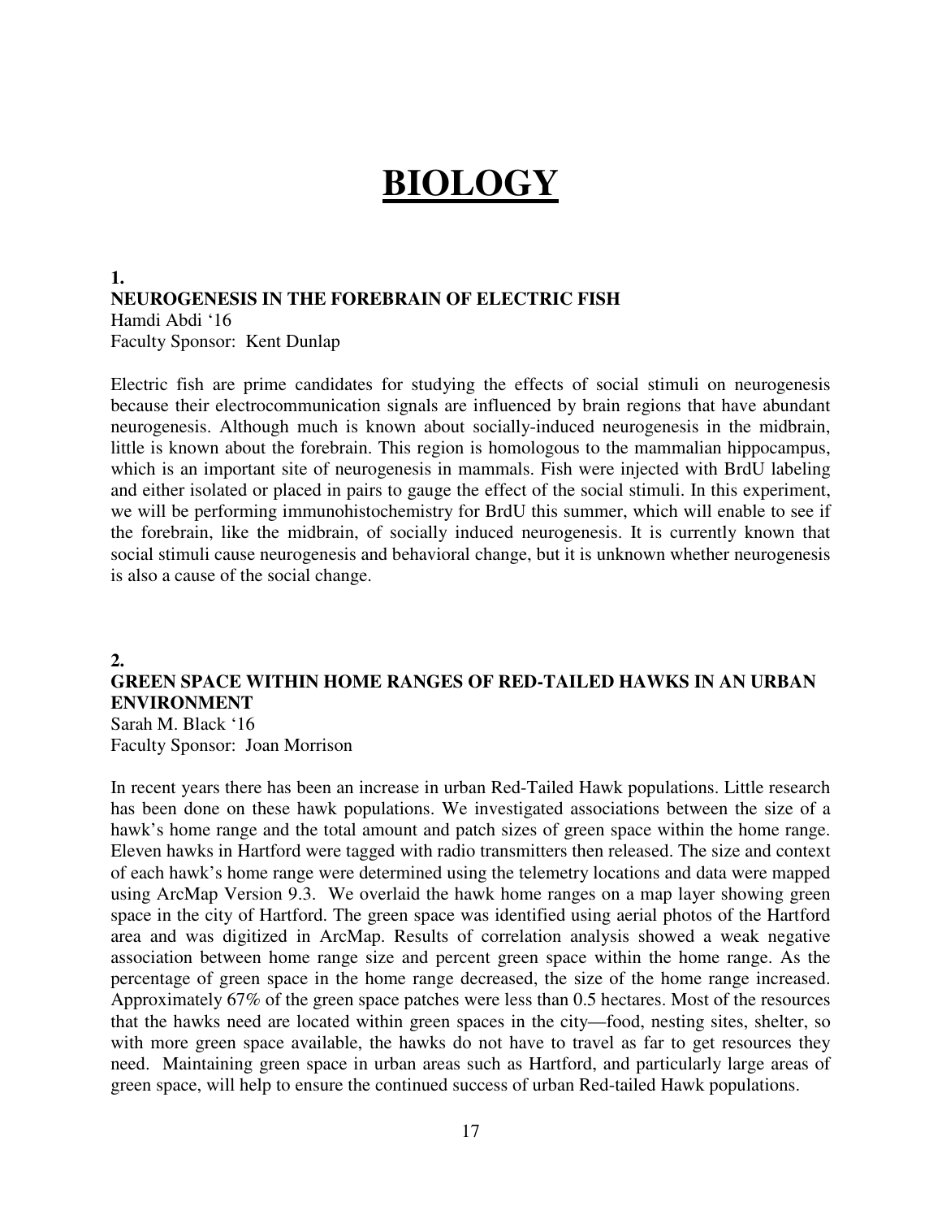# BIOLOGY

**1.**
**NEUROGENESIS IN THE FOREBRAIN OF ELECTRIC FISH**
Hamdi Abdi '16
Faculty Sponsor: Kent Dunlap

Electric fish are prime candidates for studying the effects of social stimuli on neurogenesis because their electrocommunication signals are influenced by brain regions that have abundant neurogenesis. Although much is known about socially-induced neurogenesis in the midbrain, little is known about the forebrain. This region is homologous to the mammalian hippocampus, which is an important site of neurogenesis in mammals. Fish were injected with BrdU labeling and either isolated or placed in pairs to gauge the effect of the social stimuli. In this experiment, we will be performing immunohistochemistry for BrdU this summer, which will enable to see if the forebrain, like the midbrain, of socially induced neurogenesis. It is currently known that social stimuli cause neurogenesis and behavioral change, but it is unknown whether neurogenesis is also a cause of the social change.

**2.**
**GREEN SPACE WITHIN HOME RANGES OF RED-TAILED HAWKS IN AN URBAN ENVIRONMENT**
Sarah M. Black '16
Faculty Sponsor: Joan Morrison

In recent years there has been an increase in urban Red-Tailed Hawk populations. Little research has been done on these hawk populations. We investigated associations between the size of a hawk's home range and the total amount and patch sizes of green space within the home range. Eleven hawks in Hartford were tagged with radio transmitters then released. The size and context of each hawk's home range were determined using the telemetry locations and data were mapped using ArcMap Version 9.3. We overlaid the hawk home ranges on a map layer showing green space in the city of Hartford. The green space was identified using aerial photos of the Hartford area and was digitized in ArcMap. Results of correlation analysis showed a weak negative association between home range size and percent green space within the home range. As the percentage of green space in the home range decreased, the size of the home range increased. Approximately 67% of the green space patches were less than 0.5 hectares. Most of the resources that the hawks need are located within green spaces in the city—food, nesting sites, shelter, so with more green space available, the hawks do not have to travel as far to get resources they need. Maintaining green space in urban areas such as Hartford, and particularly large areas of green space, will help to ensure the continued success of urban Red-tailed Hawk populations.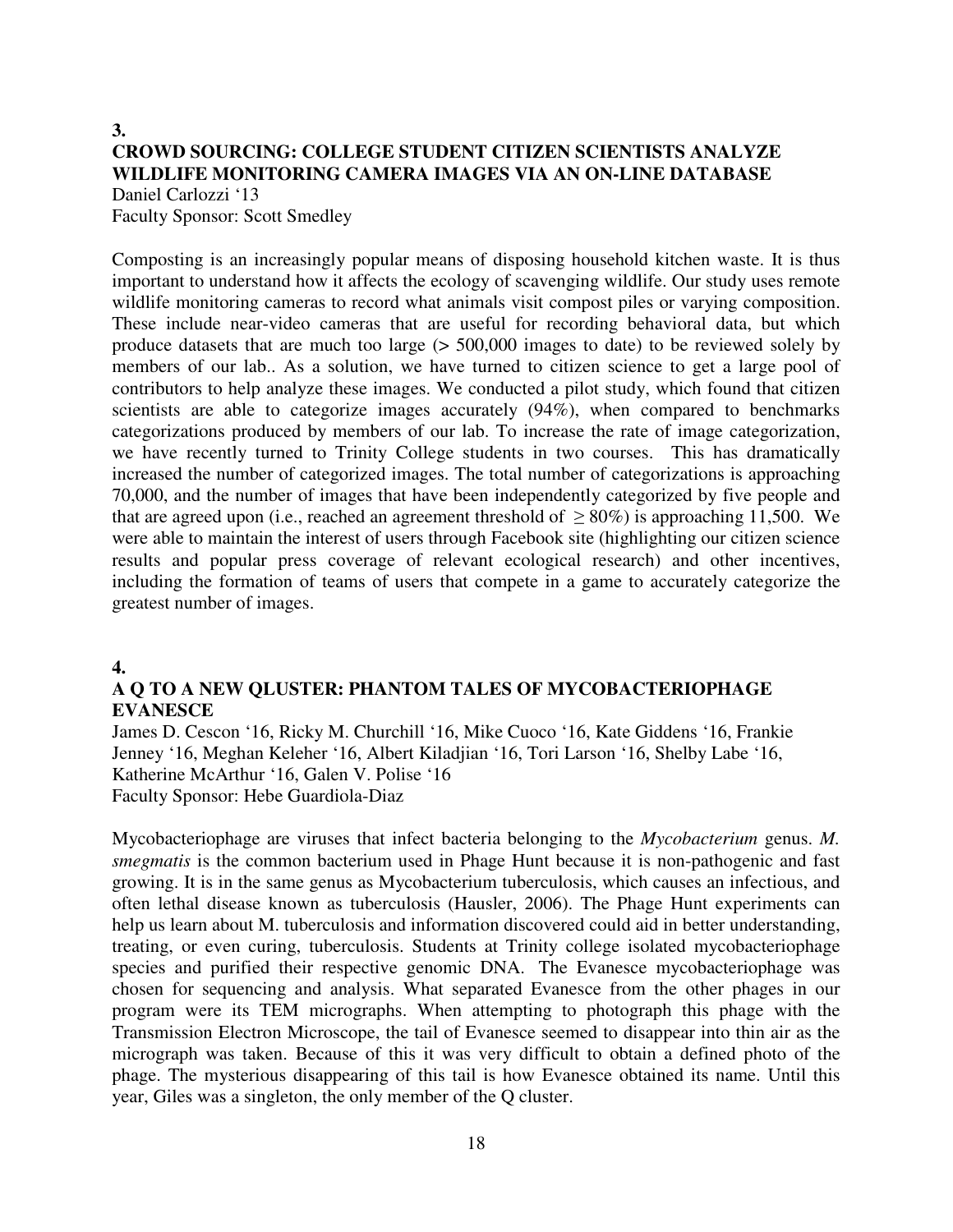**3.**

## CROWD SOURCING: COLLEGE STUDENT CITIZEN SCIENTISTS ANALYZE WILDLIFE MONITORING CAMERA IMAGES VIA AN ON-LINE DATABASE

Daniel Carlozzi '13
Faculty Sponsor: Scott Smedley

Composting is an increasingly popular means of disposing household kitchen waste. It is thus important to understand how it affects the ecology of scavenging wildlife. Our study uses remote wildlife monitoring cameras to record what animals visit compost piles or varying composition. These include near-video cameras that are useful for recording behavioral data, but which produce datasets that are much too large (> 500,000 images to date) to be reviewed solely by members of our lab.. As a solution, we have turned to citizen science to get a large pool of contributors to help analyze these images. We conducted a pilot study, which found that citizen scientists are able to categorize images accurately (94%), when compared to benchmarks categorizations produced by members of our lab. To increase the rate of image categorization, we have recently turned to Trinity College students in two courses. This has dramatically increased the number of categorized images. The total number of categorizations is approaching 70,000, and the number of images that have been independently categorized by five people and that are agreed upon (i.e., reached an agreement threshold of $\geq 80\%$) is approaching 11,500. We were able to maintain the interest of users through Facebook site (highlighting our citizen science results and popular press coverage of relevant ecological research) and other incentives, including the formation of teams of users that compete in a game to accurately categorize the greatest number of images.

**4.**

## A Q TO A NEW QLUSTER: PHANTOM TALES OF MYCOBACTERIOPHAGE EVANESCE

James D. Cescon '16, Ricky M. Churchill '16, Mike Cuoco '16, Kate Giddens '16, Frankie Jenney '16, Meghan Keleher '16, Albert Kiladjian '16, Tori Larson '16, Shelby Labe '16, Katherine McArthur '16, Galen V. Polise '16
Faculty Sponsor: Hebe Guardiola-Diaz

Mycobacteriophage are viruses that infect bacteria belonging to the *Mycobacterium* genus. *M. smegmatis* is the common bacterium used in Phage Hunt because it is non-pathogenic and fast growing. It is in the same genus as Mycobacterium tuberculosis, which causes an infectious, and often lethal disease known as tuberculosis (Hausler, 2006). The Phage Hunt experiments can help us learn about M. tuberculosis and information discovered could aid in better understanding, treating, or even curing, tuberculosis. Students at Trinity college isolated mycobacteriophage species and purified their respective genomic DNA. The Evanesce mycobacteriophage was chosen for sequencing and analysis. What separated Evanesce from the other phages in our program were its TEM micrographs. When attempting to photograph this phage with the Transmission Electron Microscope, the tail of Evanesce seemed to disappear into thin air as the micrograph was taken. Because of this it was very difficult to obtain a defined photo of the phage. The mysterious disappearing of this tail is how Evanesce obtained its name. Until this year, Giles was a singleton, the only member of the Q cluster.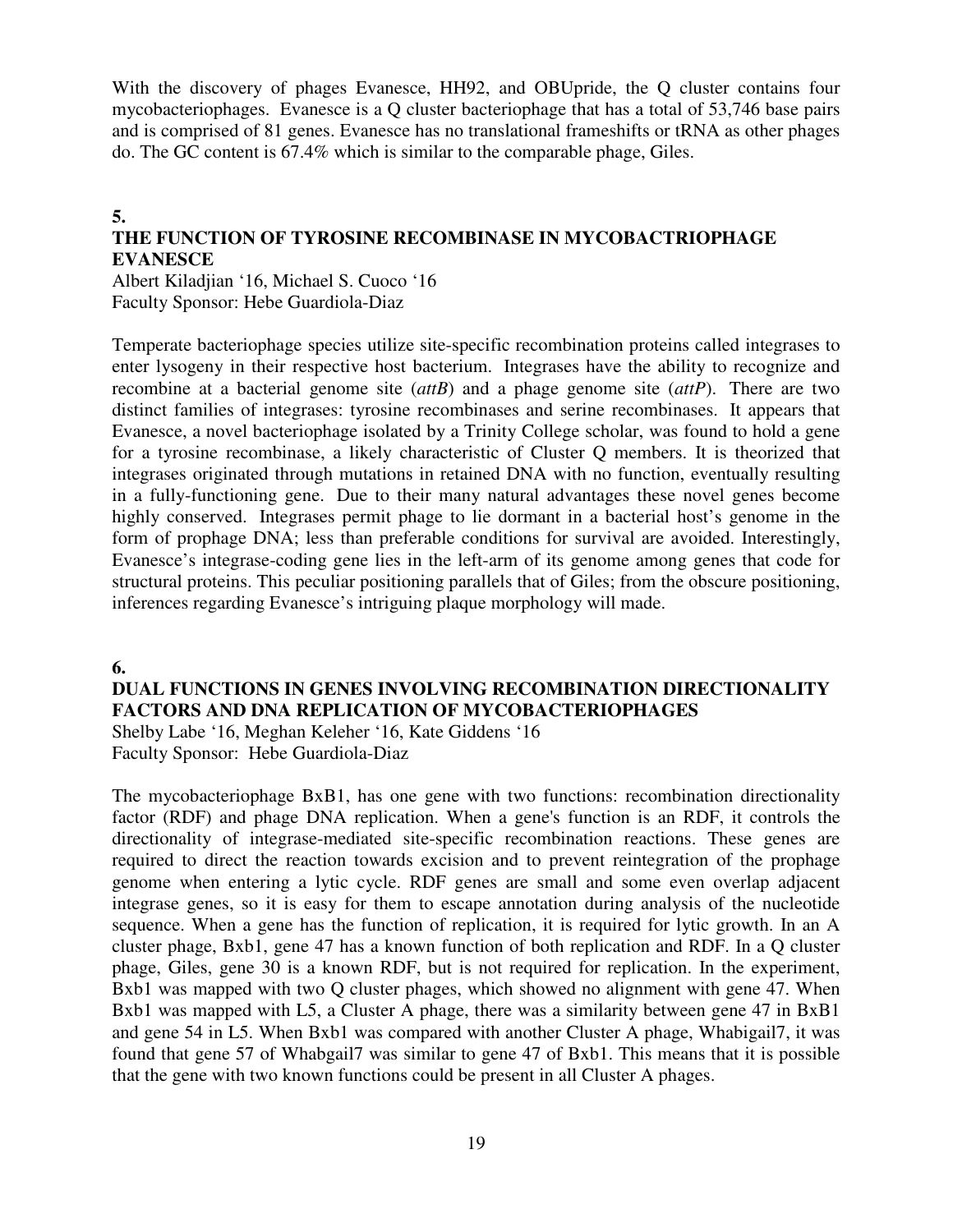With the discovery of phages Evanesce, HH92, and OBUpride, the Q cluster contains four mycobacteriophages. Evanesce is a Q cluster bacteriophage that has a total of 53,746 base pairs and is comprised of 81 genes. Evanesce has no translational frameshifts or tRNA as other phages do. The GC content is 67.4% which is similar to the comparable phage, Giles.

**5.**

## THE FUNCTION OF TYROSINE RECOMBINASE IN MYCOBACTRIOPHAGE EVANESCE

Albert Kiladjian '16, Michael S. Cuoco '16
Faculty Sponsor: Hebe Guardiola-Diaz

Temperate bacteriophage species utilize site-specific recombination proteins called integrases to enter lysogeny in their respective host bacterium. Integrases have the ability to recognize and recombine at a bacterial genome site (*attB*) and a phage genome site (*attP*). There are two distinct families of integrases: tyrosine recombinases and serine recombinases. It appears that Evanesce, a novel bacteriophage isolated by a Trinity College scholar, was found to hold a gene for a tyrosine recombinase, a likely characteristic of Cluster Q members. It is theorized that integrases originated through mutations in retained DNA with no function, eventually resulting in a fully-functioning gene. Due to their many natural advantages these novel genes become highly conserved. Integrases permit phage to lie dormant in a bacterial host's genome in the form of prophage DNA; less than preferable conditions for survival are avoided. Interestingly, Evanesce's integrase-coding gene lies in the left-arm of its genome among genes that code for structural proteins. This peculiar positioning parallels that of Giles; from the obscure positioning, inferences regarding Evanesce's intriguing plaque morphology will made.

**6.**

## DUAL FUNCTIONS IN GENES INVOLVING RECOMBINATION DIRECTIONALITY FACTORS AND DNA REPLICATION OF MYCOBACTERIOPHAGES

Shelby Labe '16, Meghan Keleher '16, Kate Giddens '16
Faculty Sponsor: Hebe Guardiola-Diaz

The mycobacteriophage BxB1, has one gene with two functions: recombination directionality factor (RDF) and phage DNA replication. When a gene's function is an RDF, it controls the directionality of integrase-mediated site-specific recombination reactions. These genes are required to direct the reaction towards excision and to prevent reintegration of the prophage genome when entering a lytic cycle. RDF genes are small and some even overlap adjacent integrase genes, so it is easy for them to escape annotation during analysis of the nucleotide sequence. When a gene has the function of replication, it is required for lytic growth. In an A cluster phage, Bxb1, gene 47 has a known function of both replication and RDF. In a Q cluster phage, Giles, gene 30 is a known RDF, but is not required for replication. In the experiment, Bxb1 was mapped with two Q cluster phages, which showed no alignment with gene 47. When Bxb1 was mapped with L5, a Cluster A phage, there was a similarity between gene 47 in BxB1 and gene 54 in L5. When Bxb1 was compared with another Cluster A phage, Whabigail7, it was found that gene 57 of Whabgail7 was similar to gene 47 of Bxb1. This means that it is possible that the gene with two known functions could be present in all Cluster A phages.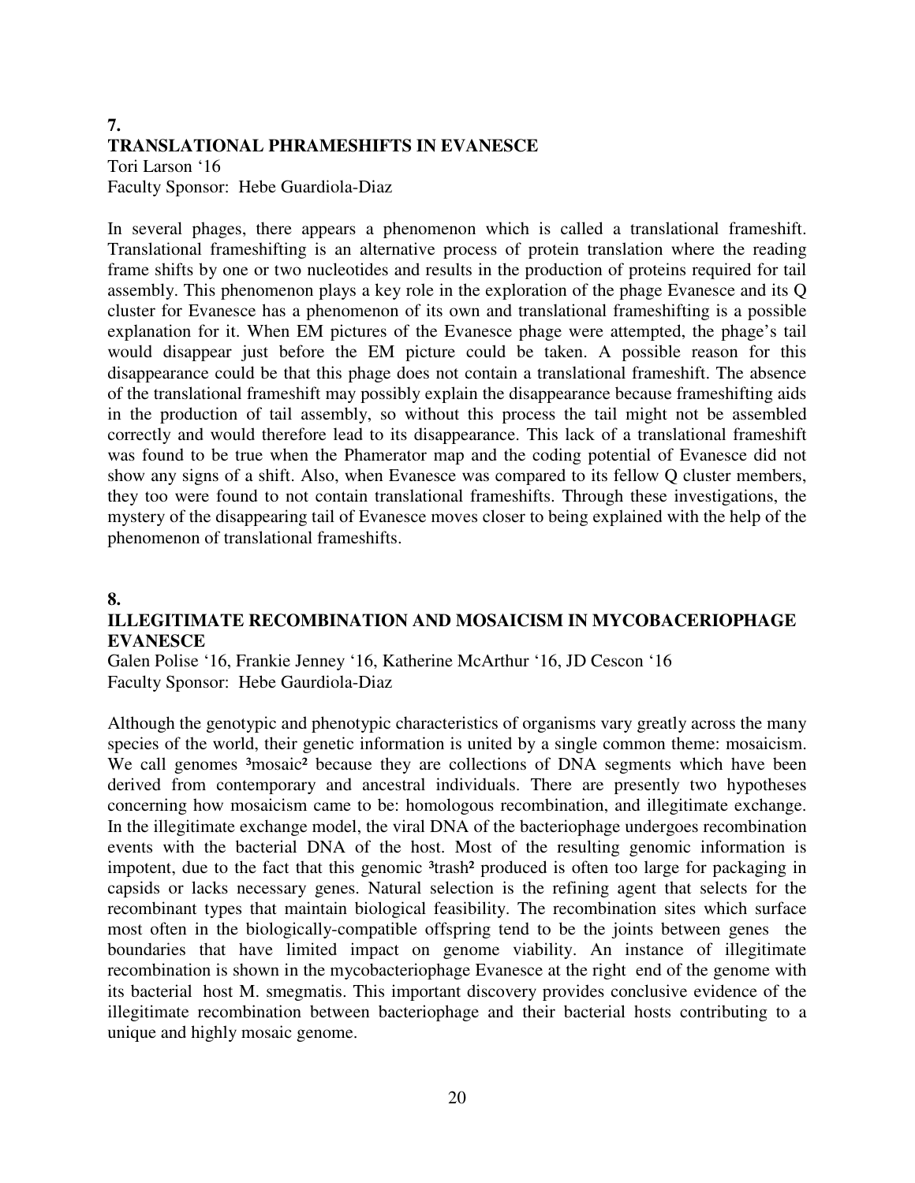**7.**

**TRANSLATIONAL PHRAMESHIFTS IN EVANESCE**

Tori Larson '16
Faculty Sponsor: Hebe Guardiola-Diaz

In several phages, there appears a phenomenon which is called a translational frameshift. Translational frameshifting is an alternative process of protein translation where the reading frame shifts by one or two nucleotides and results in the production of proteins required for tail assembly. This phenomenon plays a key role in the exploration of the phage Evanesce and its Q cluster for Evanesce has a phenomenon of its own and translational frameshifting is a possible explanation for it. When EM pictures of the Evanesce phage were attempted, the phage's tail would disappear just before the EM picture could be taken. A possible reason for this disappearance could be that this phage does not contain a translational frameshift. The absence of the translational frameshift may possibly explain the disappearance because frameshifting aids in the production of tail assembly, so without this process the tail might not be assembled correctly and would therefore lead to its disappearance. This lack of a translational frameshift was found to be true when the Phamerator map and the coding potential of Evanesce did not show any signs of a shift. Also, when Evanesce was compared to its fellow Q cluster members, they too were found to not contain translational frameshifts. Through these investigations, the mystery of the disappearing tail of Evanesce moves closer to being explained with the help of the phenomenon of translational frameshifts.

**8.**

**ILLEGITIMATE RECOMBINATION AND MOSAICISM IN MYCOBACERIOPHAGE EVANESCE**

Galen Polise '16, Frankie Jenney '16, Katherine McArthur '16, JD Cescon '16
Faculty Sponsor: Hebe Gaurdiola-Diaz

Although the genotypic and phenotypic characteristics of organisms vary greatly across the many species of the world, their genetic information is united by a single common theme: mosaicism. We call genomes ³mosaic² because they are collections of DNA segments which have been derived from contemporary and ancestral individuals. There are presently two hypotheses concerning how mosaicism came to be: homologous recombination, and illegitimate exchange. In the illegitimate exchange model, the viral DNA of the bacteriophage undergoes recombination events with the bacterial DNA of the host. Most of the resulting genomic information is impotent, due to the fact that this genomic ³trash² produced is often too large for packaging in capsids or lacks necessary genes. Natural selection is the refining agent that selects for the recombinant types that maintain biological feasibility. The recombination sites which surface most often in the biologically-compatible offspring tend to be the joints between genes the boundaries that have limited impact on genome viability. An instance of illegitimate recombination is shown in the mycobacteriophage Evanesce at the right end of the genome with its bacterial host M. smegmatis. This important discovery provides conclusive evidence of the illegitimate recombination between bacteriophage and their bacterial hosts contributing to a unique and highly mosaic genome.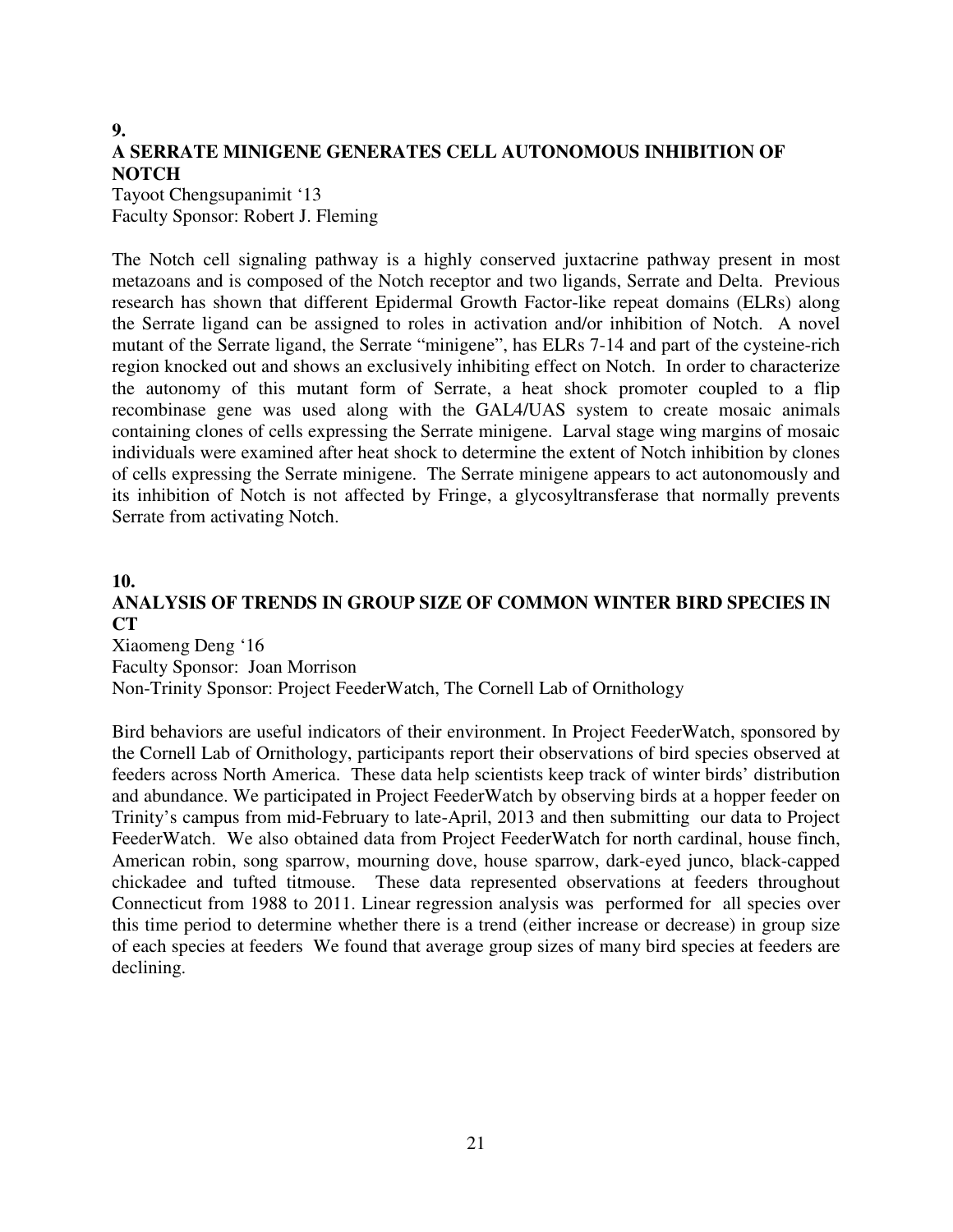**9.**

## A SERRATE MINIGENE GENERATES CELL AUTONOMOUS INHIBITION OF NOTCH

Tayoot Chengsupanimit '13
Faculty Sponsor: Robert J. Fleming

The Notch cell signaling pathway is a highly conserved juxtacrine pathway present in most metazoans and is composed of the Notch receptor and two ligands, Serrate and Delta. Previous research has shown that different Epidermal Growth Factor-like repeat domains (ELRs) along the Serrate ligand can be assigned to roles in activation and/or inhibition of Notch. A novel mutant of the Serrate ligand, the Serrate "minigene", has ELRs 7-14 and part of the cysteine-rich region knocked out and shows an exclusively inhibiting effect on Notch. In order to characterize the autonomy of this mutant form of Serrate, a heat shock promoter coupled to a flip recombinase gene was used along with the GAL4/UAS system to create mosaic animals containing clones of cells expressing the Serrate minigene. Larval stage wing margins of mosaic individuals were examined after heat shock to determine the extent of Notch inhibition by clones of cells expressing the Serrate minigene. The Serrate minigene appears to act autonomously and its inhibition of Notch is not affected by Fringe, a glycosyltransferase that normally prevents Serrate from activating Notch.

**10.**

## ANALYSIS OF TRENDS IN GROUP SIZE OF COMMON WINTER BIRD SPECIES IN CT

Xiaomeng Deng '16
Faculty Sponsor: Joan Morrison
Non-Trinity Sponsor: Project FeederWatch, The Cornell Lab of Ornithology

Bird behaviors are useful indicators of their environment. In Project FeederWatch, sponsored by the Cornell Lab of Ornithology, participants report their observations of bird species observed at feeders across North America. These data help scientists keep track of winter birds' distribution and abundance. We participated in Project FeederWatch by observing birds at a hopper feeder on Trinity's campus from mid-February to late-April, 2013 and then submitting our data to Project FeederWatch. We also obtained data from Project FeederWatch for north cardinal, house finch, American robin, song sparrow, mourning dove, house sparrow, dark-eyed junco, black-capped chickadee and tufted titmouse. These data represented observations at feeders throughout Connecticut from 1988 to 2011. Linear regression analysis was performed for all species over this time period to determine whether there is a trend (either increase or decrease) in group size of each species at feeders We found that average group sizes of many bird species at feeders are declining.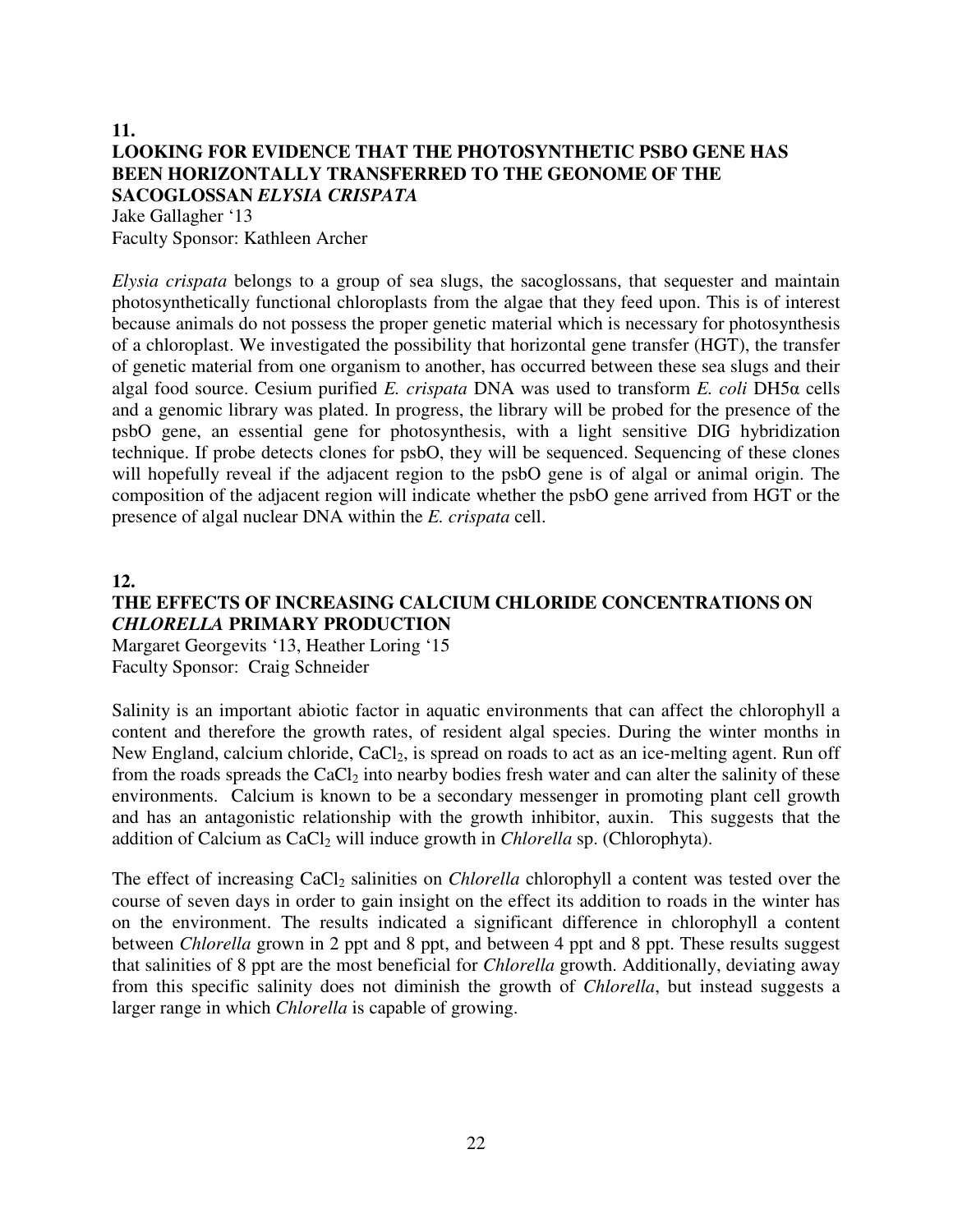## 11.

## LOOKING FOR EVIDENCE THAT THE PHOTOSYNTHETIC PSBO GENE HAS BEEN HORIZONTALLY TRANSFERRED TO THE GEONOME OF THE SACOGLOSSAN *ELYSIA CRISPATA*

Jake Gallagher '13
Faculty Sponsor: Kathleen Archer

*Elysia crispata* belongs to a group of sea slugs, the sacoglossans, that sequester and maintain photosynthetically functional chloroplasts from the algae that they feed upon. This is of interest because animals do not possess the proper genetic material which is necessary for photosynthesis of a chloroplast. We investigated the possibility that horizontal gene transfer (HGT), the transfer of genetic material from one organism to another, has occurred between these sea slugs and their algal food source. Cesium purified *E. crispata* DNA was used to transform *E. coli* DH5α cells and a genomic library was plated. In progress, the library will be probed for the presence of the psbO gene, an essential gene for photosynthesis, with a light sensitive DIG hybridization technique. If probe detects clones for psbO, they will be sequenced. Sequencing of these clones will hopefully reveal if the adjacent region to the psbO gene is of algal or animal origin. The composition of the adjacent region will indicate whether the psbO gene arrived from HGT or the presence of algal nuclear DNA within the *E. crispata* cell.

## 12.

## THE EFFECTS OF INCREASING CALCIUM CHLORIDE CONCENTRATIONS ON *CHLORELLA* PRIMARY PRODUCTION

Margaret Georgevits '13, Heather Loring '15
Faculty Sponsor: Craig Schneider

Salinity is an important abiotic factor in aquatic environments that can affect the chlorophyll a content and therefore the growth rates, of resident algal species. During the winter months in New England, calcium chloride, $CaCl_2$, is spread on roads to act as an ice-melting agent. Run off from the roads spreads the $CaCl_2$ into nearby bodies fresh water and can alter the salinity of these environments. Calcium is known to be a secondary messenger in promoting plant cell growth and has an antagonistic relationship with the growth inhibitor, auxin. This suggests that the addition of Calcium as $CaCl_2$ will induce growth in *Chlorella* sp. (Chlorophyta).

The effect of increasing $CaCl_2$ salinities on *Chlorella* chlorophyll a content was tested over the course of seven days in order to gain insight on the effect its addition to roads in the winter has on the environment. The results indicated a significant difference in chlorophyll a content between *Chlorella* grown in 2 ppt and 8 ppt, and between 4 ppt and 8 ppt. These results suggest that salinities of 8 ppt are the most beneficial for *Chlorella* growth. Additionally, deviating away from this specific salinity does not diminish the growth of *Chlorella*, but instead suggests a larger range in which *Chlorella* is capable of growing.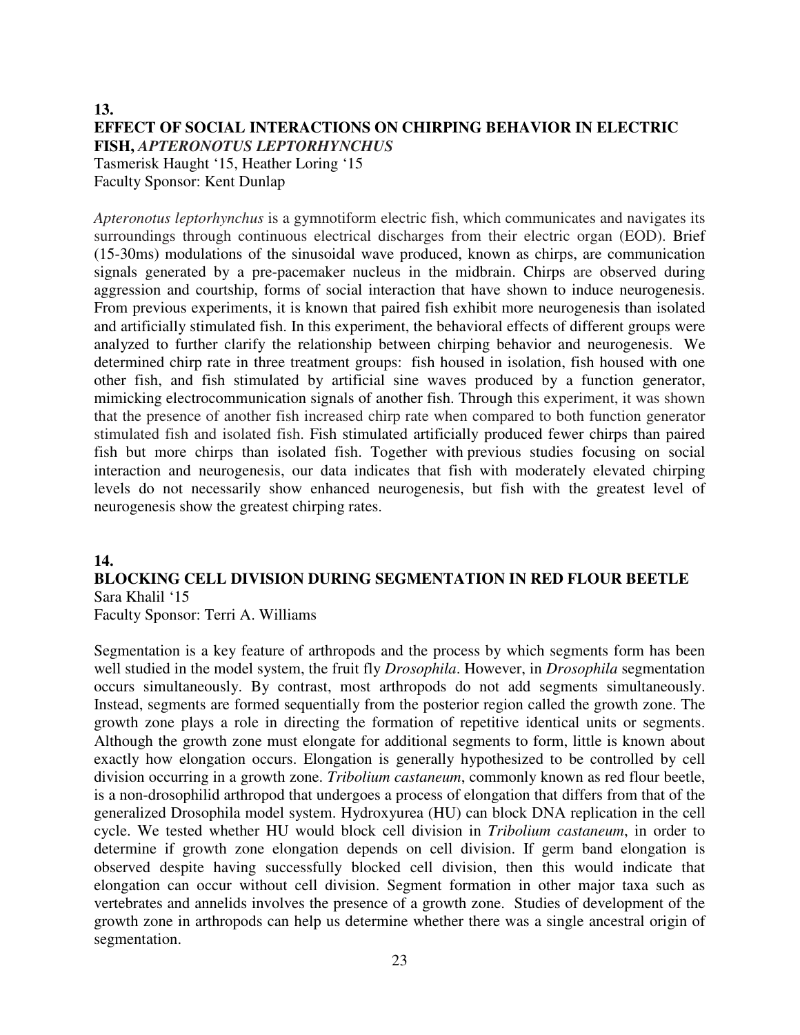### 13.

### EFFECT OF SOCIAL INTERACTIONS ON CHIRPING BEHAVIOR IN ELECTRIC FISH, *APTERONOTUS LEPTORHYNCHUS*

Tasmerisk Haught '15, Heather Loring '15
Faculty Sponsor: Kent Dunlap

*Apteronotus leptorhynchus* is a gymnotiform electric fish, which communicates and navigates its surroundings through continuous electrical discharges from their electric organ (EOD). Brief (15-30ms) modulations of the sinusoidal wave produced, known as chirps, are communication signals generated by a pre-pacemaker nucleus in the midbrain. Chirps are observed during aggression and courtship, forms of social interaction that have shown to induce neurogenesis. From previous experiments, it is known that paired fish exhibit more neurogenesis than isolated and artificially stimulated fish. In this experiment, the behavioral effects of different groups were analyzed to further clarify the relationship between chirping behavior and neurogenesis. We determined chirp rate in three treatment groups: fish housed in isolation, fish housed with one other fish, and fish stimulated by artificial sine waves produced by a function generator, mimicking electrocommunication signals of another fish. Through this experiment, it was shown that the presence of another fish increased chirp rate when compared to both function generator stimulated fish and isolated fish. Fish stimulated artificially produced fewer chirps than paired fish but more chirps than isolated fish. Together with previous studies focusing on social interaction and neurogenesis, our data indicates that fish with moderately elevated chirping levels do not necessarily show enhanced neurogenesis, but fish with the greatest level of neurogenesis show the greatest chirping rates.

### 14.

### BLOCKING CELL DIVISION DURING SEGMENTATION IN RED FLOUR BEETLE

Sara Khalil '15
Faculty Sponsor: Terri A. Williams

Segmentation is a key feature of arthropods and the process by which segments form has been well studied in the model system, the fruit fly *Drosophila*. However, in *Drosophila* segmentation occurs simultaneously. By contrast, most arthropods do not add segments simultaneously. Instead, segments are formed sequentially from the posterior region called the growth zone. The growth zone plays a role in directing the formation of repetitive identical units or segments. Although the growth zone must elongate for additional segments to form, little is known about exactly how elongation occurs. Elongation is generally hypothesized to be controlled by cell division occurring in a growth zone. *Tribolium castaneum*, commonly known as red flour beetle, is a non-drosophilid arthropod that undergoes a process of elongation that differs from that of the generalized Drosophila model system. Hydroxyurea (HU) can block DNA replication in the cell cycle. We tested whether HU would block cell division in *Tribolium castaneum*, in order to determine if growth zone elongation depends on cell division. If germ band elongation is observed despite having successfully blocked cell division, then this would indicate that elongation can occur without cell division. Segment formation in other major taxa such as vertebrates and annelids involves the presence of a growth zone. Studies of development of the growth zone in arthropods can help us determine whether there was a single ancestral origin of segmentation.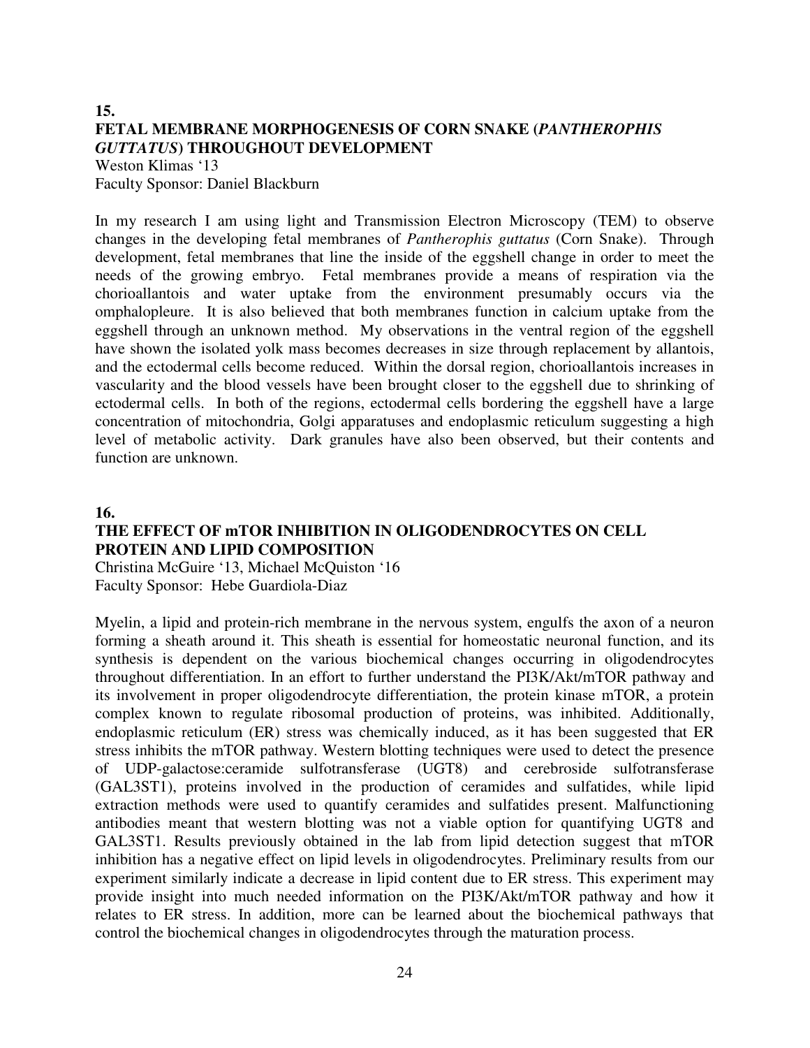## 15.

## FETAL MEMBRANE MORPHOGENESIS OF CORN SNAKE (*PANTHEROPHIS GUTTATUS*) THROUGHOUT DEVELOPMENT

Weston Klimas '13
Faculty Sponsor: Daniel Blackburn

In my research I am using light and Transmission Electron Microscopy (TEM) to observe changes in the developing fetal membranes of *Pantherophis guttatus* (Corn Snake). Through development, fetal membranes that line the inside of the eggshell change in order to meet the needs of the growing embryo. Fetal membranes provide a means of respiration via the chorioallantois and water uptake from the environment presumably occurs via the omphalopleure. It is also believed that both membranes function in calcium uptake from the eggshell through an unknown method. My observations in the ventral region of the eggshell have shown the isolated yolk mass becomes decreases in size through replacement by allantois, and the ectodermal cells become reduced. Within the dorsal region, chorioallantois increases in vascularity and the blood vessels have been brought closer to the eggshell due to shrinking of ectodermal cells. In both of the regions, ectodermal cells bordering the eggshell have a large concentration of mitochondria, Golgi apparatuses and endoplasmic reticulum suggesting a high level of metabolic activity. Dark granules have also been observed, but their contents and function are unknown.

## 16.

## THE EFFECT OF mTOR INHIBITION IN OLIGODENDROCYTES ON CELL PROTEIN AND LIPID COMPOSITION

Christina McGuire '13, Michael McQuiston '16
Faculty Sponsor: Hebe Guardiola-Diaz

Myelin, a lipid and protein-rich membrane in the nervous system, engulfs the axon of a neuron forming a sheath around it. This sheath is essential for homeostatic neuronal function, and its synthesis is dependent on the various biochemical changes occurring in oligodendrocytes throughout differentiation. In an effort to further understand the PI3K/Akt/mTOR pathway and its involvement in proper oligodendrocyte differentiation, the protein kinase mTOR, a protein complex known to regulate ribosomal production of proteins, was inhibited. Additionally, endoplasmic reticulum (ER) stress was chemically induced, as it has been suggested that ER stress inhibits the mTOR pathway. Western blotting techniques were used to detect the presence of UDP-galactose:ceramide sulfotransferase (UGT8) and cerebroside sulfotransferase (GAL3ST1), proteins involved in the production of ceramides and sulfatides, while lipid extraction methods were used to quantify ceramides and sulfatides present. Malfunctioning antibodies meant that western blotting was not a viable option for quantifying UGT8 and GAL3ST1. Results previously obtained in the lab from lipid detection suggest that mTOR inhibition has a negative effect on lipid levels in oligodendrocytes. Preliminary results from our experiment similarly indicate a decrease in lipid content due to ER stress. This experiment may provide insight into much needed information on the PI3K/Akt/mTOR pathway and how it relates to ER stress. In addition, more can be learned about the biochemical pathways that control the biochemical changes in oligodendrocytes through the maturation process.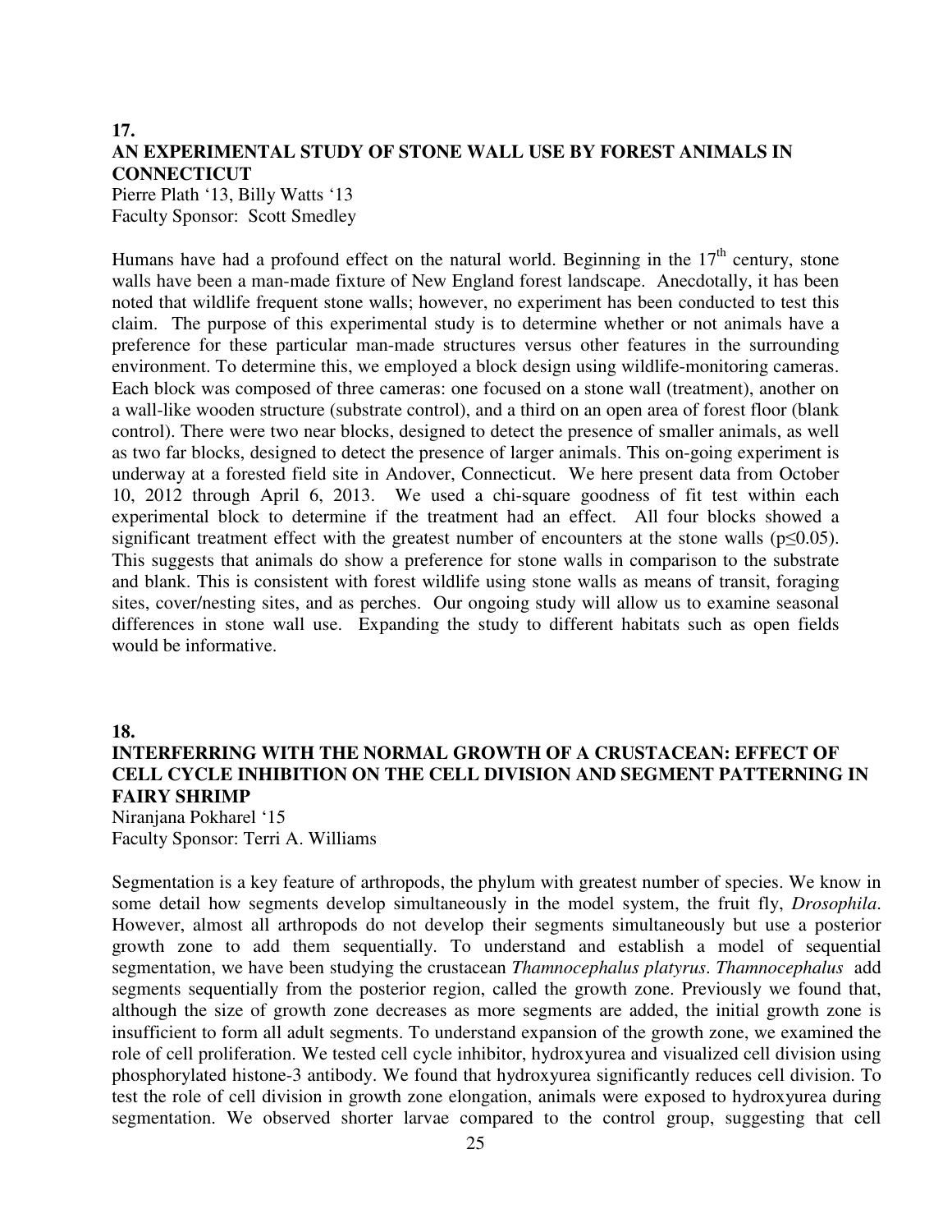**17.**

## AN EXPERIMENTAL STUDY OF STONE WALL USE BY FOREST ANIMALS IN CONNECTICUT

Pierre Plath '13, Billy Watts '13
Faculty Sponsor: Scott Smedley

Humans have had a profound effect on the natural world. Beginning in the 17$^{th}$ century, stone walls have been a man-made fixture of New England forest landscape. Anecdotally, it has been noted that wildlife frequent stone walls; however, no experiment has been conducted to test this claim. The purpose of this experimental study is to determine whether or not animals have a preference for these particular man-made structures versus other features in the surrounding environment. To determine this, we employed a block design using wildlife-monitoring cameras. Each block was composed of three cameras: one focused on a stone wall (treatment), another on a wall-like wooden structure (substrate control), and a third on an open area of forest floor (blank control). There were two near blocks, designed to detect the presence of smaller animals, as well as two far blocks, designed to detect the presence of larger animals. This on-going experiment is underway at a forested field site in Andover, Connecticut. We here present data from October 10, 2012 through April 6, 2013. We used a chi-square goodness of fit test within each experimental block to determine if the treatment had an effect. All four blocks showed a significant treatment effect with the greatest number of encounters at the stone walls ($p \leq 0.05$). This suggests that animals do show a preference for stone walls in comparison to the substrate and blank. This is consistent with forest wildlife using stone walls as means of transit, foraging sites, cover/nesting sites, and as perches. Our ongoing study will allow us to examine seasonal differences in stone wall use. Expanding the study to different habitats such as open fields would be informative.

**18.**

## INTERFERRING WITH THE NORMAL GROWTH OF A CRUSTACEAN: EFFECT OF CELL CYCLE INHIBITION ON THE CELL DIVISION AND SEGMENT PATTERNING IN FAIRY SHRIMP

Niranjana Pokharel '15
Faculty Sponsor: Terri A. Williams

Segmentation is a key feature of arthropods, the phylum with greatest number of species. We know in some detail how segments develop simultaneously in the model system, the fruit fly, *Drosophila*. However, almost all arthropods do not develop their segments simultaneously but use a posterior growth zone to add them sequentially. To understand and establish a model of sequential segmentation, we have been studying the crustacean *Thamnocephalus platyrus*. *Thamnocephalus* add segments sequentially from the posterior region, called the growth zone. Previously we found that, although the size of growth zone decreases as more segments are added, the initial growth zone is insufficient to form all adult segments. To understand expansion of the growth zone, we examined the role of cell proliferation. We tested cell cycle inhibitor, hydroxyurea and visualized cell division using phosphorylated histone-3 antibody. We found that hydroxyurea significantly reduces cell division. To test the role of cell division in growth zone elongation, animals were exposed to hydroxyurea during segmentation. We observed shorter larvae compared to the control group, suggesting that cell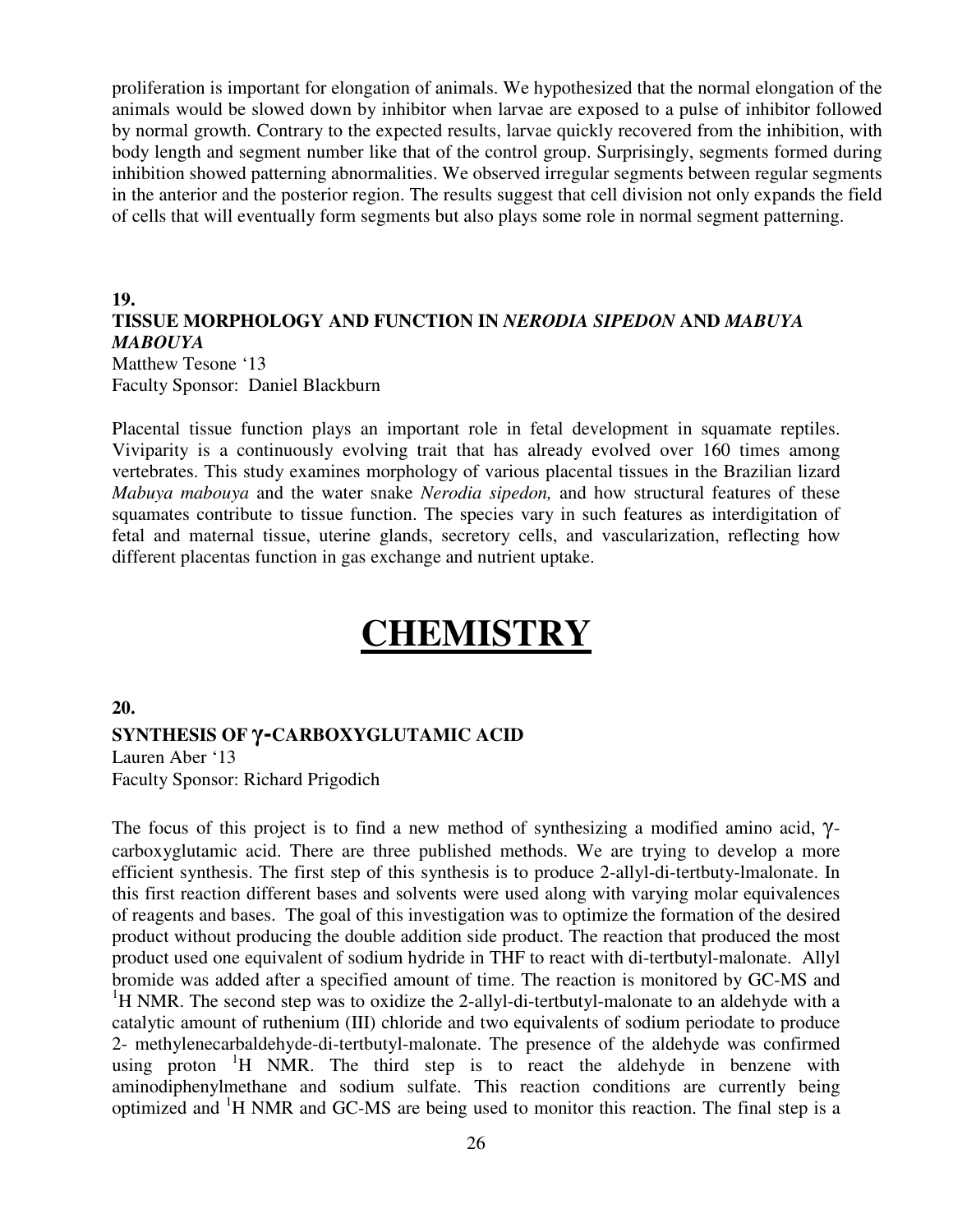proliferation is important for elongation of animals. We hypothesized that the normal elongation of the animals would be slowed down by inhibitor when larvae are exposed to a pulse of inhibitor followed by normal growth. Contrary to the expected results, larvae quickly recovered from the inhibition, with body length and segment number like that of the control group. Surprisingly, segments formed during inhibition showed patterning abnormalities. We observed irregular segments between regular segments in the anterior and the posterior region. The results suggest that cell division not only expands the field of cells that will eventually form segments but also plays some role in normal segment patterning.

**19.**

**TISSUE MORPHOLOGY AND FUNCTION IN *NERODIA SIPEDON* AND *MABUYA MABOUYA***

Matthew Tesone '13
Faculty Sponsor: Daniel Blackburn

Placental tissue function plays an important role in fetal development in squamate reptiles. Viviparity is a continuously evolving trait that has already evolved over 160 times among vertebrates. This study examines morphology of various placental tissues in the Brazilian lizard *Mabuya mabouya* and the water snake *Nerodia sipedon,* and how structural features of these squamates contribute to tissue function. The species vary in such features as interdigitation of fetal and maternal tissue, uterine glands, secretory cells, and vascularization, reflecting how different placentas function in gas exchange and nutrient uptake.

# CHEMISTRY

**20.**

**SYNTHESIS OF γ-CARBOXYGLUTAMIC ACID**

Lauren Aber '13
Faculty Sponsor: Richard Prigodich

The focus of this project is to find a new method of synthesizing a modified amino acid, γ-carboxyglutamic acid. There are three published methods. We are trying to develop a more efficient synthesis. The first step of this synthesis is to produce 2-allyl-di-tertbuty-lmalonate. In this first reaction different bases and solvents were used along with varying molar equivalences of reagents and bases. The goal of this investigation was to optimize the formation of the desired product without producing the double addition side product. The reaction that produced the most product used one equivalent of sodium hydride in THF to react with di-tertbutyl-malonate. Allyl bromide was added after a specified amount of time. The reaction is monitored by GC-MS and $^{1}$H NMR. The second step was to oxidize the 2-allyl-di-tertbutyl-malonate to an aldehyde with a catalytic amount of ruthenium (III) chloride and two equivalents of sodium periodate to produce 2- methylenecarbaldehyde-di-tertbutyl-malonate. The presence of the aldehyde was confirmed using proton $^{1}$H NMR. The third step is to react the aldehyde in benzene with aminodiphenylmethane and sodium sulfate. This reaction conditions are currently being optimized and $^{1}$H NMR and GC-MS are being used to monitor this reaction. The final step is a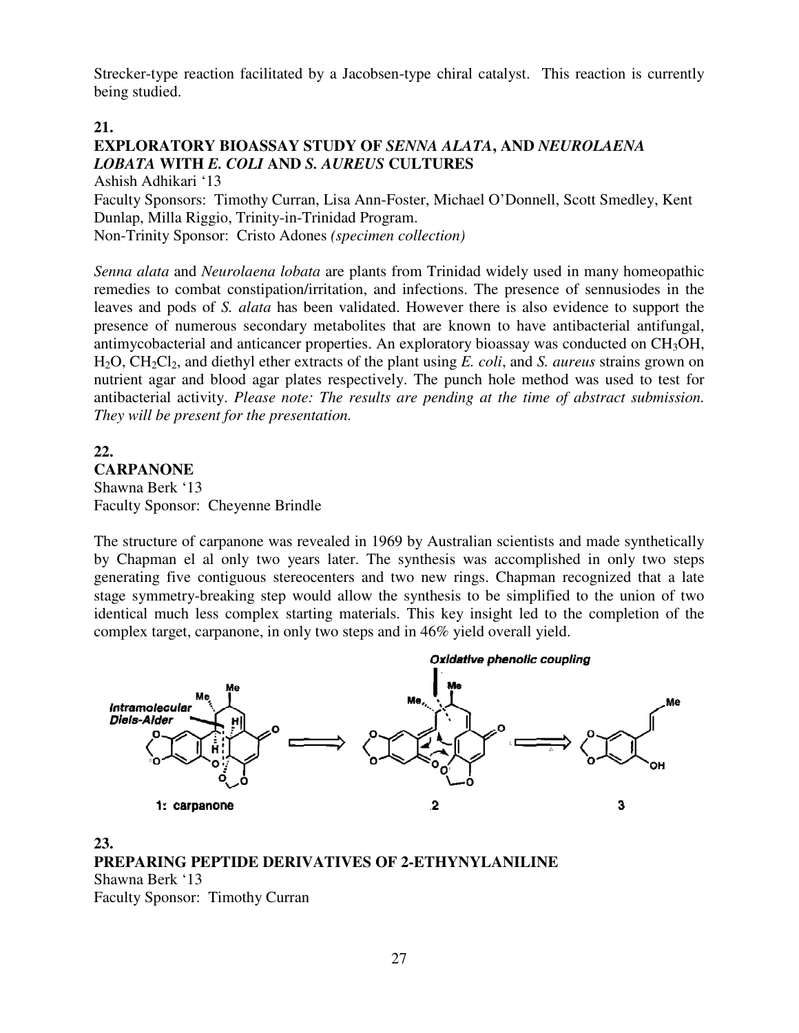Strecker-type reaction facilitated by a Jacobsen-type chiral catalyst. This reaction is currently being studied.

**21.**

**EXPLORATORY BIOASSAY STUDY OF *SENNA ALATA*, AND *NEUROLAENA LOBATA* WITH *E. COLI* AND *S. AUREUS* CULTURES**

Ashish Adhikari '13

Faculty Sponsors: Timothy Curran, Lisa Ann-Foster, Michael O'Donnell, Scott Smedley, Kent Dunlap, Milla Riggio, Trinity-in-Trinidad Program.

Non-Trinity Sponsor: Cristo Adones *(specimen collection)*

*Senna alata* and *Neurolaena lobata* are plants from Trinidad widely used in many homeopathic remedies to combat constipation/irritation, and infections. The presence of sennusiodes in the leaves and pods of *S. alata* has been validated. However there is also evidence to support the presence of numerous secondary metabolites that are known to have antibacterial antifungal, antimycobacterial and anticancer properties. An exploratory bioassay was conducted on $CH_3OH$, $H_2O$, $CH_2Cl_2$, and diethyl ether extracts of the plant using *E. coli*, and *S. aureus* strains grown on nutrient agar and blood agar plates respectively. The punch hole method was used to test for antibacterial activity. *Please note: The results are pending at the time of abstract submission. They will be present for the presentation.*

**22.**

**CARPANONE**

Shawna Berk '13

Faculty Sponsor: Cheyenne Brindle

The structure of carpanone was revealed in 1969 by Australian scientists and made synthetically by Chapman el al only two years later. The synthesis was accomplished in only two steps generating five contiguous stereocenters and two new rings. Chapman recognized that a late stage symmetry-breaking step would allow the synthesis to be simplified to the union of two identical much less complex starting materials. This key insight led to the completion of the complex target, carpanone, in only two steps and in 46% yield overall yield.

Intramolecular Diels-Alder — Oxidative phenolic coupling

1: carpanone — 2 — 3

**23.**

**PREPARING PEPTIDE DERIVATIVES OF 2-ETHYNYLANILINE**

Shawna Berk '13

Faculty Sponsor: Timothy Curran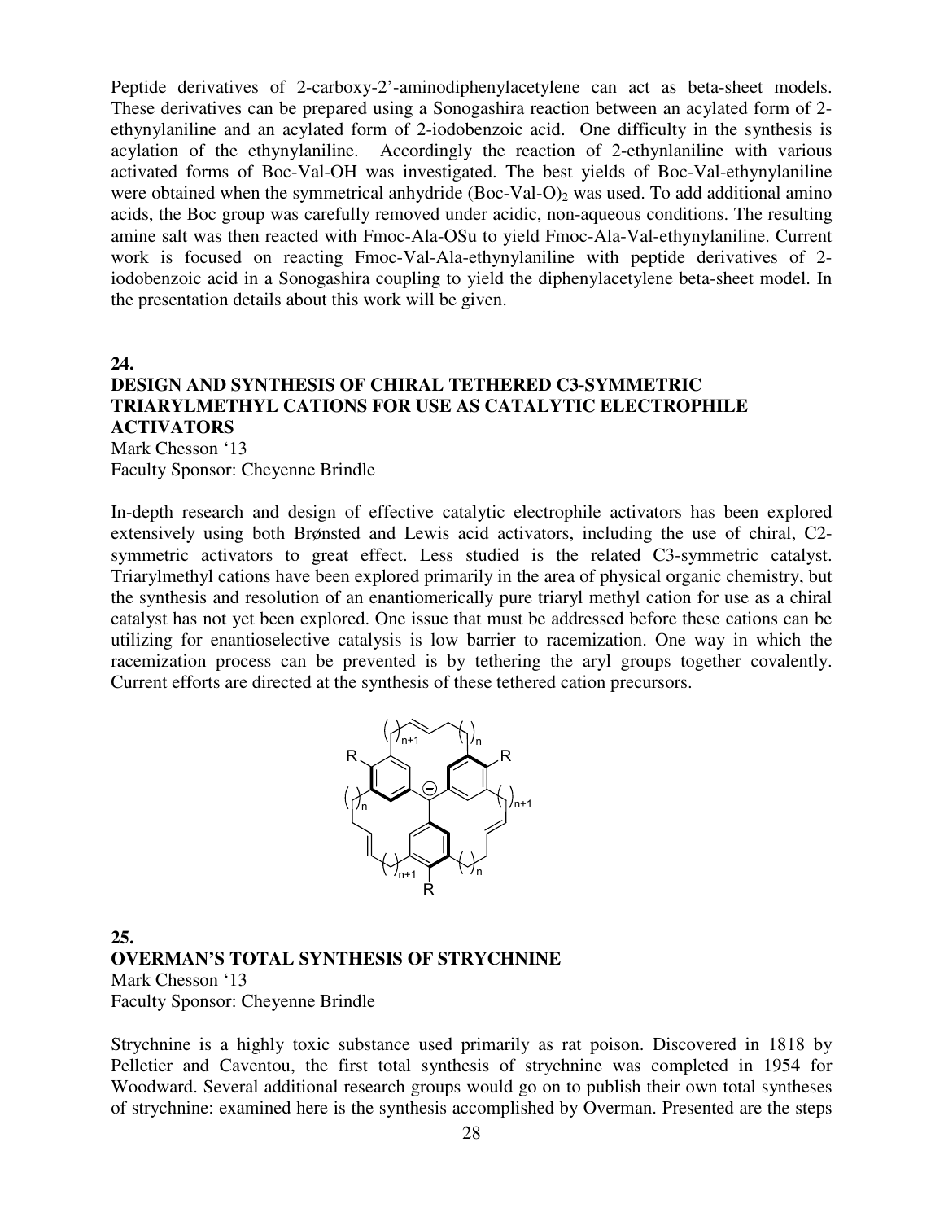Peptide derivatives of 2-carboxy-2'-aminodiphenylacetylene can act as beta-sheet models. These derivatives can be prepared using a Sonogashira reaction between an acylated form of 2-ethynylaniline and an acylated form of 2-iodobenzoic acid. One difficulty in the synthesis is acylation of the ethynylaniline. Accordingly the reaction of 2-ethynlaniline with various activated forms of Boc-Val-OH was investigated. The best yields of Boc-Val-ethynylaniline were obtained when the symmetrical anhydride $(Boc\text{-}Val\text{-}O)_2$ was used. To add additional amino acids, the Boc group was carefully removed under acidic, non-aqueous conditions. The resulting amine salt was then reacted with Fmoc-Ala-OSu to yield Fmoc-Ala-Val-ethynylaniline. Current work is focused on reacting Fmoc-Val-Ala-ethynylaniline with peptide derivatives of 2-iodobenzoic acid in a Sonogashira coupling to yield the diphenylacetylene beta-sheet model. In the presentation details about this work will be given.

**24.**

**DESIGN AND SYNTHESIS OF CHIRAL TETHERED C3-SYMMETRIC TRIARYLMETHYL CATIONS FOR USE AS CATALYTIC ELECTROPHILE ACTIVATORS**

Mark Chesson '13
Faculty Sponsor: Cheyenne Brindle

In-depth research and design of effective catalytic electrophile activators has been explored extensively using both Brønsted and Lewis acid activators, including the use of chiral, C2-symmetric activators to great effect. Less studied is the related C3-symmetric catalyst. Triarylmethyl cations have been explored primarily in the area of physical organic chemistry, but the synthesis and resolution of an enantiomerically pure triaryl methyl cation for use as a chiral catalyst has not yet been explored. One issue that must be addressed before these cations can be utilizing for enantioselective catalysis is low barrier to racemization. One way in which the racemization process can be prevented is by tethering the aryl groups together covalently. Current efforts are directed at the synthesis of these tethered cation precursors.

**25.**

**OVERMAN'S TOTAL SYNTHESIS OF STRYCHNINE**

Mark Chesson '13
Faculty Sponsor: Cheyenne Brindle

Strychnine is a highly toxic substance used primarily as rat poison. Discovered in 1818 by Pelletier and Caventou, the first total synthesis of strychnine was completed in 1954 for Woodward. Several additional research groups would go on to publish their own total syntheses of strychnine: examined here is the synthesis accomplished by Overman. Presented are the steps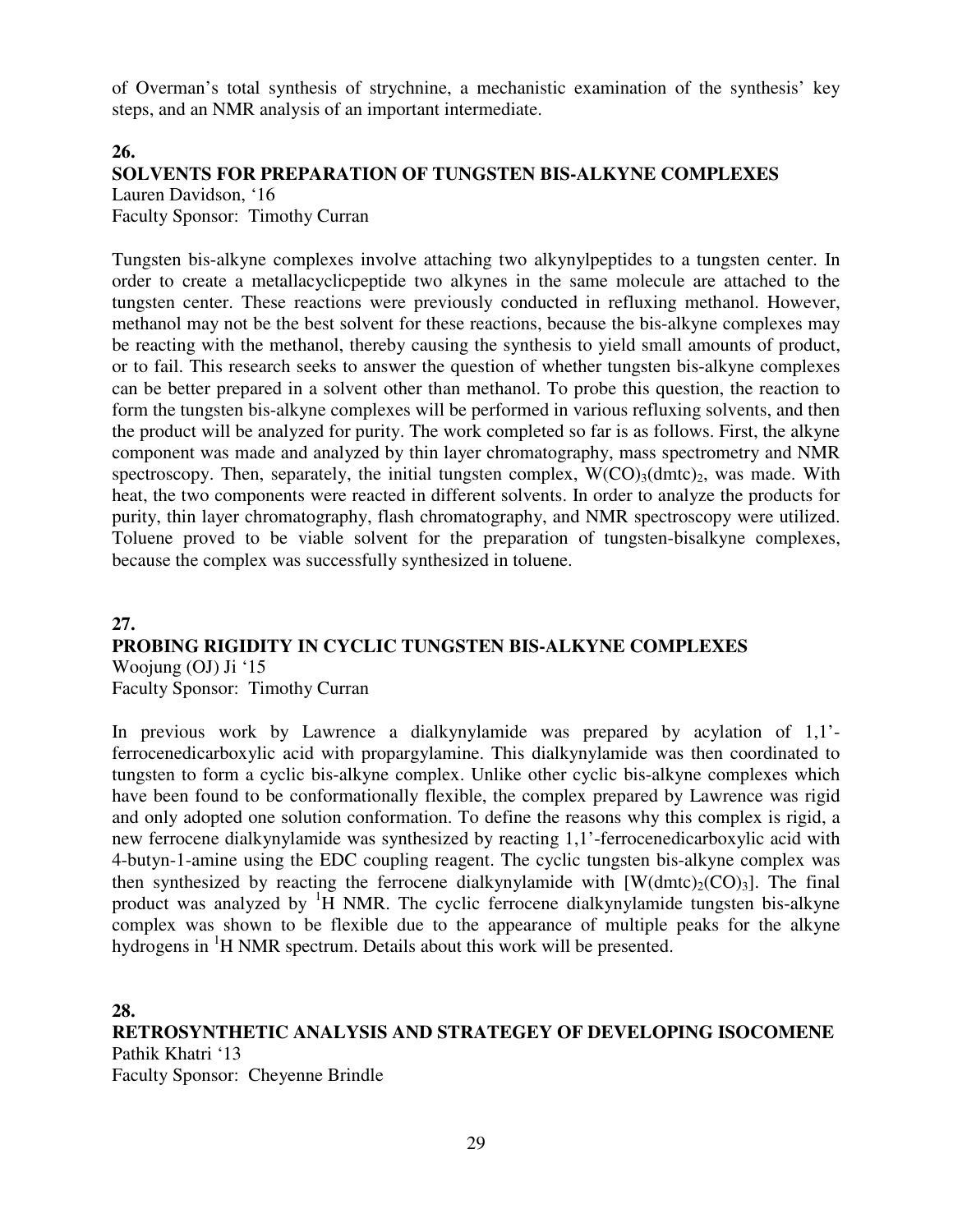of Overman's total synthesis of strychnine, a mechanistic examination of the synthesis' key steps, and an NMR analysis of an important intermediate.

**26.**

**SOLVENTS FOR PREPARATION OF TUNGSTEN BIS-ALKYNE COMPLEXES**

Lauren Davidson, '16
Faculty Sponsor: Timothy Curran

Tungsten bis-alkyne complexes involve attaching two alkynylpeptides to a tungsten center. In order to create a metallacyclicpeptide two alkynes in the same molecule are attached to the tungsten center. These reactions were previously conducted in refluxing methanol. However, methanol may not be the best solvent for these reactions, because the bis-alkyne complexes may be reacting with the methanol, thereby causing the synthesis to yield small amounts of product, or to fail. This research seeks to answer the question of whether tungsten bis-alkyne complexes can be better prepared in a solvent other than methanol. To probe this question, the reaction to form the tungsten bis-alkyne complexes will be performed in various refluxing solvents, and then the product will be analyzed for purity. The work completed so far is as follows. First, the alkyne component was made and analyzed by thin layer chromatography, mass spectrometry and NMR spectroscopy. Then, separately, the initial tungsten complex, $W(CO)_3(dmtc)_2$, was made. With heat, the two components were reacted in different solvents. In order to analyze the products for purity, thin layer chromatography, flash chromatography, and NMR spectroscopy were utilized. Toluene proved to be viable solvent for the preparation of tungsten-bisalkyne complexes, because the complex was successfully synthesized in toluene.

**27.**

**PROBING RIGIDITY IN CYCLIC TUNGSTEN BIS-ALKYNE COMPLEXES**

Woojung (OJ) Ji '15
Faculty Sponsor: Timothy Curran

In previous work by Lawrence a dialkynylamide was prepared by acylation of 1,1'-ferrocenedicarboxylic acid with propargylamine. This dialkynylamide was then coordinated to tungsten to form a cyclic bis-alkyne complex. Unlike other cyclic bis-alkyne complexes which have been found to be conformationally flexible, the complex prepared by Lawrence was rigid and only adopted one solution conformation. To define the reasons why this complex is rigid, a new ferrocene dialkynylamide was synthesized by reacting 1,1'-ferrocenedicarboxylic acid with 4-butyn-1-amine using the EDC coupling reagent. The cyclic tungsten bis-alkyne complex was then synthesized by reacting the ferrocene dialkynylamide with $[W(dmtc)_2(CO)_3]$. The final product was analyzed by $^1$H NMR. The cyclic ferrocene dialkynylamide tungsten bis-alkyne complex was shown to be flexible due to the appearance of multiple peaks for the alkyne hydrogens in $^1$H NMR spectrum. Details about this work will be presented.

**28.**

**RETROSYNTHETIC ANALYSIS AND STRATEGEY OF DEVELOPING ISOCOMENE**

Pathik Khatri '13
Faculty Sponsor: Cheyenne Brindle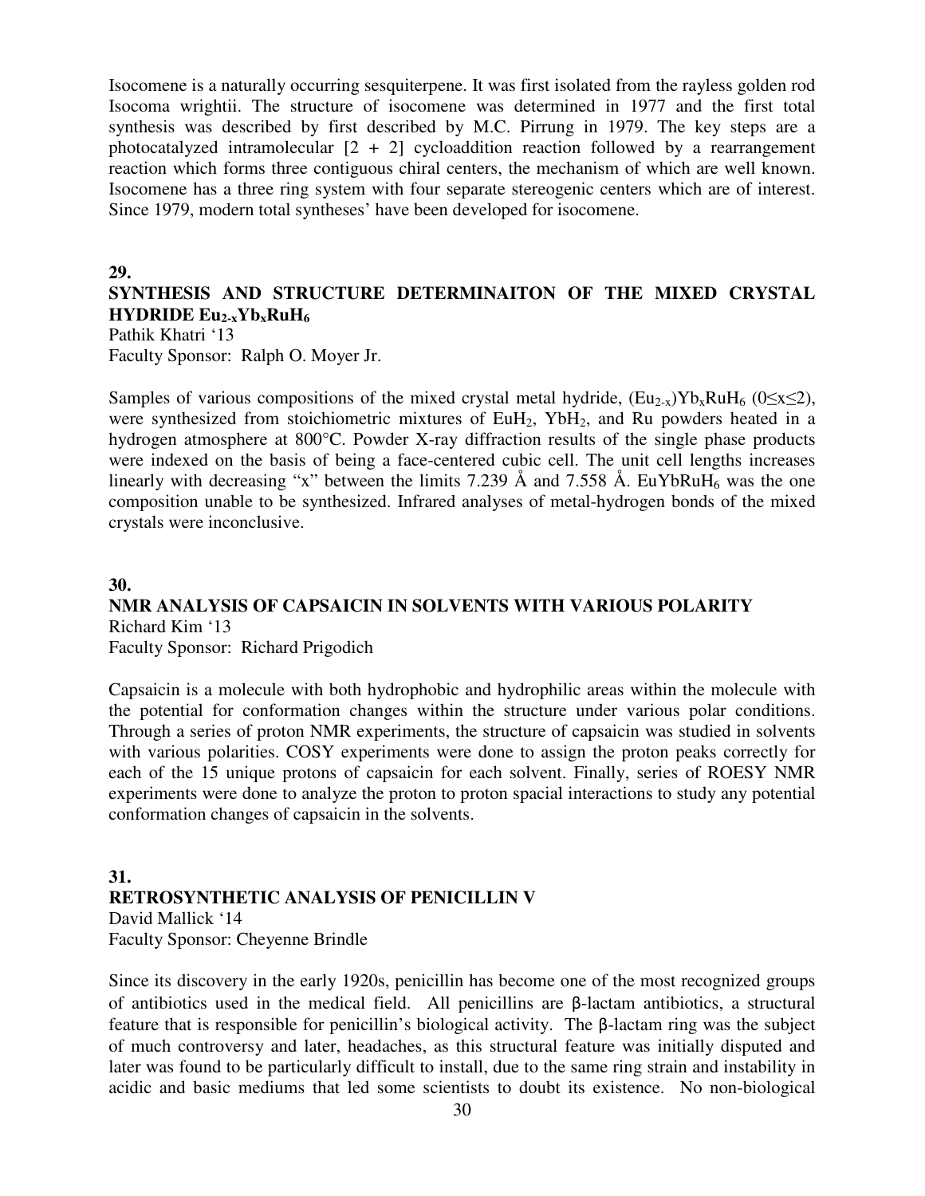Isocomene is a naturally occurring sesquiterpene. It was first isolated from the rayless golden rod Isocoma wrightii. The structure of isocomene was determined in 1977 and the first total synthesis was described by first described by M.C. Pirrung in 1979. The key steps are a photocatalyzed intramolecular [2 + 2] cycloaddition reaction followed by a rearrangement reaction which forms three contiguous chiral centers, the mechanism of which are well known. Isocomene has a three ring system with four separate stereogenic centers which are of interest. Since 1979, modern total syntheses' have been developed for isocomene.

**29.**

## SYNTHESIS AND STRUCTURE DETERMINAITON OF THE MIXED CRYSTAL HYDRIDE $Eu_{2-x}Yb_xRuH_6$

Pathik Khatri '13
Faculty Sponsor: Ralph O. Moyer Jr.

Samples of various compositions of the mixed crystal metal hydride, $(Eu_{2-x})Yb_xRuH_6$ ($0 \leq x \leq 2$), were synthesized from stoichiometric mixtures of $EuH_2$, $YbH_2$, and Ru powders heated in a hydrogen atmosphere at 800°C. Powder X-ray diffraction results of the single phase products were indexed on the basis of being a face-centered cubic cell. The unit cell lengths increases linearly with decreasing "x" between the limits 7.239 Å and 7.558 Å. $EuYbRuH_6$ was the one composition unable to be synthesized. Infrared analyses of metal-hydrogen bonds of the mixed crystals were inconclusive.

**30.**

## NMR ANALYSIS OF CAPSAICIN IN SOLVENTS WITH VARIOUS POLARITY

Richard Kim '13
Faculty Sponsor: Richard Prigodich

Capsaicin is a molecule with both hydrophobic and hydrophilic areas within the molecule with the potential for conformation changes within the structure under various polar conditions. Through a series of proton NMR experiments, the structure of capsaicin was studied in solvents with various polarities. COSY experiments were done to assign the proton peaks correctly for each of the 15 unique protons of capsaicin for each solvent. Finally, series of ROESY NMR experiments were done to analyze the proton to proton spacial interactions to study any potential conformation changes of capsaicin in the solvents.

**31.**

## RETROSYNTHETIC ANALYSIS OF PENICILLIN V

David Mallick '14
Faculty Sponsor: Cheyenne Brindle

Since its discovery in the early 1920s, penicillin has become one of the most recognized groups of antibiotics used in the medical field. All penicillins are β-lactam antibiotics, a structural feature that is responsible for penicillin's biological activity. The β-lactam ring was the subject of much controversy and later, headaches, as this structural feature was initially disputed and later was found to be particularly difficult to install, due to the same ring strain and instability in acidic and basic mediums that led some scientists to doubt its existence. No non-biological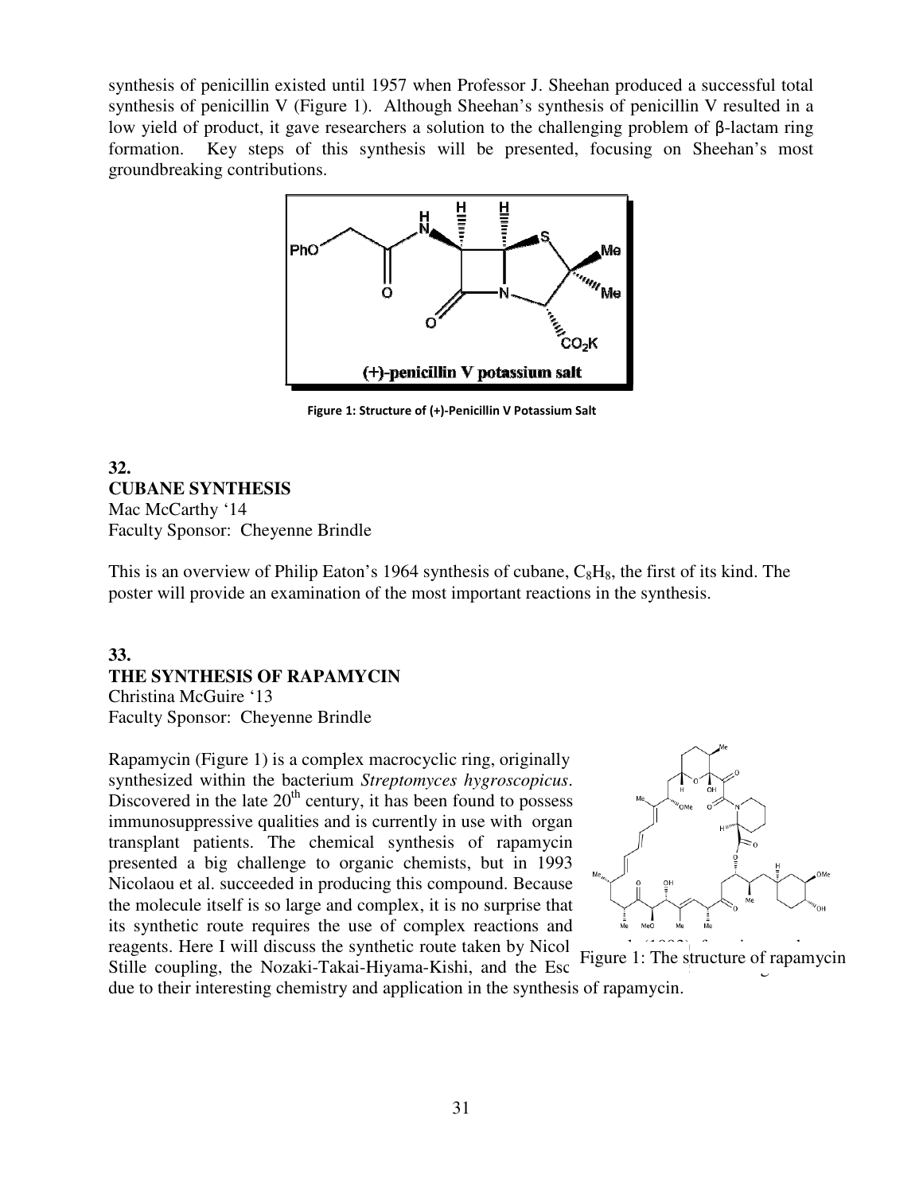synthesis of penicillin existed until 1957 when Professor J. Sheehan produced a successful total synthesis of penicillin V (Figure 1). Although Sheehan's synthesis of penicillin V resulted in a low yield of product, it gave researchers a solution to the challenging problem of β-lactam ring formation. Key steps of this synthesis will be presented, focusing on Sheehan's most groundbreaking contributions.

**Figure 1: Structure of (+)-Penicillin V Potassium Salt**

### 32.
### CUBANE SYNTHESIS

Mac McCarthy '14
Faculty Sponsor: Cheyenne Brindle

This is an overview of Philip Eaton's 1964 synthesis of cubane, $C_8H_8$, the first of its kind. The poster will provide an examination of the most important reactions in the synthesis.

### 33.
### THE SYNTHESIS OF RAPAMYCIN

Christina McGuire '13
Faculty Sponsor: Cheyenne Brindle

Rapamycin (Figure 1) is a complex macrocyclic ring, originally synthesized within the bacterium *Streptomyces hygroscopicus*. Discovered in the late 20th century, it has been found to possess immunosuppressive qualities and is currently in use with organ transplant patients. The chemical synthesis of rapamycin presented a big challenge to organic chemists, but in 1993 Nicolaou et al. succeeded in producing this compound. Because the molecule itself is so large and complex, it is no surprise that its synthetic route requires the use of complex reactions and reagents. Here I will discuss the synthetic route taken by Nicol Stille coupling, the Nozaki-Takai-Hiyama-Kishi, and the Esc due to their interesting chemistry and application in the synthesis of rapamycin.

Figure 1: The structure of rapamycin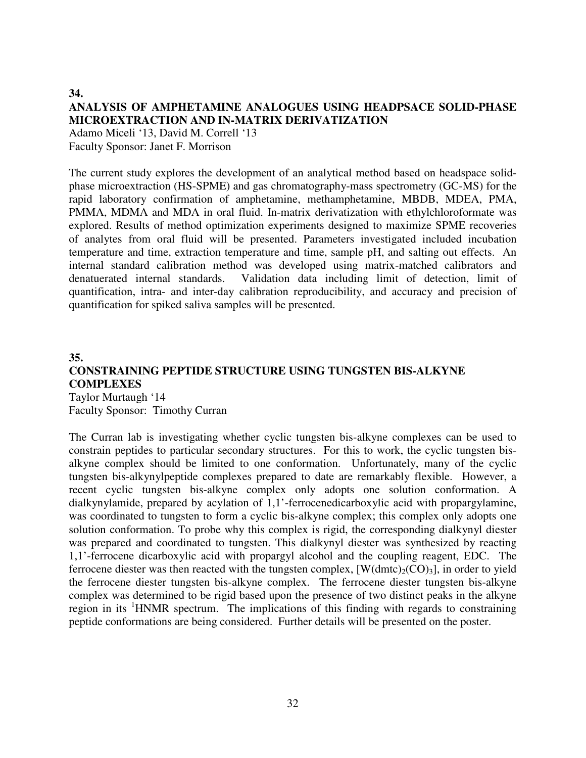**34.**

## ANALYSIS OF AMPHETAMINE ANALOGUES USING HEADPSACE SOLID-PHASE MICROEXTRACTION AND IN-MATRIX DERIVATIZATION

Adamo Miceli '13, David M. Correll '13
Faculty Sponsor: Janet F. Morrison

The current study explores the development of an analytical method based on headspace solid-phase microextraction (HS-SPME) and gas chromatography-mass spectrometry (GC-MS) for the rapid laboratory confirmation of amphetamine, methamphetamine, MBDB, MDEA, PMA, PMMA, MDMA and MDA in oral fluid. In-matrix derivatization with ethylchloroformate was explored. Results of method optimization experiments designed to maximize SPME recoveries of analytes from oral fluid will be presented. Parameters investigated included incubation temperature and time, extraction temperature and time, sample pH, and salting out effects. An internal standard calibration method was developed using matrix-matched calibrators and denatuerated internal standards. Validation data including limit of detection, limit of quantification, intra- and inter-day calibration reproducibility, and accuracy and precision of quantification for spiked saliva samples will be presented.

**35.**

## CONSTRAINING PEPTIDE STRUCTURE USING TUNGSTEN BIS-ALKYNE COMPLEXES

Taylor Murtaugh '14
Faculty Sponsor: Timothy Curran

The Curran lab is investigating whether cyclic tungsten bis-alkyne complexes can be used to constrain peptides to particular secondary structures. For this to work, the cyclic tungsten bis-alkyne complex should be limited to one conformation. Unfortunately, many of the cyclic tungsten bis-alkynylpeptide complexes prepared to date are remarkably flexible. However, a recent cyclic tungsten bis-alkyne complex only adopts one solution conformation. A dialkynylamide, prepared by acylation of 1,1'-ferrocenedicarboxylic acid with propargylamine, was coordinated to tungsten to form a cyclic bis-alkyne complex; this complex only adopts one solution conformation. To probe why this complex is rigid, the corresponding dialkynyl diester was prepared and coordinated to tungsten. This dialkynyl diester was synthesized by reacting 1,1'-ferrocene dicarboxylic acid with propargyl alcohol and the coupling reagent, EDC. The ferrocene diester was then reacted with the tungsten complex, $[W(dmtc)_2(CO)_3]$, in order to yield the ferrocene diester tungsten bis-alkyne complex. The ferrocene diester tungsten bis-alkyne complex was determined to be rigid based upon the presence of two distinct peaks in the alkyne region in its $^1$HNMR spectrum. The implications of this finding with regards to constraining peptide conformations are being considered. Further details will be presented on the poster.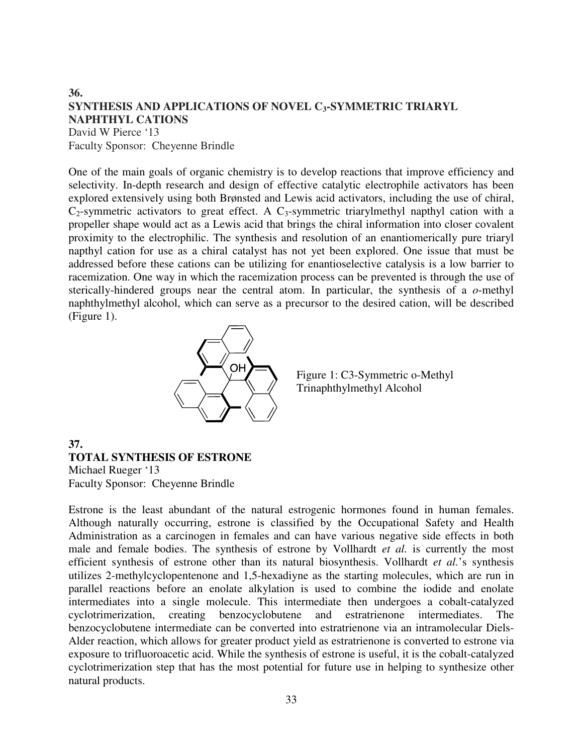## 36.
## SYNTHESIS AND APPLICATIONS OF NOVEL $C_3$-SYMMETRIC TRIARYL NAPHTHYL CATIONS

David W Pierce '13
Faculty Sponsor: Cheyenne Brindle

One of the main goals of organic chemistry is to develop reactions that improve efficiency and selectivity. In-depth research and design of effective catalytic electrophile activators has been explored extensively using both Brønsted and Lewis acid activators, including the use of chiral, $C_2$-symmetric activators to great effect. A $C_3$-symmetric triarylmethyl napthyl cation with a propeller shape would act as a Lewis acid that brings the chiral information into closer covalent proximity to the electrophilic. The synthesis and resolution of an enantiomerically pure triaryl napthyl cation for use as a chiral catalyst has not yet been explored. One issue that must be addressed before these cations can be utilizing for enantioselective catalysis is a low barrier to racemization. One way in which the racemization process can be prevented is through the use of sterically-hindered groups near the central atom. In particular, the synthesis of a *o*-methyl naphthylmethyl alcohol, which can serve as a precursor to the desired cation, will be described (Figure 1).

Figure 1: C3-Symmetric o-Methyl Trinaphthylmethyl Alcohol

## 37.
## TOTAL SYNTHESIS OF ESTRONE

Michael Rueger '13
Faculty Sponsor: Cheyenne Brindle

Estrone is the least abundant of the natural estrogenic hormones found in human females. Although naturally occurring, estrone is classified by the Occupational Safety and Health Administration as a carcinogen in females and can have various negative side effects in both male and female bodies. The synthesis of estrone by Vollhardt *et al.* is currently the most efficient synthesis of estrone other than its natural biosynthesis. Vollhardt *et al.*'s synthesis utilizes 2-methylcyclopentenone and 1,5-hexadiyne as the starting molecules, which are run in parallel reactions before an enolate alkylation is used to combine the iodide and enolate intermediates into a single molecule. This intermediate then undergoes a cobalt-catalyzed cyclotrimerization, creating benzocyclobutene and estratrienone intermediates. The benzocyclobutene intermediate can be converted into estratrienone via an intramolecular Diels-Alder reaction, which allows for greater product yield as estratrienone is converted to estrone via exposure to trifluoroacetic acid. While the synthesis of estrone is useful, it is the cobalt-catalyzed cyclotrimerization step that has the most potential for future use in helping to synthesize other natural products.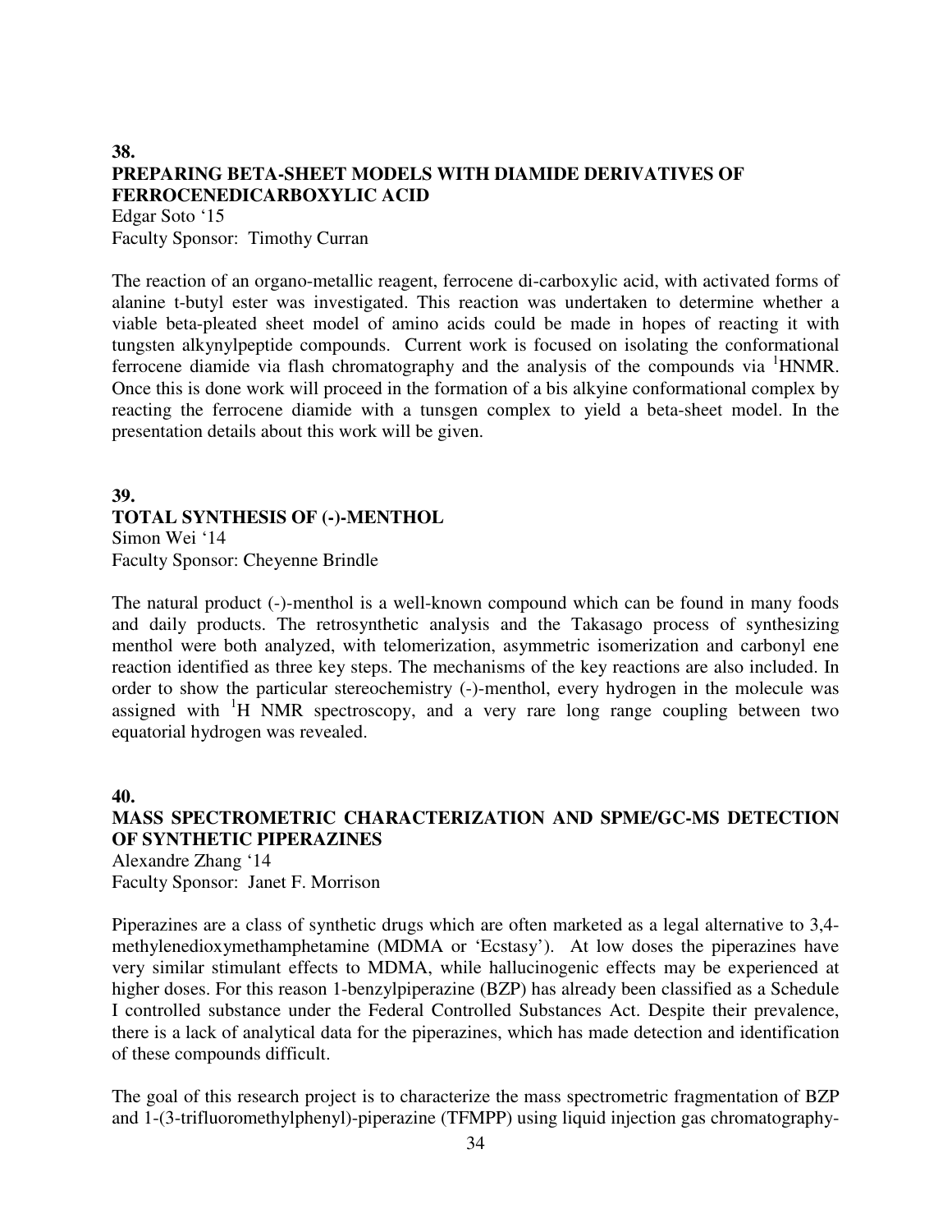**38.**

## PREPARING BETA-SHEET MODELS WITH DIAMIDE DERIVATIVES OF FERROCENEDICARBOXYLIC ACID

Edgar Soto '15
Faculty Sponsor: Timothy Curran

The reaction of an organo-metallic reagent, ferrocene di-carboxylic acid, with activated forms of alanine t-butyl ester was investigated. This reaction was undertaken to determine whether a viable beta-pleated sheet model of amino acids could be made in hopes of reacting it with tungsten alkynylpeptide compounds. Current work is focused on isolating the conformational ferrocene diamide via flash chromatography and the analysis of the compounds via $^{1}$HNMR. Once this is done work will proceed in the formation of a bis alkyine conformational complex by reacting the ferrocene diamide with a tunsgen complex to yield a beta-sheet model. In the presentation details about this work will be given.

**39.**

## TOTAL SYNTHESIS OF (-)-MENTHOL

Simon Wei '14
Faculty Sponsor: Cheyenne Brindle

The natural product (-)-menthol is a well-known compound which can be found in many foods and daily products. The retrosynthetic analysis and the Takasago process of synthesizing menthol were both analyzed, with telomerization, asymmetric isomerization and carbonyl ene reaction identified as three key steps. The mechanisms of the key reactions are also included. In order to show the particular stereochemistry (-)-menthol, every hydrogen in the molecule was assigned with $^{1}$H NMR spectroscopy, and a very rare long range coupling between two equatorial hydrogen was revealed.

**40.**

## MASS SPECTROMETRIC CHARACTERIZATION AND SPME/GC-MS DETECTION OF SYNTHETIC PIPERAZINES

Alexandre Zhang '14
Faculty Sponsor: Janet F. Morrison

Piperazines are a class of synthetic drugs which are often marketed as a legal alternative to 3,4-methylenedioxymethamphetamine (MDMA or 'Ecstasy'). At low doses the piperazines have very similar stimulant effects to MDMA, while hallucinogenic effects may be experienced at higher doses. For this reason 1-benzylpiperazine (BZP) has already been classified as a Schedule I controlled substance under the Federal Controlled Substances Act. Despite their prevalence, there is a lack of analytical data for the piperazines, which has made detection and identification of these compounds difficult.

The goal of this research project is to characterize the mass spectrometric fragmentation of BZP and 1-(3-trifluoromethylphenyl)-piperazine (TFMPP) using liquid injection gas chromatography-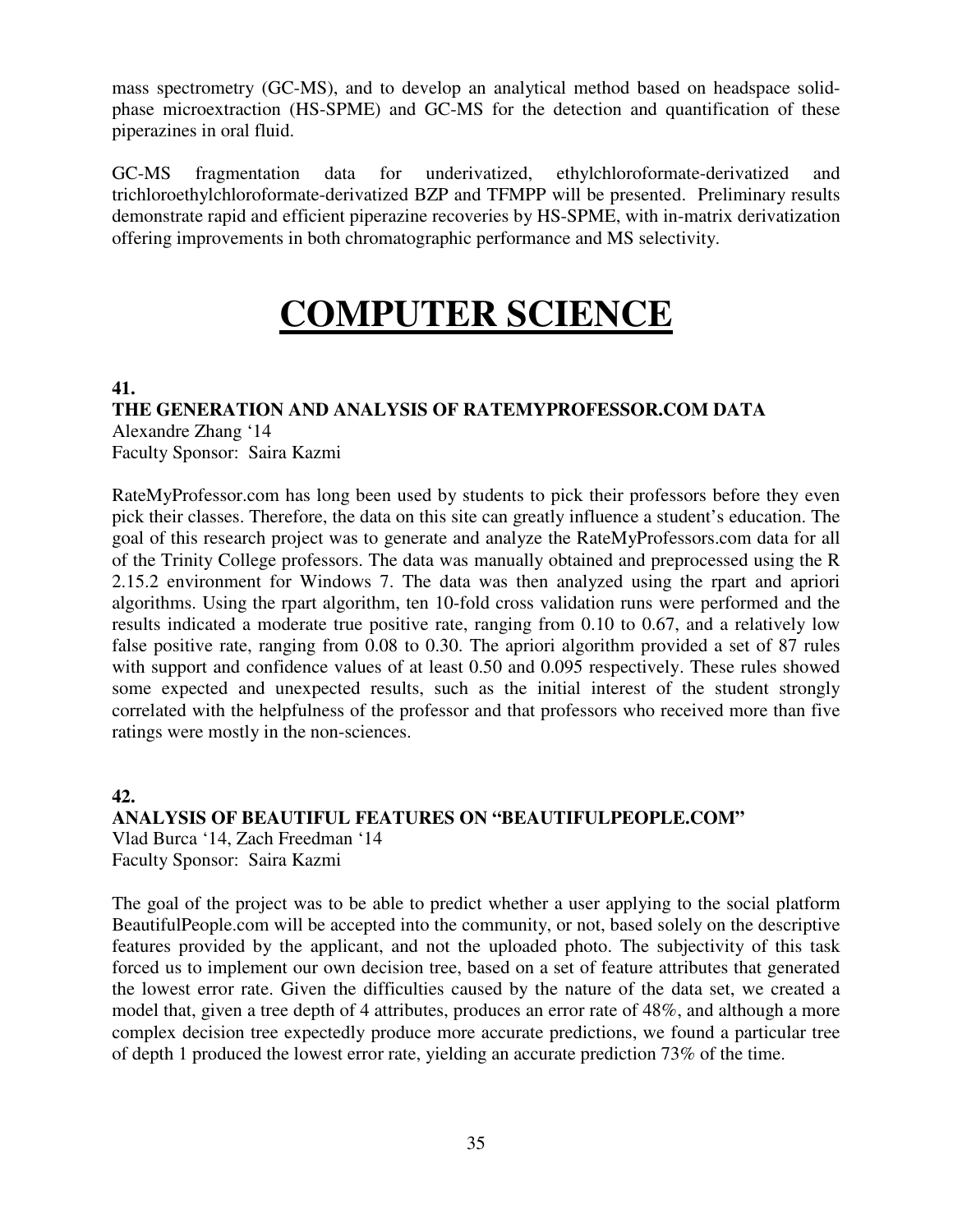mass spectrometry (GC-MS), and to develop an analytical method based on headspace solid-phase microextraction (HS-SPME) and GC-MS for the detection and quantification of these piperazines in oral fluid.

GC-MS fragmentation data for underivatized, ethylchloroformate-derivatized and trichloroethylchloroformate-derivatized BZP and TFMPP will be presented. Preliminary results demonstrate rapid and efficient piperazine recoveries by HS-SPME, with in-matrix derivatization offering improvements in both chromatographic performance and MS selectivity.

# COMPUTER SCIENCE

**41.**

**THE GENERATION AND ANALYSIS OF RATEMYPROFESSOR.COM DATA**

Alexandre Zhang '14
Faculty Sponsor: Saira Kazmi

RateMyProfessor.com has long been used by students to pick their professors before they even pick their classes. Therefore, the data on this site can greatly influence a student's education. The goal of this research project was to generate and analyze the RateMyProfessors.com data for all of the Trinity College professors. The data was manually obtained and preprocessed using the R 2.15.2 environment for Windows 7. The data was then analyzed using the rpart and apriori algorithms. Using the rpart algorithm, ten 10-fold cross validation runs were performed and the results indicated a moderate true positive rate, ranging from 0.10 to 0.67, and a relatively low false positive rate, ranging from 0.08 to 0.30. The apriori algorithm provided a set of 87 rules with support and confidence values of at least 0.50 and 0.095 respectively. These rules showed some expected and unexpected results, such as the initial interest of the student strongly correlated with the helpfulness of the professor and that professors who received more than five ratings were mostly in the non-sciences.

**42.**

**ANALYSIS OF BEAUTIFUL FEATURES ON "BEAUTIFULPEOPLE.COM"**

Vlad Burca '14, Zach Freedman '14
Faculty Sponsor: Saira Kazmi

The goal of the project was to be able to predict whether a user applying to the social platform BeautifulPeople.com will be accepted into the community, or not, based solely on the descriptive features provided by the applicant, and not the uploaded photo. The subjectivity of this task forced us to implement our own decision tree, based on a set of feature attributes that generated the lowest error rate. Given the difficulties caused by the nature of the data set, we created a model that, given a tree depth of 4 attributes, produces an error rate of 48%, and although a more complex decision tree expectedly produce more accurate predictions, we found a particular tree of depth 1 produced the lowest error rate, yielding an accurate prediction 73% of the time.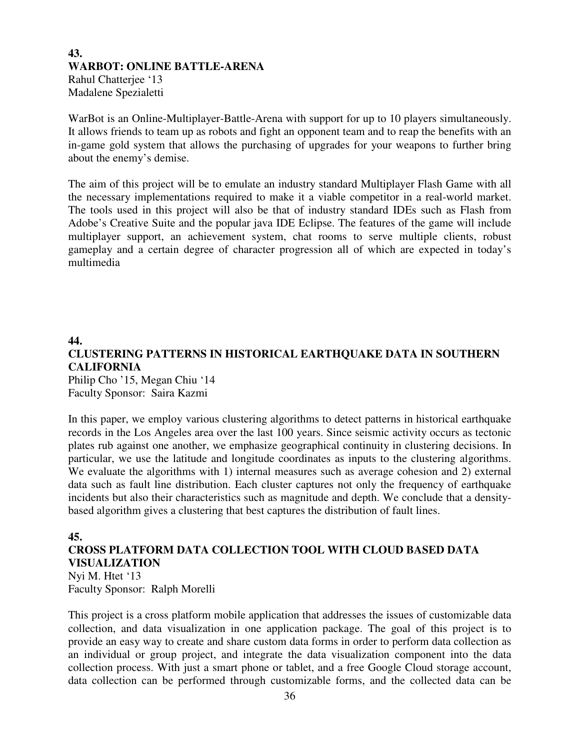**43.**
**WARBOT: ONLINE BATTLE-ARENA**
Rahul Chatterjee '13
Madalene Spezialetti

WarBot is an Online-Multiplayer-Battle-Arena with support for up to 10 players simultaneously. It allows friends to team up as robots and fight an opponent team and to reap the benefits with an in-game gold system that allows the purchasing of upgrades for your weapons to further bring about the enemy's demise.

The aim of this project will be to emulate an industry standard Multiplayer Flash Game with all the necessary implementations required to make it a viable competitor in a real-world market. The tools used in this project will also be that of industry standard IDEs such as Flash from Adobe's Creative Suite and the popular java IDE Eclipse. The features of the game will include multiplayer support, an achievement system, chat rooms to serve multiple clients, robust gameplay and a certain degree of character progression all of which are expected in today's multimedia

**44.**
**CLUSTERING PATTERNS IN HISTORICAL EARTHQUAKE DATA IN SOUTHERN CALIFORNIA**
Philip Cho '15, Megan Chiu '14
Faculty Sponsor: Saira Kazmi

In this paper, we employ various clustering algorithms to detect patterns in historical earthquake records in the Los Angeles area over the last 100 years. Since seismic activity occurs as tectonic plates rub against one another, we emphasize geographical continuity in clustering decisions. In particular, we use the latitude and longitude coordinates as inputs to the clustering algorithms. We evaluate the algorithms with 1) internal measures such as average cohesion and 2) external data such as fault line distribution. Each cluster captures not only the frequency of earthquake incidents but also their characteristics such as magnitude and depth. We conclude that a density-based algorithm gives a clustering that best captures the distribution of fault lines.

**45.**
**CROSS PLATFORM DATA COLLECTION TOOL WITH CLOUD BASED DATA VISUALIZATION**
Nyi M. Htet '13
Faculty Sponsor: Ralph Morelli

This project is a cross platform mobile application that addresses the issues of customizable data collection, and data visualization in one application package. The goal of this project is to provide an easy way to create and share custom data forms in order to perform data collection as an individual or group project, and integrate the data visualization component into the data collection process. With just a smart phone or tablet, and a free Google Cloud storage account, data collection can be performed through customizable forms, and the collected data can be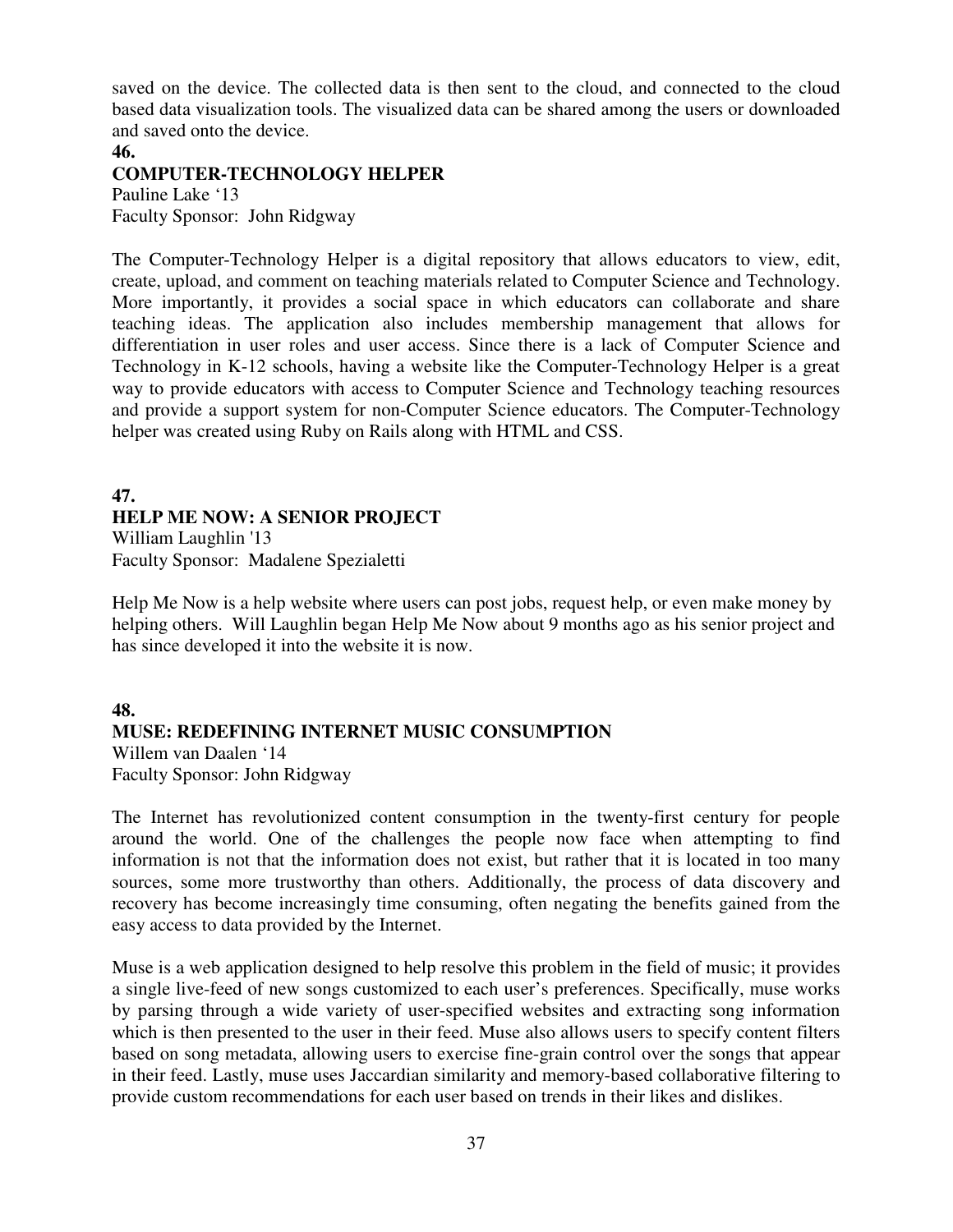saved on the device. The collected data is then sent to the cloud, and connected to the cloud based data visualization tools. The visualized data can be shared among the users or downloaded and saved onto the device.

**46.**

**COMPUTER-TECHNOLOGY HELPER**

Pauline Lake '13
Faculty Sponsor: John Ridgway

The Computer-Technology Helper is a digital repository that allows educators to view, edit, create, upload, and comment on teaching materials related to Computer Science and Technology. More importantly, it provides a social space in which educators can collaborate and share teaching ideas. The application also includes membership management that allows for differentiation in user roles and user access. Since there is a lack of Computer Science and Technology in K-12 schools, having a website like the Computer-Technology Helper is a great way to provide educators with access to Computer Science and Technology teaching resources and provide a support system for non-Computer Science educators. The Computer-Technology helper was created using Ruby on Rails along with HTML and CSS.

**47.**

**HELP ME NOW: A SENIOR PROJECT**

William Laughlin '13
Faculty Sponsor: Madalene Spezialetti

Help Me Now is a help website where users can post jobs, request help, or even make money by helping others. Will Laughlin began Help Me Now about 9 months ago as his senior project and has since developed it into the website it is now.

**48.**

**MUSE: REDEFINING INTERNET MUSIC CONSUMPTION**

Willem van Daalen '14
Faculty Sponsor: John Ridgway

The Internet has revolutionized content consumption in the twenty-first century for people around the world. One of the challenges the people now face when attempting to find information is not that the information does not exist, but rather that it is located in too many sources, some more trustworthy than others. Additionally, the process of data discovery and recovery has become increasingly time consuming, often negating the benefits gained from the easy access to data provided by the Internet.

Muse is a web application designed to help resolve this problem in the field of music; it provides a single live-feed of new songs customized to each user's preferences. Specifically, muse works by parsing through a wide variety of user-specified websites and extracting song information which is then presented to the user in their feed. Muse also allows users to specify content filters based on song metadata, allowing users to exercise fine-grain control over the songs that appear in their feed. Lastly, muse uses Jaccardian similarity and memory-based collaborative filtering to provide custom recommendations for each user based on trends in their likes and dislikes.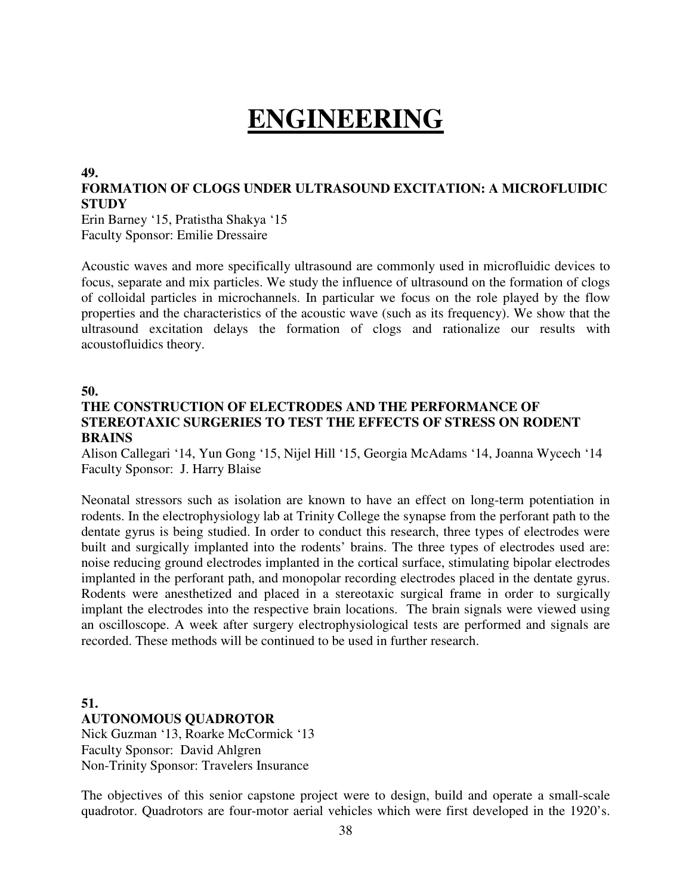# ENGINEERING

**49.**

**FORMATION OF CLOGS UNDER ULTRASOUND EXCITATION: A MICROFLUIDIC STUDY**

Erin Barney '15, Pratistha Shakya '15
Faculty Sponsor: Emilie Dressaire

Acoustic waves and more specifically ultrasound are commonly used in microfluidic devices to focus, separate and mix particles. We study the influence of ultrasound on the formation of clogs of colloidal particles in microchannels. In particular we focus on the role played by the flow properties and the characteristics of the acoustic wave (such as its frequency). We show that the ultrasound excitation delays the formation of clogs and rationalize our results with acoustofluidics theory.

**50.**

**THE CONSTRUCTION OF ELECTRODES AND THE PERFORMANCE OF STEREOTAXIC SURGERIES TO TEST THE EFFECTS OF STRESS ON RODENT BRAINS**

Alison Callegari '14, Yun Gong '15, Nijel Hill '15, Georgia McAdams '14, Joanna Wycech '14
Faculty Sponsor: J. Harry Blaise

Neonatal stressors such as isolation are known to have an effect on long-term potentiation in rodents. In the electrophysiology lab at Trinity College the synapse from the perforant path to the dentate gyrus is being studied. In order to conduct this research, three types of electrodes were built and surgically implanted into the rodents' brains. The three types of electrodes used are: noise reducing ground electrodes implanted in the cortical surface, stimulating bipolar electrodes implanted in the perforant path, and monopolar recording electrodes placed in the dentate gyrus. Rodents were anesthetized and placed in a stereotaxic surgical frame in order to surgically implant the electrodes into the respective brain locations. The brain signals were viewed using an oscilloscope. A week after surgery electrophysiological tests are performed and signals are recorded. These methods will be continued to be used in further research.

**51.**

**AUTONOMOUS QUADROTOR**

Nick Guzman '13, Roarke McCormick '13
Faculty Sponsor: David Ahlgren
Non-Trinity Sponsor: Travelers Insurance

The objectives of this senior capstone project were to design, build and operate a small-scale quadrotor. Quadrotors are four-motor aerial vehicles which were first developed in the 1920's.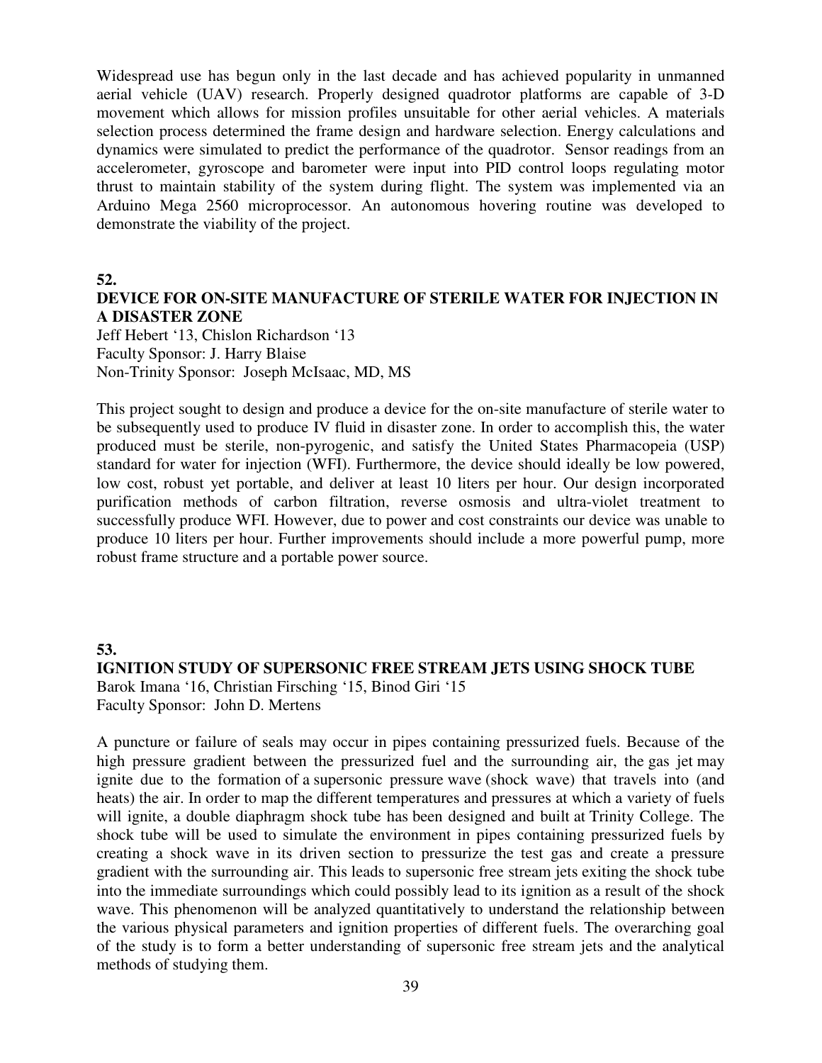Widespread use has begun only in the last decade and has achieved popularity in unmanned aerial vehicle (UAV) research. Properly designed quadrotor platforms are capable of 3-D movement which allows for mission profiles unsuitable for other aerial vehicles. A materials selection process determined the frame design and hardware selection. Energy calculations and dynamics were simulated to predict the performance of the quadrotor. Sensor readings from an accelerometer, gyroscope and barometer were input into PID control loops regulating motor thrust to maintain stability of the system during flight. The system was implemented via an Arduino Mega 2560 microprocessor. An autonomous hovering routine was developed to demonstrate the viability of the project.

**52.**

**DEVICE FOR ON-SITE MANUFACTURE OF STERILE WATER FOR INJECTION IN A DISASTER ZONE**

Jeff Hebert '13, Chislon Richardson '13
Faculty Sponsor: J. Harry Blaise
Non-Trinity Sponsor: Joseph McIsaac, MD, MS

This project sought to design and produce a device for the on-site manufacture of sterile water to be subsequently used to produce IV fluid in disaster zone. In order to accomplish this, the water produced must be sterile, non-pyrogenic, and satisfy the United States Pharmacopeia (USP) standard for water for injection (WFI). Furthermore, the device should ideally be low powered, low cost, robust yet portable, and deliver at least 10 liters per hour. Our design incorporated purification methods of carbon filtration, reverse osmosis and ultra-violet treatment to successfully produce WFI. However, due to power and cost constraints our device was unable to produce 10 liters per hour. Further improvements should include a more powerful pump, more robust frame structure and a portable power source.

**53.**

**IGNITION STUDY OF SUPERSONIC FREE STREAM JETS USING SHOCK TUBE**

Barok Imana '16, Christian Firsching '15, Binod Giri '15
Faculty Sponsor: John D. Mertens

A puncture or failure of seals may occur in pipes containing pressurized fuels. Because of the high pressure gradient between the pressurized fuel and the surrounding air, the gas jet may ignite due to the formation of a supersonic pressure wave (shock wave) that travels into (and heats) the air. In order to map the different temperatures and pressures at which a variety of fuels will ignite, a double diaphragm shock tube has been designed and built at Trinity College. The shock tube will be used to simulate the environment in pipes containing pressurized fuels by creating a shock wave in its driven section to pressurize the test gas and create a pressure gradient with the surrounding air. This leads to supersonic free stream jets exiting the shock tube into the immediate surroundings which could possibly lead to its ignition as a result of the shock wave. This phenomenon will be analyzed quantitatively to understand the relationship between the various physical parameters and ignition properties of different fuels. The overarching goal of the study is to form a better understanding of supersonic free stream jets and the analytical methods of studying them.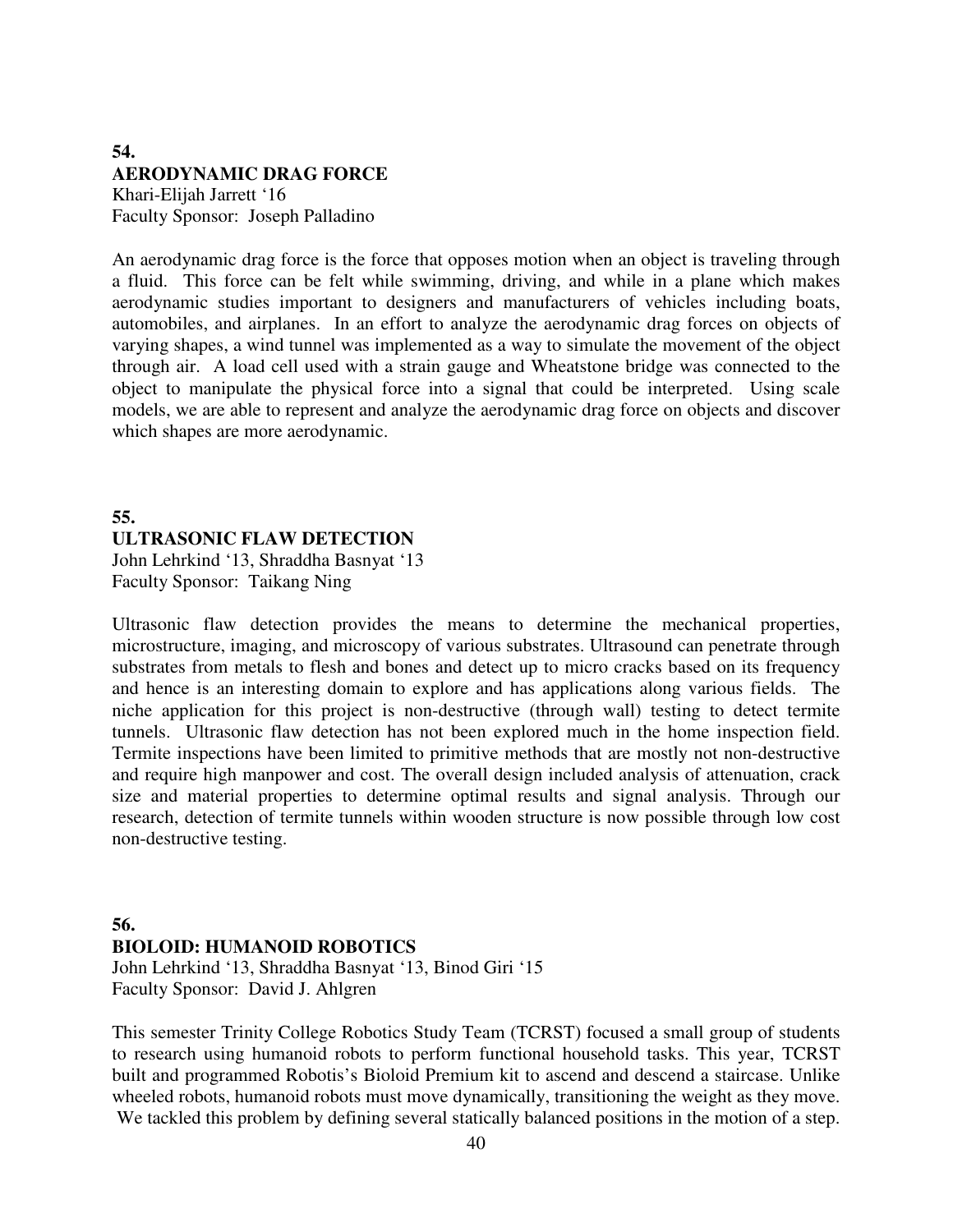**54.**
**AERODYNAMIC DRAG FORCE**
Khari-Elijah Jarrett '16
Faculty Sponsor: Joseph Palladino

An aerodynamic drag force is the force that opposes motion when an object is traveling through a fluid. This force can be felt while swimming, driving, and while in a plane which makes aerodynamic studies important to designers and manufacturers of vehicles including boats, automobiles, and airplanes. In an effort to analyze the aerodynamic drag forces on objects of varying shapes, a wind tunnel was implemented as a way to simulate the movement of the object through air. A load cell used with a strain gauge and Wheatstone bridge was connected to the object to manipulate the physical force into a signal that could be interpreted. Using scale models, we are able to represent and analyze the aerodynamic drag force on objects and discover which shapes are more aerodynamic.

**55.**
**ULTRASONIC FLAW DETECTION**
John Lehrkind '13, Shraddha Basnyat '13
Faculty Sponsor: Taikang Ning

Ultrasonic flaw detection provides the means to determine the mechanical properties, microstructure, imaging, and microscopy of various substrates. Ultrasound can penetrate through substrates from metals to flesh and bones and detect up to micro cracks based on its frequency and hence is an interesting domain to explore and has applications along various fields. The niche application for this project is non-destructive (through wall) testing to detect termite tunnels. Ultrasonic flaw detection has not been explored much in the home inspection field. Termite inspections have been limited to primitive methods that are mostly not non-destructive and require high manpower and cost. The overall design included analysis of attenuation, crack size and material properties to determine optimal results and signal analysis. Through our research, detection of termite tunnels within wooden structure is now possible through low cost non-destructive testing.

**56.**
**BIOLOID: HUMANOID ROBOTICS**
John Lehrkind '13, Shraddha Basnyat '13, Binod Giri '15
Faculty Sponsor: David J. Ahlgren

This semester Trinity College Robotics Study Team (TCRST) focused a small group of students to research using humanoid robots to perform functional household tasks. This year, TCRST built and programmed Robotis's Bioloid Premium kit to ascend and descend a staircase. Unlike wheeled robots, humanoid robots must move dynamically, transitioning the weight as they move. We tackled this problem by defining several statically balanced positions in the motion of a step.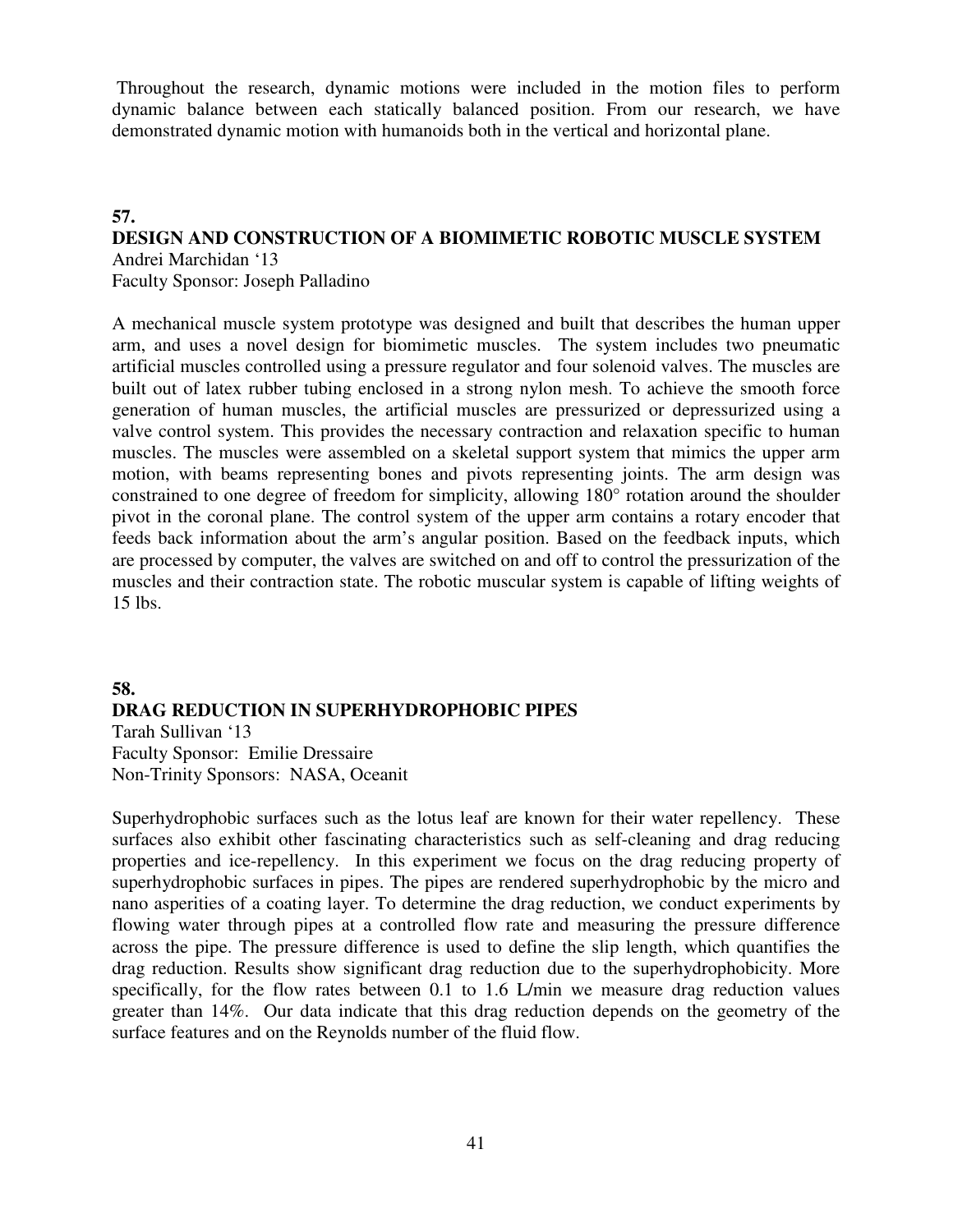Throughout the research, dynamic motions were included in the motion files to perform dynamic balance between each statically balanced position. From our research, we have demonstrated dynamic motion with humanoids both in the vertical and horizontal plane.

## 57.

## DESIGN AND CONSTRUCTION OF A BIOMIMETIC ROBOTIC MUSCLE SYSTEM

Andrei Marchidan '13
Faculty Sponsor: Joseph Palladino

A mechanical muscle system prototype was designed and built that describes the human upper arm, and uses a novel design for biomimetic muscles. The system includes two pneumatic artificial muscles controlled using a pressure regulator and four solenoid valves. The muscles are built out of latex rubber tubing enclosed in a strong nylon mesh. To achieve the smooth force generation of human muscles, the artificial muscles are pressurized or depressurized using a valve control system. This provides the necessary contraction and relaxation specific to human muscles. The muscles were assembled on a skeletal support system that mimics the upper arm motion, with beams representing bones and pivots representing joints. The arm design was constrained to one degree of freedom for simplicity, allowing 180° rotation around the shoulder pivot in the coronal plane. The control system of the upper arm contains a rotary encoder that feeds back information about the arm's angular position. Based on the feedback inputs, which are processed by computer, the valves are switched on and off to control the pressurization of the muscles and their contraction state. The robotic muscular system is capable of lifting weights of 15 lbs.

## 58.

## DRAG REDUCTION IN SUPERHYDROPHOBIC PIPES

Tarah Sullivan '13
Faculty Sponsor: Emilie Dressaire
Non-Trinity Sponsors: NASA, Oceanit

Superhydrophobic surfaces such as the lotus leaf are known for their water repellency. These surfaces also exhibit other fascinating characteristics such as self-cleaning and drag reducing properties and ice-repellency. In this experiment we focus on the drag reducing property of superhydrophobic surfaces in pipes. The pipes are rendered superhydrophobic by the micro and nano asperities of a coating layer. To determine the drag reduction, we conduct experiments by flowing water through pipes at a controlled flow rate and measuring the pressure difference across the pipe. The pressure difference is used to define the slip length, which quantifies the drag reduction. Results show significant drag reduction due to the superhydrophobicity. More specifically, for the flow rates between 0.1 to 1.6 L/min we measure drag reduction values greater than 14%. Our data indicate that this drag reduction depends on the geometry of the surface features and on the Reynolds number of the fluid flow.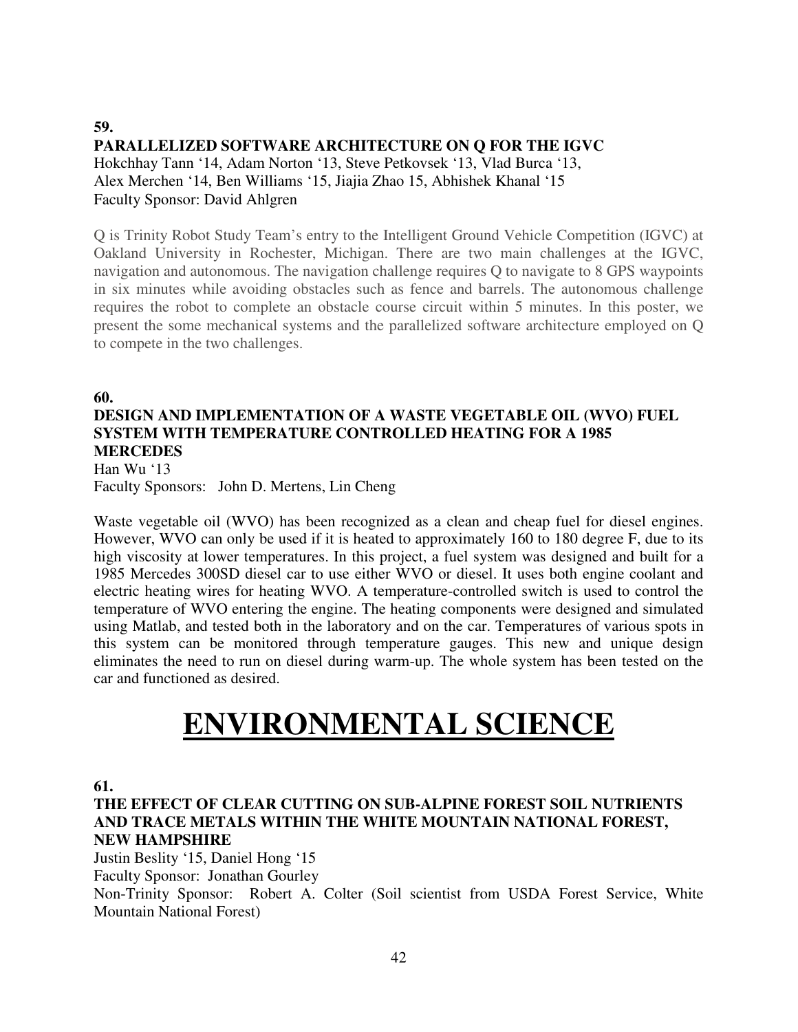**59.**

**PARALLELIZED SOFTWARE ARCHITECTURE ON Q FOR THE IGVC**

Hokchhay Tann '14, Adam Norton '13, Steve Petkovsek '13, Vlad Burca '13, Alex Merchen '14, Ben Williams '15, Jiajia Zhao 15, Abhishek Khanal '15

Faculty Sponsor: David Ahlgren

Q is Trinity Robot Study Team's entry to the Intelligent Ground Vehicle Competition (IGVC) at Oakland University in Rochester, Michigan. There are two main challenges at the IGVC, navigation and autonomous. The navigation challenge requires Q to navigate to 8 GPS waypoints in six minutes while avoiding obstacles such as fence and barrels. The autonomous challenge requires the robot to complete an obstacle course circuit within 5 minutes. In this poster, we present the some mechanical systems and the parallelized software architecture employed on Q to compete in the two challenges.

**60.**

**DESIGN AND IMPLEMENTATION OF A WASTE VEGETABLE OIL (WVO) FUEL SYSTEM WITH TEMPERATURE CONTROLLED HEATING FOR A 1985 MERCEDES**

Han Wu '13

Faculty Sponsors: John D. Mertens, Lin Cheng

Waste vegetable oil (WVO) has been recognized as a clean and cheap fuel for diesel engines. However, WVO can only be used if it is heated to approximately 160 to 180 degree F, due to its high viscosity at lower temperatures. In this project, a fuel system was designed and built for a 1985 Mercedes 300SD diesel car to use either WVO or diesel. It uses both engine coolant and electric heating wires for heating WVO. A temperature-controlled switch is used to control the temperature of WVO entering the engine. The heating components were designed and simulated using Matlab, and tested both in the laboratory and on the car. Temperatures of various spots in this system can be monitored through temperature gauges. This new and unique design eliminates the need to run on diesel during warm-up. The whole system has been tested on the car and functioned as desired.

# ENVIRONMENTAL SCIENCE

**61.**

**THE EFFECT OF CLEAR CUTTING ON SUB-ALPINE FOREST SOIL NUTRIENTS AND TRACE METALS WITHIN THE WHITE MOUNTAIN NATIONAL FOREST, NEW HAMPSHIRE**

Justin Beslity '15, Daniel Hong '15

Faculty Sponsor: Jonathan Gourley

Non-Trinity Sponsor: Robert A. Colter (Soil scientist from USDA Forest Service, White Mountain National Forest)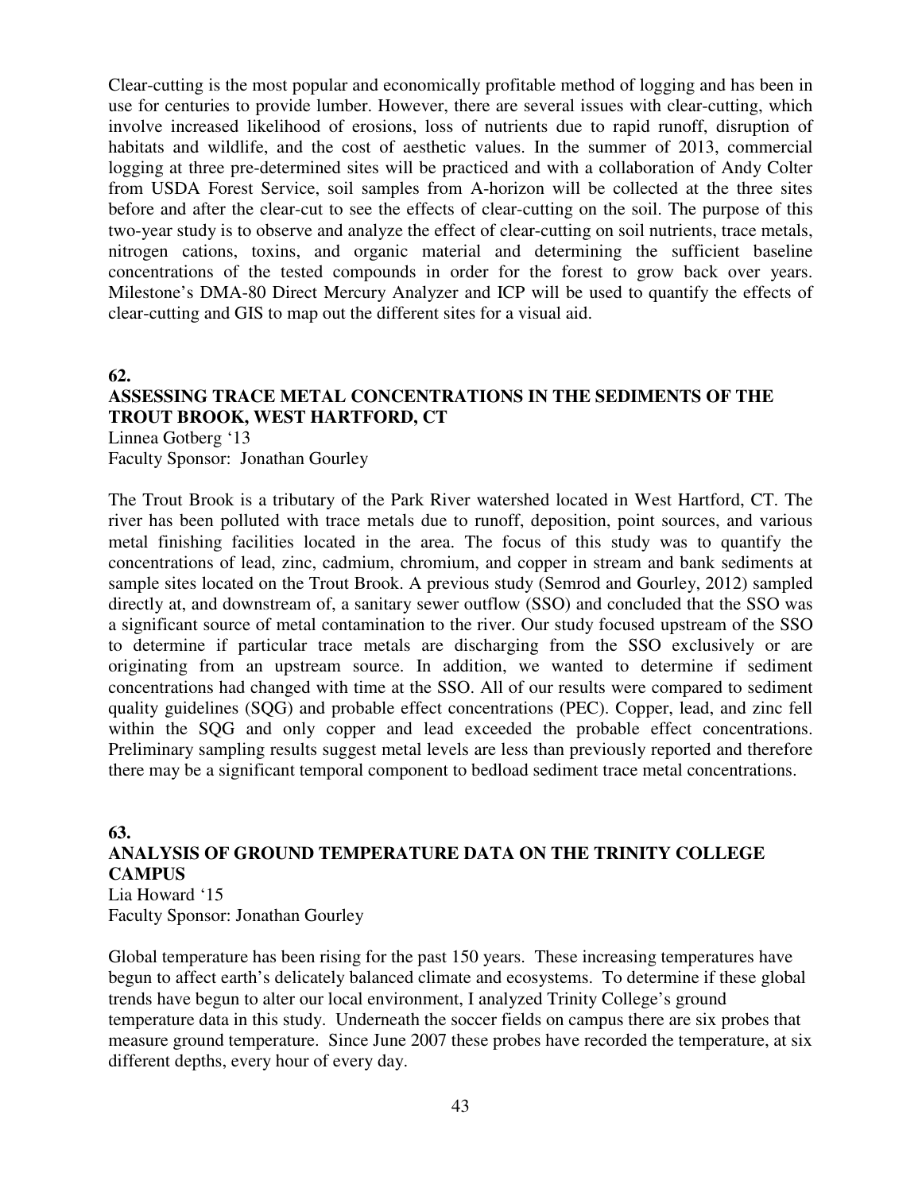Clear-cutting is the most popular and economically profitable method of logging and has been in use for centuries to provide lumber. However, there are several issues with clear-cutting, which involve increased likelihood of erosions, loss of nutrients due to rapid runoff, disruption of habitats and wildlife, and the cost of aesthetic values. In the summer of 2013, commercial logging at three pre-determined sites will be practiced and with a collaboration of Andy Colter from USDA Forest Service, soil samples from A-horizon will be collected at the three sites before and after the clear-cut to see the effects of clear-cutting on the soil. The purpose of this two-year study is to observe and analyze the effect of clear-cutting on soil nutrients, trace metals, nitrogen cations, toxins, and organic material and determining the sufficient baseline concentrations of the tested compounds in order for the forest to grow back over years. Milestone's DMA-80 Direct Mercury Analyzer and ICP will be used to quantify the effects of clear-cutting and GIS to map out the different sites for a visual aid.

**62.**

**ASSESSING TRACE METAL CONCENTRATIONS IN THE SEDIMENTS OF THE TROUT BROOK, WEST HARTFORD, CT**

Linnea Gotberg '13
Faculty Sponsor: Jonathan Gourley

The Trout Brook is a tributary of the Park River watershed located in West Hartford, CT. The river has been polluted with trace metals due to runoff, deposition, point sources, and various metal finishing facilities located in the area. The focus of this study was to quantify the concentrations of lead, zinc, cadmium, chromium, and copper in stream and bank sediments at sample sites located on the Trout Brook. A previous study (Semrod and Gourley, 2012) sampled directly at, and downstream of, a sanitary sewer outflow (SSO) and concluded that the SSO was a significant source of metal contamination to the river. Our study focused upstream of the SSO to determine if particular trace metals are discharging from the SSO exclusively or are originating from an upstream source. In addition, we wanted to determine if sediment concentrations had changed with time at the SSO. All of our results were compared to sediment quality guidelines (SQG) and probable effect concentrations (PEC). Copper, lead, and zinc fell within the SQG and only copper and lead exceeded the probable effect concentrations. Preliminary sampling results suggest metal levels are less than previously reported and therefore there may be a significant temporal component to bedload sediment trace metal concentrations.

**63.**

**ANALYSIS OF GROUND TEMPERATURE DATA ON THE TRINITY COLLEGE CAMPUS**

Lia Howard '15
Faculty Sponsor: Jonathan Gourley

Global temperature has been rising for the past 150 years. These increasing temperatures have begun to affect earth's delicately balanced climate and ecosystems. To determine if these global trends have begun to alter our local environment, I analyzed Trinity College's ground temperature data in this study. Underneath the soccer fields on campus there are six probes that measure ground temperature. Since June 2007 these probes have recorded the temperature, at six different depths, every hour of every day.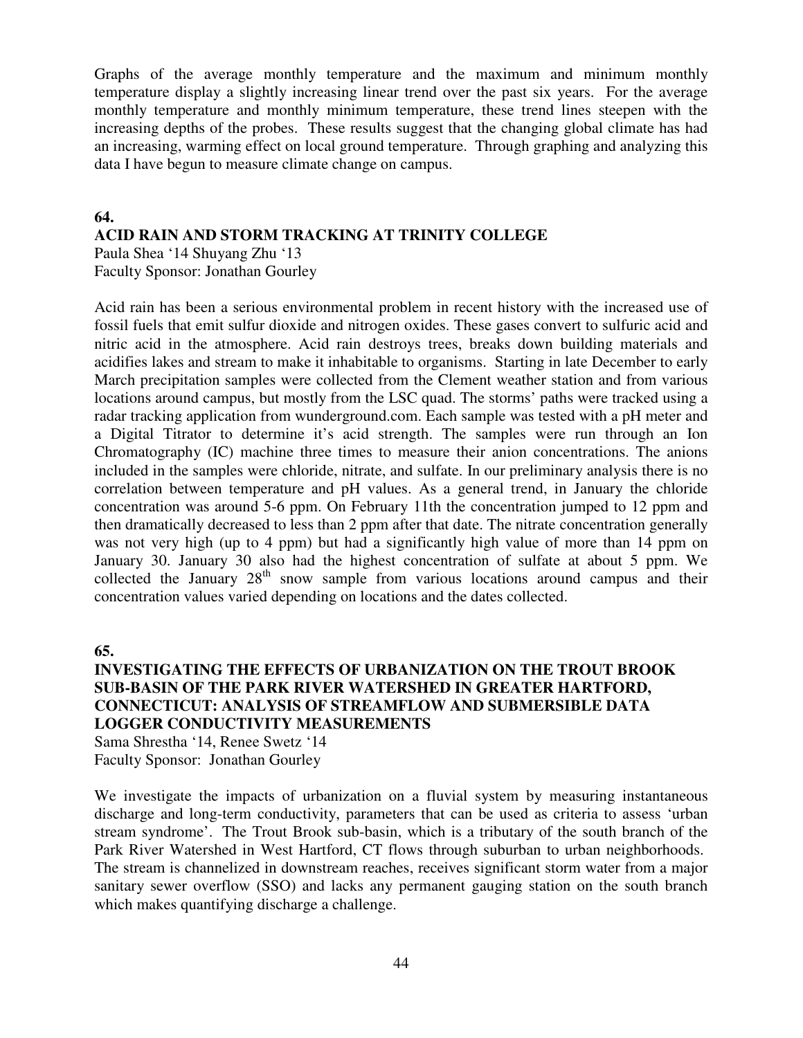Graphs of the average monthly temperature and the maximum and minimum monthly temperature display a slightly increasing linear trend over the past six years. For the average monthly temperature and monthly minimum temperature, these trend lines steepen with the increasing depths of the probes. These results suggest that the changing global climate has had an increasing, warming effect on local ground temperature. Through graphing and analyzing this data I have begun to measure climate change on campus.

**64.**

## ACID RAIN AND STORM TRACKING AT TRINITY COLLEGE

Paula Shea '14 Shuyang Zhu '13
Faculty Sponsor: Jonathan Gourley

Acid rain has been a serious environmental problem in recent history with the increased use of fossil fuels that emit sulfur dioxide and nitrogen oxides. These gases convert to sulfuric acid and nitric acid in the atmosphere. Acid rain destroys trees, breaks down building materials and acidifies lakes and stream to make it inhabitable to organisms. Starting in late December to early March precipitation samples were collected from the Clement weather station and from various locations around campus, but mostly from the LSC quad. The storms' paths were tracked using a radar tracking application from wunderground.com. Each sample was tested with a pH meter and a Digital Titrator to determine it's acid strength. The samples were run through an Ion Chromatography (IC) machine three times to measure their anion concentrations. The anions included in the samples were chloride, nitrate, and sulfate. In our preliminary analysis there is no correlation between temperature and pH values. As a general trend, in January the chloride concentration was around 5-6 ppm. On February 11th the concentration jumped to 12 ppm and then dramatically decreased to less than 2 ppm after that date. The nitrate concentration generally was not very high (up to 4 ppm) but had a significantly high value of more than 14 ppm on January 30. January 30 also had the highest concentration of sulfate at about 5 ppm. We collected the January 28th snow sample from various locations around campus and their concentration values varied depending on locations and the dates collected.

**65.**

## INVESTIGATING THE EFFECTS OF URBANIZATION ON THE TROUT BROOK SUB-BASIN OF THE PARK RIVER WATERSHED IN GREATER HARTFORD, CONNECTICUT: ANALYSIS OF STREAMFLOW AND SUBMERSIBLE DATA LOGGER CONDUCTIVITY MEASUREMENTS

Sama Shrestha '14, Renee Swetz '14
Faculty Sponsor: Jonathan Gourley

We investigate the impacts of urbanization on a fluvial system by measuring instantaneous discharge and long-term conductivity, parameters that can be used as criteria to assess 'urban stream syndrome'. The Trout Brook sub-basin, which is a tributary of the south branch of the Park River Watershed in West Hartford, CT flows through suburban to urban neighborhoods. The stream is channelized in downstream reaches, receives significant storm water from a major sanitary sewer overflow (SSO) and lacks any permanent gauging station on the south branch which makes quantifying discharge a challenge.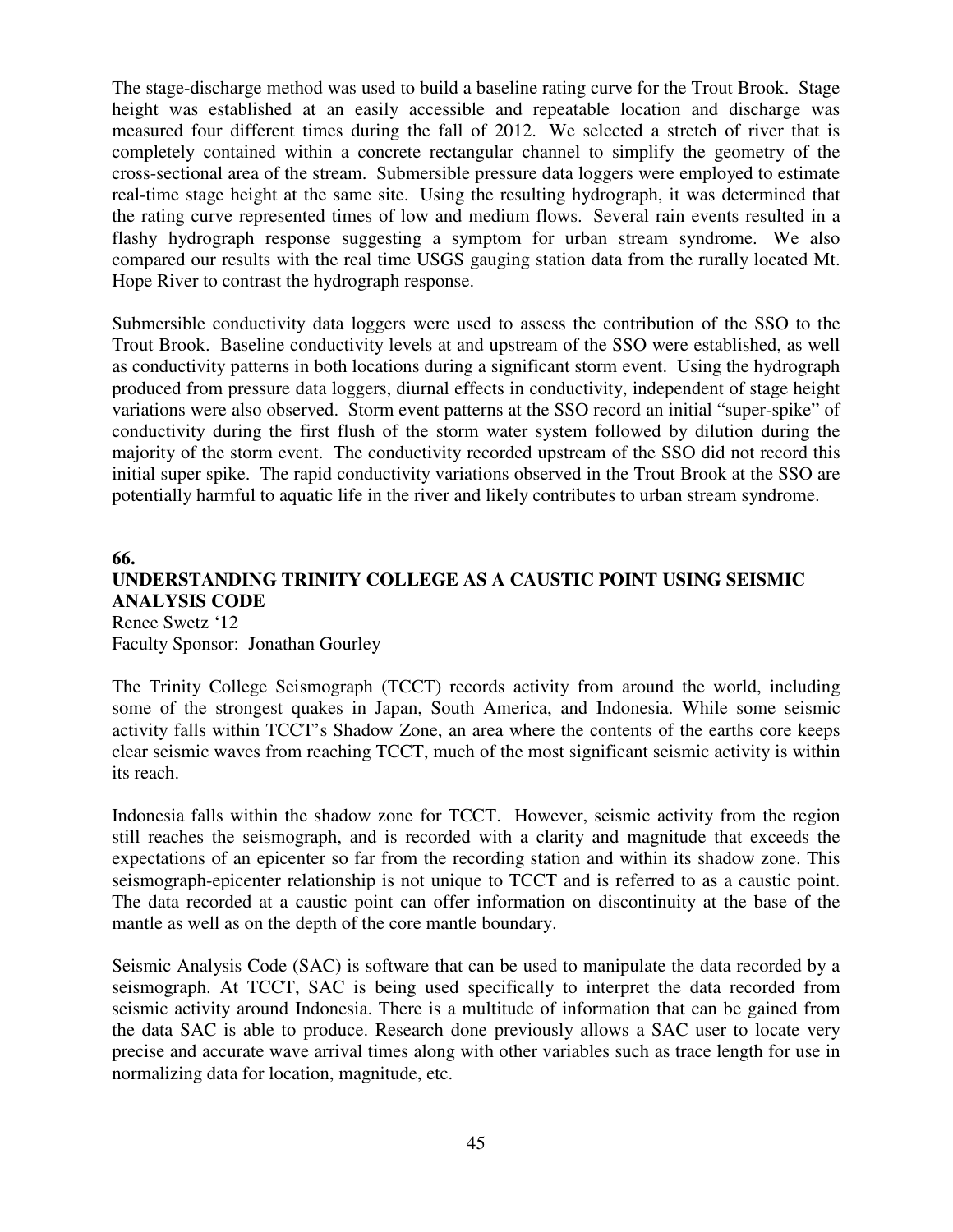The stage-discharge method was used to build a baseline rating curve for the Trout Brook. Stage height was established at an easily accessible and repeatable location and discharge was measured four different times during the fall of 2012. We selected a stretch of river that is completely contained within a concrete rectangular channel to simplify the geometry of the cross-sectional area of the stream. Submersible pressure data loggers were employed to estimate real-time stage height at the same site. Using the resulting hydrograph, it was determined that the rating curve represented times of low and medium flows. Several rain events resulted in a flashy hydrograph response suggesting a symptom for urban stream syndrome. We also compared our results with the real time USGS gauging station data from the rurally located Mt. Hope River to contrast the hydrograph response.

Submersible conductivity data loggers were used to assess the contribution of the SSO to the Trout Brook. Baseline conductivity levels at and upstream of the SSO were established, as well as conductivity patterns in both locations during a significant storm event. Using the hydrograph produced from pressure data loggers, diurnal effects in conductivity, independent of stage height variations were also observed. Storm event patterns at the SSO record an initial "super-spike" of conductivity during the first flush of the storm water system followed by dilution during the majority of the storm event. The conductivity recorded upstream of the SSO did not record this initial super spike. The rapid conductivity variations observed in the Trout Brook at the SSO are potentially harmful to aquatic life in the river and likely contributes to urban stream syndrome.

**66.**

**UNDERSTANDING TRINITY COLLEGE AS A CAUSTIC POINT USING SEISMIC ANALYSIS CODE**

Renee Swetz '12
Faculty Sponsor: Jonathan Gourley

The Trinity College Seismograph (TCCT) records activity from around the world, including some of the strongest quakes in Japan, South America, and Indonesia. While some seismic activity falls within TCCT's Shadow Zone, an area where the contents of the earths core keeps clear seismic waves from reaching TCCT, much of the most significant seismic activity is within its reach.

Indonesia falls within the shadow zone for TCCT. However, seismic activity from the region still reaches the seismograph, and is recorded with a clarity and magnitude that exceeds the expectations of an epicenter so far from the recording station and within its shadow zone. This seismograph-epicenter relationship is not unique to TCCT and is referred to as a caustic point. The data recorded at a caustic point can offer information on discontinuity at the base of the mantle as well as on the depth of the core mantle boundary.

Seismic Analysis Code (SAC) is software that can be used to manipulate the data recorded by a seismograph. At TCCT, SAC is being used specifically to interpret the data recorded from seismic activity around Indonesia. There is a multitude of information that can be gained from the data SAC is able to produce. Research done previously allows a SAC user to locate very precise and accurate wave arrival times along with other variables such as trace length for use in normalizing data for location, magnitude, etc.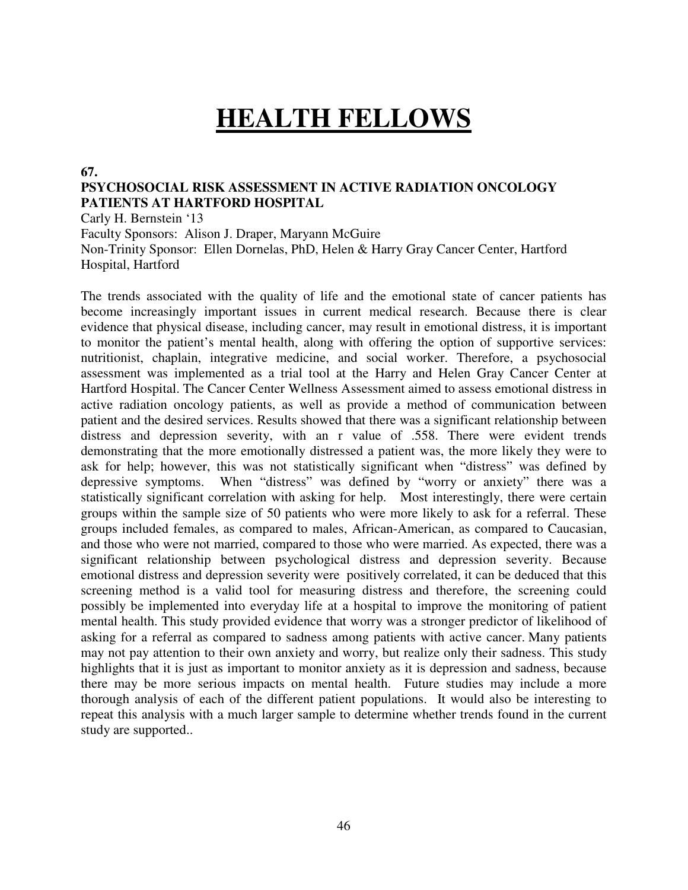# HEALTH FELLOWS

**67.**

**PSYCHOSOCIAL RISK ASSESSMENT IN ACTIVE RADIATION ONCOLOGY PATIENTS AT HARTFORD HOSPITAL**

Carly H. Bernstein '13
Faculty Sponsors: Alison J. Draper, Maryann McGuire
Non-Trinity Sponsor: Ellen Dornelas, PhD, Helen & Harry Gray Cancer Center, Hartford Hospital, Hartford

The trends associated with the quality of life and the emotional state of cancer patients has become increasingly important issues in current medical research. Because there is clear evidence that physical disease, including cancer, may result in emotional distress, it is important to monitor the patient's mental health, along with offering the option of supportive services: nutritionist, chaplain, integrative medicine, and social worker. Therefore, a psychosocial assessment was implemented as a trial tool at the Harry and Helen Gray Cancer Center at Hartford Hospital. The Cancer Center Wellness Assessment aimed to assess emotional distress in active radiation oncology patients, as well as provide a method of communication between patient and the desired services. Results showed that there was a significant relationship between distress and depression severity, with an r value of .558. There were evident trends demonstrating that the more emotionally distressed a patient was, the more likely they were to ask for help; however, this was not statistically significant when "distress" was defined by depressive symptoms. When "distress" was defined by "worry or anxiety" there was a statistically significant correlation with asking for help. Most interestingly, there were certain groups within the sample size of 50 patients who were more likely to ask for a referral. These groups included females, as compared to males, African-American, as compared to Caucasian, and those who were not married, compared to those who were married. As expected, there was a significant relationship between psychological distress and depression severity. Because emotional distress and depression severity were positively correlated, it can be deduced that this screening method is a valid tool for measuring distress and therefore, the screening could possibly be implemented into everyday life at a hospital to improve the monitoring of patient mental health. This study provided evidence that worry was a stronger predictor of likelihood of asking for a referral as compared to sadness among patients with active cancer. Many patients may not pay attention to their own anxiety and worry, but realize only their sadness. This study highlights that it is just as important to monitor anxiety as it is depression and sadness, because there may be more serious impacts on mental health. Future studies may include a more thorough analysis of each of the different patient populations. It would also be interesting to repeat this analysis with a much larger sample to determine whether trends found in the current study are supported..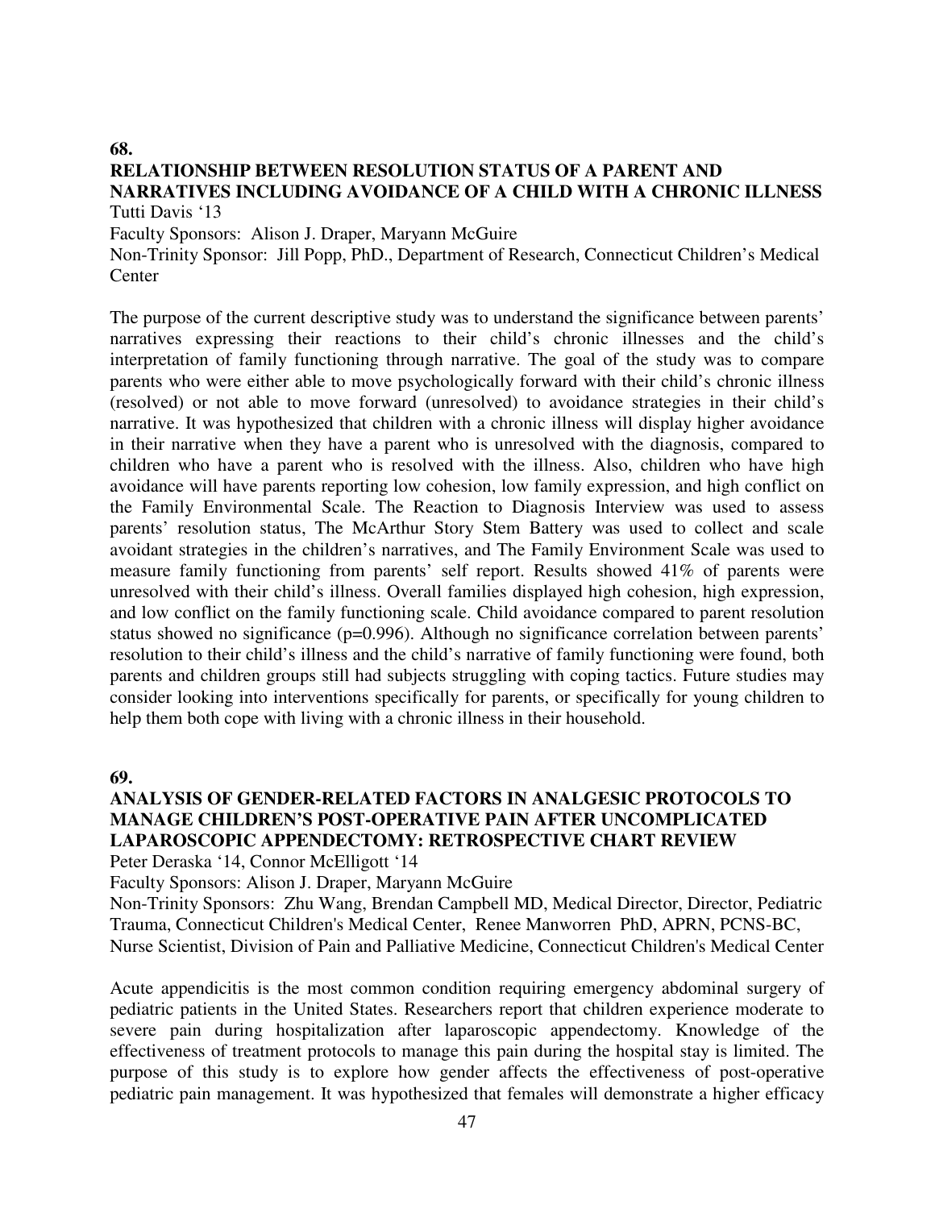**68.**

**RELATIONSHIP BETWEEN RESOLUTION STATUS OF A PARENT AND NARRATIVES INCLUDING AVOIDANCE OF A CHILD WITH A CHRONIC ILLNESS**

Tutti Davis '13

Faculty Sponsors: Alison J. Draper, Maryann McGuire

Non-Trinity Sponsor: Jill Popp, PhD., Department of Research, Connecticut Children's Medical Center

The purpose of the current descriptive study was to understand the significance between parents' narratives expressing their reactions to their child's chronic illnesses and the child's interpretation of family functioning through narrative. The goal of the study was to compare parents who were either able to move psychologically forward with their child's chronic illness (resolved) or not able to move forward (unresolved) to avoidance strategies in their child's narrative. It was hypothesized that children with a chronic illness will display higher avoidance in their narrative when they have a parent who is unresolved with the diagnosis, compared to children who have a parent who is resolved with the illness. Also, children who have high avoidance will have parents reporting low cohesion, low family expression, and high conflict on the Family Environmental Scale. The Reaction to Diagnosis Interview was used to assess parents' resolution status, The McArthur Story Stem Battery was used to collect and scale avoidant strategies in the children's narratives, and The Family Environment Scale was used to measure family functioning from parents' self report. Results showed 41% of parents were unresolved with their child's illness. Overall families displayed high cohesion, high expression, and low conflict on the family functioning scale. Child avoidance compared to parent resolution status showed no significance ($p=0.996$). Although no significance correlation between parents' resolution to their child's illness and the child's narrative of family functioning were found, both parents and children groups still had subjects struggling with coping tactics. Future studies may consider looking into interventions specifically for parents, or specifically for young children to help them both cope with living with a chronic illness in their household.

**69.**

**ANALYSIS OF GENDER-RELATED FACTORS IN ANALGESIC PROTOCOLS TO MANAGE CHILDREN'S POST-OPERATIVE PAIN AFTER UNCOMPLICATED LAPAROSCOPIC APPENDECTOMY: RETROSPECTIVE CHART REVIEW**

Peter Deraska '14, Connor McElligott '14

Faculty Sponsors: Alison J. Draper, Maryann McGuire

Non-Trinity Sponsors: Zhu Wang, Brendan Campbell MD, Medical Director, Director, Pediatric Trauma, Connecticut Children's Medical Center, Renee Manworren PhD, APRN, PCNS-BC, Nurse Scientist, Division of Pain and Palliative Medicine, Connecticut Children's Medical Center

Acute appendicitis is the most common condition requiring emergency abdominal surgery of pediatric patients in the United States. Researchers report that children experience moderate to severe pain during hospitalization after laparoscopic appendectomy. Knowledge of the effectiveness of treatment protocols to manage this pain during the hospital stay is limited. The purpose of this study is to explore how gender affects the effectiveness of post-operative pediatric pain management. It was hypothesized that females will demonstrate a higher efficacy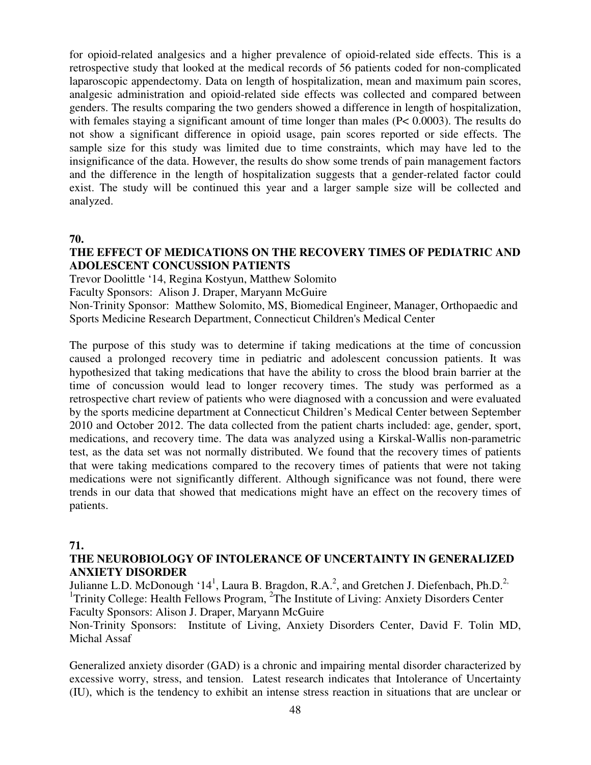for opioid-related analgesics and a higher prevalence of opioid-related side effects. This is a retrospective study that looked at the medical records of 56 patients coded for non-complicated laparoscopic appendectomy. Data on length of hospitalization, mean and maximum pain scores, analgesic administration and opioid-related side effects was collected and compared between genders. The results comparing the two genders showed a difference in length of hospitalization, with females staying a significant amount of time longer than males ($P < 0.0003$). The results do not show a significant difference in opioid usage, pain scores reported or side effects. The sample size for this study was limited due to time constraints, which may have led to the insignificance of the data. However, the results do show some trends of pain management factors and the difference in the length of hospitalization suggests that a gender-related factor could exist. The study will be continued this year and a larger sample size will be collected and analyzed.

**70.**

**THE EFFECT OF MEDICATIONS ON THE RECOVERY TIMES OF PEDIATRIC AND ADOLESCENT CONCUSSION PATIENTS**

Trevor Doolittle '14, Regina Kostyun, Matthew Solomito
Faculty Sponsors: Alison J. Draper, Maryann McGuire
Non-Trinity Sponsor: Matthew Solomito, MS, Biomedical Engineer, Manager, Orthopaedic and Sports Medicine Research Department, Connecticut Children's Medical Center

The purpose of this study was to determine if taking medications at the time of concussion caused a prolonged recovery time in pediatric and adolescent concussion patients. It was hypothesized that taking medications that have the ability to cross the blood brain barrier at the time of concussion would lead to longer recovery times. The study was performed as a retrospective chart review of patients who were diagnosed with a concussion and were evaluated by the sports medicine department at Connecticut Children's Medical Center between September 2010 and October 2012. The data collected from the patient charts included: age, gender, sport, medications, and recovery time. The data was analyzed using a Kirskal-Wallis non-parametric test, as the data set was not normally distributed. We found that the recovery times of patients that were taking medications compared to the recovery times of patients that were not taking medications were not significantly different. Although significance was not found, there were trends in our data that showed that medications might have an effect on the recovery times of patients.

**71.**

**THE NEUROBIOLOGY OF INTOLERANCE OF UNCERTAINTY IN GENERALIZED ANXIETY DISORDER**

Julianne L.D. McDonough '14[1], Laura B. Bragdon, R.A.[2], and Gretchen J. Diefenbach, Ph.D.[2,]
[1]Trinity College: Health Fellows Program, [2]The Institute of Living: Anxiety Disorders Center
Faculty Sponsors: Alison J. Draper, Maryann McGuire
Non-Trinity Sponsors: Institute of Living, Anxiety Disorders Center, David F. Tolin MD, Michal Assaf

Generalized anxiety disorder (GAD) is a chronic and impairing mental disorder characterized by excessive worry, stress, and tension. Latest research indicates that Intolerance of Uncertainty (IU), which is the tendency to exhibit an intense stress reaction in situations that are unclear or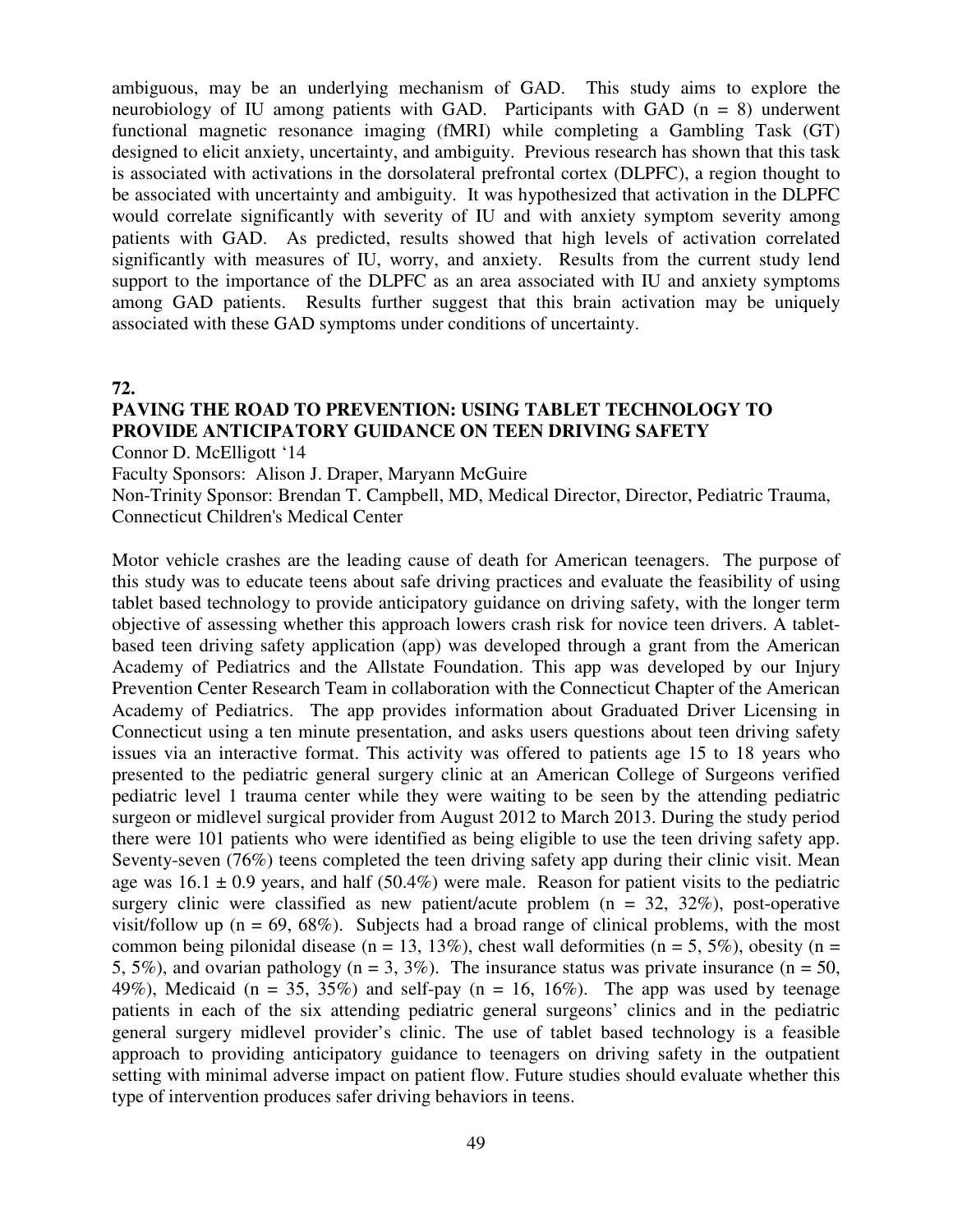ambiguous, may be an underlying mechanism of GAD. This study aims to explore the neurobiology of IU among patients with GAD. Participants with GAD (n = 8) underwent functional magnetic resonance imaging (fMRI) while completing a Gambling Task (GT) designed to elicit anxiety, uncertainty, and ambiguity. Previous research has shown that this task is associated with activations in the dorsolateral prefrontal cortex (DLPFC), a region thought to be associated with uncertainty and ambiguity. It was hypothesized that activation in the DLPFC would correlate significantly with severity of IU and with anxiety symptom severity among patients with GAD. As predicted, results showed that high levels of activation correlated significantly with measures of IU, worry, and anxiety. Results from the current study lend support to the importance of the DLPFC as an area associated with IU and anxiety symptoms among GAD patients. Results further suggest that this brain activation may be uniquely associated with these GAD symptoms under conditions of uncertainty.

**72.**

## PAVING THE ROAD TO PREVENTION: USING TABLET TECHNOLOGY TO PROVIDE ANTICIPATORY GUIDANCE ON TEEN DRIVING SAFETY

Connor D. McElligott '14

Faculty Sponsors: Alison J. Draper, Maryann McGuire

Non-Trinity Sponsor: Brendan T. Campbell, MD, Medical Director, Director, Pediatric Trauma, Connecticut Children's Medical Center

Motor vehicle crashes are the leading cause of death for American teenagers. The purpose of this study was to educate teens about safe driving practices and evaluate the feasibility of using tablet based technology to provide anticipatory guidance on driving safety, with the longer term objective of assessing whether this approach lowers crash risk for novice teen drivers. A tablet-based teen driving safety application (app) was developed through a grant from the American Academy of Pediatrics and the Allstate Foundation. This app was developed by our Injury Prevention Center Research Team in collaboration with the Connecticut Chapter of the American Academy of Pediatrics. The app provides information about Graduated Driver Licensing in Connecticut using a ten minute presentation, and asks users questions about teen driving safety issues via an interactive format. This activity was offered to patients age 15 to 18 years who presented to the pediatric general surgery clinic at an American College of Surgeons verified pediatric level 1 trauma center while they were waiting to be seen by the attending pediatric surgeon or midlevel surgical provider from August 2012 to March 2013. During the study period there were 101 patients who were identified as being eligible to use the teen driving safety app. Seventy-seven (76%) teens completed the teen driving safety app during their clinic visit. Mean age was 16.1 ± 0.9 years, and half (50.4%) were male. Reason for patient visits to the pediatric surgery clinic were classified as new patient/acute problem (n = 32, 32%), post-operative visit/follow up (n = 69, 68%). Subjects had a broad range of clinical problems, with the most common being pilonidal disease (n = 13, 13%), chest wall deformities (n = 5, 5%), obesity (n = 5, 5%), and ovarian pathology (n = 3, 3%). The insurance status was private insurance (n = 50, 49%), Medicaid (n = 35, 35%) and self-pay (n = 16, 16%). The app was used by teenage patients in each of the six attending pediatric general surgeons' clinics and in the pediatric general surgery midlevel provider's clinic. The use of tablet based technology is a feasible approach to providing anticipatory guidance to teenagers on driving safety in the outpatient setting with minimal adverse impact on patient flow. Future studies should evaluate whether this type of intervention produces safer driving behaviors in teens.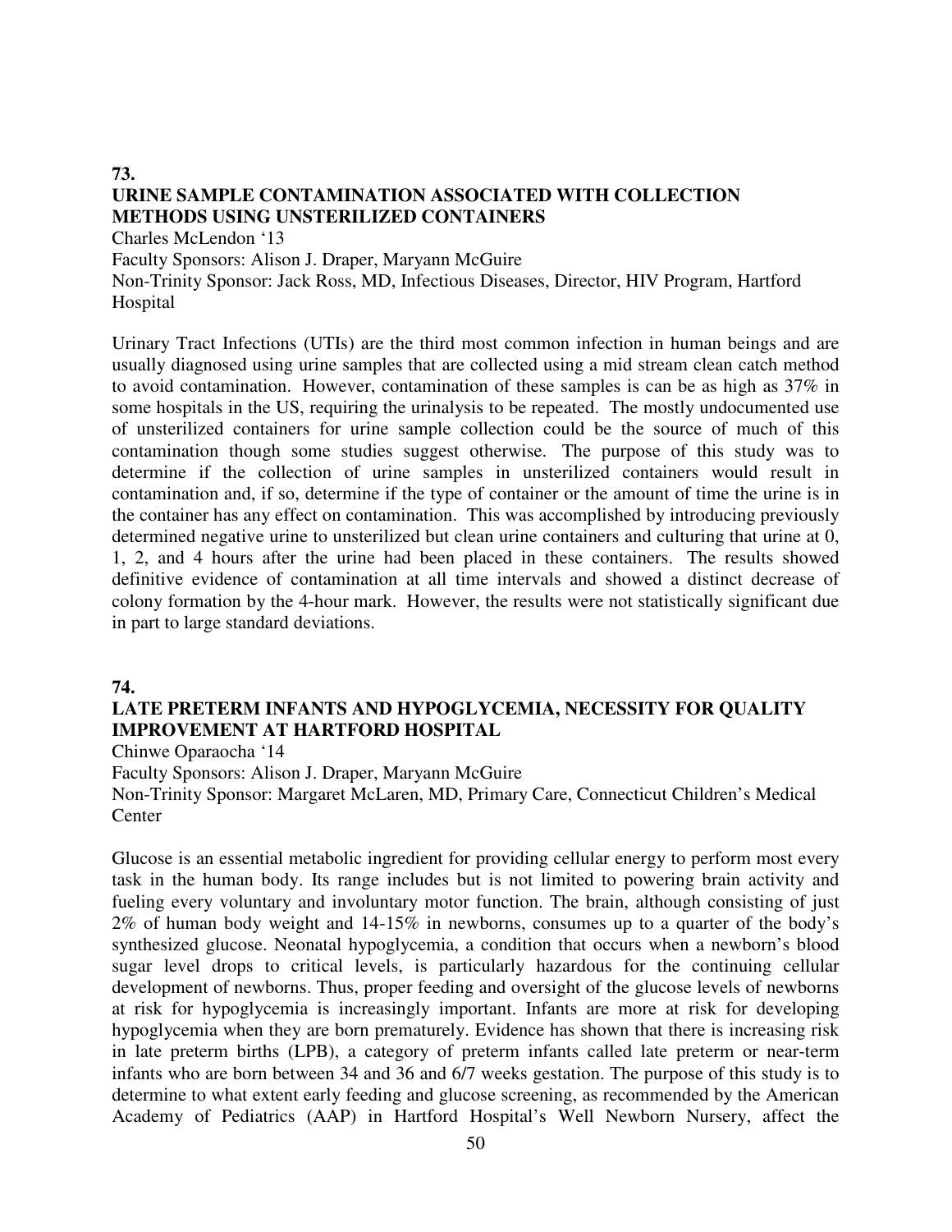**73.**

**URINE SAMPLE CONTAMINATION ASSOCIATED WITH COLLECTION METHODS USING UNSTERILIZED CONTAINERS**

Charles McLendon '13
Faculty Sponsors: Alison J. Draper, Maryann McGuire
Non-Trinity Sponsor: Jack Ross, MD, Infectious Diseases, Director, HIV Program, Hartford Hospital

Urinary Tract Infections (UTIs) are the third most common infection in human beings and are usually diagnosed using urine samples that are collected using a mid stream clean catch method to avoid contamination. However, contamination of these samples is can be as high as 37% in some hospitals in the US, requiring the urinalysis to be repeated. The mostly undocumented use of unsterilized containers for urine sample collection could be the source of much of this contamination though some studies suggest otherwise. The purpose of this study was to determine if the collection of urine samples in unsterilized containers would result in contamination and, if so, determine if the type of container or the amount of time the urine is in the container has any effect on contamination. This was accomplished by introducing previously determined negative urine to unsterilized but clean urine containers and culturing that urine at 0, 1, 2, and 4 hours after the urine had been placed in these containers. The results showed definitive evidence of contamination at all time intervals and showed a distinct decrease of colony formation by the 4-hour mark. However, the results were not statistically significant due in part to large standard deviations.

**74.**

**LATE PRETERM INFANTS AND HYPOGLYCEMIA, NECESSITY FOR QUALITY IMPROVEMENT AT HARTFORD HOSPITAL**

Chinwe Oparaocha '14
Faculty Sponsors: Alison J. Draper, Maryann McGuire
Non-Trinity Sponsor: Margaret McLaren, MD, Primary Care, Connecticut Children's Medical Center

Glucose is an essential metabolic ingredient for providing cellular energy to perform most every task in the human body. Its range includes but is not limited to powering brain activity and fueling every voluntary and involuntary motor function. The brain, although consisting of just 2% of human body weight and 14-15% in newborns, consumes up to a quarter of the body's synthesized glucose. Neonatal hypoglycemia, a condition that occurs when a newborn's blood sugar level drops to critical levels, is particularly hazardous for the continuing cellular development of newborns. Thus, proper feeding and oversight of the glucose levels of newborns at risk for hypoglycemia is increasingly important. Infants are more at risk for developing hypoglycemia when they are born prematurely. Evidence has shown that there is increasing risk in late preterm births (LPB), a category of preterm infants called late preterm or near-term infants who are born between 34 and 36 and 6/7 weeks gestation. The purpose of this study is to determine to what extent early feeding and glucose screening, as recommended by the American Academy of Pediatrics (AAP) in Hartford Hospital's Well Newborn Nursery, affect the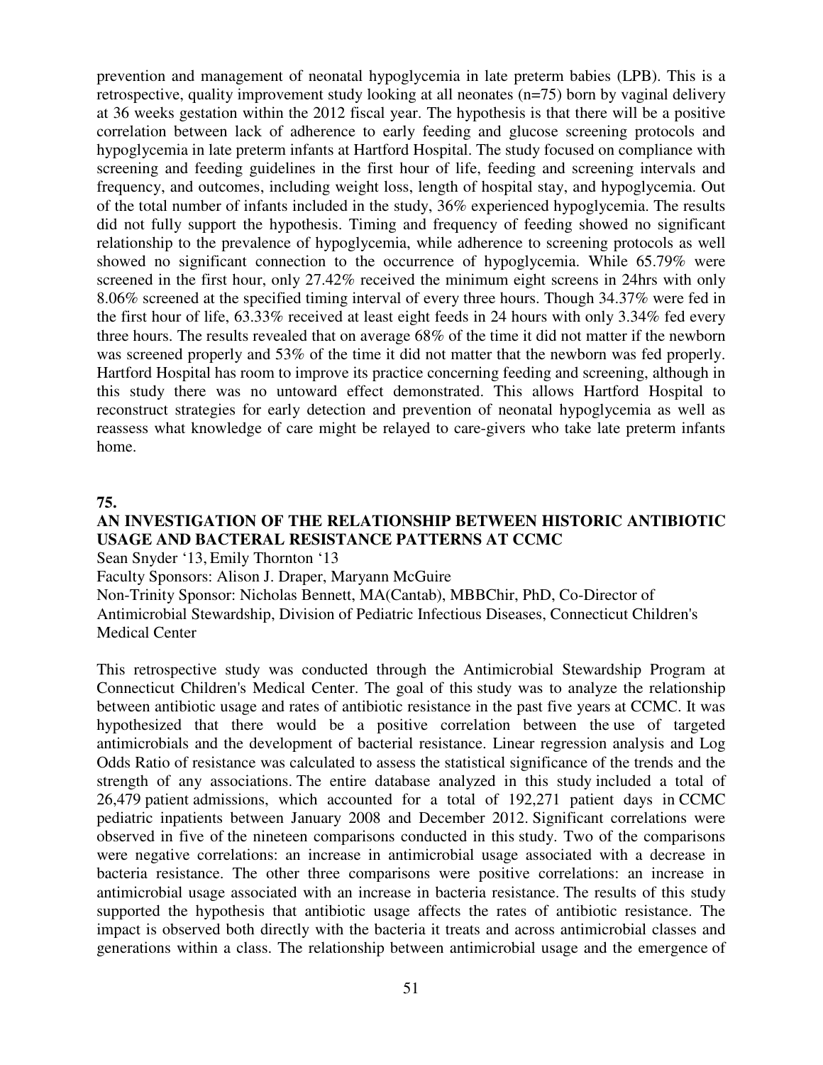prevention and management of neonatal hypoglycemia in late preterm babies (LPB). This is a retrospective, quality improvement study looking at all neonates (n=75) born by vaginal delivery at 36 weeks gestation within the 2012 fiscal year. The hypothesis is that there will be a positive correlation between lack of adherence to early feeding and glucose screening protocols and hypoglycemia in late preterm infants at Hartford Hospital. The study focused on compliance with screening and feeding guidelines in the first hour of life, feeding and screening intervals and frequency, and outcomes, including weight loss, length of hospital stay, and hypoglycemia. Out of the total number of infants included in the study, 36% experienced hypoglycemia. The results did not fully support the hypothesis. Timing and frequency of feeding showed no significant relationship to the prevalence of hypoglycemia, while adherence to screening protocols as well showed no significant connection to the occurrence of hypoglycemia. While 65.79% were screened in the first hour, only 27.42% received the minimum eight screens in 24hrs with only 8.06% screened at the specified timing interval of every three hours. Though 34.37% were fed in the first hour of life, 63.33% received at least eight feeds in 24 hours with only 3.34% fed every three hours. The results revealed that on average 68% of the time it did not matter if the newborn was screened properly and 53% of the time it did not matter that the newborn was fed properly. Hartford Hospital has room to improve its practice concerning feeding and screening, although in this study there was no untoward effect demonstrated. This allows Hartford Hospital to reconstruct strategies for early detection and prevention of neonatal hypoglycemia as well as reassess what knowledge of care might be relayed to care-givers who take late preterm infants home.

**75.**

**AN INVESTIGATION OF THE RELATIONSHIP BETWEEN HISTORIC ANTIBIOTIC USAGE AND BACTERAL RESISTANCE PATTERNS AT CCMC**

Sean Snyder '13, Emily Thornton '13
Faculty Sponsors: Alison J. Draper, Maryann McGuire
Non-Trinity Sponsor: Nicholas Bennett, MA(Cantab), MBBChir, PhD, Co-Director of Antimicrobial Stewardship, Division of Pediatric Infectious Diseases, Connecticut Children's Medical Center

This retrospective study was conducted through the Antimicrobial Stewardship Program at Connecticut Children's Medical Center. The goal of this study was to analyze the relationship between antibiotic usage and rates of antibiotic resistance in the past five years at CCMC. It was hypothesized that there would be a positive correlation between the use of targeted antimicrobials and the development of bacterial resistance. Linear regression analysis and Log Odds Ratio of resistance was calculated to assess the statistical significance of the trends and the strength of any associations. The entire database analyzed in this study included a total of 26,479 patient admissions, which accounted for a total of 192,271 patient days in CCMC pediatric inpatients between January 2008 and December 2012. Significant correlations were observed in five of the nineteen comparisons conducted in this study. Two of the comparisons were negative correlations: an increase in antimicrobial usage associated with a decrease in bacteria resistance. The other three comparisons were positive correlations: an increase in antimicrobial usage associated with an increase in bacteria resistance. The results of this study supported the hypothesis that antibiotic usage affects the rates of antibiotic resistance. The impact is observed both directly with the bacteria it treats and across antimicrobial classes and generations within a class. The relationship between antimicrobial usage and the emergence of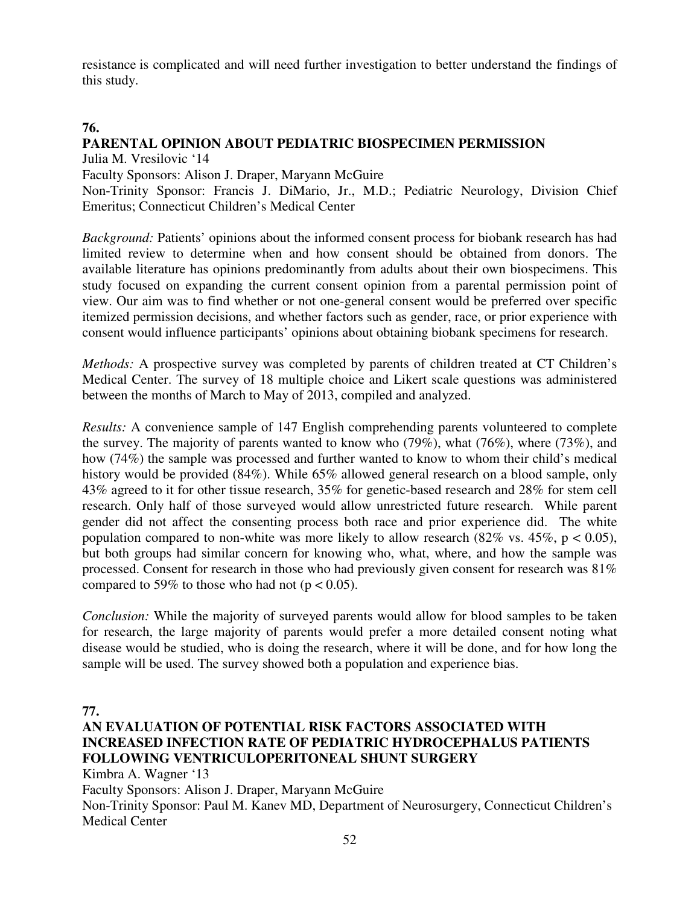resistance is complicated and will need further investigation to better understand the findings of this study.

## 76.

### PARENTAL OPINION ABOUT PEDIATRIC BIOSPECIMEN PERMISSION

Julia M. Vresilovic '14

Faculty Sponsors: Alison J. Draper, Maryann McGuire

Non-Trinity Sponsor: Francis J. DiMario, Jr., M.D.; Pediatric Neurology, Division Chief Emeritus; Connecticut Children's Medical Center

*Background:* Patients' opinions about the informed consent process for biobank research has had limited review to determine when and how consent should be obtained from donors. The available literature has opinions predominantly from adults about their own biospecimens. This study focused on expanding the current consent opinion from a parental permission point of view. Our aim was to find whether or not one-general consent would be preferred over specific itemized permission decisions, and whether factors such as gender, race, or prior experience with consent would influence participants' opinions about obtaining biobank specimens for research.

*Methods:* A prospective survey was completed by parents of children treated at CT Children's Medical Center. The survey of 18 multiple choice and Likert scale questions was administered between the months of March to May of 2013, compiled and analyzed.

*Results:* A convenience sample of 147 English comprehending parents volunteered to complete the survey. The majority of parents wanted to know who (79%), what (76%), where (73%), and how (74%) the sample was processed and further wanted to know to whom their child's medical history would be provided (84%). While 65% allowed general research on a blood sample, only 43% agreed to it for other tissue research, 35% for genetic-based research and 28% for stem cell research. Only half of those surveyed would allow unrestricted future research. While parent gender did not affect the consenting process both race and prior experience did. The white population compared to non-white was more likely to allow research (82% vs. 45%, $p < 0.05$), but both groups had similar concern for knowing who, what, where, and how the sample was processed. Consent for research in those who had previously given consent for research was 81% compared to 59% to those who had not ($p < 0.05$).

*Conclusion:* While the majority of surveyed parents would allow for blood samples to be taken for research, the large majority of parents would prefer a more detailed consent noting what disease would be studied, who is doing the research, where it will be done, and for how long the sample will be used. The survey showed both a population and experience bias.

## 77.

### AN EVALUATION OF POTENTIAL RISK FACTORS ASSOCIATED WITH INCREASED INFECTION RATE OF PEDIATRIC HYDROCEPHALUS PATIENTS FOLLOWING VENTRICULOPERITONEAL SHUNT SURGERY

Kimbra A. Wagner '13

Faculty Sponsors: Alison J. Draper, Maryann McGuire

Non-Trinity Sponsor: Paul M. Kanev MD, Department of Neurosurgery, Connecticut Children's Medical Center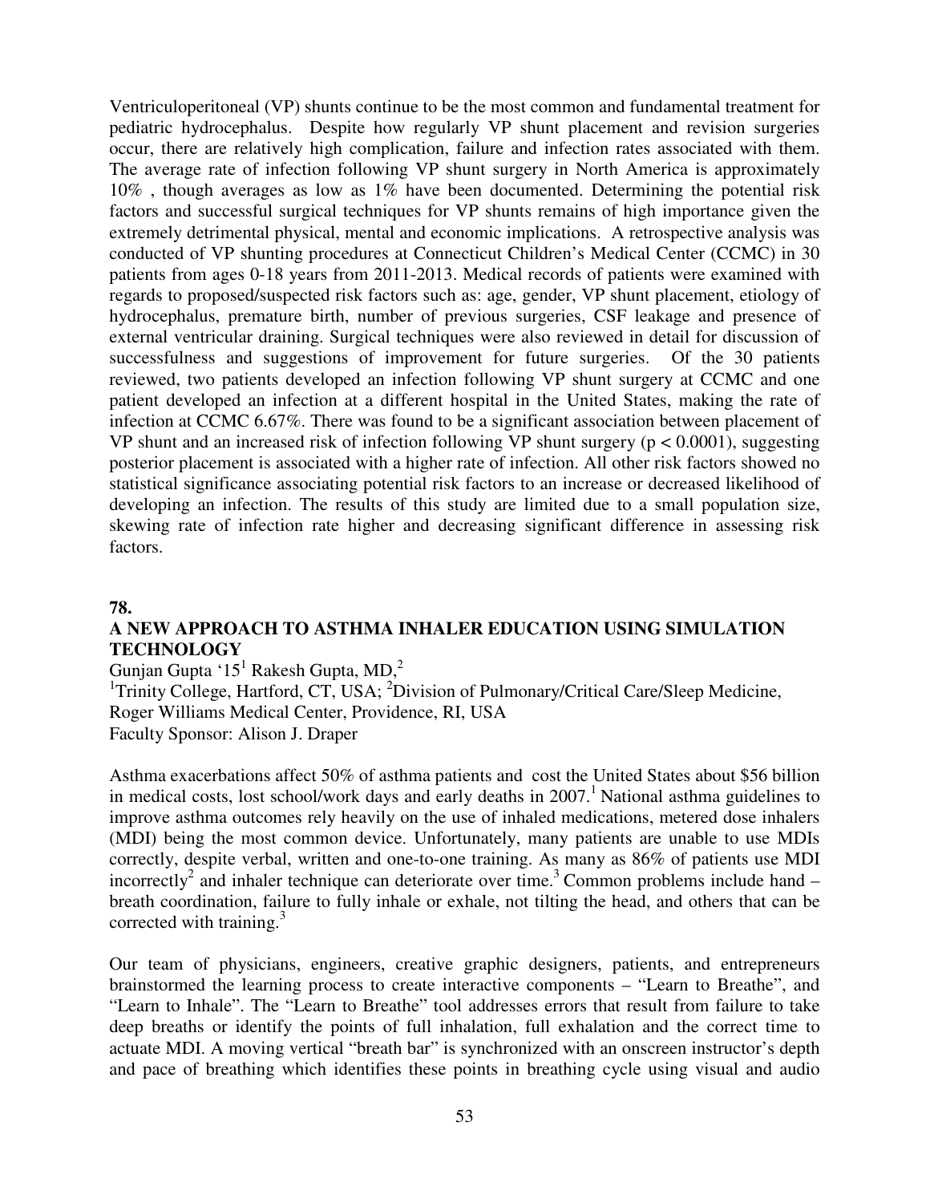Ventriculoperitoneal (VP) shunts continue to be the most common and fundamental treatment for pediatric hydrocephalus. Despite how regularly VP shunt placement and revision surgeries occur, there are relatively high complication, failure and infection rates associated with them. The average rate of infection following VP shunt surgery in North America is approximately 10% , though averages as low as 1% have been documented. Determining the potential risk factors and successful surgical techniques for VP shunts remains of high importance given the extremely detrimental physical, mental and economic implications. A retrospective analysis was conducted of VP shunting procedures at Connecticut Children's Medical Center (CCMC) in 30 patients from ages 0-18 years from 2011-2013. Medical records of patients were examined with regards to proposed/suspected risk factors such as: age, gender, VP shunt placement, etiology of hydrocephalus, premature birth, number of previous surgeries, CSF leakage and presence of external ventricular draining. Surgical techniques were also reviewed in detail for discussion of successfulness and suggestions of improvement for future surgeries. Of the 30 patients reviewed, two patients developed an infection following VP shunt surgery at CCMC and one patient developed an infection at a different hospital in the United States, making the rate of infection at CCMC 6.67%. There was found to be a significant association between placement of VP shunt and an increased risk of infection following VP shunt surgery ($p < 0.0001$), suggesting posterior placement is associated with a higher rate of infection. All other risk factors showed no statistical significance associating potential risk factors to an increase or decreased likelihood of developing an infection. The results of this study are limited due to a small population size, skewing rate of infection rate higher and decreasing significant difference in assessing risk factors.

**78.**

**A NEW APPROACH TO ASTHMA INHALER EDUCATION USING SIMULATION TECHNOLOGY**

Gunjan Gupta '15[1] Rakesh Gupta, MD,[2]

[1]Trinity College, Hartford, CT, USA; [2]Division of Pulmonary/Critical Care/Sleep Medicine, Roger Williams Medical Center, Providence, RI, USA

Faculty Sponsor: Alison J. Draper

Asthma exacerbations affect 50% of asthma patients and cost the United States about $56 billion in medical costs, lost school/work days and early deaths in 2007.[1] National asthma guidelines to improve asthma outcomes rely heavily on the use of inhaled medications, metered dose inhalers (MDI) being the most common device. Unfortunately, many patients are unable to use MDIs correctly, despite verbal, written and one-to-one training. As many as 86% of patients use MDI incorrectly[2] and inhaler technique can deteriorate over time.[3] Common problems include hand – breath coordination, failure to fully inhale or exhale, not tilting the head, and others that can be corrected with training.[3]

Our team of physicians, engineers, creative graphic designers, patients, and entrepreneurs brainstormed the learning process to create interactive components – "Learn to Breathe", and "Learn to Inhale". The "Learn to Breathe" tool addresses errors that result from failure to take deep breaths or identify the points of full inhalation, full exhalation and the correct time to actuate MDI. A moving vertical "breath bar" is synchronized with an onscreen instructor's depth and pace of breathing which identifies these points in breathing cycle using visual and audio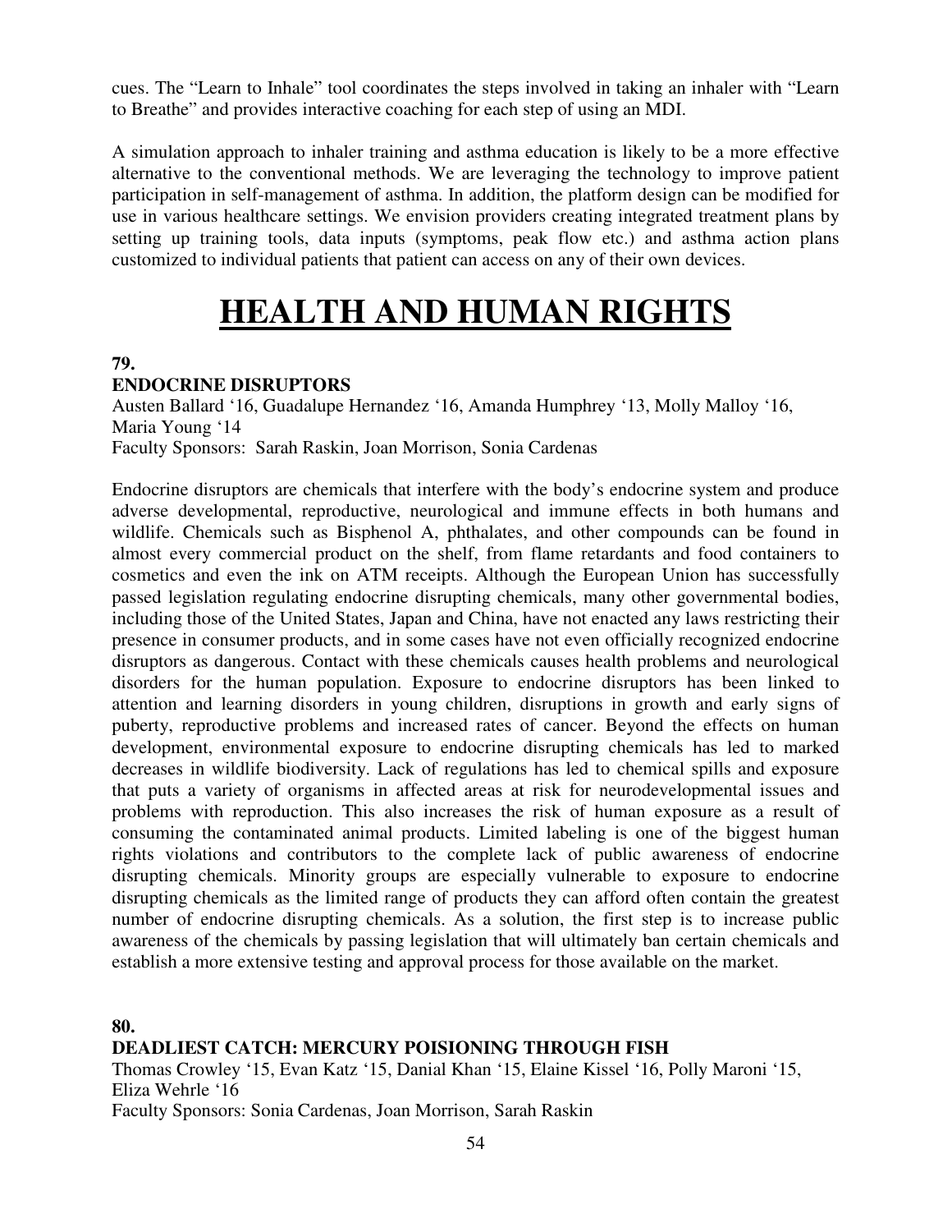cues. The "Learn to Inhale" tool coordinates the steps involved in taking an inhaler with "Learn to Breathe" and provides interactive coaching for each step of using an MDI.

A simulation approach to inhaler training and asthma education is likely to be a more effective alternative to the conventional methods. We are leveraging the technology to improve patient participation in self-management of asthma. In addition, the platform design can be modified for use in various healthcare settings. We envision providers creating integrated treatment plans by setting up training tools, data inputs (symptoms, peak flow etc.) and asthma action plans customized to individual patients that patient can access on any of their own devices.

# HEALTH AND HUMAN RIGHTS

**79.**

**ENDOCRINE DISRUPTORS**

Austen Ballard '16, Guadalupe Hernandez '16, Amanda Humphrey '13, Molly Malloy '16, Maria Young '14

Faculty Sponsors: Sarah Raskin, Joan Morrison, Sonia Cardenas

Endocrine disruptors are chemicals that interfere with the body's endocrine system and produce adverse developmental, reproductive, neurological and immune effects in both humans and wildlife. Chemicals such as Bisphenol A, phthalates, and other compounds can be found in almost every commercial product on the shelf, from flame retardants and food containers to cosmetics and even the ink on ATM receipts. Although the European Union has successfully passed legislation regulating endocrine disrupting chemicals, many other governmental bodies, including those of the United States, Japan and China, have not enacted any laws restricting their presence in consumer products, and in some cases have not even officially recognized endocrine disruptors as dangerous. Contact with these chemicals causes health problems and neurological disorders for the human population. Exposure to endocrine disruptors has been linked to attention and learning disorders in young children, disruptions in growth and early signs of puberty, reproductive problems and increased rates of cancer. Beyond the effects on human development, environmental exposure to endocrine disrupting chemicals has led to marked decreases in wildlife biodiversity. Lack of regulations has led to chemical spills and exposure that puts a variety of organisms in affected areas at risk for neurodevelopmental issues and problems with reproduction. This also increases the risk of human exposure as a result of consuming the contaminated animal products. Limited labeling is one of the biggest human rights violations and contributors to the complete lack of public awareness of endocrine disrupting chemicals. Minority groups are especially vulnerable to exposure to endocrine disrupting chemicals as the limited range of products they can afford often contain the greatest number of endocrine disrupting chemicals. As a solution, the first step is to increase public awareness of the chemicals by passing legislation that will ultimately ban certain chemicals and establish a more extensive testing and approval process for those available on the market.

**80.**

**DEADLIEST CATCH: MERCURY POISIONING THROUGH FISH**

Thomas Crowley '15, Evan Katz '15, Danial Khan '15, Elaine Kissel '16, Polly Maroni '15, Eliza Wehrle '16

Faculty Sponsors: Sonia Cardenas, Joan Morrison, Sarah Raskin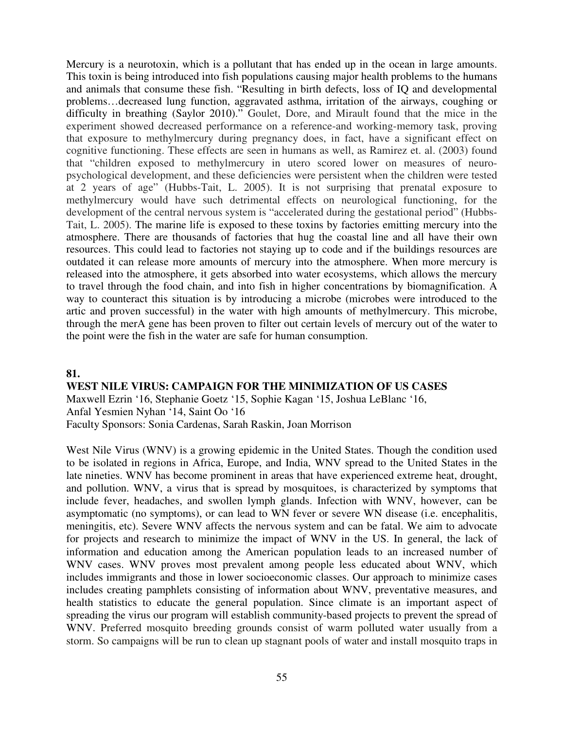Mercury is a neurotoxin, which is a pollutant that has ended up in the ocean in large amounts. This toxin is being introduced into fish populations causing major health problems to the humans and animals that consume these fish. "Resulting in birth defects, loss of IQ and developmental problems…decreased lung function, aggravated asthma, irritation of the airways, coughing or difficulty in breathing (Saylor 2010)." Goulet, Dore, and Mirault found that the mice in the experiment showed decreased performance on a reference-and working-memory task, proving that exposure to methylmercury during pregnancy does, in fact, have a significant effect on cognitive functioning. These effects are seen in humans as well, as Ramirez et. al. (2003) found that "children exposed to methylmercury in utero scored lower on measures of neuro-psychological development, and these deficiencies were persistent when the children were tested at 2 years of age" (Hubbs-Tait, L. 2005). It is not surprising that prenatal exposure to methylmercury would have such detrimental effects on neurological functioning, for the development of the central nervous system is "accelerated during the gestational period" (Hubbs-Tait, L. 2005). The marine life is exposed to these toxins by factories emitting mercury into the atmosphere. There are thousands of factories that hug the coastal line and all have their own resources. This could lead to factories not staying up to code and if the buildings resources are outdated it can release more amounts of mercury into the atmosphere. When more mercury is released into the atmosphere, it gets absorbed into water ecosystems, which allows the mercury to travel through the food chain, and into fish in higher concentrations by biomagnification. A way to counteract this situation is by introducing a microbe (microbes were introduced to the artic and proven successful) in the water with high amounts of methylmercury. This microbe, through the merA gene has been proven to filter out certain levels of mercury out of the water to the point were the fish in the water are safe for human consumption.

**81.**

**WEST NILE VIRUS: CAMPAIGN FOR THE MINIMIZATION OF US CASES**

Maxwell Ezrin '16, Stephanie Goetz '15, Sophie Kagan '15, Joshua LeBlanc '16, Anfal Yesmien Nyhan '14, Saint Oo '16
Faculty Sponsors: Sonia Cardenas, Sarah Raskin, Joan Morrison

West Nile Virus (WNV) is a growing epidemic in the United States. Though the condition used to be isolated in regions in Africa, Europe, and India, WNV spread to the United States in the late nineties. WNV has become prominent in areas that have experienced extreme heat, drought, and pollution. WNV, a virus that is spread by mosquitoes, is characterized by symptoms that include fever, headaches, and swollen lymph glands. Infection with WNV, however, can be asymptomatic (no symptoms), or can lead to WN fever or severe WN disease (i.e. encephalitis, meningitis, etc). Severe WNV affects the nervous system and can be fatal. We aim to advocate for projects and research to minimize the impact of WNV in the US. In general, the lack of information and education among the American population leads to an increased number of WNV cases. WNV proves most prevalent among people less educated about WNV, which includes immigrants and those in lower socioeconomic classes. Our approach to minimize cases includes creating pamphlets consisting of information about WNV, preventative measures, and health statistics to educate the general population. Since climate is an important aspect of spreading the virus our program will establish community-based projects to prevent the spread of WNV. Preferred mosquito breeding grounds consist of warm polluted water usually from a storm. So campaigns will be run to clean up stagnant pools of water and install mosquito traps in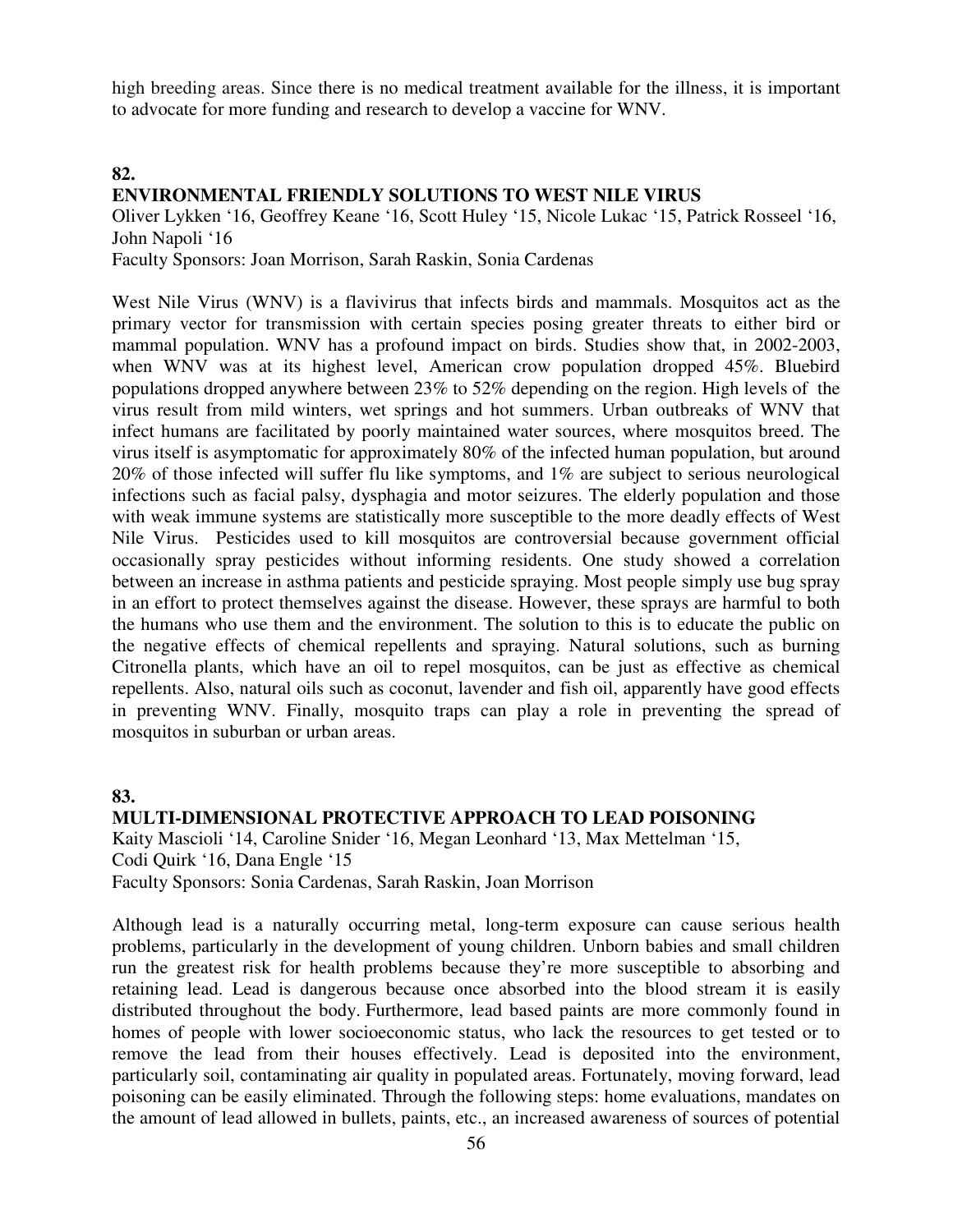high breeding areas. Since there is no medical treatment available for the illness, it is important to advocate for more funding and research to develop a vaccine for WNV.

**82.**

**ENVIRONMENTAL FRIENDLY SOLUTIONS TO WEST NILE VIRUS**

Oliver Lykken '16, Geoffrey Keane '16, Scott Huley '15, Nicole Lukac '15, Patrick Rosseel '16, John Napoli '16

Faculty Sponsors: Joan Morrison, Sarah Raskin, Sonia Cardenas

West Nile Virus (WNV) is a flavivirus that infects birds and mammals. Mosquitos act as the primary vector for transmission with certain species posing greater threats to either bird or mammal population. WNV has a profound impact on birds. Studies show that, in 2002-2003, when WNV was at its highest level, American crow population dropped 45%. Bluebird populations dropped anywhere between 23% to 52% depending on the region. High levels of the virus result from mild winters, wet springs and hot summers. Urban outbreaks of WNV that infect humans are facilitated by poorly maintained water sources, where mosquitos breed. The virus itself is asymptomatic for approximately 80% of the infected human population, but around 20% of those infected will suffer flu like symptoms, and 1% are subject to serious neurological infections such as facial palsy, dysphagia and motor seizures. The elderly population and those with weak immune systems are statistically more susceptible to the more deadly effects of West Nile Virus. Pesticides used to kill mosquitos are controversial because government official occasionally spray pesticides without informing residents. One study showed a correlation between an increase in asthma patients and pesticide spraying. Most people simply use bug spray in an effort to protect themselves against the disease. However, these sprays are harmful to both the humans who use them and the environment. The solution to this is to educate the public on the negative effects of chemical repellents and spraying. Natural solutions, such as burning Citronella plants, which have an oil to repel mosquitos, can be just as effective as chemical repellents. Also, natural oils such as coconut, lavender and fish oil, apparently have good effects in preventing WNV. Finally, mosquito traps can play a role in preventing the spread of mosquitos in suburban or urban areas.

**83.**

**MULTI-DIMENSIONAL PROTECTIVE APPROACH TO LEAD POISONING**

Kaity Mascioli '14, Caroline Snider '16, Megan Leonhard '13, Max Mettelman '15, Codi Quirk '16, Dana Engle '15

Faculty Sponsors: Sonia Cardenas, Sarah Raskin, Joan Morrison

Although lead is a naturally occurring metal, long-term exposure can cause serious health problems, particularly in the development of young children. Unborn babies and small children run the greatest risk for health problems because they're more susceptible to absorbing and retaining lead. Lead is dangerous because once absorbed into the blood stream it is easily distributed throughout the body. Furthermore, lead based paints are more commonly found in homes of people with lower socioeconomic status, who lack the resources to get tested or to remove the lead from their houses effectively. Lead is deposited into the environment, particularly soil, contaminating air quality in populated areas. Fortunately, moving forward, lead poisoning can be easily eliminated. Through the following steps: home evaluations, mandates on the amount of lead allowed in bullets, paints, etc., an increased awareness of sources of potential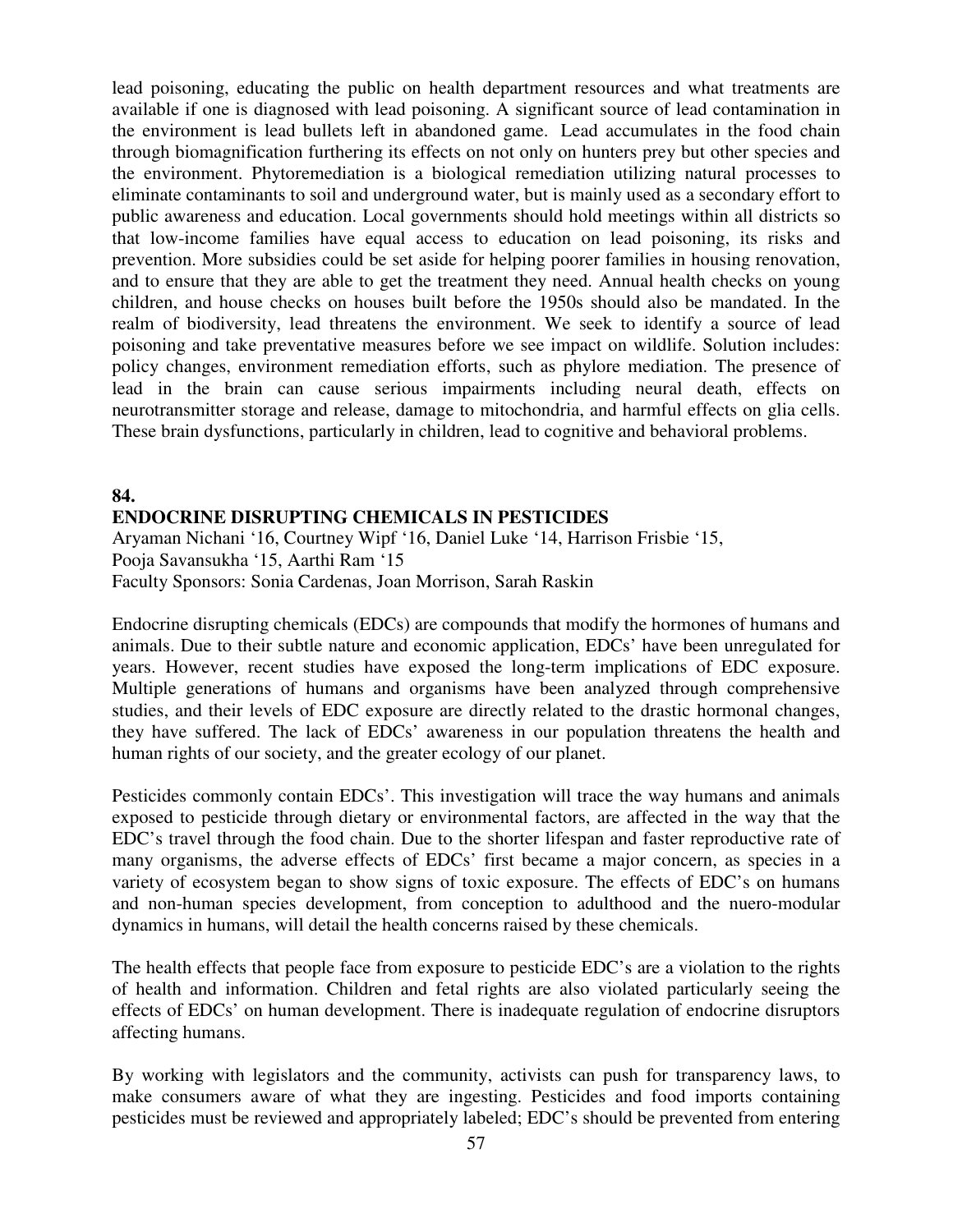lead poisoning, educating the public on health department resources and what treatments are available if one is diagnosed with lead poisoning. A significant source of lead contamination in the environment is lead bullets left in abandoned game. Lead accumulates in the food chain through biomagnification furthering its effects on not only on hunters prey but other species and the environment. Phytoremediation is a biological remediation utilizing natural processes to eliminate contaminants to soil and underground water, but is mainly used as a secondary effort to public awareness and education. Local governments should hold meetings within all districts so that low-income families have equal access to education on lead poisoning, its risks and prevention. More subsidies could be set aside for helping poorer families in housing renovation, and to ensure that they are able to get the treatment they need. Annual health checks on young children, and house checks on houses built before the 1950s should also be mandated. In the realm of biodiversity, lead threatens the environment. We seek to identify a source of lead poisoning and take preventative measures before we see impact on wildlife. Solution includes: policy changes, environment remediation efforts, such as phylore mediation. The presence of lead in the brain can cause serious impairments including neural death, effects on neurotransmitter storage and release, damage to mitochondria, and harmful effects on glia cells. These brain dysfunctions, particularly in children, lead to cognitive and behavioral problems.

**84.**

**ENDOCRINE DISRUPTING CHEMICALS IN PESTICIDES**

Aryaman Nichani '16, Courtney Wipf '16, Daniel Luke '14, Harrison Frisbie '15, Pooja Savansukha '15, Aarthi Ram '15
Faculty Sponsors: Sonia Cardenas, Joan Morrison, Sarah Raskin

Endocrine disrupting chemicals (EDCs) are compounds that modify the hormones of humans and animals. Due to their subtle nature and economic application, EDCs' have been unregulated for years. However, recent studies have exposed the long-term implications of EDC exposure. Multiple generations of humans and organisms have been analyzed through comprehensive studies, and their levels of EDC exposure are directly related to the drastic hormonal changes, they have suffered. The lack of EDCs' awareness in our population threatens the health and human rights of our society, and the greater ecology of our planet.

Pesticides commonly contain EDCs'. This investigation will trace the way humans and animals exposed to pesticide through dietary or environmental factors, are affected in the way that the EDC's travel through the food chain. Due to the shorter lifespan and faster reproductive rate of many organisms, the adverse effects of EDCs' first became a major concern, as species in a variety of ecosystem began to show signs of toxic exposure. The effects of EDC's on humans and non-human species development, from conception to adulthood and the nuero-modular dynamics in humans, will detail the health concerns raised by these chemicals.

The health effects that people face from exposure to pesticide EDC's are a violation to the rights of health and information. Children and fetal rights are also violated particularly seeing the effects of EDCs' on human development. There is inadequate regulation of endocrine disruptors affecting humans.

By working with legislators and the community, activists can push for transparency laws, to make consumers aware of what they are ingesting. Pesticides and food imports containing pesticides must be reviewed and appropriately labeled; EDC's should be prevented from entering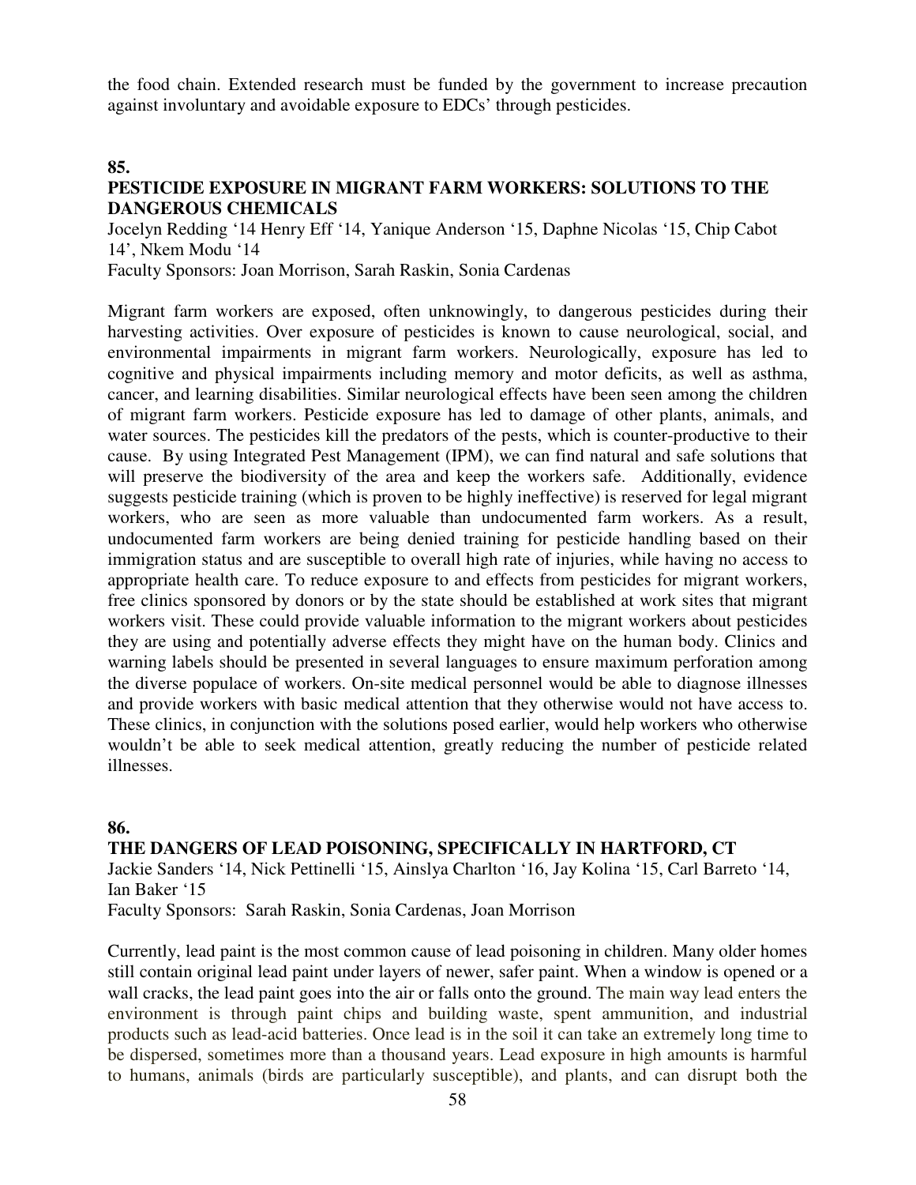the food chain. Extended research must be funded by the government to increase precaution against involuntary and avoidable exposure to EDCs' through pesticides.

**85.**

**PESTICIDE EXPOSURE IN MIGRANT FARM WORKERS: SOLUTIONS TO THE DANGEROUS CHEMICALS**

Jocelyn Redding '14 Henry Eff '14, Yanique Anderson '15, Daphne Nicolas '15, Chip Cabot 14', Nkem Modu '14

Faculty Sponsors: Joan Morrison, Sarah Raskin, Sonia Cardenas

Migrant farm workers are exposed, often unknowingly, to dangerous pesticides during their harvesting activities. Over exposure of pesticides is known to cause neurological, social, and environmental impairments in migrant farm workers. Neurologically, exposure has led to cognitive and physical impairments including memory and motor deficits, as well as asthma, cancer, and learning disabilities. Similar neurological effects have been seen among the children of migrant farm workers. Pesticide exposure has led to damage of other plants, animals, and water sources. The pesticides kill the predators of the pests, which is counter-productive to their cause. By using Integrated Pest Management (IPM), we can find natural and safe solutions that will preserve the biodiversity of the area and keep the workers safe. Additionally, evidence suggests pesticide training (which is proven to be highly ineffective) is reserved for legal migrant workers, who are seen as more valuable than undocumented farm workers. As a result, undocumented farm workers are being denied training for pesticide handling based on their immigration status and are susceptible to overall high rate of injuries, while having no access to appropriate health care. To reduce exposure to and effects from pesticides for migrant workers, free clinics sponsored by donors or by the state should be established at work sites that migrant workers visit. These could provide valuable information to the migrant workers about pesticides they are using and potentially adverse effects they might have on the human body. Clinics and warning labels should be presented in several languages to ensure maximum perforation among the diverse populace of workers. On-site medical personnel would be able to diagnose illnesses and provide workers with basic medical attention that they otherwise would not have access to. These clinics, in conjunction with the solutions posed earlier, would help workers who otherwise wouldn't be able to seek medical attention, greatly reducing the number of pesticide related illnesses.

**86.**

**THE DANGERS OF LEAD POISONING, SPECIFICALLY IN HARTFORD, CT**

Jackie Sanders '14, Nick Pettinelli '15, Ainslya Charlton '16, Jay Kolina '15, Carl Barreto '14, Ian Baker '15

Faculty Sponsors: Sarah Raskin, Sonia Cardenas, Joan Morrison

Currently, lead paint is the most common cause of lead poisoning in children. Many older homes still contain original lead paint under layers of newer, safer paint. When a window is opened or a wall cracks, the lead paint goes into the air or falls onto the ground. The main way lead enters the environment is through paint chips and building waste, spent ammunition, and industrial products such as lead-acid batteries. Once lead is in the soil it can take an extremely long time to be dispersed, sometimes more than a thousand years. Lead exposure in high amounts is harmful to humans, animals (birds are particularly susceptible), and plants, and can disrupt both the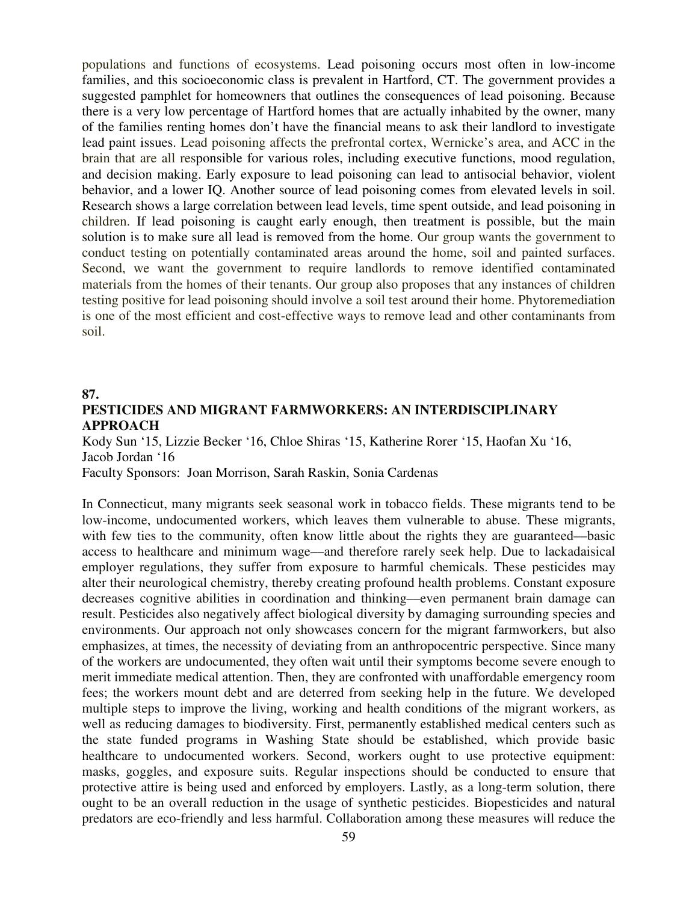populations and functions of ecosystems. Lead poisoning occurs most often in low-income families, and this socioeconomic class is prevalent in Hartford, CT. The government provides a suggested pamphlet for homeowners that outlines the consequences of lead poisoning. Because there is a very low percentage of Hartford homes that are actually inhabited by the owner, many of the families renting homes don't have the financial means to ask their landlord to investigate lead paint issues. Lead poisoning affects the prefrontal cortex, Wernicke's area, and ACC in the brain that are all responsible for various roles, including executive functions, mood regulation, and decision making. Early exposure to lead poisoning can lead to antisocial behavior, violent behavior, and a lower IQ. Another source of lead poisoning comes from elevated levels in soil. Research shows a large correlation between lead levels, time spent outside, and lead poisoning in children. If lead poisoning is caught early enough, then treatment is possible, but the main solution is to make sure all lead is removed from the home. Our group wants the government to conduct testing on potentially contaminated areas around the home, soil and painted surfaces. Second, we want the government to require landlords to remove identified contaminated materials from the homes of their tenants. Our group also proposes that any instances of children testing positive for lead poisoning should involve a soil test around their home. Phytoremediation is one of the most efficient and cost-effective ways to remove lead and other contaminants from soil.

**87.**

**PESTICIDES AND MIGRANT FARMWORKERS: AN INTERDISCIPLINARY APPROACH**

Kody Sun '15, Lizzie Becker '16, Chloe Shiras '15, Katherine Rorer '15, Haofan Xu '16, Jacob Jordan '16

Faculty Sponsors: Joan Morrison, Sarah Raskin, Sonia Cardenas

In Connecticut, many migrants seek seasonal work in tobacco fields. These migrants tend to be low-income, undocumented workers, which leaves them vulnerable to abuse. These migrants, with few ties to the community, often know little about the rights they are guaranteed—basic access to healthcare and minimum wage—and therefore rarely seek help. Due to lackadaisical employer regulations, they suffer from exposure to harmful chemicals. These pesticides may alter their neurological chemistry, thereby creating profound health problems. Constant exposure decreases cognitive abilities in coordination and thinking—even permanent brain damage can result. Pesticides also negatively affect biological diversity by damaging surrounding species and environments. Our approach not only showcases concern for the migrant farmworkers, but also emphasizes, at times, the necessity of deviating from an anthropocentric perspective. Since many of the workers are undocumented, they often wait until their symptoms become severe enough to merit immediate medical attention. Then, they are confronted with unaffordable emergency room fees; the workers mount debt and are deterred from seeking help in the future. We developed multiple steps to improve the living, working and health conditions of the migrant workers, as well as reducing damages to biodiversity. First, permanently established medical centers such as the state funded programs in Washing State should be established, which provide basic healthcare to undocumented workers. Second, workers ought to use protective equipment: masks, goggles, and exposure suits. Regular inspections should be conducted to ensure that protective attire is being used and enforced by employers. Lastly, as a long-term solution, there ought to be an overall reduction in the usage of synthetic pesticides. Biopesticides and natural predators are eco-friendly and less harmful. Collaboration among these measures will reduce the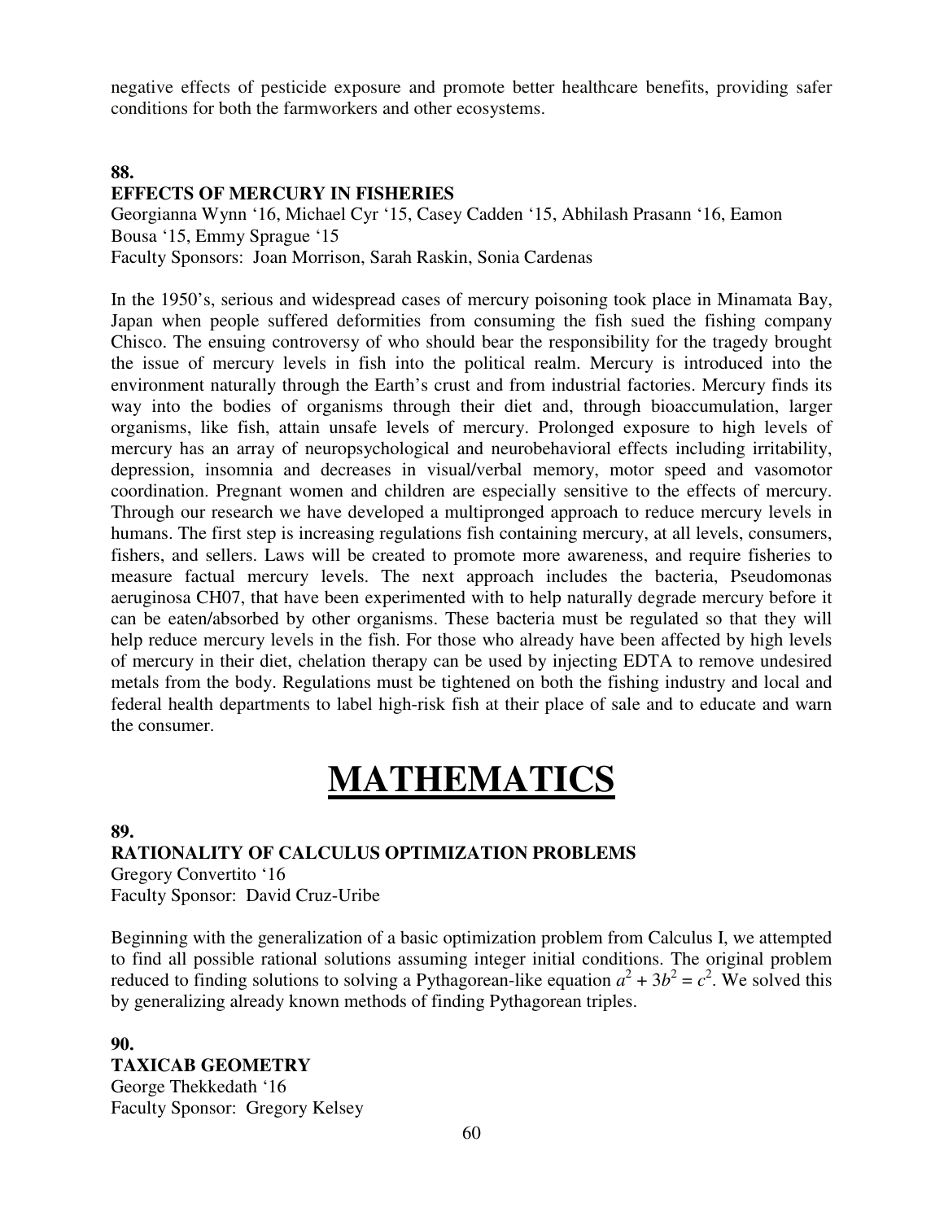negative effects of pesticide exposure and promote better healthcare benefits, providing safer conditions for both the farmworkers and other ecosystems.

**88.**

**EFFECTS OF MERCURY IN FISHERIES**

Georgianna Wynn '16, Michael Cyr '15, Casey Cadden '15, Abhilash Prasann '16, Eamon Bousa '15, Emmy Sprague '15

Faculty Sponsors: Joan Morrison, Sarah Raskin, Sonia Cardenas

In the 1950's, serious and widespread cases of mercury poisoning took place in Minamata Bay, Japan when people suffered deformities from consuming the fish sued the fishing company Chisco. The ensuing controversy of who should bear the responsibility for the tragedy brought the issue of mercury levels in fish into the political realm. Mercury is introduced into the environment naturally through the Earth's crust and from industrial factories. Mercury finds its way into the bodies of organisms through their diet and, through bioaccumulation, larger organisms, like fish, attain unsafe levels of mercury. Prolonged exposure to high levels of mercury has an array of neuropsychological and neurobehavioral effects including irritability, depression, insomnia and decreases in visual/verbal memory, motor speed and vasomotor coordination. Pregnant women and children are especially sensitive to the effects of mercury. Through our research we have developed a multipronged approach to reduce mercury levels in humans. The first step is increasing regulations fish containing mercury, at all levels, consumers, fishers, and sellers. Laws will be created to promote more awareness, and require fisheries to measure factual mercury levels. The next approach includes the bacteria, Pseudomonas aeruginosa CH07, that have been experimented with to help naturally degrade mercury before it can be eaten/absorbed by other organisms. These bacteria must be regulated so that they will help reduce mercury levels in the fish. For those who already have been affected by high levels of mercury in their diet, chelation therapy can be used by injecting EDTA to remove undesired metals from the body. Regulations must be tightened on both the fishing industry and local and federal health departments to label high-risk fish at their place of sale and to educate and warn the consumer.

# MATHEMATICS

**89.**

**RATIONALITY OF CALCULUS OPTIMIZATION PROBLEMS**

Gregory Convertito '16

Faculty Sponsor: David Cruz-Uribe

Beginning with the generalization of a basic optimization problem from Calculus I, we attempted to find all possible rational solutions assuming integer initial conditions. The original problem reduced to finding solutions to solving a Pythagorean-like equation $a^2 + 3b^2 = c^2$. We solved this by generalizing already known methods of finding Pythagorean triples.

**90.**

**TAXICAB GEOMETRY**

George Thekkedath '16

Faculty Sponsor: Gregory Kelsey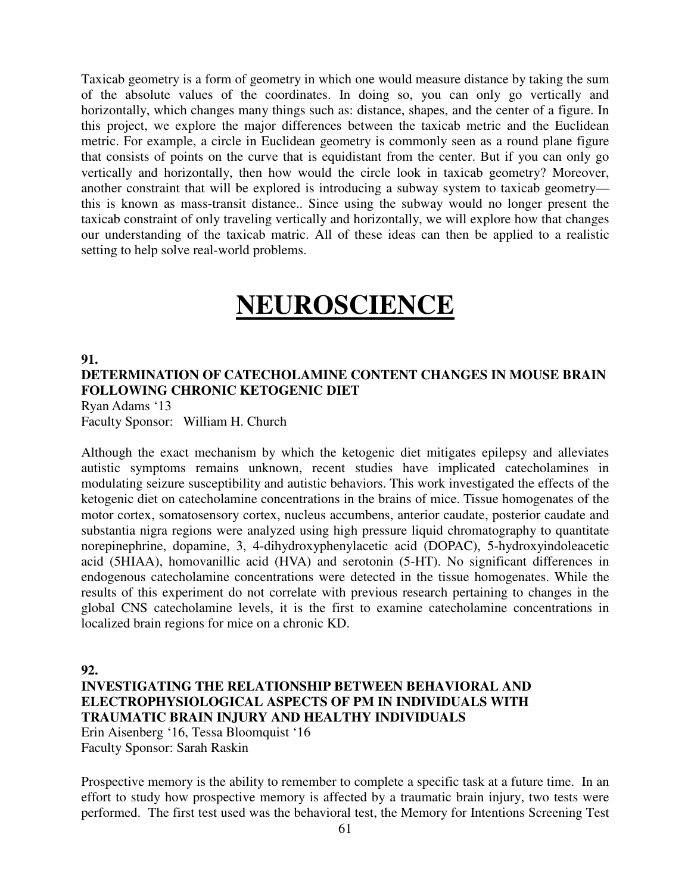Taxicab geometry is a form of geometry in which one would measure distance by taking the sum of the absolute values of the coordinates. In doing so, you can only go vertically and horizontally, which changes many things such as: distance, shapes, and the center of a figure. In this project, we explore the major differences between the taxicab metric and the Euclidean metric. For example, a circle in Euclidean geometry is commonly seen as a round plane figure that consists of points on the curve that is equidistant from the center. But if you can only go vertically and horizontally, then how would the circle look in taxicab geometry? Moreover, another constraint that will be explored is introducing a subway system to taxicab geometry—this is known as mass-transit distance.. Since using the subway would no longer present the taxicab constraint of only traveling vertically and horizontally, we will explore how that changes our understanding of the taxicab matric. All of these ideas can then be applied to a realistic setting to help solve real-world problems.

# NEUROSCIENCE

**91.**

**DETERMINATION OF CATECHOLAMINE CONTENT CHANGES IN MOUSE BRAIN FOLLOWING CHRONIC KETOGENIC DIET**

Ryan Adams '13
Faculty Sponsor: William H. Church

Although the exact mechanism by which the ketogenic diet mitigates epilepsy and alleviates autistic symptoms remains unknown, recent studies have implicated catecholamines in modulating seizure susceptibility and autistic behaviors. This work investigated the effects of the ketogenic diet on catecholamine concentrations in the brains of mice. Tissue homogenates of the motor cortex, somatosensory cortex, nucleus accumbens, anterior caudate, posterior caudate and substantia nigra regions were analyzed using high pressure liquid chromatography to quantitate norepinephrine, dopamine, 3, 4-dihydroxyphenylacetic acid (DOPAC), 5-hydroxyindoleacetic acid (5HIAA), homovanillic acid (HVA) and serotonin (5-HT). No significant differences in endogenous catecholamine concentrations were detected in the tissue homogenates. While the results of this experiment do not correlate with previous research pertaining to changes in the global CNS catecholamine levels, it is the first to examine catecholamine concentrations in localized brain regions for mice on a chronic KD.

**92.**

**INVESTIGATING THE RELATIONSHIP BETWEEN BEHAVIORAL AND ELECTROPHYSIOLOGICAL ASPECTS OF PM IN INDIVIDUALS WITH TRAUMATIC BRAIN INJURY AND HEALTHY INDIVIDUALS**

Erin Aisenberg '16, Tessa Bloomquist '16
Faculty Sponsor: Sarah Raskin

Prospective memory is the ability to remember to complete a specific task at a future time. In an effort to study how prospective memory is affected by a traumatic brain injury, two tests were performed. The first test used was the behavioral test, the Memory for Intentions Screening Test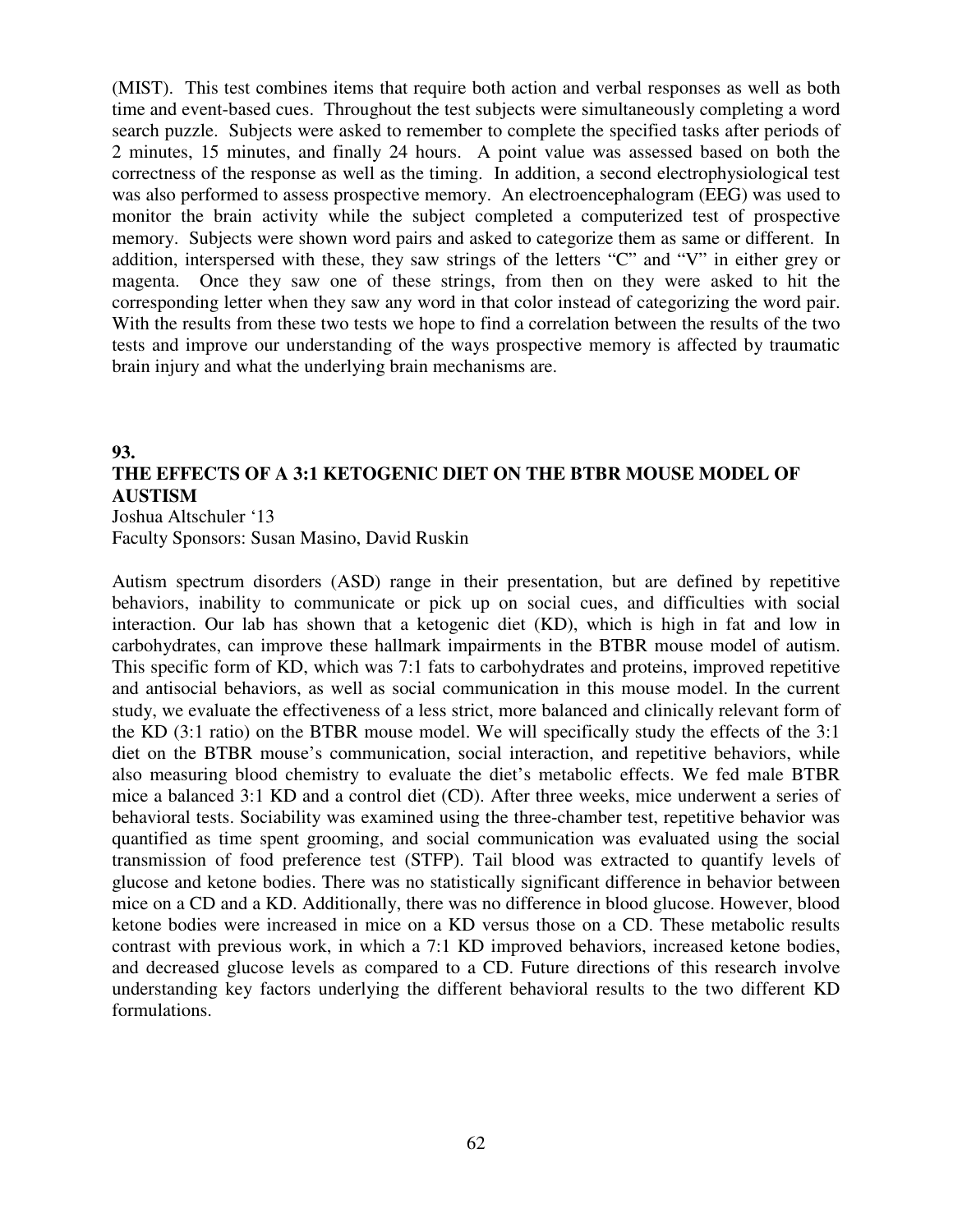(MIST). This test combines items that require both action and verbal responses as well as both time and event-based cues. Throughout the test subjects were simultaneously completing a word search puzzle. Subjects were asked to remember to complete the specified tasks after periods of 2 minutes, 15 minutes, and finally 24 hours. A point value was assessed based on both the correctness of the response as well as the timing. In addition, a second electrophysiological test was also performed to assess prospective memory. An electroencephalogram (EEG) was used to monitor the brain activity while the subject completed a computerized test of prospective memory. Subjects were shown word pairs and asked to categorize them as same or different. In addition, interspersed with these, they saw strings of the letters "C" and "V" in either grey or magenta. Once they saw one of these strings, from then on they were asked to hit the corresponding letter when they saw any word in that color instead of categorizing the word pair. With the results from these two tests we hope to find a correlation between the results of the two tests and improve our understanding of the ways prospective memory is affected by traumatic brain injury and what the underlying brain mechanisms are.

**93.**

**THE EFFECTS OF A 3:1 KETOGENIC DIET ON THE BTBR MOUSE MODEL OF AUSTISM**

Joshua Altschuler '13
Faculty Sponsors: Susan Masino, David Ruskin

Autism spectrum disorders (ASD) range in their presentation, but are defined by repetitive behaviors, inability to communicate or pick up on social cues, and difficulties with social interaction. Our lab has shown that a ketogenic diet (KD), which is high in fat and low in carbohydrates, can improve these hallmark impairments in the BTBR mouse model of autism. This specific form of KD, which was 7:1 fats to carbohydrates and proteins, improved repetitive and antisocial behaviors, as well as social communication in this mouse model. In the current study, we evaluate the effectiveness of a less strict, more balanced and clinically relevant form of the KD (3:1 ratio) on the BTBR mouse model. We will specifically study the effects of the 3:1 diet on the BTBR mouse's communication, social interaction, and repetitive behaviors, while also measuring blood chemistry to evaluate the diet's metabolic effects. We fed male BTBR mice a balanced 3:1 KD and a control diet (CD). After three weeks, mice underwent a series of behavioral tests. Sociability was examined using the three-chamber test, repetitive behavior was quantified as time spent grooming, and social communication was evaluated using the social transmission of food preference test (STFP). Tail blood was extracted to quantify levels of glucose and ketone bodies. There was no statistically significant difference in behavior between mice on a CD and a KD. Additionally, there was no difference in blood glucose. However, blood ketone bodies were increased in mice on a KD versus those on a CD. These metabolic results contrast with previous work, in which a 7:1 KD improved behaviors, increased ketone bodies, and decreased glucose levels as compared to a CD. Future directions of this research involve understanding key factors underlying the different behavioral results to the two different KD formulations.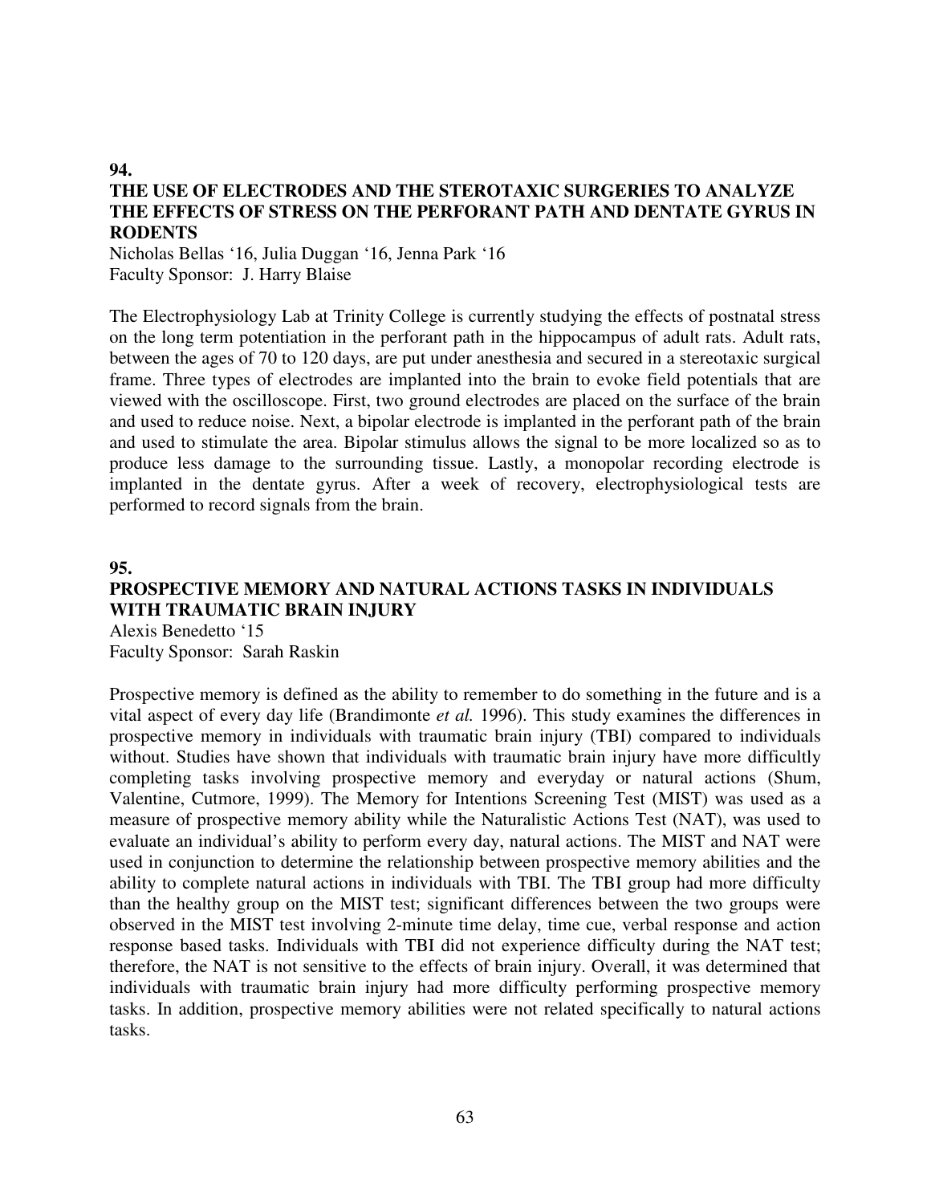**94.**

## THE USE OF ELECTRODES AND THE STEROTAXIC SURGERIES TO ANALYZE THE EFFECTS OF STRESS ON THE PERFORANT PATH AND DENTATE GYRUS IN RODENTS

Nicholas Bellas '16, Julia Duggan '16, Jenna Park '16
Faculty Sponsor: J. Harry Blaise

The Electrophysiology Lab at Trinity College is currently studying the effects of postnatal stress on the long term potentiation in the perforant path in the hippocampus of adult rats. Adult rats, between the ages of 70 to 120 days, are put under anesthesia and secured in a stereotaxic surgical frame. Three types of electrodes are implanted into the brain to evoke field potentials that are viewed with the oscilloscope. First, two ground electrodes are placed on the surface of the brain and used to reduce noise. Next, a bipolar electrode is implanted in the perforant path of the brain and used to stimulate the area. Bipolar stimulus allows the signal to be more localized so as to produce less damage to the surrounding tissue. Lastly, a monopolar recording electrode is implanted in the dentate gyrus. After a week of recovery, electrophysiological tests are performed to record signals from the brain.

**95.**

## PROSPECTIVE MEMORY AND NATURAL ACTIONS TASKS IN INDIVIDUALS WITH TRAUMATIC BRAIN INJURY

Alexis Benedetto '15
Faculty Sponsor: Sarah Raskin

Prospective memory is defined as the ability to remember to do something in the future and is a vital aspect of every day life (Brandimonte *et al.* 1996). This study examines the differences in prospective memory in individuals with traumatic brain injury (TBI) compared to individuals without. Studies have shown that individuals with traumatic brain injury have more difficultly completing tasks involving prospective memory and everyday or natural actions (Shum, Valentine, Cutmore, 1999). The Memory for Intentions Screening Test (MIST) was used as a measure of prospective memory ability while the Naturalistic Actions Test (NAT), was used to evaluate an individual's ability to perform every day, natural actions. The MIST and NAT were used in conjunction to determine the relationship between prospective memory abilities and the ability to complete natural actions in individuals with TBI. The TBI group had more difficulty than the healthy group on the MIST test; significant differences between the two groups were observed in the MIST test involving 2-minute time delay, time cue, verbal response and action response based tasks. Individuals with TBI did not experience difficulty during the NAT test; therefore, the NAT is not sensitive to the effects of brain injury. Overall, it was determined that individuals with traumatic brain injury had more difficulty performing prospective memory tasks. In addition, prospective memory abilities were not related specifically to natural actions tasks.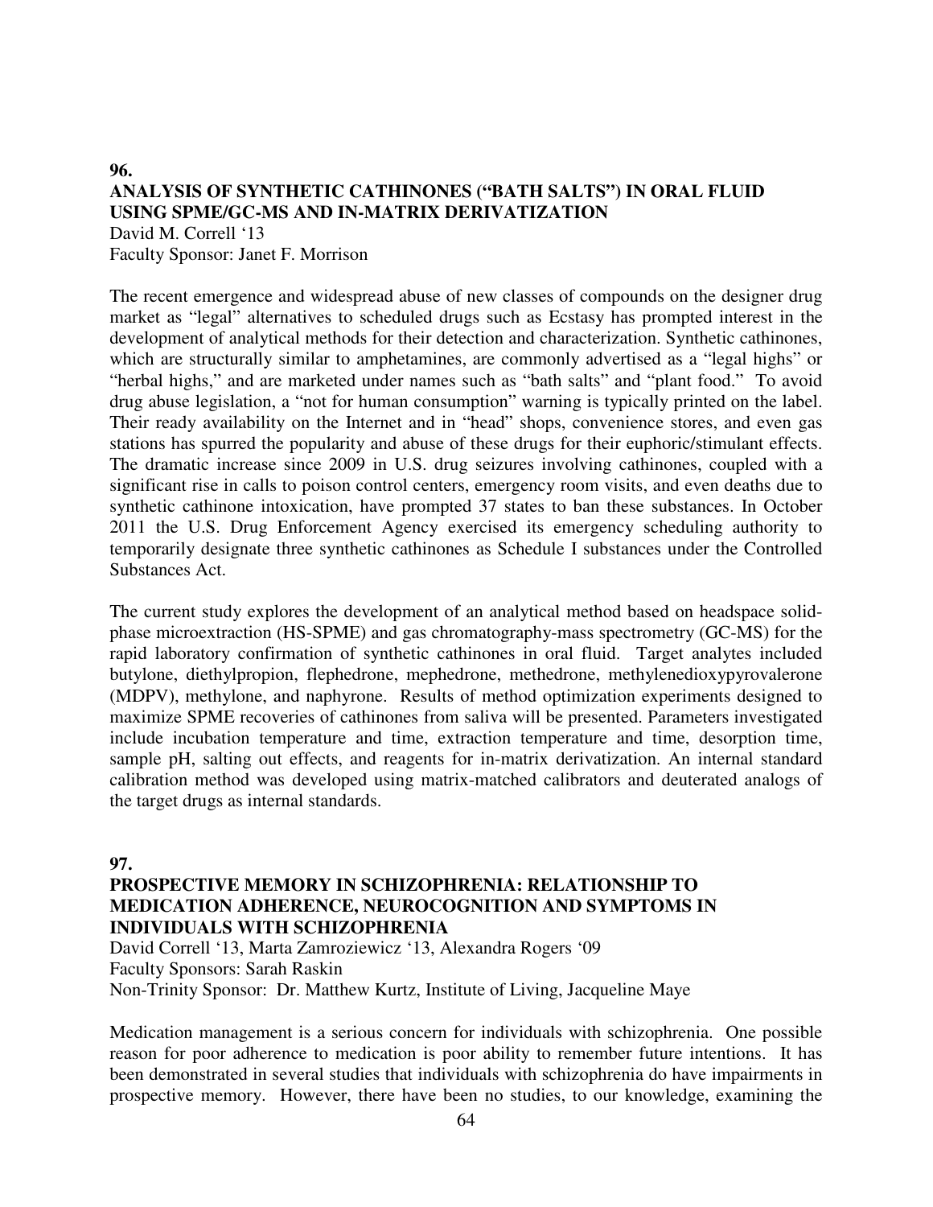**96.**

**ANALYSIS OF SYNTHETIC CATHINONES ("BATH SALTS") IN ORAL FLUID USING SPME/GC-MS AND IN-MATRIX DERIVATIZATION**

David M. Correll '13
Faculty Sponsor: Janet F. Morrison

The recent emergence and widespread abuse of new classes of compounds on the designer drug market as "legal" alternatives to scheduled drugs such as Ecstasy has prompted interest in the development of analytical methods for their detection and characterization. Synthetic cathinones, which are structurally similar to amphetamines, are commonly advertised as a "legal highs" or "herbal highs," and are marketed under names such as "bath salts" and "plant food." To avoid drug abuse legislation, a "not for human consumption" warning is typically printed on the label. Their ready availability on the Internet and in "head" shops, convenience stores, and even gas stations has spurred the popularity and abuse of these drugs for their euphoric/stimulant effects. The dramatic increase since 2009 in U.S. drug seizures involving cathinones, coupled with a significant rise in calls to poison control centers, emergency room visits, and even deaths due to synthetic cathinone intoxication, have prompted 37 states to ban these substances. In October 2011 the U.S. Drug Enforcement Agency exercised its emergency scheduling authority to temporarily designate three synthetic cathinones as Schedule I substances under the Controlled Substances Act.

The current study explores the development of an analytical method based on headspace solid-phase microextraction (HS-SPME) and gas chromatography-mass spectrometry (GC-MS) for the rapid laboratory confirmation of synthetic cathinones in oral fluid. Target analytes included butylone, diethylpropion, flephedrone, mephedrone, methedrone, methylenedioxypyrovalerone (MDPV), methylone, and naphyrone. Results of method optimization experiments designed to maximize SPME recoveries of cathinones from saliva will be presented. Parameters investigated include incubation temperature and time, extraction temperature and time, desorption time, sample pH, salting out effects, and reagents for in-matrix derivatization. An internal standard calibration method was developed using matrix-matched calibrators and deuterated analogs of the target drugs as internal standards.

**97.**

**PROSPECTIVE MEMORY IN SCHIZOPHRENIA: RELATIONSHIP TO MEDICATION ADHERENCE, NEUROCOGNITION AND SYMPTOMS IN INDIVIDUALS WITH SCHIZOPHRENIA**

David Correll '13, Marta Zamroziewicz '13, Alexandra Rogers '09
Faculty Sponsors: Sarah Raskin
Non-Trinity Sponsor: Dr. Matthew Kurtz, Institute of Living, Jacqueline Maye

Medication management is a serious concern for individuals with schizophrenia. One possible reason for poor adherence to medication is poor ability to remember future intentions. It has been demonstrated in several studies that individuals with schizophrenia do have impairments in prospective memory. However, there have been no studies, to our knowledge, examining the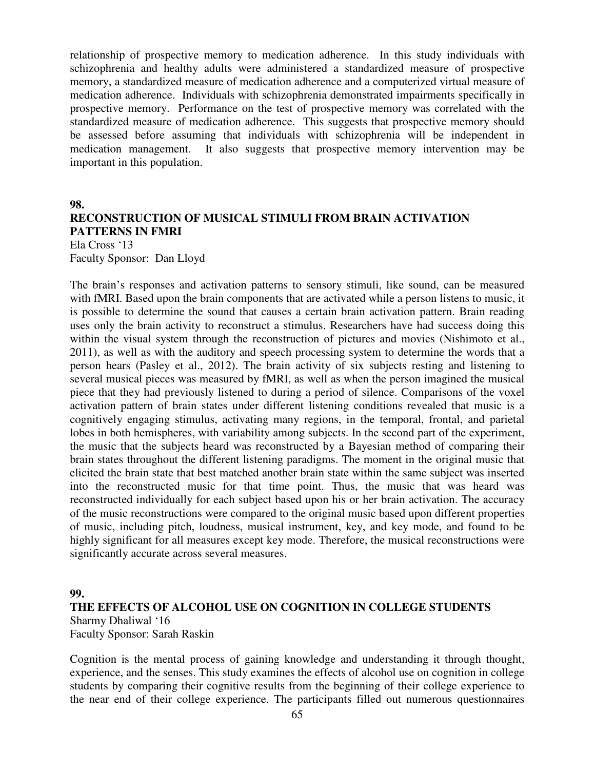relationship of prospective memory to medication adherence. In this study individuals with schizophrenia and healthy adults were administered a standardized measure of prospective memory, a standardized measure of medication adherence and a computerized virtual measure of medication adherence. Individuals with schizophrenia demonstrated impairments specifically in prospective memory. Performance on the test of prospective memory was correlated with the standardized measure of medication adherence. This suggests that prospective memory should be assessed before assuming that individuals with schizophrenia will be independent in medication management. It also suggests that prospective memory intervention may be important in this population.

**98.**

**RECONSTRUCTION OF MUSICAL STIMULI FROM BRAIN ACTIVATION PATTERNS IN FMRI**

Ela Cross '13
Faculty Sponsor: Dan Lloyd

The brain's responses and activation patterns to sensory stimuli, like sound, can be measured with fMRI. Based upon the brain components that are activated while a person listens to music, it is possible to determine the sound that causes a certain brain activation pattern. Brain reading uses only the brain activity to reconstruct a stimulus. Researchers have had success doing this within the visual system through the reconstruction of pictures and movies (Nishimoto et al., 2011), as well as with the auditory and speech processing system to determine the words that a person hears (Pasley et al., 2012). The brain activity of six subjects resting and listening to several musical pieces was measured by fMRI, as well as when the person imagined the musical piece that they had previously listened to during a period of silence. Comparisons of the voxel activation pattern of brain states under different listening conditions revealed that music is a cognitively engaging stimulus, activating many regions, in the temporal, frontal, and parietal lobes in both hemispheres, with variability among subjects. In the second part of the experiment, the music that the subjects heard was reconstructed by a Bayesian method of comparing their brain states throughout the different listening paradigms. The moment in the original music that elicited the brain state that best matched another brain state within the same subject was inserted into the reconstructed music for that time point. Thus, the music that was heard was reconstructed individually for each subject based upon his or her brain activation. The accuracy of the music reconstructions were compared to the original music based upon different properties of music, including pitch, loudness, musical instrument, key, and key mode, and found to be highly significant for all measures except key mode. Therefore, the musical reconstructions were significantly accurate across several measures.

**99.**

**THE EFFECTS OF ALCOHOL USE ON COGNITION IN COLLEGE STUDENTS**

Sharmy Dhaliwal '16
Faculty Sponsor: Sarah Raskin

Cognition is the mental process of gaining knowledge and understanding it through thought, experience, and the senses. This study examines the effects of alcohol use on cognition in college students by comparing their cognitive results from the beginning of their college experience to the near end of their college experience. The participants filled out numerous questionnaires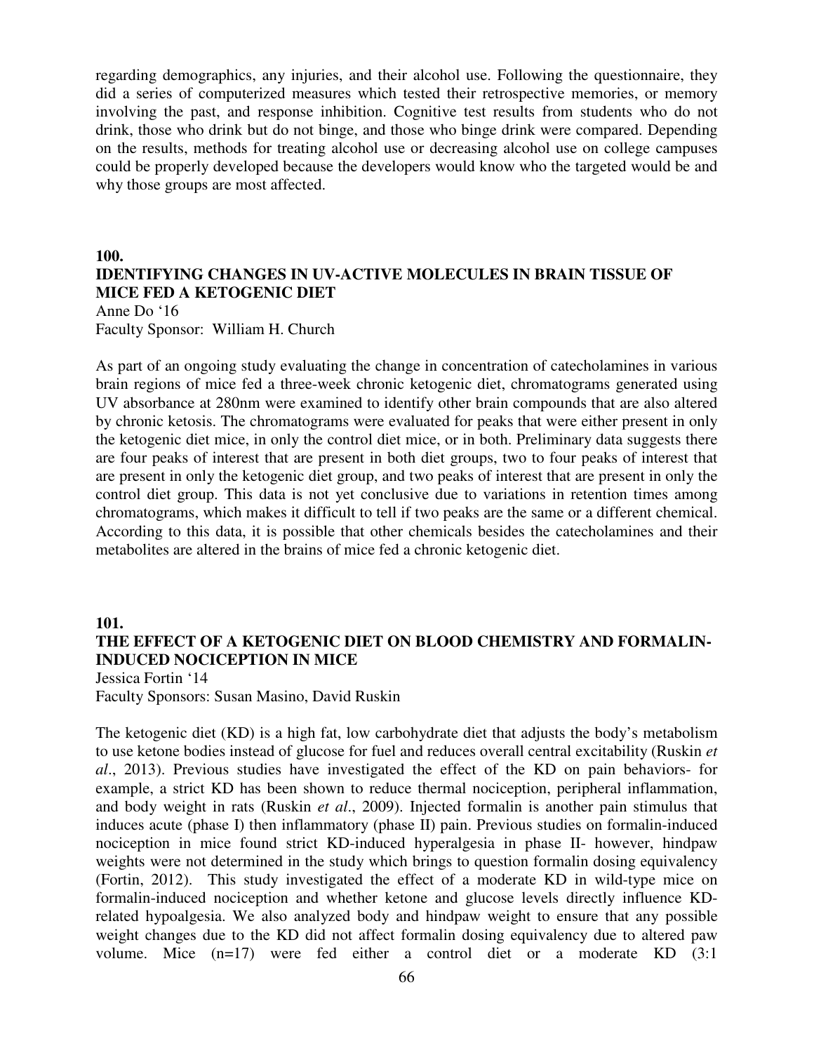regarding demographics, any injuries, and their alcohol use. Following the questionnaire, they did a series of computerized measures which tested their retrospective memories, or memory involving the past, and response inhibition. Cognitive test results from students who do not drink, those who drink but do not binge, and those who binge drink were compared. Depending on the results, methods for treating alcohol use or decreasing alcohol use on college campuses could be properly developed because the developers would know who the targeted would be and why those groups are most affected.

## 100.
## IDENTIFYING CHANGES IN UV-ACTIVE MOLECULES IN BRAIN TISSUE OF MICE FED A KETOGENIC DIET

Anne Do '16
Faculty Sponsor: William H. Church

As part of an ongoing study evaluating the change in concentration of catecholamines in various brain regions of mice fed a three-week chronic ketogenic diet, chromatograms generated using UV absorbance at 280nm were examined to identify other brain compounds that are also altered by chronic ketosis. The chromatograms were evaluated for peaks that were either present in only the ketogenic diet mice, in only the control diet mice, or in both. Preliminary data suggests there are four peaks of interest that are present in both diet groups, two to four peaks of interest that are present in only the ketogenic diet group, and two peaks of interest that are present in only the control diet group. This data is not yet conclusive due to variations in retention times among chromatograms, which makes it difficult to tell if two peaks are the same or a different chemical. According to this data, it is possible that other chemicals besides the catecholamines and their metabolites are altered in the brains of mice fed a chronic ketogenic diet.

## 101.
## THE EFFECT OF A KETOGENIC DIET ON BLOOD CHEMISTRY AND FORMALIN-INDUCED NOCICEPTION IN MICE

Jessica Fortin '14
Faculty Sponsors: Susan Masino, David Ruskin

The ketogenic diet (KD) is a high fat, low carbohydrate diet that adjusts the body's metabolism to use ketone bodies instead of glucose for fuel and reduces overall central excitability (Ruskin *et al*., 2013). Previous studies have investigated the effect of the KD on pain behaviors- for example, a strict KD has been shown to reduce thermal nociception, peripheral inflammation, and body weight in rats (Ruskin *et al*., 2009). Injected formalin is another pain stimulus that induces acute (phase I) then inflammatory (phase II) pain. Previous studies on formalin-induced nociception in mice found strict KD-induced hyperalgesia in phase II- however, hindpaw weights were not determined in the study which brings to question formalin dosing equivalency (Fortin, 2012). This study investigated the effect of a moderate KD in wild-type mice on formalin-induced nociception and whether ketone and glucose levels directly influence KD-related hypoalgesia. We also analyzed body and hindpaw weight to ensure that any possible weight changes due to the KD did not affect formalin dosing equivalency due to altered paw volume. Mice (n=17) were fed either a control diet or a moderate KD (3:1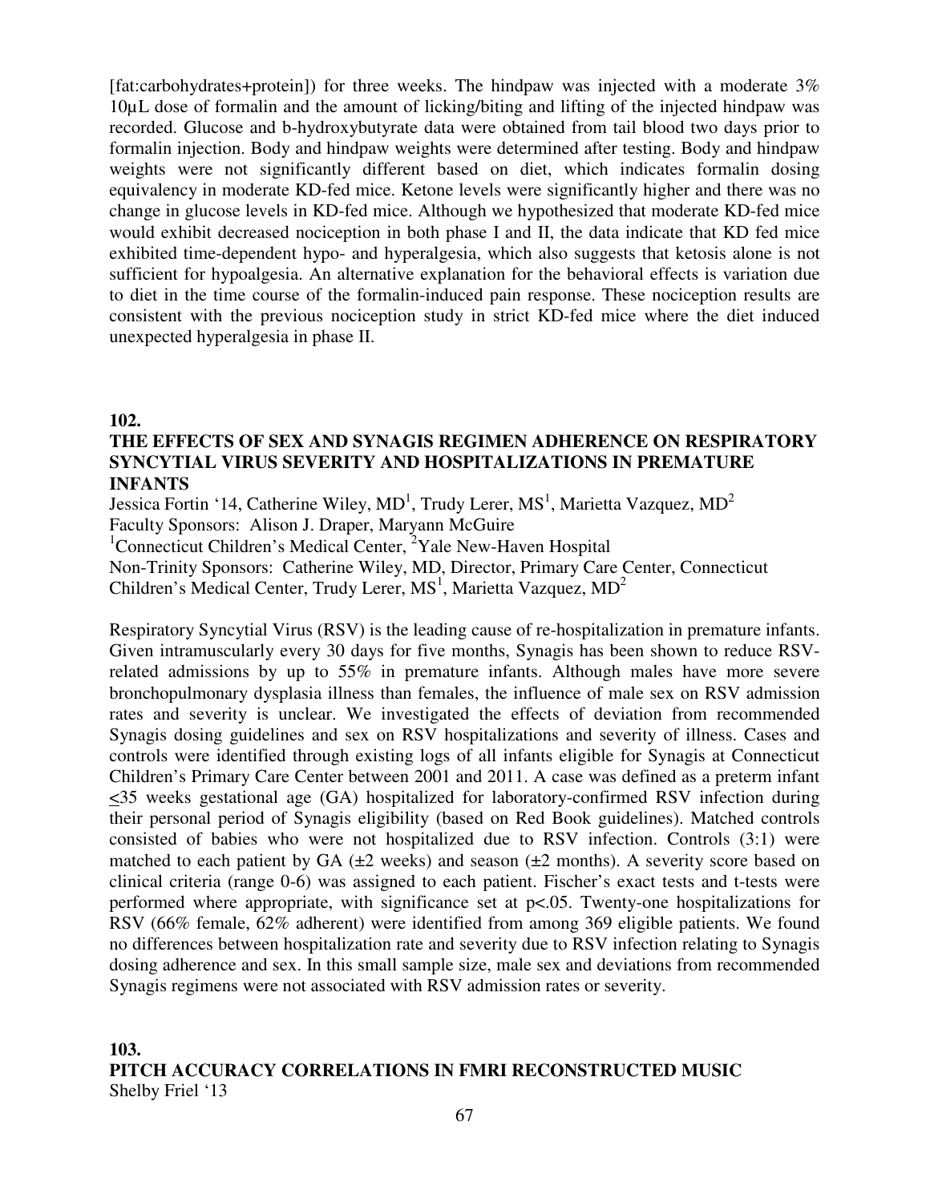[fat:carbohydrates+protein]) for three weeks. The hindpaw was injected with a moderate 3% 10μL dose of formalin and the amount of licking/biting and lifting of the injected hindpaw was recorded. Glucose and b-hydroxybutyrate data were obtained from tail blood two days prior to formalin injection. Body and hindpaw weights were determined after testing. Body and hindpaw weights were not significantly different based on diet, which indicates formalin dosing equivalency in moderate KD-fed mice. Ketone levels were significantly higher and there was no change in glucose levels in KD-fed mice. Although we hypothesized that moderate KD-fed mice would exhibit decreased nociception in both phase I and II, the data indicate that KD fed mice exhibited time-dependent hypo- and hyperalgesia, which also suggests that ketosis alone is not sufficient for hypoalgesia. An alternative explanation for the behavioral effects is variation due to diet in the time course of the formalin-induced pain response. These nociception results are consistent with the previous nociception study in strict KD-fed mice where the diet induced unexpected hyperalgesia in phase II.

**102.**

**THE EFFECTS OF SEX AND SYNAGIS REGIMEN ADHERENCE ON RESPIRATORY SYNCYTIAL VIRUS SEVERITY AND HOSPITALIZATIONS IN PREMATURE INFANTS**

Jessica Fortin '14, Catherine Wiley, MD[1], Trudy Lerer, MS[1], Marietta Vazquez, MD[2]
Faculty Sponsors: Alison J. Draper, Maryann McGuire
[1]Connecticut Children's Medical Center, [2]Yale New-Haven Hospital
Non-Trinity Sponsors: Catherine Wiley, MD, Director, Primary Care Center, Connecticut Children's Medical Center, Trudy Lerer, MS[1], Marietta Vazquez, MD[2]

Respiratory Syncytial Virus (RSV) is the leading cause of re-hospitalization in premature infants. Given intramuscularly every 30 days for five months, Synagis has been shown to reduce RSV-related admissions by up to 55% in premature infants. Although males have more severe bronchopulmonary dysplasia illness than females, the influence of male sex on RSV admission rates and severity is unclear. We investigated the effects of deviation from recommended Synagis dosing guidelines and sex on RSV hospitalizations and severity of illness. Cases and controls were identified through existing logs of all infants eligible for Synagis at Connecticut Children's Primary Care Center between 2001 and 2011. A case was defined as a preterm infant $\leq$35 weeks gestational age (GA) hospitalized for laboratory-confirmed RSV infection during their personal period of Synagis eligibility (based on Red Book guidelines). Matched controls consisted of babies who were not hospitalized due to RSV infection. Controls (3:1) were matched to each patient by GA ($\pm$2 weeks) and season ($\pm$2 months). A severity score based on clinical criteria (range 0-6) was assigned to each patient. Fischer's exact tests and t-tests were performed where appropriate, with significance set at $p<.05$. Twenty-one hospitalizations for RSV (66% female, 62% adherent) were identified from among 369 eligible patients. We found no differences between hospitalization rate and severity due to RSV infection relating to Synagis dosing adherence and sex. In this small sample size, male sex and deviations from recommended Synagis regimens were not associated with RSV admission rates or severity.

**103.**

**PITCH ACCURACY CORRELATIONS IN FMRI RECONSTRUCTED MUSIC**

Shelby Friel '13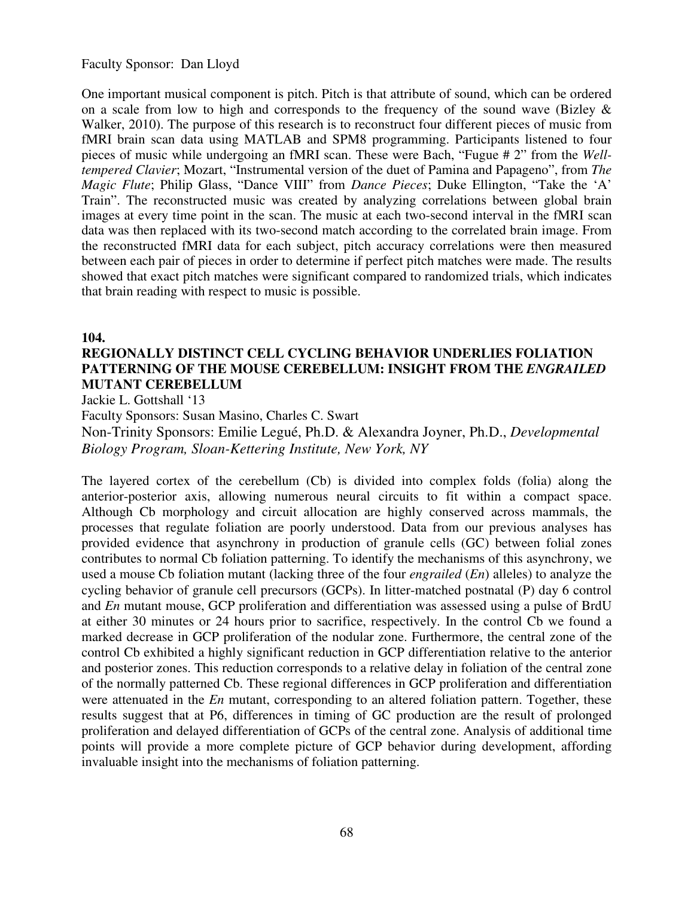Faculty Sponsor: Dan Lloyd

One important musical component is pitch. Pitch is that attribute of sound, which can be ordered on a scale from low to high and corresponds to the frequency of the sound wave (Bizley & Walker, 2010). The purpose of this research is to reconstruct four different pieces of music from fMRI brain scan data using MATLAB and SPM8 programming. Participants listened to four pieces of music while undergoing an fMRI scan. These were Bach, "Fugue # 2" from the *Well-tempered Clavier*; Mozart, "Instrumental version of the duet of Pamina and Papageno", from *The Magic Flute*; Philip Glass, "Dance VIII" from *Dance Pieces*; Duke Ellington, "Take the 'A' Train". The reconstructed music was created by analyzing correlations between global brain images at every time point in the scan. The music at each two-second interval in the fMRI scan data was then replaced with its two-second match according to the correlated brain image. From the reconstructed fMRI data for each subject, pitch accuracy correlations were then measured between each pair of pieces in order to determine if perfect pitch matches were made. The results showed that exact pitch matches were significant compared to randomized trials, which indicates that brain reading with respect to music is possible.

**104.**

### REGIONALLY DISTINCT CELL CYCLING BEHAVIOR UNDERLIES FOLIATION PATTERNING OF THE MOUSE CEREBELLUM: INSIGHT FROM THE *ENGRAILED* MUTANT CEREBELLUM

Jackie L. Gottshall '13

Faculty Sponsors: Susan Masino, Charles C. Swart

Non-Trinity Sponsors: Emilie Legué, Ph.D. & Alexandra Joyner, Ph.D., *Developmental Biology Program, Sloan-Kettering Institute, New York, NY*

The layered cortex of the cerebellum (Cb) is divided into complex folds (folia) along the anterior-posterior axis, allowing numerous neural circuits to fit within a compact space. Although Cb morphology and circuit allocation are highly conserved across mammals, the processes that regulate foliation are poorly understood. Data from our previous analyses has provided evidence that asynchrony in production of granule cells (GC) between folial zones contributes to normal Cb foliation patterning. To identify the mechanisms of this asynchrony, we used a mouse Cb foliation mutant (lacking three of the four *engrailed* (*En*) alleles) to analyze the cycling behavior of granule cell precursors (GCPs). In litter-matched postnatal (P) day 6 control and *En* mutant mouse, GCP proliferation and differentiation was assessed using a pulse of BrdU at either 30 minutes or 24 hours prior to sacrifice, respectively. In the control Cb we found a marked decrease in GCP proliferation of the nodular zone. Furthermore, the central zone of the control Cb exhibited a highly significant reduction in GCP differentiation relative to the anterior and posterior zones. This reduction corresponds to a relative delay in foliation of the central zone of the normally patterned Cb. These regional differences in GCP proliferation and differentiation were attenuated in the *En* mutant, corresponding to an altered foliation pattern. Together, these results suggest that at P6, differences in timing of GC production are the result of prolonged proliferation and delayed differentiation of GCPs of the central zone. Analysis of additional time points will provide a more complete picture of GCP behavior during development, affording invaluable insight into the mechanisms of foliation patterning.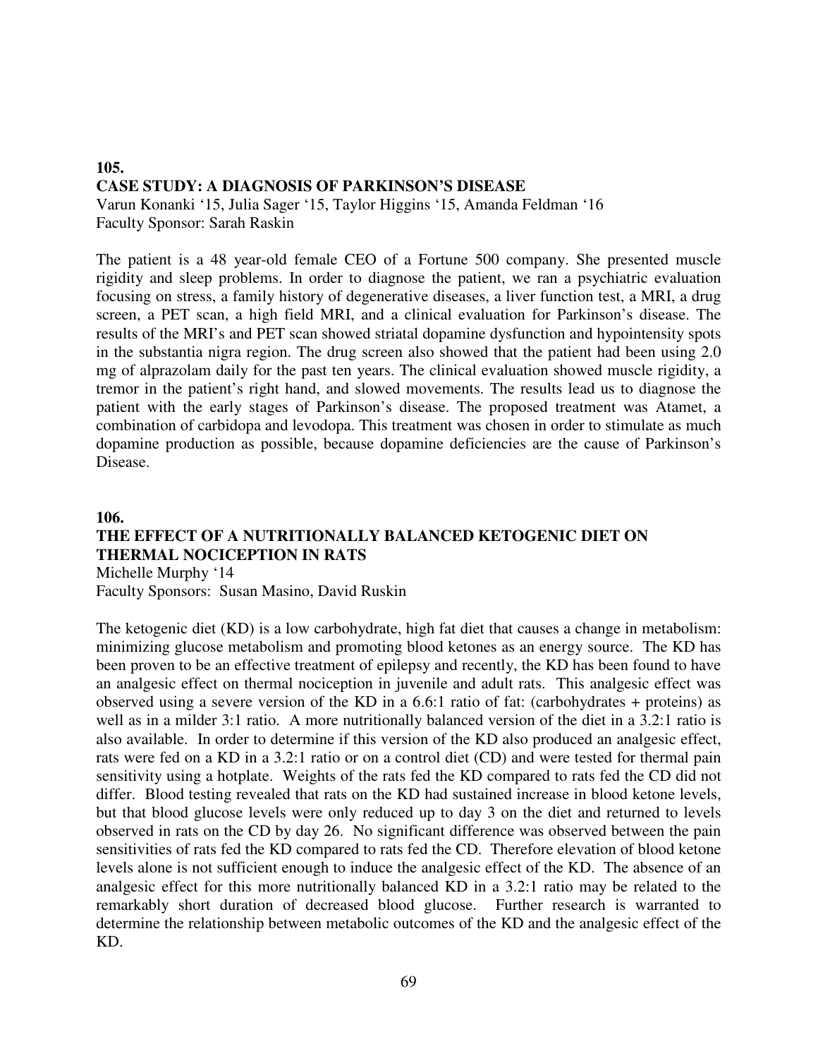## 105.

### CASE STUDY: A DIAGNOSIS OF PARKINSON'S DISEASE

Varun Konanki '15, Julia Sager '15, Taylor Higgins '15, Amanda Feldman '16
Faculty Sponsor: Sarah Raskin

The patient is a 48 year-old female CEO of a Fortune 500 company. She presented muscle rigidity and sleep problems. In order to diagnose the patient, we ran a psychiatric evaluation focusing on stress, a family history of degenerative diseases, a liver function test, a MRI, a drug screen, a PET scan, a high field MRI, and a clinical evaluation for Parkinson's disease. The results of the MRI's and PET scan showed striatal dopamine dysfunction and hypointensity spots in the substantia nigra region. The drug screen also showed that the patient had been using 2.0 mg of alprazolam daily for the past ten years. The clinical evaluation showed muscle rigidity, a tremor in the patient's right hand, and slowed movements. The results lead us to diagnose the patient with the early stages of Parkinson's disease. The proposed treatment was Atamet, a combination of carbidopa and levodopa. This treatment was chosen in order to stimulate as much dopamine production as possible, because dopamine deficiencies are the cause of Parkinson's Disease.

## 106.

### THE EFFECT OF A NUTRITIONALLY BALANCED KETOGENIC DIET ON THERMAL NOCICEPTION IN RATS

Michelle Murphy '14
Faculty Sponsors: Susan Masino, David Ruskin

The ketogenic diet (KD) is a low carbohydrate, high fat diet that causes a change in metabolism: minimizing glucose metabolism and promoting blood ketones as an energy source. The KD has been proven to be an effective treatment of epilepsy and recently, the KD has been found to have an analgesic effect on thermal nociception in juvenile and adult rats. This analgesic effect was observed using a severe version of the KD in a 6.6:1 ratio of fat: (carbohydrates + proteins) as well as in a milder 3:1 ratio. A more nutritionally balanced version of the diet in a 3.2:1 ratio is also available. In order to determine if this version of the KD also produced an analgesic effect, rats were fed on a KD in a 3.2:1 ratio or on a control diet (CD) and were tested for thermal pain sensitivity using a hotplate. Weights of the rats fed the KD compared to rats fed the CD did not differ. Blood testing revealed that rats on the KD had sustained increase in blood ketone levels, but that blood glucose levels were only reduced up to day 3 on the diet and returned to levels observed in rats on the CD by day 26. No significant difference was observed between the pain sensitivities of rats fed the KD compared to rats fed the CD. Therefore elevation of blood ketone levels alone is not sufficient enough to induce the analgesic effect of the KD. The absence of an analgesic effect for this more nutritionally balanced KD in a 3.2:1 ratio may be related to the remarkably short duration of decreased blood glucose. Further research is warranted to determine the relationship between metabolic outcomes of the KD and the analgesic effect of the KD.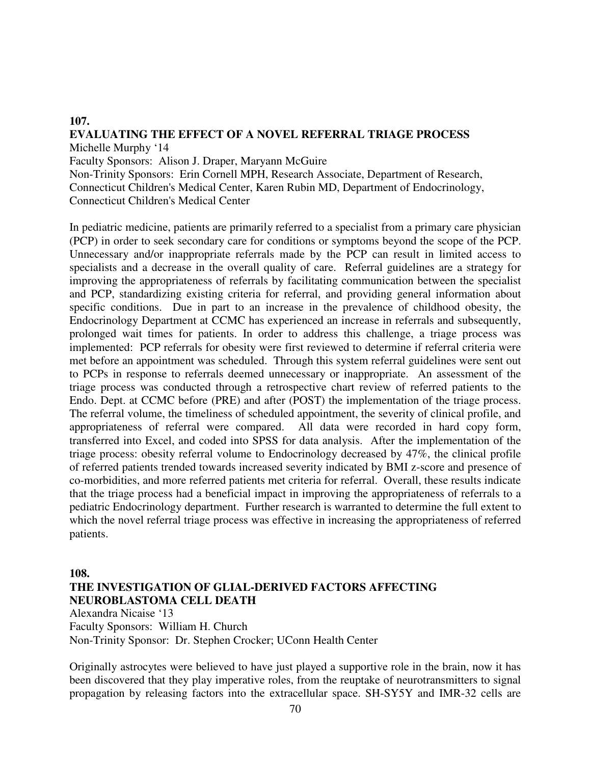## 107.
## EVALUATING THE EFFECT OF A NOVEL REFERRAL TRIAGE PROCESS

Michelle Murphy '14
Faculty Sponsors: Alison J. Draper, Maryann McGuire
Non-Trinity Sponsors: Erin Cornell MPH, Research Associate, Department of Research, Connecticut Children's Medical Center, Karen Rubin MD, Department of Endocrinology, Connecticut Children's Medical Center

In pediatric medicine, patients are primarily referred to a specialist from a primary care physician (PCP) in order to seek secondary care for conditions or symptoms beyond the scope of the PCP. Unnecessary and/or inappropriate referrals made by the PCP can result in limited access to specialists and a decrease in the overall quality of care. Referral guidelines are a strategy for improving the appropriateness of referrals by facilitating communication between the specialist and PCP, standardizing existing criteria for referral, and providing general information about specific conditions. Due in part to an increase in the prevalence of childhood obesity, the Endocrinology Department at CCMC has experienced an increase in referrals and subsequently, prolonged wait times for patients. In order to address this challenge, a triage process was implemented: PCP referrals for obesity were first reviewed to determine if referral criteria were met before an appointment was scheduled. Through this system referral guidelines were sent out to PCPs in response to referrals deemed unnecessary or inappropriate. An assessment of the triage process was conducted through a retrospective chart review of referred patients to the Endo. Dept. at CCMC before (PRE) and after (POST) the implementation of the triage process. The referral volume, the timeliness of scheduled appointment, the severity of clinical profile, and appropriateness of referral were compared. All data were recorded in hard copy form, transferred into Excel, and coded into SPSS for data analysis. After the implementation of the triage process: obesity referral volume to Endocrinology decreased by 47%, the clinical profile of referred patients trended towards increased severity indicated by BMI z-score and presence of co-morbidities, and more referred patients met criteria for referral. Overall, these results indicate that the triage process had a beneficial impact in improving the appropriateness of referrals to a pediatric Endocrinology department. Further research is warranted to determine the full extent to which the novel referral triage process was effective in increasing the appropriateness of referred patients.

## 108.
## THE INVESTIGATION OF GLIAL-DERIVED FACTORS AFFECTING NEUROBLASTOMA CELL DEATH

Alexandra Nicaise '13
Faculty Sponsors: William H. Church
Non-Trinity Sponsor: Dr. Stephen Crocker; UConn Health Center

Originally astrocytes were believed to have just played a supportive role in the brain, now it has been discovered that they play imperative roles, from the reuptake of neurotransmitters to signal propagation by releasing factors into the extracellular space. SH-SY5Y and IMR-32 cells are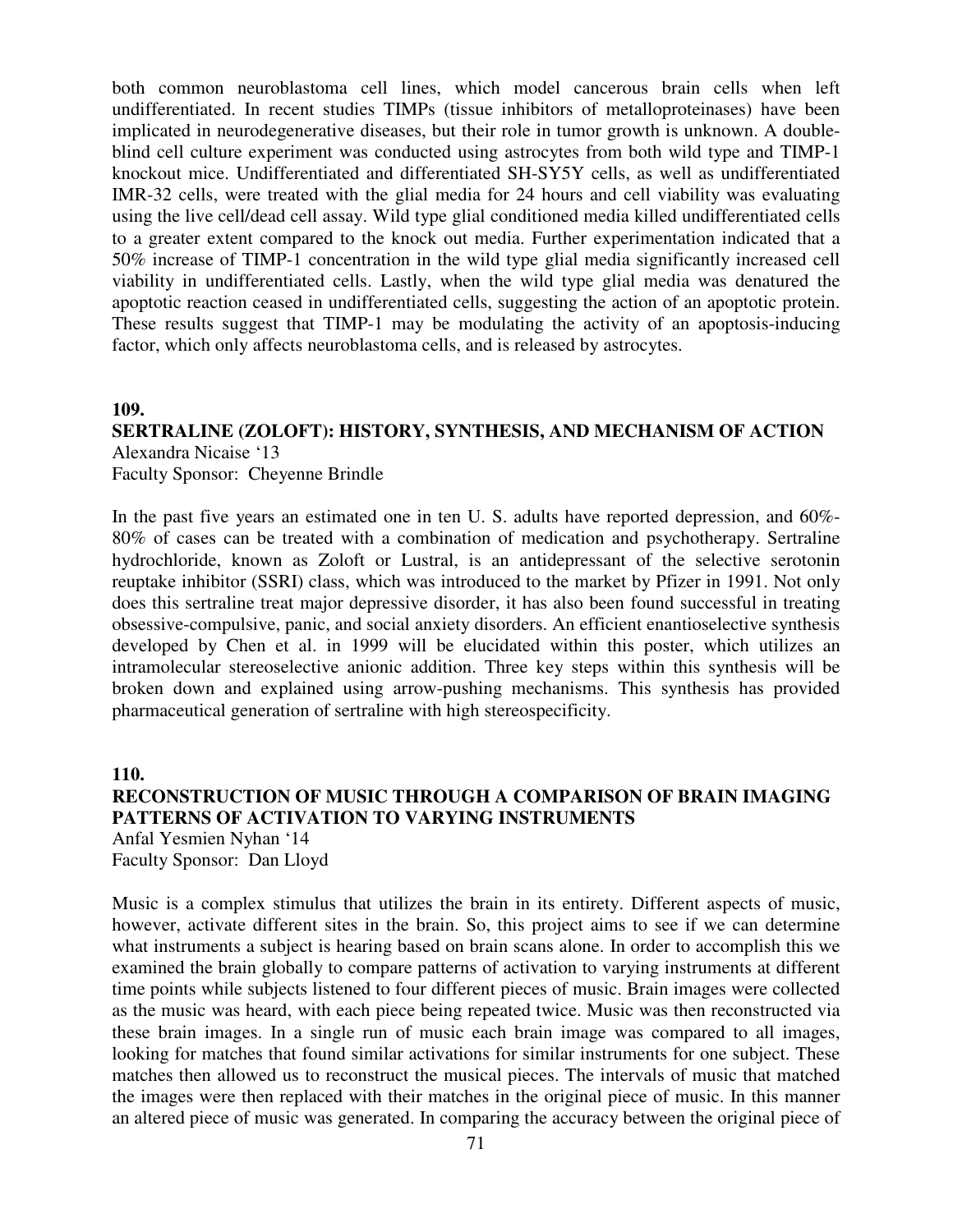both common neuroblastoma cell lines, which model cancerous brain cells when left undifferentiated. In recent studies TIMPs (tissue inhibitors of metalloproteinases) have been implicated in neurodegenerative diseases, but their role in tumor growth is unknown. A double-blind cell culture experiment was conducted using astrocytes from both wild type and TIMP-1 knockout mice. Undifferentiated and differentiated SH-SY5Y cells, as well as undifferentiated IMR-32 cells, were treated with the glial media for 24 hours and cell viability was evaluating using the live cell/dead cell assay. Wild type glial conditioned media killed undifferentiated cells to a greater extent compared to the knock out media. Further experimentation indicated that a 50% increase of TIMP-1 concentration in the wild type glial media significantly increased cell viability in undifferentiated cells. Lastly, when the wild type glial media was denatured the apoptotic reaction ceased in undifferentiated cells, suggesting the action of an apoptotic protein. These results suggest that TIMP-1 may be modulating the activity of an apoptosis-inducing factor, which only affects neuroblastoma cells, and is released by astrocytes.

**109.**

**SERTRALINE (ZOLOFT): HISTORY, SYNTHESIS, AND MECHANISM OF ACTION**

Alexandra Nicaise '13
Faculty Sponsor: Cheyenne Brindle

In the past five years an estimated one in ten U. S. adults have reported depression, and 60%-80% of cases can be treated with a combination of medication and psychotherapy. Sertraline hydrochloride, known as Zoloft or Lustral, is an antidepressant of the selective serotonin reuptake inhibitor (SSRI) class, which was introduced to the market by Pfizer in 1991. Not only does this sertraline treat major depressive disorder, it has also been found successful in treating obsessive-compulsive, panic, and social anxiety disorders. An efficient enantioselective synthesis developed by Chen et al. in 1999 will be elucidated within this poster, which utilizes an intramolecular stereoselective anionic addition. Three key steps within this synthesis will be broken down and explained using arrow-pushing mechanisms. This synthesis has provided pharmaceutical generation of sertraline with high stereospecificity.

**110.**

**RECONSTRUCTION OF MUSIC THROUGH A COMPARISON OF BRAIN IMAGING PATTERNS OF ACTIVATION TO VARYING INSTRUMENTS**

Anfal Yesmien Nyhan '14
Faculty Sponsor: Dan Lloyd

Music is a complex stimulus that utilizes the brain in its entirety. Different aspects of music, however, activate different sites in the brain. So, this project aims to see if we can determine what instruments a subject is hearing based on brain scans alone. In order to accomplish this we examined the brain globally to compare patterns of activation to varying instruments at different time points while subjects listened to four different pieces of music. Brain images were collected as the music was heard, with each piece being repeated twice. Music was then reconstructed via these brain images. In a single run of music each brain image was compared to all images, looking for matches that found similar activations for similar instruments for one subject. These matches then allowed us to reconstruct the musical pieces. The intervals of music that matched the images were then replaced with their matches in the original piece of music. In this manner an altered piece of music was generated. In comparing the accuracy between the original piece of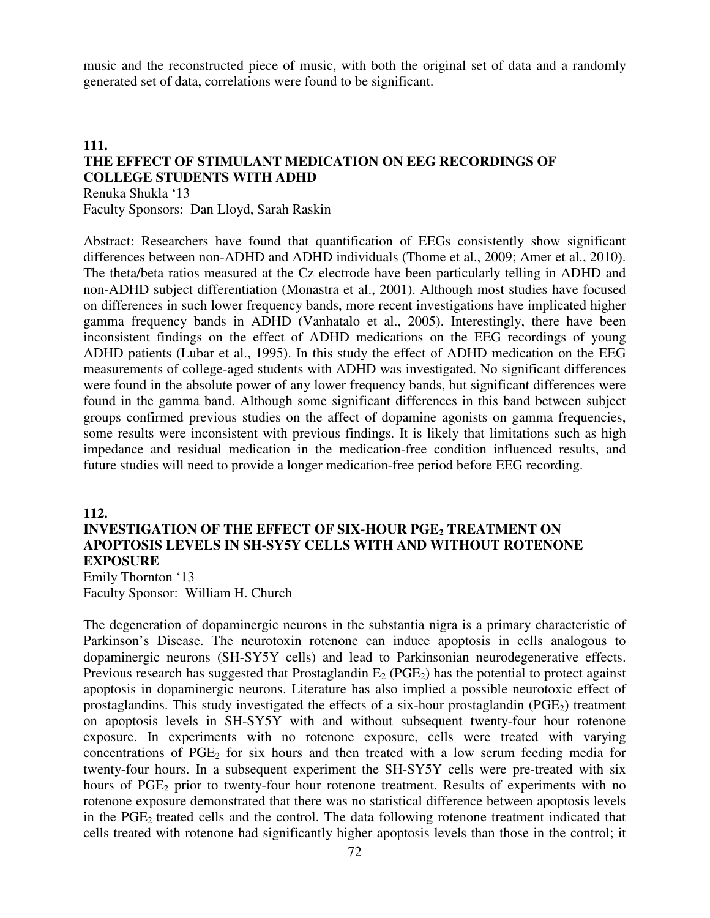music and the reconstructed piece of music, with both the original set of data and a randomly generated set of data, correlations were found to be significant.

## 111.
## THE EFFECT OF STIMULANT MEDICATION ON EEG RECORDINGS OF COLLEGE STUDENTS WITH ADHD

Renuka Shukla '13
Faculty Sponsors: Dan Lloyd, Sarah Raskin

Abstract: Researchers have found that quantification of EEGs consistently show significant differences between non-ADHD and ADHD individuals (Thome et al., 2009; Amer et al., 2010). The theta/beta ratios measured at the Cz electrode have been particularly telling in ADHD and non-ADHD subject differentiation (Monastra et al., 2001). Although most studies have focused on differences in such lower frequency bands, more recent investigations have implicated higher gamma frequency bands in ADHD (Vanhatalo et al., 2005). Interestingly, there have been inconsistent findings on the effect of ADHD medications on the EEG recordings of young ADHD patients (Lubar et al., 1995). In this study the effect of ADHD medication on the EEG measurements of college-aged students with ADHD was investigated. No significant differences were found in the absolute power of any lower frequency bands, but significant differences were found in the gamma band. Although some significant differences in this band between subject groups confirmed previous studies on the affect of dopamine agonists on gamma frequencies, some results were inconsistent with previous findings. It is likely that limitations such as high impedance and residual medication in the medication-free condition influenced results, and future studies will need to provide a longer medication-free period before EEG recording.

## 112.
## INVESTIGATION OF THE EFFECT OF SIX-HOUR $PGE_2$ TREATMENT ON APOPTOSIS LEVELS IN SH-SY5Y CELLS WITH AND WITHOUT ROTENONE EXPOSURE

Emily Thornton '13
Faculty Sponsor: William H. Church

The degeneration of dopaminergic neurons in the substantia nigra is a primary characteristic of Parkinson's Disease. The neurotoxin rotenone can induce apoptosis in cells analogous to dopaminergic neurons (SH-SY5Y cells) and lead to Parkinsonian neurodegenerative effects. Previous research has suggested that Prostaglandin $E_2$ ($PGE_2$) has the potential to protect against apoptosis in dopaminergic neurons. Literature has also implied a possible neurotoxic effect of prostaglandins. This study investigated the effects of a six-hour prostaglandin ($PGE_2$) treatment on apoptosis levels in SH-SY5Y with and without subsequent twenty-four hour rotenone exposure. In experiments with no rotenone exposure, cells were treated with varying concentrations of $PGE_2$ for six hours and then treated with a low serum feeding media for twenty-four hours. In a subsequent experiment the SH-SY5Y cells were pre-treated with six hours of $PGE_2$ prior to twenty-four hour rotenone treatment. Results of experiments with no rotenone exposure demonstrated that there was no statistical difference between apoptosis levels in the $PGE_2$ treated cells and the control. The data following rotenone treatment indicated that cells treated with rotenone had significantly higher apoptosis levels than those in the control; it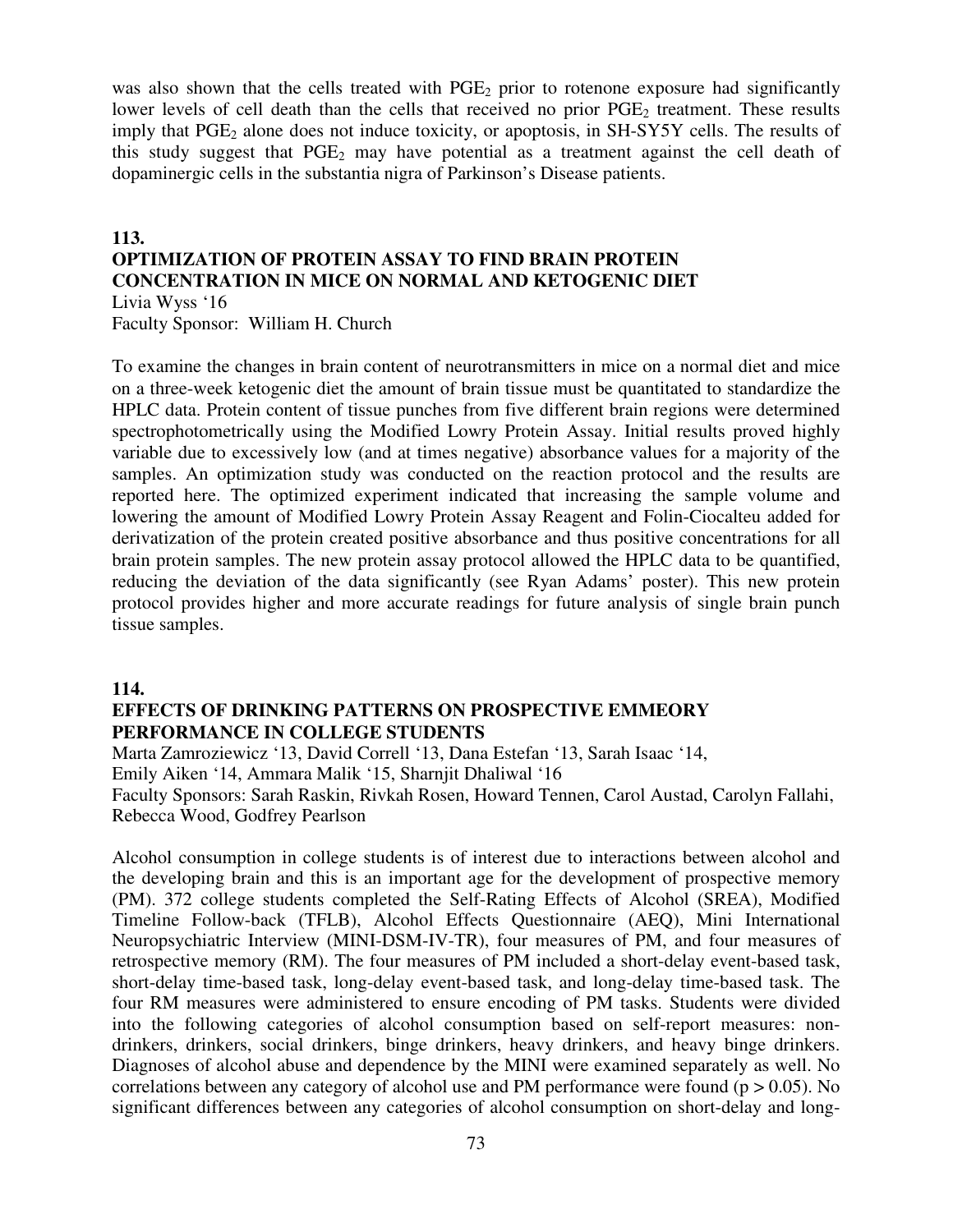was also shown that the cells treated with $PGE_2$ prior to rotenone exposure had significantly lower levels of cell death than the cells that received no prior $PGE_2$ treatment. These results imply that $PGE_2$ alone does not induce toxicity, or apoptosis, in SH-SY5Y cells. The results of this study suggest that $PGE_2$ may have potential as a treatment against the cell death of dopaminergic cells in the substantia nigra of Parkinson's Disease patients.

**113.**

**OPTIMIZATION OF PROTEIN ASSAY TO FIND BRAIN PROTEIN CONCENTRATION IN MICE ON NORMAL AND KETOGENIC DIET**

Livia Wyss '16
Faculty Sponsor: William H. Church

To examine the changes in brain content of neurotransmitters in mice on a normal diet and mice on a three-week ketogenic diet the amount of brain tissue must be quantitated to standardize the HPLC data. Protein content of tissue punches from five different brain regions were determined spectrophotometrically using the Modified Lowry Protein Assay. Initial results proved highly variable due to excessively low (and at times negative) absorbance values for a majority of the samples. An optimization study was conducted on the reaction protocol and the results are reported here. The optimized experiment indicated that increasing the sample volume and lowering the amount of Modified Lowry Protein Assay Reagent and Folin-Ciocalteu added for derivatization of the protein created positive absorbance and thus positive concentrations for all brain protein samples. The new protein assay protocol allowed the HPLC data to be quantified, reducing the deviation of the data significantly (see Ryan Adams' poster). This new protein protocol provides higher and more accurate readings for future analysis of single brain punch tissue samples.

**114.**

**EFFECTS OF DRINKING PATTERNS ON PROSPECTIVE EMMEORY PERFORMANCE IN COLLEGE STUDENTS**

Marta Zamroziewicz '13, David Correll '13, Dana Estefan '13, Sarah Isaac '14,
Emily Aiken '14, Ammara Malik '15, Sharnjit Dhaliwal '16
Faculty Sponsors: Sarah Raskin, Rivkah Rosen, Howard Tennen, Carol Austad, Carolyn Fallahi, Rebecca Wood, Godfrey Pearlson

Alcohol consumption in college students is of interest due to interactions between alcohol and the developing brain and this is an important age for the development of prospective memory (PM). 372 college students completed the Self-Rating Effects of Alcohol (SREA), Modified Timeline Follow-back (TFLB), Alcohol Effects Questionnaire (AEQ), Mini International Neuropsychiatric Interview (MINI-DSM-IV-TR), four measures of PM, and four measures of retrospective memory (RM). The four measures of PM included a short-delay event-based task, short-delay time-based task, long-delay event-based task, and long-delay time-based task. The four RM measures were administered to ensure encoding of PM tasks. Students were divided into the following categories of alcohol consumption based on self-report measures: non-drinkers, drinkers, social drinkers, binge drinkers, heavy drinkers, and heavy binge drinkers. Diagnoses of alcohol abuse and dependence by the MINI were examined separately as well. No correlations between any category of alcohol use and PM performance were found ($p > 0.05$). No significant differences between any categories of alcohol consumption on short-delay and long-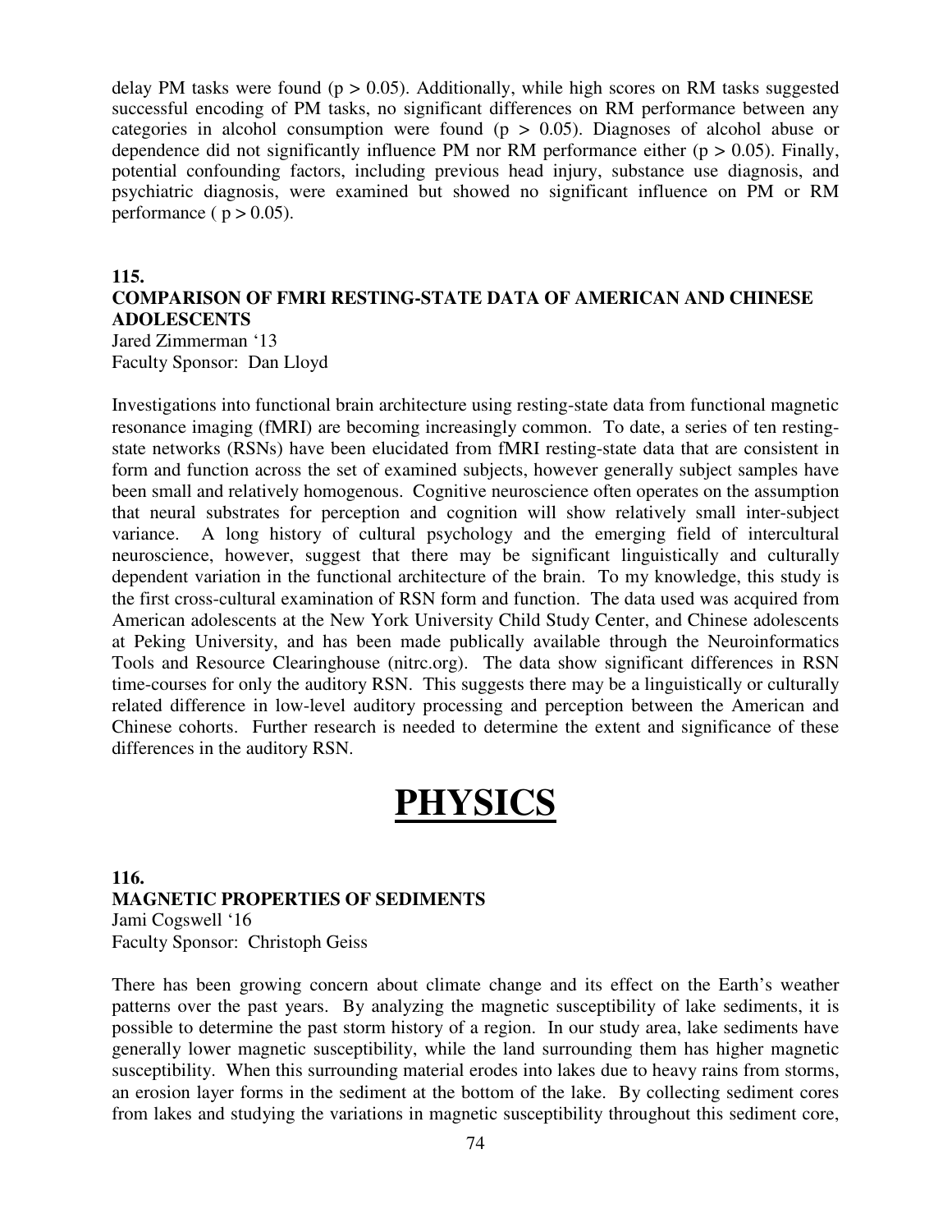delay PM tasks were found ($p > 0.05$). Additionally, while high scores on RM tasks suggested successful encoding of PM tasks, no significant differences on RM performance between any categories in alcohol consumption were found ($p > 0.05$). Diagnoses of alcohol abuse or dependence did not significantly influence PM nor RM performance either ($p > 0.05$). Finally, potential confounding factors, including previous head injury, substance use diagnosis, and psychiatric diagnosis, were examined but showed no significant influence on PM or RM performance ( $p > 0.05$).

### 115.
### COMPARISON OF FMRI RESTING-STATE DATA OF AMERICAN AND CHINESE ADOLESCENTS

Jared Zimmerman '13
Faculty Sponsor: Dan Lloyd

Investigations into functional brain architecture using resting-state data from functional magnetic resonance imaging (fMRI) are becoming increasingly common. To date, a series of ten resting-state networks (RSNs) have been elucidated from fMRI resting-state data that are consistent in form and function across the set of examined subjects, however generally subject samples have been small and relatively homogenous. Cognitive neuroscience often operates on the assumption that neural substrates for perception and cognition will show relatively small inter-subject variance. A long history of cultural psychology and the emerging field of intercultural neuroscience, however, suggest that there may be significant linguistically and culturally dependent variation in the functional architecture of the brain. To my knowledge, this study is the first cross-cultural examination of RSN form and function. The data used was acquired from American adolescents at the New York University Child Study Center, and Chinese adolescents at Peking University, and has been made publically available through the Neuroinformatics Tools and Resource Clearinghouse (nitrc.org). The data show significant differences in RSN time-courses for only the auditory RSN. This suggests there may be a linguistically or culturally related difference in low-level auditory processing and perception between the American and Chinese cohorts. Further research is needed to determine the extent and significance of these differences in the auditory RSN.

# PHYSICS

### 116.
### MAGNETIC PROPERTIES OF SEDIMENTS

Jami Cogswell '16
Faculty Sponsor: Christoph Geiss

There has been growing concern about climate change and its effect on the Earth's weather patterns over the past years. By analyzing the magnetic susceptibility of lake sediments, it is possible to determine the past storm history of a region. In our study area, lake sediments have generally lower magnetic susceptibility, while the land surrounding them has higher magnetic susceptibility. When this surrounding material erodes into lakes due to heavy rains from storms, an erosion layer forms in the sediment at the bottom of the lake. By collecting sediment cores from lakes and studying the variations in magnetic susceptibility throughout this sediment core,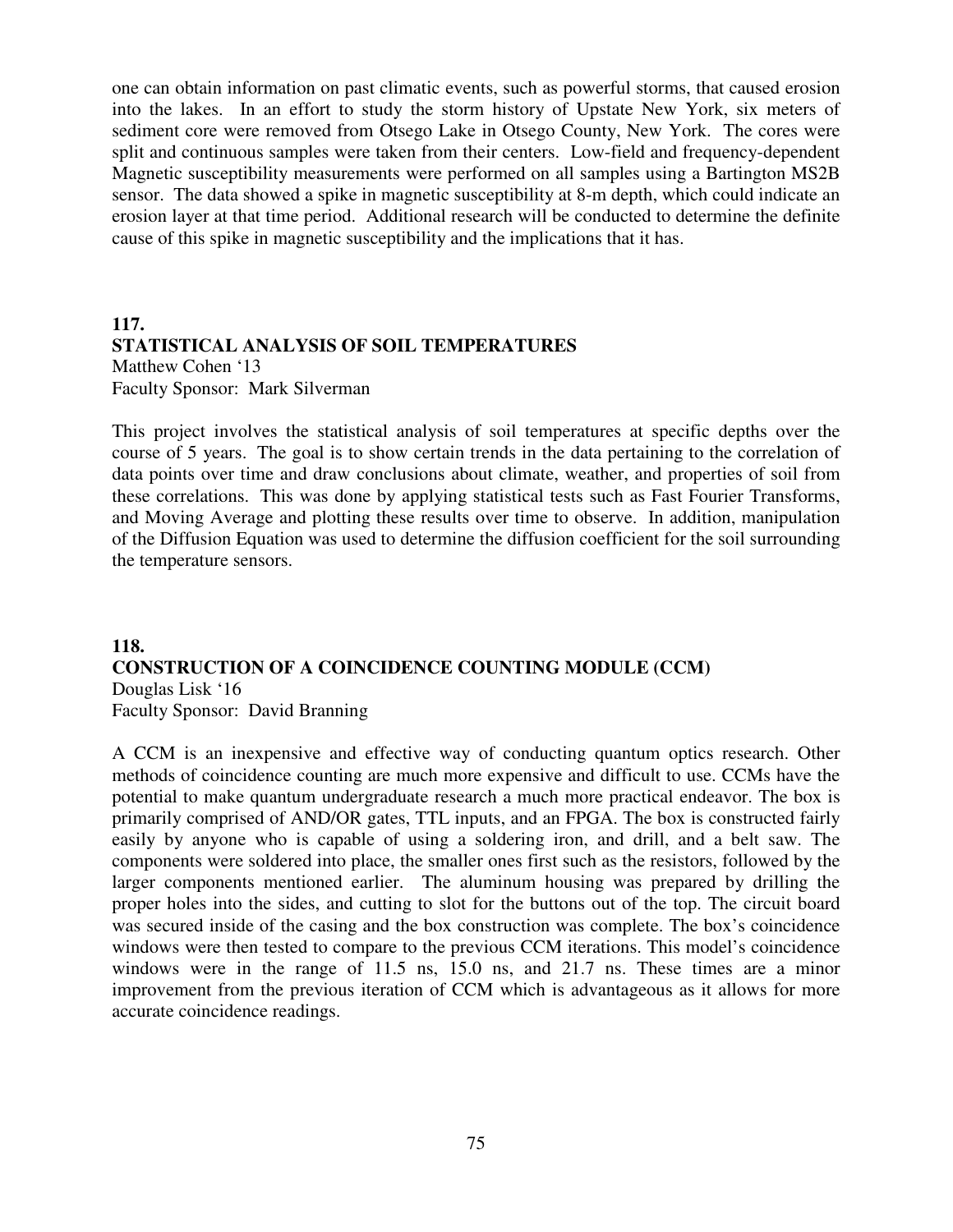one can obtain information on past climatic events, such as powerful storms, that caused erosion into the lakes. In an effort to study the storm history of Upstate New York, six meters of sediment core were removed from Otsego Lake in Otsego County, New York. The cores were split and continuous samples were taken from their centers. Low-field and frequency-dependent Magnetic susceptibility measurements were performed on all samples using a Bartington MS2B sensor. The data showed a spike in magnetic susceptibility at 8-m depth, which could indicate an erosion layer at that time period. Additional research will be conducted to determine the definite cause of this spike in magnetic susceptibility and the implications that it has.

## 117.
## STATISTICAL ANALYSIS OF SOIL TEMPERATURES

Matthew Cohen '13
Faculty Sponsor: Mark Silverman

This project involves the statistical analysis of soil temperatures at specific depths over the course of 5 years. The goal is to show certain trends in the data pertaining to the correlation of data points over time and draw conclusions about climate, weather, and properties of soil from these correlations. This was done by applying statistical tests such as Fast Fourier Transforms, and Moving Average and plotting these results over time to observe. In addition, manipulation of the Diffusion Equation was used to determine the diffusion coefficient for the soil surrounding the temperature sensors.

## 118.
## CONSTRUCTION OF A COINCIDENCE COUNTING MODULE (CCM)

Douglas Lisk '16
Faculty Sponsor: David Branning

A CCM is an inexpensive and effective way of conducting quantum optics research. Other methods of coincidence counting are much more expensive and difficult to use. CCMs have the potential to make quantum undergraduate research a much more practical endeavor. The box is primarily comprised of AND/OR gates, TTL inputs, and an FPGA. The box is constructed fairly easily by anyone who is capable of using a soldering iron, and drill, and a belt saw. The components were soldered into place, the smaller ones first such as the resistors, followed by the larger components mentioned earlier. The aluminum housing was prepared by drilling the proper holes into the sides, and cutting to slot for the buttons out of the top. The circuit board was secured inside of the casing and the box construction was complete. The box's coincidence windows were then tested to compare to the previous CCM iterations. This model's coincidence windows were in the range of 11.5 ns, 15.0 ns, and 21.7 ns. These times are a minor improvement from the previous iteration of CCM which is advantageous as it allows for more accurate coincidence readings.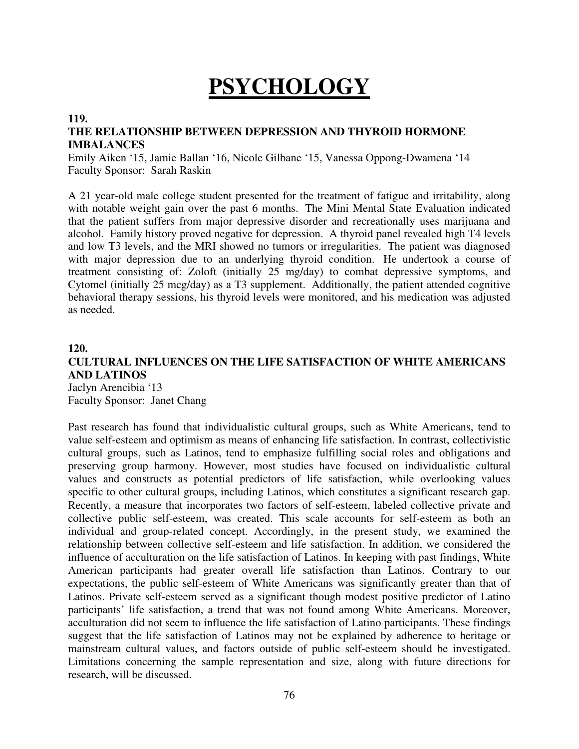# PSYCHOLOGY

**119.**

**THE RELATIONSHIP BETWEEN DEPRESSION AND THYROID HORMONE IMBALANCES**

Emily Aiken '15, Jamie Ballan '16, Nicole Gilbane '15, Vanessa Oppong-Dwamena '14
Faculty Sponsor: Sarah Raskin

A 21 year-old male college student presented for the treatment of fatigue and irritability, along with notable weight gain over the past 6 months. The Mini Mental State Evaluation indicated that the patient suffers from major depressive disorder and recreationally uses marijuana and alcohol. Family history proved negative for depression. A thyroid panel revealed high T4 levels and low T3 levels, and the MRI showed no tumors or irregularities. The patient was diagnosed with major depression due to an underlying thyroid condition. He undertook a course of treatment consisting of: Zoloft (initially 25 mg/day) to combat depressive symptoms, and Cytomel (initially 25 mcg/day) as a T3 supplement. Additionally, the patient attended cognitive behavioral therapy sessions, his thyroid levels were monitored, and his medication was adjusted as needed.

**120.**

**CULTURAL INFLUENCES ON THE LIFE SATISFACTION OF WHITE AMERICANS AND LATINOS**

Jaclyn Arencibia '13
Faculty Sponsor: Janet Chang

Past research has found that individualistic cultural groups, such as White Americans, tend to value self-esteem and optimism as means of enhancing life satisfaction. In contrast, collectivistic cultural groups, such as Latinos, tend to emphasize fulfilling social roles and obligations and preserving group harmony. However, most studies have focused on individualistic cultural values and constructs as potential predictors of life satisfaction, while overlooking values specific to other cultural groups, including Latinos, which constitutes a significant research gap. Recently, a measure that incorporates two factors of self-esteem, labeled collective private and collective public self-esteem, was created. This scale accounts for self-esteem as both an individual and group-related concept. Accordingly, in the present study, we examined the relationship between collective self-esteem and life satisfaction. In addition, we considered the influence of acculturation on the life satisfaction of Latinos. In keeping with past findings, White American participants had greater overall life satisfaction than Latinos. Contrary to our expectations, the public self-esteem of White Americans was significantly greater than that of Latinos. Private self-esteem served as a significant though modest positive predictor of Latino participants' life satisfaction, a trend that was not found among White Americans. Moreover, acculturation did not seem to influence the life satisfaction of Latino participants. These findings suggest that the life satisfaction of Latinos may not be explained by adherence to heritage or mainstream cultural values, and factors outside of public self-esteem should be investigated. Limitations concerning the sample representation and size, along with future directions for research, will be discussed.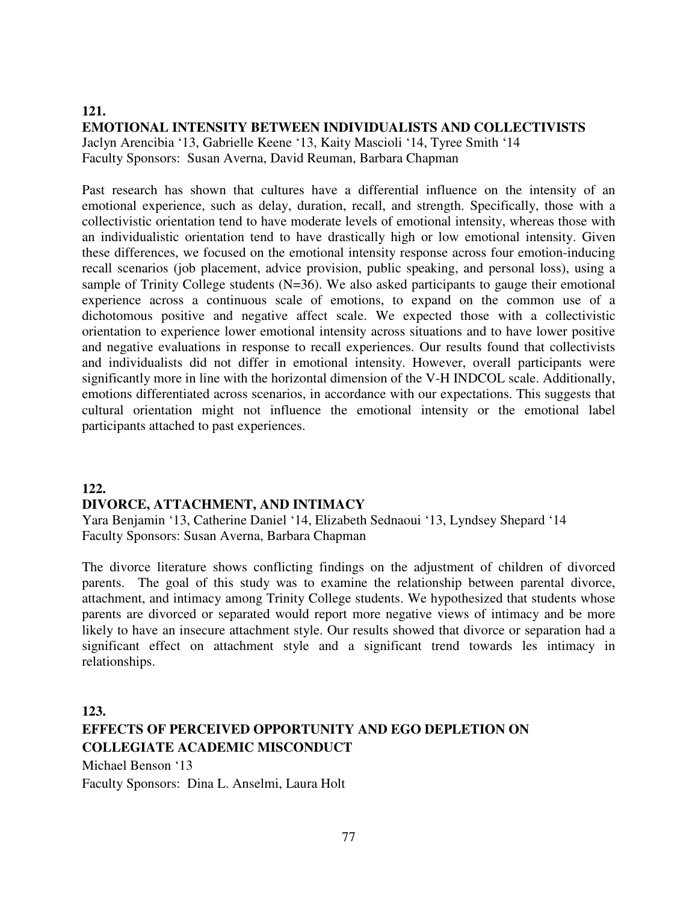**121.**
**EMOTIONAL INTENSITY BETWEEN INDIVIDUALISTS AND COLLECTIVISTS**
Jaclyn Arencibia '13, Gabrielle Keene '13, Kaity Mascioli '14, Tyree Smith '14
Faculty Sponsors: Susan Averna, David Reuman, Barbara Chapman

Past research has shown that cultures have a differential influence on the intensity of an emotional experience, such as delay, duration, recall, and strength. Specifically, those with a collectivistic orientation tend to have moderate levels of emotional intensity, whereas those with an individualistic orientation tend to have drastically high or low emotional intensity. Given these differences, we focused on the emotional intensity response across four emotion-inducing recall scenarios (job placement, advice provision, public speaking, and personal loss), using a sample of Trinity College students (N=36). We also asked participants to gauge their emotional experience across a continuous scale of emotions, to expand on the common use of a dichotomous positive and negative affect scale. We expected those with a collectivistic orientation to experience lower emotional intensity across situations and to have lower positive and negative evaluations in response to recall experiences. Our results found that collectivists and individualists did not differ in emotional intensity. However, overall participants were significantly more in line with the horizontal dimension of the V-H INDCOL scale. Additionally, emotions differentiated across scenarios, in accordance with our expectations. This suggests that cultural orientation might not influence the emotional intensity or the emotional label participants attached to past experiences.

**122.**
**DIVORCE, ATTACHMENT, AND INTIMACY**
Yara Benjamin '13, Catherine Daniel '14, Elizabeth Sednaoui '13, Lyndsey Shepard '14
Faculty Sponsors: Susan Averna, Barbara Chapman

The divorce literature shows conflicting findings on the adjustment of children of divorced parents. The goal of this study was to examine the relationship between parental divorce, attachment, and intimacy among Trinity College students. We hypothesized that students whose parents are divorced or separated would report more negative views of intimacy and be more likely to have an insecure attachment style. Our results showed that divorce or separation had a significant effect on attachment style and a significant trend towards les intimacy in relationships.

**123.**
**EFFECTS OF PERCEIVED OPPORTUNITY AND EGO DEPLETION ON COLLEGIATE ACADEMIC MISCONDUCT**
Michael Benson '13
Faculty Sponsors: Dina L. Anselmi, Laura Holt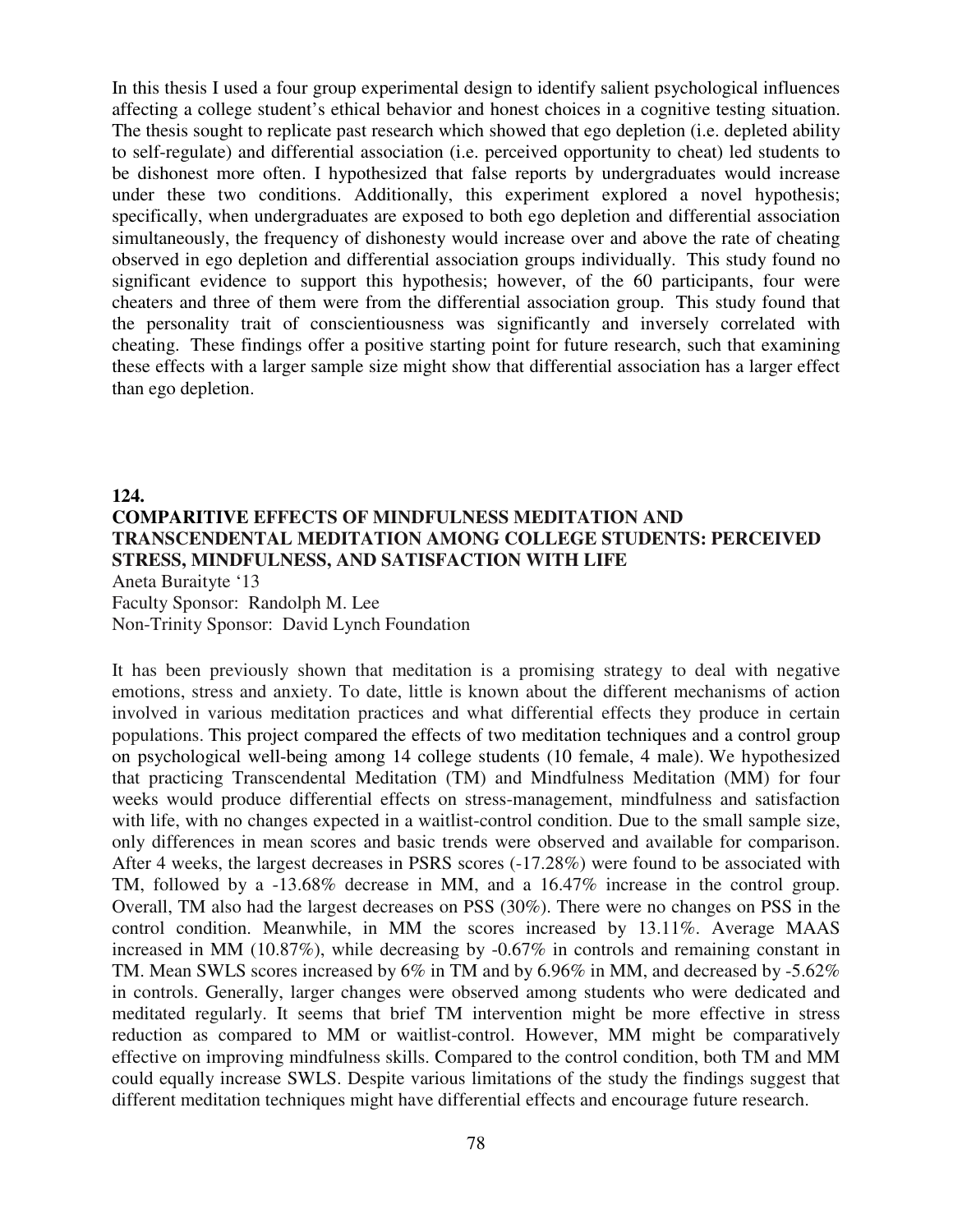In this thesis I used a four group experimental design to identify salient psychological influences affecting a college student's ethical behavior and honest choices in a cognitive testing situation. The thesis sought to replicate past research which showed that ego depletion (i.e. depleted ability to self-regulate) and differential association (i.e. perceived opportunity to cheat) led students to be dishonest more often. I hypothesized that false reports by undergraduates would increase under these two conditions. Additionally, this experiment explored a novel hypothesis; specifically, when undergraduates are exposed to both ego depletion and differential association simultaneously, the frequency of dishonesty would increase over and above the rate of cheating observed in ego depletion and differential association groups individually. This study found no significant evidence to support this hypothesis; however, of the 60 participants, four were cheaters and three of them were from the differential association group. This study found that the personality trait of conscientiousness was significantly and inversely correlated with cheating. These findings offer a positive starting point for future research, such that examining these effects with a larger sample size might show that differential association has a larger effect than ego depletion.

**124.**

**COMPARITIVE EFFECTS OF MINDFULNESS MEDITATION AND TRANSCENDENTAL MEDITATION AMONG COLLEGE STUDENTS: PERCEIVED STRESS, MINDFULNESS, AND SATISFACTION WITH LIFE**

Aneta Buraityte '13
Faculty Sponsor: Randolph M. Lee
Non-Trinity Sponsor: David Lynch Foundation

It has been previously shown that meditation is a promising strategy to deal with negative emotions, stress and anxiety. To date, little is known about the different mechanisms of action involved in various meditation practices and what differential effects they produce in certain populations. This project compared the effects of two meditation techniques and a control group on psychological well-being among 14 college students (10 female, 4 male). We hypothesized that practicing Transcendental Meditation (TM) and Mindfulness Meditation (MM) for four weeks would produce differential effects on stress-management, mindfulness and satisfaction with life, with no changes expected in a waitlist-control condition. Due to the small sample size, only differences in mean scores and basic trends were observed and available for comparison. After 4 weeks, the largest decreases in PSRS scores (-17.28%) were found to be associated with TM, followed by a -13.68% decrease in MM, and a 16.47% increase in the control group. Overall, TM also had the largest decreases on PSS (30%). There were no changes on PSS in the control condition. Meanwhile, in MM the scores increased by 13.11%. Average MAAS increased in MM (10.87%), while decreasing by -0.67% in controls and remaining constant in TM. Mean SWLS scores increased by 6% in TM and by 6.96% in MM, and decreased by -5.62% in controls. Generally, larger changes were observed among students who were dedicated and meditated regularly. It seems that brief TM intervention might be more effective in stress reduction as compared to MM or waitlist-control. However, MM might be comparatively effective on improving mindfulness skills. Compared to the control condition, both TM and MM could equally increase SWLS. Despite various limitations of the study the findings suggest that different meditation techniques might have differential effects and encourage future research.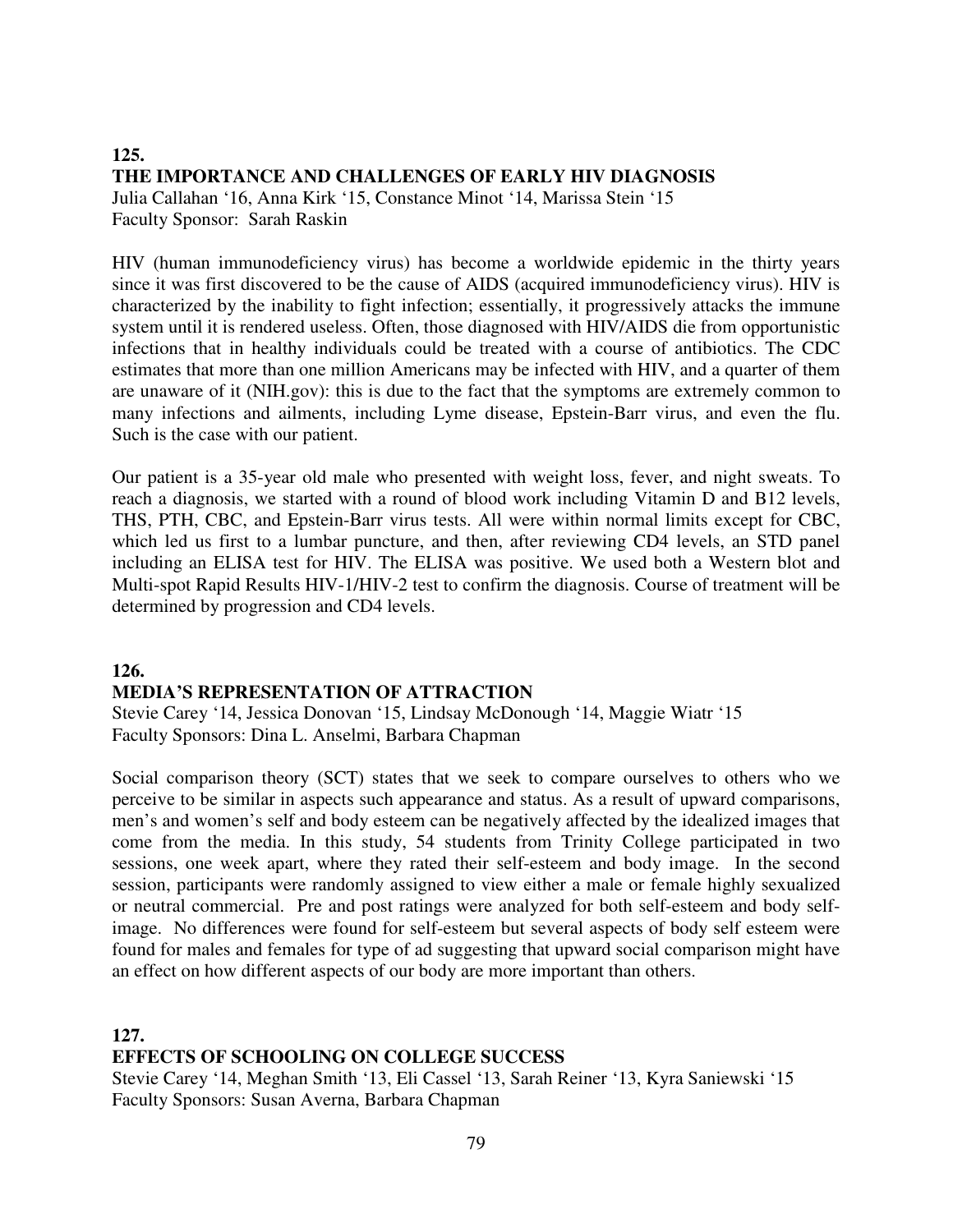## 125.
## THE IMPORTANCE AND CHALLENGES OF EARLY HIV DIAGNOSIS

Julia Callahan ‘16, Anna Kirk ‘15, Constance Minot ‘14, Marissa Stein ‘15
Faculty Sponsor: Sarah Raskin

HIV (human immunodeficiency virus) has become a worldwide epidemic in the thirty years since it was first discovered to be the cause of AIDS (acquired immunodeficiency virus). HIV is characterized by the inability to fight infection; essentially, it progressively attacks the immune system until it is rendered useless. Often, those diagnosed with HIV/AIDS die from opportunistic infections that in healthy individuals could be treated with a course of antibiotics. The CDC estimates that more than one million Americans may be infected with HIV, and a quarter of them are unaware of it (NIH.gov): this is due to the fact that the symptoms are extremely common to many infections and ailments, including Lyme disease, Epstein-Barr virus, and even the flu. Such is the case with our patient.

Our patient is a 35-year old male who presented with weight loss, fever, and night sweats. To reach a diagnosis, we started with a round of blood work including Vitamin D and B12 levels, THS, PTH, CBC, and Epstein-Barr virus tests. All were within normal limits except for CBC, which led us first to a lumbar puncture, and then, after reviewing CD4 levels, an STD panel including an ELISA test for HIV. The ELISA was positive. We used both a Western blot and Multi-spot Rapid Results HIV-1/HIV-2 test to confirm the diagnosis. Course of treatment will be determined by progression and CD4 levels.

## 126.
## MEDIA’S REPRESENTATION OF ATTRACTION

Stevie Carey ‘14, Jessica Donovan ‘15, Lindsay McDonough ‘14, Maggie Wiatr ‘15
Faculty Sponsors: Dina L. Anselmi, Barbara Chapman

Social comparison theory (SCT) states that we seek to compare ourselves to others who we perceive to be similar in aspects such appearance and status. As a result of upward comparisons, men’s and women’s self and body esteem can be negatively affected by the idealized images that come from the media. In this study, 54 students from Trinity College participated in two sessions, one week apart, where they rated their self-esteem and body image. In the second session, participants were randomly assigned to view either a male or female highly sexualized or neutral commercial. Pre and post ratings were analyzed for both self-esteem and body self-image. No differences were found for self-esteem but several aspects of body self esteem were found for males and females for type of ad suggesting that upward social comparison might have an effect on how different aspects of our body are more important than others.

## 127.
## EFFECTS OF SCHOOLING ON COLLEGE SUCCESS

Stevie Carey ‘14, Meghan Smith ‘13, Eli Cassel ‘13, Sarah Reiner ‘13, Kyra Saniewski ‘15
Faculty Sponsors: Susan Averna, Barbara Chapman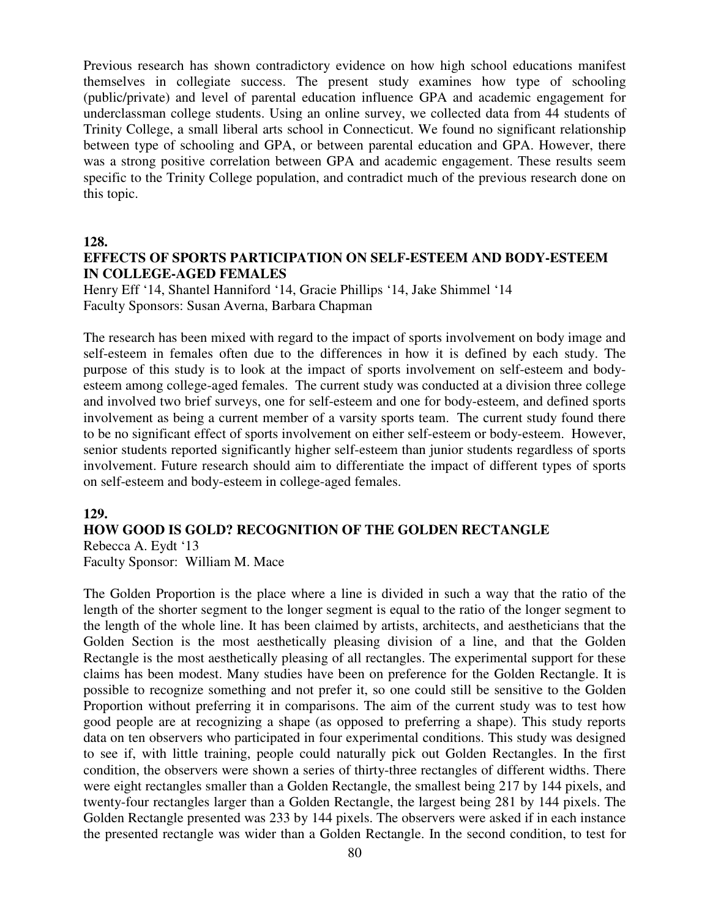Previous research has shown contradictory evidence on how high school educations manifest themselves in collegiate success. The present study examines how type of schooling (public/private) and level of parental education influence GPA and academic engagement for underclassman college students. Using an online survey, we collected data from 44 students of Trinity College, a small liberal arts school in Connecticut. We found no significant relationship between type of schooling and GPA, or between parental education and GPA. However, there was a strong positive correlation between GPA and academic engagement. These results seem specific to the Trinity College population, and contradict much of the previous research done on this topic.

**128.**

**EFFECTS OF SPORTS PARTICIPATION ON SELF-ESTEEM AND BODY-ESTEEM IN COLLEGE-AGED FEMALES**

Henry Eff '14, Shantel Hanniford '14, Gracie Phillips '14, Jake Shimmel '14
Faculty Sponsors: Susan Averna, Barbara Chapman

The research has been mixed with regard to the impact of sports involvement on body image and self-esteem in females often due to the differences in how it is defined by each study. The purpose of this study is to look at the impact of sports involvement on self-esteem and body-esteem among college-aged females. The current study was conducted at a division three college and involved two brief surveys, one for self-esteem and one for body-esteem, and defined sports involvement as being a current member of a varsity sports team. The current study found there to be no significant effect of sports involvement on either self-esteem or body-esteem. However, senior students reported significantly higher self-esteem than junior students regardless of sports involvement. Future research should aim to differentiate the impact of different types of sports on self-esteem and body-esteem in college-aged females.

**129.**

**HOW GOOD IS GOLD? RECOGNITION OF THE GOLDEN RECTANGLE**

Rebecca A. Eydt '13
Faculty Sponsor: William M. Mace

The Golden Proportion is the place where a line is divided in such a way that the ratio of the length of the shorter segment to the longer segment is equal to the ratio of the longer segment to the length of the whole line. It has been claimed by artists, architects, and aestheticians that the Golden Section is the most aesthetically pleasing division of a line, and that the Golden Rectangle is the most aesthetically pleasing of all rectangles. The experimental support for these claims has been modest. Many studies have been on preference for the Golden Rectangle. It is possible to recognize something and not prefer it, so one could still be sensitive to the Golden Proportion without preferring it in comparisons. The aim of the current study was to test how good people are at recognizing a shape (as opposed to preferring a shape). This study reports data on ten observers who participated in four experimental conditions. This study was designed to see if, with little training, people could naturally pick out Golden Rectangles. In the first condition, the observers were shown a series of thirty-three rectangles of different widths. There were eight rectangles smaller than a Golden Rectangle, the smallest being 217 by 144 pixels, and twenty-four rectangles larger than a Golden Rectangle, the largest being 281 by 144 pixels. The Golden Rectangle presented was 233 by 144 pixels. The observers were asked if in each instance the presented rectangle was wider than a Golden Rectangle. In the second condition, to test for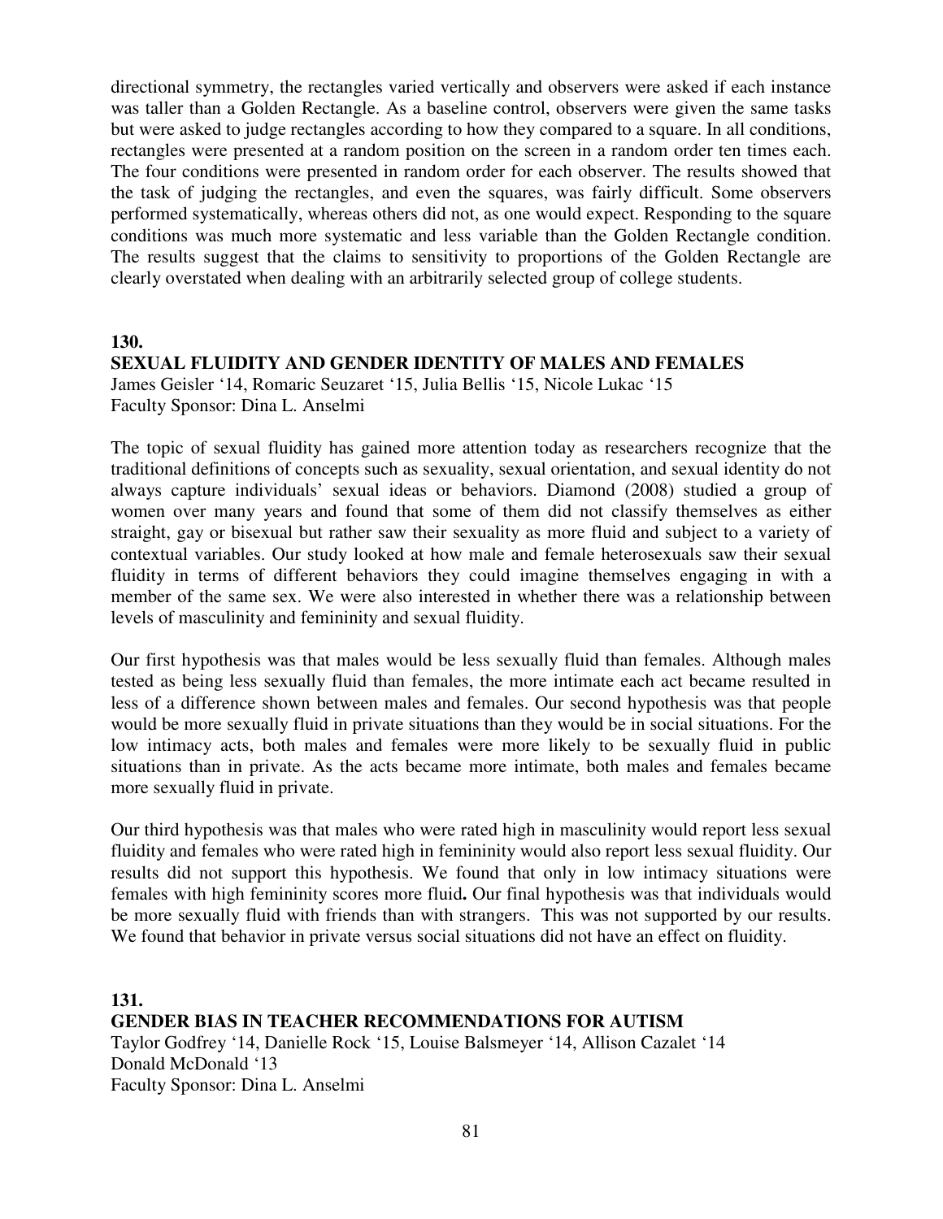directional symmetry, the rectangles varied vertically and observers were asked if each instance was taller than a Golden Rectangle. As a baseline control, observers were given the same tasks but were asked to judge rectangles according to how they compared to a square. In all conditions, rectangles were presented at a random position on the screen in a random order ten times each. The four conditions were presented in random order for each observer. The results showed that the task of judging the rectangles, and even the squares, was fairly difficult. Some observers performed systematically, whereas others did not, as one would expect. Responding to the square conditions was much more systematic and less variable than the Golden Rectangle condition. The results suggest that the claims to sensitivity to proportions of the Golden Rectangle are clearly overstated when dealing with an arbitrarily selected group of college students.

**130.**
**SEXUAL FLUIDITY AND GENDER IDENTITY OF MALES AND FEMALES**
James Geisler '14, Romaric Seuzaret '15, Julia Bellis '15, Nicole Lukac '15
Faculty Sponsor: Dina L. Anselmi

The topic of sexual fluidity has gained more attention today as researchers recognize that the traditional definitions of concepts such as sexuality, sexual orientation, and sexual identity do not always capture individuals' sexual ideas or behaviors. Diamond (2008) studied a group of women over many years and found that some of them did not classify themselves as either straight, gay or bisexual but rather saw their sexuality as more fluid and subject to a variety of contextual variables. Our study looked at how male and female heterosexuals saw their sexual fluidity in terms of different behaviors they could imagine themselves engaging in with a member of the same sex. We were also interested in whether there was a relationship between levels of masculinity and femininity and sexual fluidity.

Our first hypothesis was that males would be less sexually fluid than females. Although males tested as being less sexually fluid than females, the more intimate each act became resulted in less of a difference shown between males and females. Our second hypothesis was that people would be more sexually fluid in private situations than they would be in social situations. For the low intimacy acts, both males and females were more likely to be sexually fluid in public situations than in private. As the acts became more intimate, both males and females became more sexually fluid in private.

Our third hypothesis was that males who were rated high in masculinity would report less sexual fluidity and females who were rated high in femininity would also report less sexual fluidity. Our results did not support this hypothesis. We found that only in low intimacy situations were females with high femininity scores more fluid**.** Our final hypothesis was that individuals would be more sexually fluid with friends than with strangers. This was not supported by our results. We found that behavior in private versus social situations did not have an effect on fluidity.

**131.**
**GENDER BIAS IN TEACHER RECOMMENDATIONS FOR AUTISM**
Taylor Godfrey '14, Danielle Rock '15, Louise Balsmeyer '14, Allison Cazalet '14
Donald McDonald '13
Faculty Sponsor: Dina L. Anselmi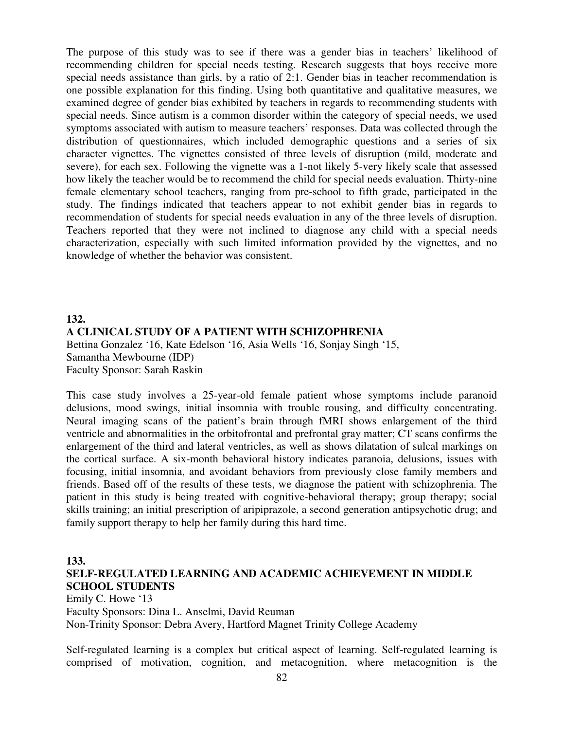The purpose of this study was to see if there was a gender bias in teachers' likelihood of recommending children for special needs testing. Research suggests that boys receive more special needs assistance than girls, by a ratio of 2:1. Gender bias in teacher recommendation is one possible explanation for this finding. Using both quantitative and qualitative measures, we examined degree of gender bias exhibited by teachers in regards to recommending students with special needs. Since autism is a common disorder within the category of special needs, we used symptoms associated with autism to measure teachers' responses. Data was collected through the distribution of questionnaires, which included demographic questions and a series of six character vignettes. The vignettes consisted of three levels of disruption (mild, moderate and severe), for each sex. Following the vignette was a 1-not likely 5-very likely scale that assessed how likely the teacher would be to recommend the child for special needs evaluation. Thirty-nine female elementary school teachers, ranging from pre-school to fifth grade, participated in the study. The findings indicated that teachers appear to not exhibit gender bias in regards to recommendation of students for special needs evaluation in any of the three levels of disruption. Teachers reported that they were not inclined to diagnose any child with a special needs characterization, especially with such limited information provided by the vignettes, and no knowledge of whether the behavior was consistent.

**132.**

**A CLINICAL STUDY OF A PATIENT WITH SCHIZOPHRENIA**

Bettina Gonzalez '16, Kate Edelson '16, Asia Wells '16, Sonjay Singh '15, Samantha Mewbourne (IDP)
Faculty Sponsor: Sarah Raskin

This case study involves a 25-year-old female patient whose symptoms include paranoid delusions, mood swings, initial insomnia with trouble rousing, and difficulty concentrating. Neural imaging scans of the patient's brain through fMRI shows enlargement of the third ventricle and abnormalities in the orbitofrontal and prefrontal gray matter; CT scans confirms the enlargement of the third and lateral ventricles, as well as shows dilatation of sulcal markings on the cortical surface. A six-month behavioral history indicates paranoia, delusions, issues with focusing, initial insomnia, and avoidant behaviors from previously close family members and friends. Based off of the results of these tests, we diagnose the patient with schizophrenia. The patient in this study is being treated with cognitive-behavioral therapy; group therapy; social skills training; an initial prescription of aripiprazole, a second generation antipsychotic drug; and family support therapy to help her family during this hard time.

**133.**

**SELF-REGULATED LEARNING AND ACADEMIC ACHIEVEMENT IN MIDDLE SCHOOL STUDENTS**

Emily C. Howe '13
Faculty Sponsors: Dina L. Anselmi, David Reuman
Non-Trinity Sponsor: Debra Avery, Hartford Magnet Trinity College Academy

Self-regulated learning is a complex but critical aspect of learning. Self-regulated learning is comprised of motivation, cognition, and metacognition, where metacognition is the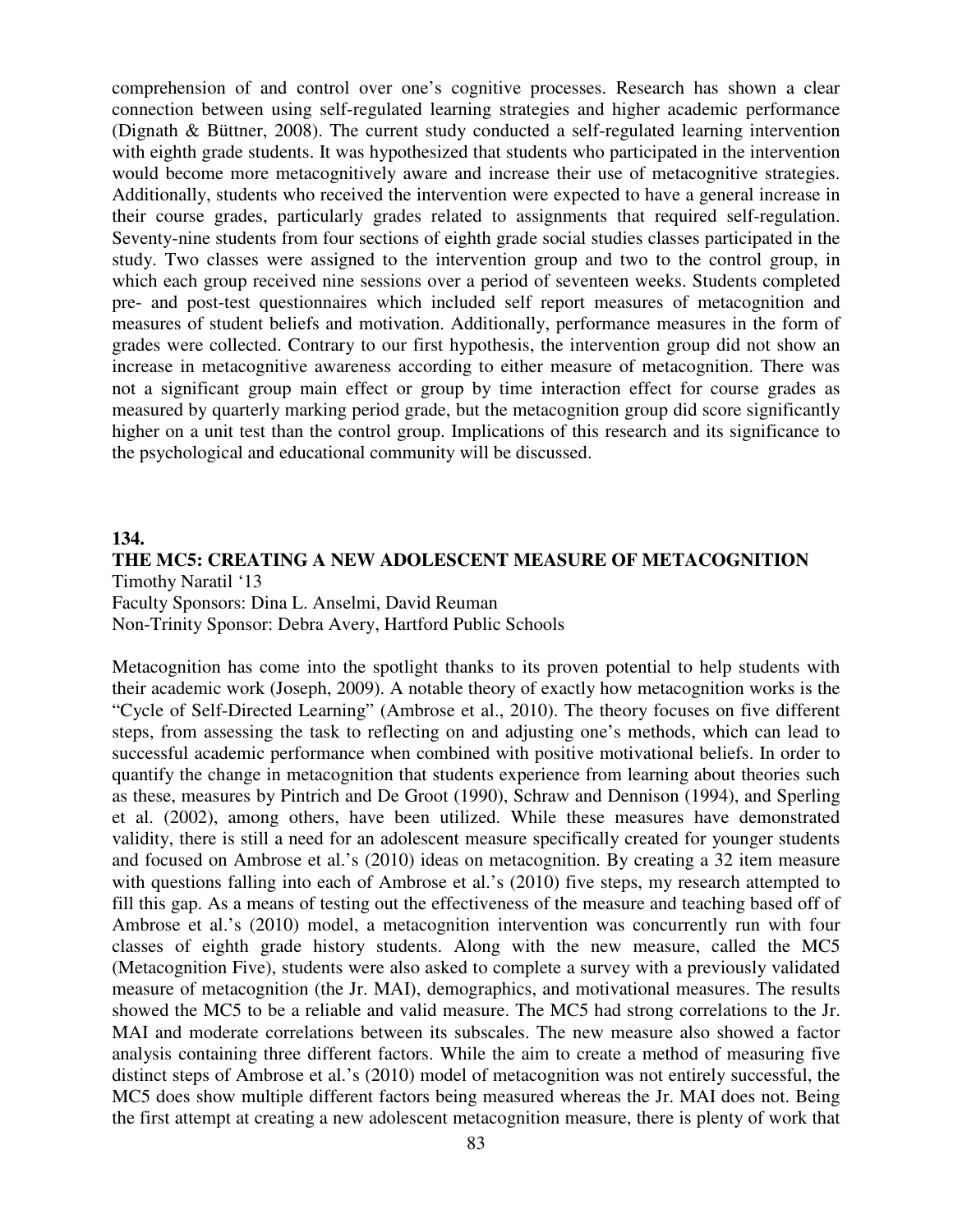comprehension of and control over one's cognitive processes. Research has shown a clear connection between using self-regulated learning strategies and higher academic performance (Dignath & Büttner, 2008). The current study conducted a self-regulated learning intervention with eighth grade students. It was hypothesized that students who participated in the intervention would become more metacognitively aware and increase their use of metacognitive strategies. Additionally, students who received the intervention were expected to have a general increase in their course grades, particularly grades related to assignments that required self-regulation. Seventy-nine students from four sections of eighth grade social studies classes participated in the study. Two classes were assigned to the intervention group and two to the control group, in which each group received nine sessions over a period of seventeen weeks. Students completed pre- and post-test questionnaires which included self report measures of metacognition and measures of student beliefs and motivation. Additionally, performance measures in the form of grades were collected. Contrary to our first hypothesis, the intervention group did not show an increase in metacognitive awareness according to either measure of metacognition. There was not a significant group main effect or group by time interaction effect for course grades as measured by quarterly marking period grade, but the metacognition group did score significantly higher on a unit test than the control group. Implications of this research and its significance to the psychological and educational community will be discussed.

**134.**

**THE MC5: CREATING A NEW ADOLESCENT MEASURE OF METACOGNITION**

Timothy Naratil '13

Faculty Sponsors: Dina L. Anselmi, David Reuman

Non-Trinity Sponsor: Debra Avery, Hartford Public Schools

Metacognition has come into the spotlight thanks to its proven potential to help students with their academic work (Joseph, 2009). A notable theory of exactly how metacognition works is the "Cycle of Self-Directed Learning" (Ambrose et al., 2010). The theory focuses on five different steps, from assessing the task to reflecting on and adjusting one's methods, which can lead to successful academic performance when combined with positive motivational beliefs. In order to quantify the change in metacognition that students experience from learning about theories such as these, measures by Pintrich and De Groot (1990), Schraw and Dennison (1994), and Sperling et al. (2002), among others, have been utilized. While these measures have demonstrated validity, there is still a need for an adolescent measure specifically created for younger students and focused on Ambrose et al.'s (2010) ideas on metacognition. By creating a 32 item measure with questions falling into each of Ambrose et al.'s (2010) five steps, my research attempted to fill this gap. As a means of testing out the effectiveness of the measure and teaching based off of Ambrose et al.'s (2010) model, a metacognition intervention was concurrently run with four classes of eighth grade history students. Along with the new measure, called the MC5 (Metacognition Five), students were also asked to complete a survey with a previously validated measure of metacognition (the Jr. MAI), demographics, and motivational measures. The results showed the MC5 to be a reliable and valid measure. The MC5 had strong correlations to the Jr. MAI and moderate correlations between its subscales. The new measure also showed a factor analysis containing three different factors. While the aim to create a method of measuring five distinct steps of Ambrose et al.'s (2010) model of metacognition was not entirely successful, the MC5 does show multiple different factors being measured whereas the Jr. MAI does not. Being the first attempt at creating a new adolescent metacognition measure, there is plenty of work that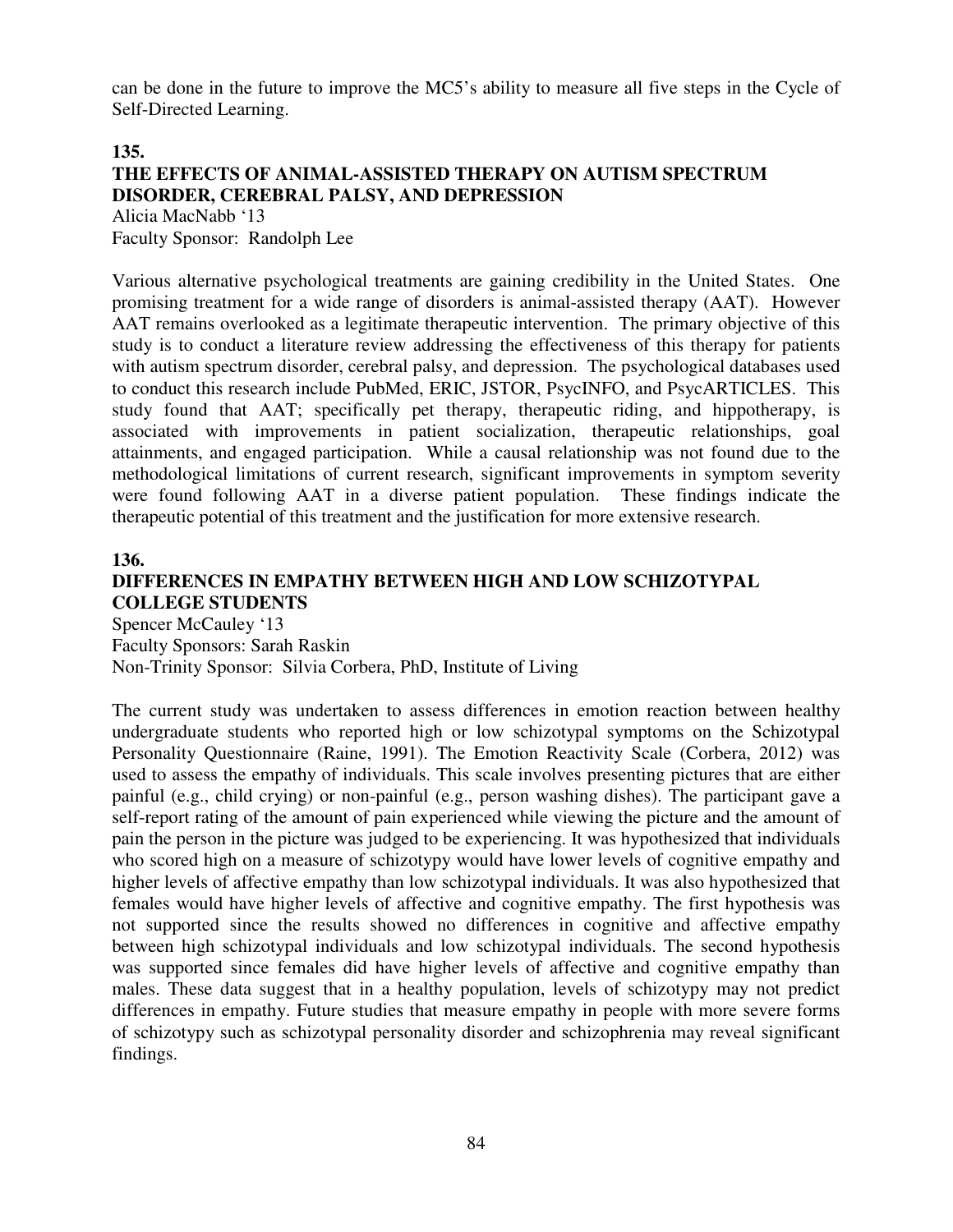can be done in the future to improve the MC5's ability to measure all five steps in the Cycle of Self-Directed Learning.

**135.**

### THE EFFECTS OF ANIMAL-ASSISTED THERAPY ON AUTISM SPECTRUM DISORDER, CEREBRAL PALSY, AND DEPRESSION

Alicia MacNabb '13
Faculty Sponsor: Randolph Lee

Various alternative psychological treatments are gaining credibility in the United States. One promising treatment for a wide range of disorders is animal-assisted therapy (AAT). However AAT remains overlooked as a legitimate therapeutic intervention. The primary objective of this study is to conduct a literature review addressing the effectiveness of this therapy for patients with autism spectrum disorder, cerebral palsy, and depression. The psychological databases used to conduct this research include PubMed, ERIC, JSTOR, PsycINFO, and PsycARTICLES. This study found that AAT; specifically pet therapy, therapeutic riding, and hippotherapy, is associated with improvements in patient socialization, therapeutic relationships, goal attainments, and engaged participation. While a causal relationship was not found due to the methodological limitations of current research, significant improvements in symptom severity were found following AAT in a diverse patient population. These findings indicate the therapeutic potential of this treatment and the justification for more extensive research.

**136.**

### DIFFERENCES IN EMPATHY BETWEEN HIGH AND LOW SCHIZOTYPAL COLLEGE STUDENTS

Spencer McCauley '13
Faculty Sponsors: Sarah Raskin
Non-Trinity Sponsor: Silvia Corbera, PhD, Institute of Living

The current study was undertaken to assess differences in emotion reaction between healthy undergraduate students who reported high or low schizotypal symptoms on the Schizotypal Personality Questionnaire (Raine, 1991). The Emotion Reactivity Scale (Corbera, 2012) was used to assess the empathy of individuals. This scale involves presenting pictures that are either painful (e.g., child crying) or non-painful (e.g., person washing dishes). The participant gave a self-report rating of the amount of pain experienced while viewing the picture and the amount of pain the person in the picture was judged to be experiencing. It was hypothesized that individuals who scored high on a measure of schizotypy would have lower levels of cognitive empathy and higher levels of affective empathy than low schizotypal individuals. It was also hypothesized that females would have higher levels of affective and cognitive empathy. The first hypothesis was not supported since the results showed no differences in cognitive and affective empathy between high schizotypal individuals and low schizotypal individuals. The second hypothesis was supported since females did have higher levels of affective and cognitive empathy than males. These data suggest that in a healthy population, levels of schizotypy may not predict differences in empathy. Future studies that measure empathy in people with more severe forms of schizotypy such as schizotypal personality disorder and schizophrenia may reveal significant findings.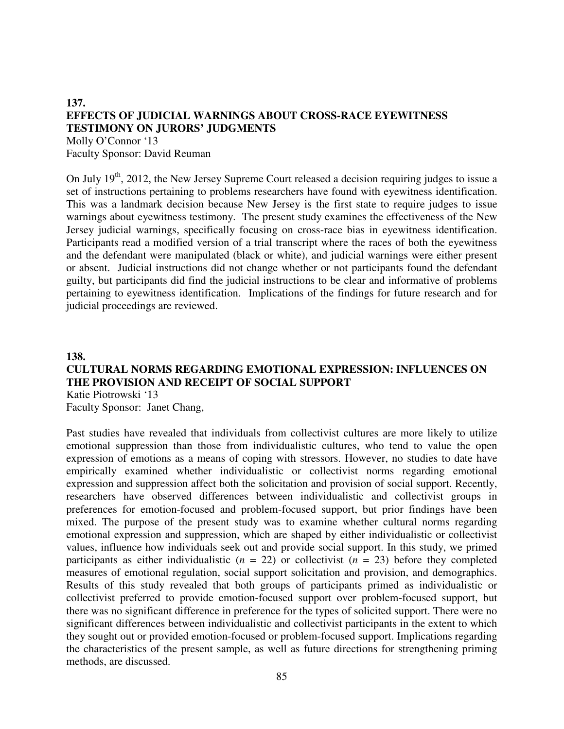**137.**
**EFFECTS OF JUDICIAL WARNINGS ABOUT CROSS-RACE EYEWITNESS TESTIMONY ON JURORS' JUDGMENTS**
Molly O'Connor '13
Faculty Sponsor: David Reuman

On July 19th, 2012, the New Jersey Supreme Court released a decision requiring judges to issue a set of instructions pertaining to problems researchers have found with eyewitness identification. This was a landmark decision because New Jersey is the first state to require judges to issue warnings about eyewitness testimony. The present study examines the effectiveness of the New Jersey judicial warnings, specifically focusing on cross-race bias in eyewitness identification. Participants read a modified version of a trial transcript where the races of both the eyewitness and the defendant were manipulated (black or white), and judicial warnings were either present or absent. Judicial instructions did not change whether or not participants found the defendant guilty, but participants did find the judicial instructions to be clear and informative of problems pertaining to eyewitness identification. Implications of the findings for future research and for judicial proceedings are reviewed.

**138.**
**CULTURAL NORMS REGARDING EMOTIONAL EXPRESSION: INFLUENCES ON THE PROVISION AND RECEIPT OF SOCIAL SUPPORT**
Katie Piotrowski '13
Faculty Sponsor: Janet Chang,

Past studies have revealed that individuals from collectivist cultures are more likely to utilize emotional suppression than those from individualistic cultures, who tend to value the open expression of emotions as a means of coping with stressors. However, no studies to date have empirically examined whether individualistic or collectivist norms regarding emotional expression and suppression affect both the solicitation and provision of social support. Recently, researchers have observed differences between individualistic and collectivist groups in preferences for emotion-focused and problem-focused support, but prior findings have been mixed. The purpose of the present study was to examine whether cultural norms regarding emotional expression and suppression, which are shaped by either individualistic or collectivist values, influence how individuals seek out and provide social support. In this study, we primed participants as either individualistic ($n$ = 22) or collectivist ($n$ = 23) before they completed measures of emotional regulation, social support solicitation and provision, and demographics. Results of this study revealed that both groups of participants primed as individualistic or collectivist preferred to provide emotion-focused support over problem-focused support, but there was no significant difference in preference for the types of solicited support. There were no significant differences between individualistic and collectivist participants in the extent to which they sought out or provided emotion-focused or problem-focused support. Implications regarding the characteristics of the present sample, as well as future directions for strengthening priming methods, are discussed.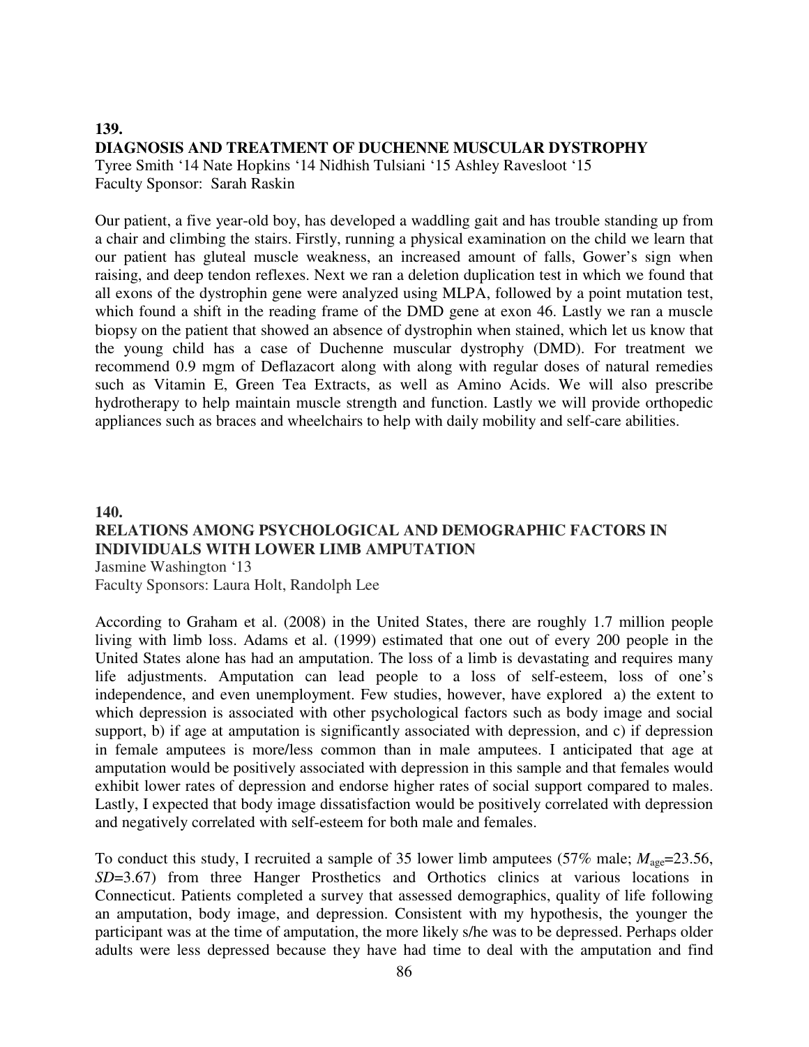## 139.
## DIAGNOSIS AND TREATMENT OF DUCHENNE MUSCULAR DYSTROPHY

Tyree Smith '14 Nate Hopkins '14 Nidhish Tulsiani '15 Ashley Ravesloot '15
Faculty Sponsor: Sarah Raskin

Our patient, a five year-old boy, has developed a waddling gait and has trouble standing up from a chair and climbing the stairs. Firstly, running a physical examination on the child we learn that our patient has gluteal muscle weakness, an increased amount of falls, Gower's sign when raising, and deep tendon reflexes. Next we ran a deletion duplication test in which we found that all exons of the dystrophin gene were analyzed using MLPA, followed by a point mutation test, which found a shift in the reading frame of the DMD gene at exon 46. Lastly we ran a muscle biopsy on the patient that showed an absence of dystrophin when stained, which let us know that the young child has a case of Duchenne muscular dystrophy (DMD). For treatment we recommend 0.9 mgm of Deflazacort along with along with regular doses of natural remedies such as Vitamin E, Green Tea Extracts, as well as Amino Acids. We will also prescribe hydrotherapy to help maintain muscle strength and function. Lastly we will provide orthopedic appliances such as braces and wheelchairs to help with daily mobility and self-care abilities.

## 140.
## RELATIONS AMONG PSYCHOLOGICAL AND DEMOGRAPHIC FACTORS IN INDIVIDUALS WITH LOWER LIMB AMPUTATION

Jasmine Washington '13
Faculty Sponsors: Laura Holt, Randolph Lee

According to Graham et al. (2008) in the United States, there are roughly 1.7 million people living with limb loss. Adams et al. (1999) estimated that one out of every 200 people in the United States alone has had an amputation. The loss of a limb is devastating and requires many life adjustments. Amputation can lead people to a loss of self-esteem, loss of one's independence, and even unemployment. Few studies, however, have explored a) the extent to which depression is associated with other psychological factors such as body image and social support, b) if age at amputation is significantly associated with depression, and c) if depression in female amputees is more/less common than in male amputees. I anticipated that age at amputation would be positively associated with depression in this sample and that females would exhibit lower rates of depression and endorse higher rates of social support compared to males. Lastly, I expected that body image dissatisfaction would be positively correlated with depression and negatively correlated with self-esteem for both male and females.

To conduct this study, I recruited a sample of 35 lower limb amputees (57% male; $M_{age}$=23.56, *SD*=3.67) from three Hanger Prosthetics and Orthotics clinics at various locations in Connecticut. Patients completed a survey that assessed demographics, quality of life following an amputation, body image, and depression. Consistent with my hypothesis, the younger the participant was at the time of amputation, the more likely s/he was to be depressed. Perhaps older adults were less depressed because they have had time to deal with the amputation and find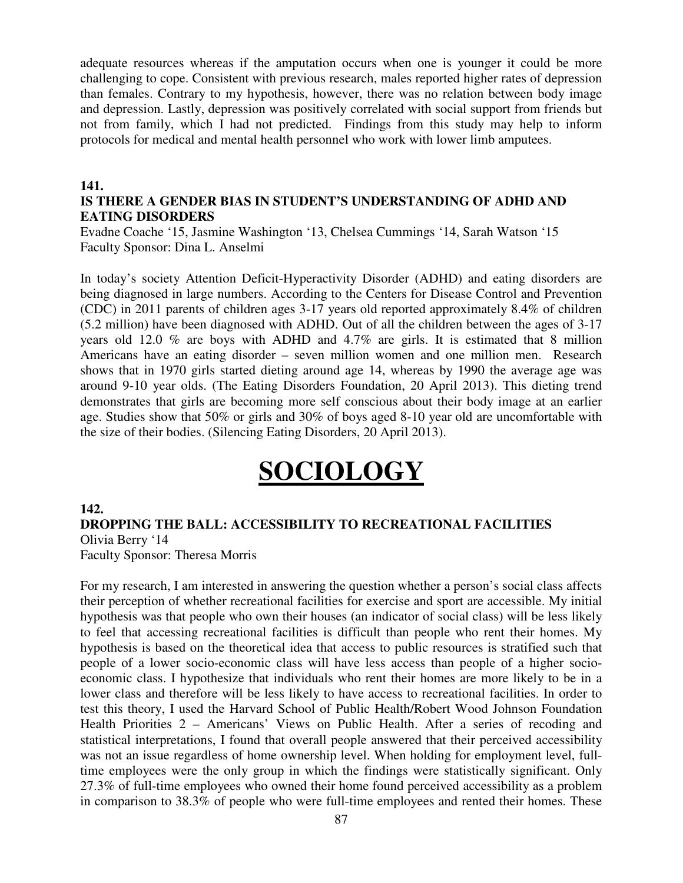adequate resources whereas if the amputation occurs when one is younger it could be more challenging to cope. Consistent with previous research, males reported higher rates of depression than females. Contrary to my hypothesis, however, there was no relation between body image and depression. Lastly, depression was positively correlated with social support from friends but not from family, which I had not predicted. Findings from this study may help to inform protocols for medical and mental health personnel who work with lower limb amputees.

**141.**

**IS THERE A GENDER BIAS IN STUDENT'S UNDERSTANDING OF ADHD AND EATING DISORDERS**

Evadne Coache '15, Jasmine Washington '13, Chelsea Cummings '14, Sarah Watson '15
Faculty Sponsor: Dina L. Anselmi

In today's society Attention Deficit-Hyperactivity Disorder (ADHD) and eating disorders are being diagnosed in large numbers. According to the Centers for Disease Control and Prevention (CDC) in 2011 parents of children ages 3-17 years old reported approximately 8.4% of children (5.2 million) have been diagnosed with ADHD. Out of all the children between the ages of 3-17 years old 12.0 % are boys with ADHD and 4.7% are girls. It is estimated that 8 million Americans have an eating disorder – seven million women and one million men. Research shows that in 1970 girls started dieting around age 14, whereas by 1990 the average age was around 9-10 year olds. (The Eating Disorders Foundation, 20 April 2013). This dieting trend demonstrates that girls are becoming more self conscious about their body image at an earlier age. Studies show that 50% or girls and 30% of boys aged 8-10 year old are uncomfortable with the size of their bodies. (Silencing Eating Disorders, 20 April 2013).

# SOCIOLOGY

**142.**

**DROPPING THE BALL: ACCESSIBILITY TO RECREATIONAL FACILITIES**

Olivia Berry '14
Faculty Sponsor: Theresa Morris

For my research, I am interested in answering the question whether a person's social class affects their perception of whether recreational facilities for exercise and sport are accessible. My initial hypothesis was that people who own their houses (an indicator of social class) will be less likely to feel that accessing recreational facilities is difficult than people who rent their homes. My hypothesis is based on the theoretical idea that access to public resources is stratified such that people of a lower socio-economic class will have less access than people of a higher socio-economic class. I hypothesize that individuals who rent their homes are more likely to be in a lower class and therefore will be less likely to have access to recreational facilities. In order to test this theory, I used the Harvard School of Public Health/Robert Wood Johnson Foundation Health Priorities 2 – Americans' Views on Public Health. After a series of recoding and statistical interpretations, I found that overall people answered that their perceived accessibility was not an issue regardless of home ownership level. When holding for employment level, full-time employees were the only group in which the findings were statistically significant. Only 27.3% of full-time employees who owned their home found perceived accessibility as a problem in comparison to 38.3% of people who were full-time employees and rented their homes. These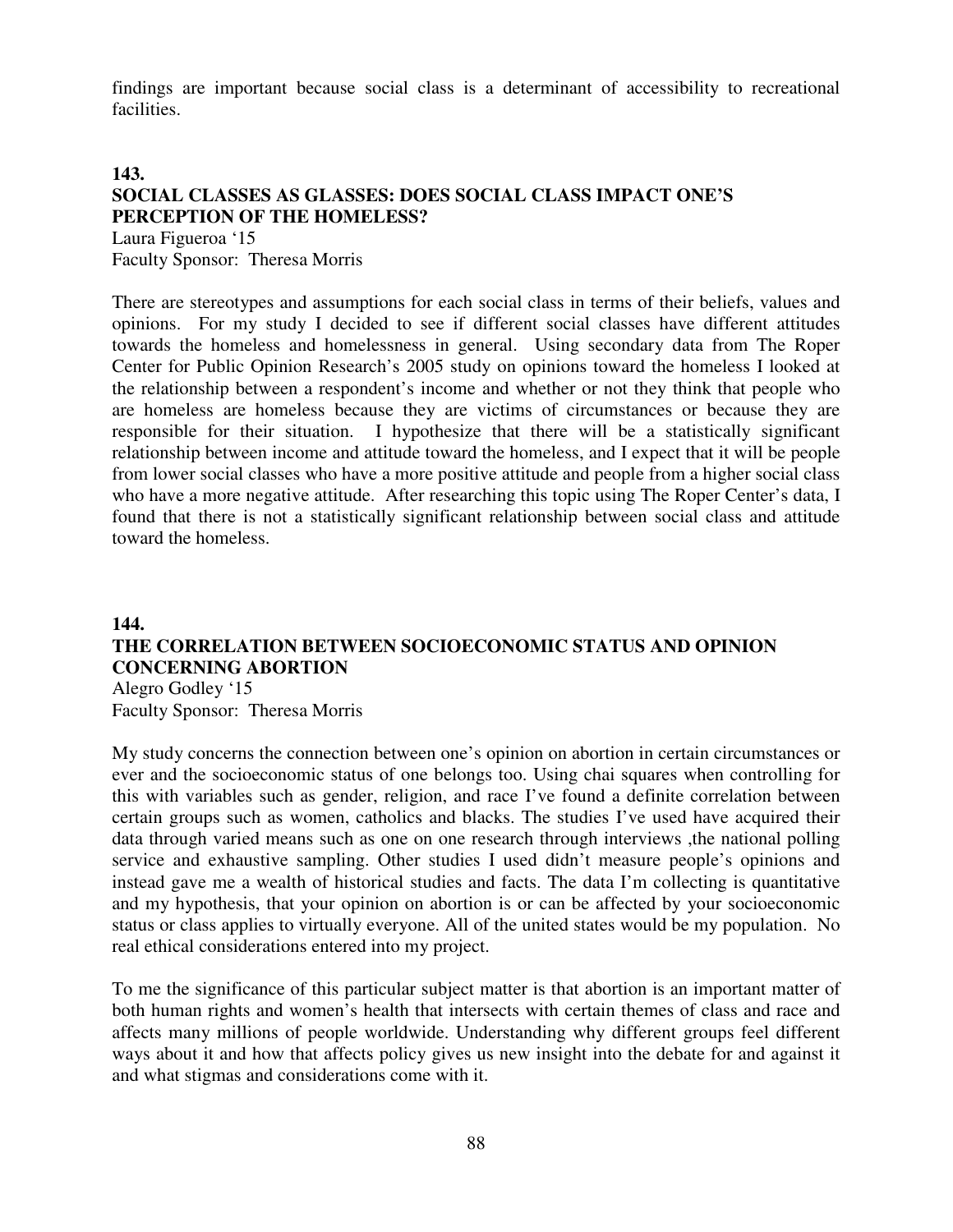findings are important because social class is a determinant of accessibility to recreational facilities.

## 143.
## SOCIAL CLASSES AS GLASSES: DOES SOCIAL CLASS IMPACT ONE'S PERCEPTION OF THE HOMELESS?

Laura Figueroa '15
Faculty Sponsor: Theresa Morris

There are stereotypes and assumptions for each social class in terms of their beliefs, values and opinions. For my study I decided to see if different social classes have different attitudes towards the homeless and homelessness in general. Using secondary data from The Roper Center for Public Opinion Research's 2005 study on opinions toward the homeless I looked at the relationship between a respondent's income and whether or not they think that people who are homeless are homeless because they are victims of circumstances or because they are responsible for their situation. I hypothesize that there will be a statistically significant relationship between income and attitude toward the homeless, and I expect that it will be people from lower social classes who have a more positive attitude and people from a higher social class who have a more negative attitude. After researching this topic using The Roper Center's data, I found that there is not a statistically significant relationship between social class and attitude toward the homeless.

## 144.
## THE CORRELATION BETWEEN SOCIOECONOMIC STATUS AND OPINION CONCERNING ABORTION

Alegro Godley '15
Faculty Sponsor: Theresa Morris

My study concerns the connection between one's opinion on abortion in certain circumstances or ever and the socioeconomic status of one belongs too. Using chai squares when controlling for this with variables such as gender, religion, and race I've found a definite correlation between certain groups such as women, catholics and blacks. The studies I've used have acquired their data through varied means such as one on one research through interviews ,the national polling service and exhaustive sampling. Other studies I used didn't measure people's opinions and instead gave me a wealth of historical studies and facts. The data I'm collecting is quantitative and my hypothesis, that your opinion on abortion is or can be affected by your socioeconomic status or class applies to virtually everyone. All of the united states would be my population. No real ethical considerations entered into my project.

To me the significance of this particular subject matter is that abortion is an important matter of both human rights and women's health that intersects with certain themes of class and race and affects many millions of people worldwide. Understanding why different groups feel different ways about it and how that affects policy gives us new insight into the debate for and against it and what stigmas and considerations come with it.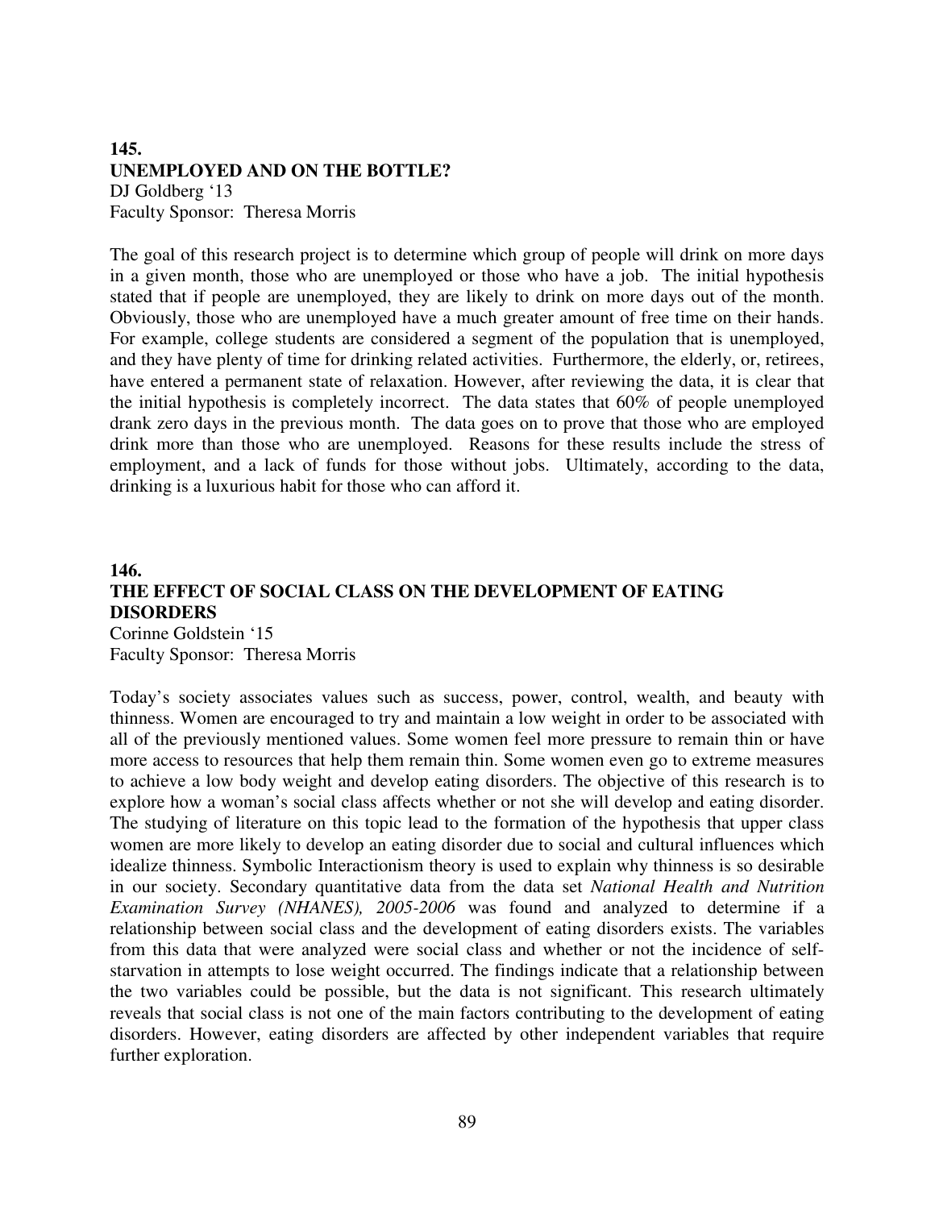## 145.
## UNEMPLOYED AND ON THE BOTTLE?

DJ Goldberg '13
Faculty Sponsor: Theresa Morris

The goal of this research project is to determine which group of people will drink on more days in a given month, those who are unemployed or those who have a job. The initial hypothesis stated that if people are unemployed, they are likely to drink on more days out of the month. Obviously, those who are unemployed have a much greater amount of free time on their hands. For example, college students are considered a segment of the population that is unemployed, and they have plenty of time for drinking related activities. Furthermore, the elderly, or, retirees, have entered a permanent state of relaxation. However, after reviewing the data, it is clear that the initial hypothesis is completely incorrect. The data states that 60% of people unemployed drank zero days in the previous month. The data goes on to prove that those who are employed drink more than those who are unemployed. Reasons for these results include the stress of employment, and a lack of funds for those without jobs. Ultimately, according to the data, drinking is a luxurious habit for those who can afford it.

## 146.
## THE EFFECT OF SOCIAL CLASS ON THE DEVELOPMENT OF EATING DISORDERS

Corinne Goldstein '15
Faculty Sponsor: Theresa Morris

Today's society associates values such as success, power, control, wealth, and beauty with thinness. Women are encouraged to try and maintain a low weight in order to be associated with all of the previously mentioned values. Some women feel more pressure to remain thin or have more access to resources that help them remain thin. Some women even go to extreme measures to achieve a low body weight and develop eating disorders. The objective of this research is to explore how a woman's social class affects whether or not she will develop and eating disorder. The studying of literature on this topic lead to the formation of the hypothesis that upper class women are more likely to develop an eating disorder due to social and cultural influences which idealize thinness. Symbolic Interactionism theory is used to explain why thinness is so desirable in our society. Secondary quantitative data from the data set *National Health and Nutrition Examination Survey (NHANES), 2005-2006* was found and analyzed to determine if a relationship between social class and the development of eating disorders exists. The variables from this data that were analyzed were social class and whether or not the incidence of self-starvation in attempts to lose weight occurred. The findings indicate that a relationship between the two variables could be possible, but the data is not significant. This research ultimately reveals that social class is not one of the main factors contributing to the development of eating disorders. However, eating disorders are affected by other independent variables that require further exploration.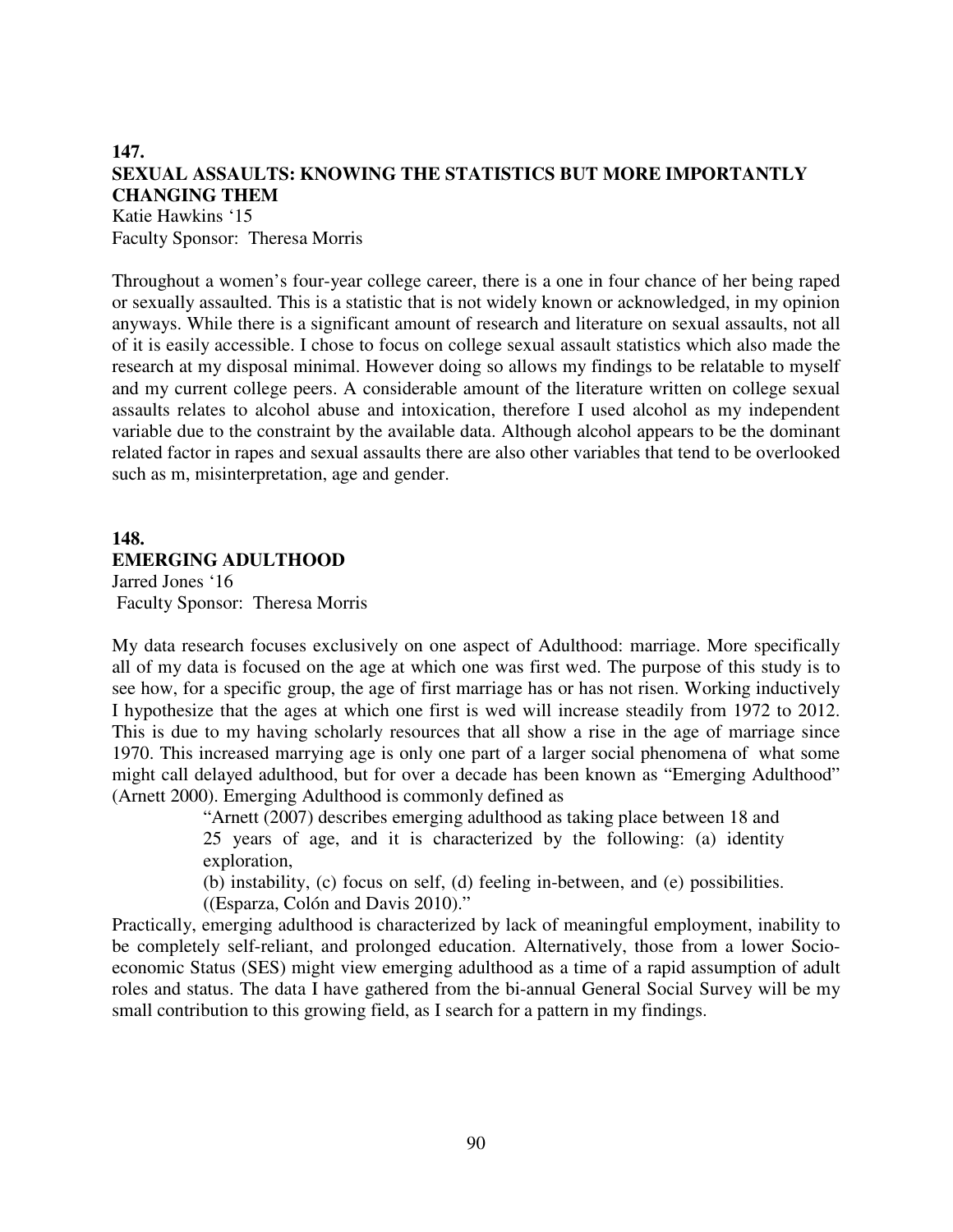## 147.
## SEXUAL ASSAULTS: KNOWING THE STATISTICS BUT MORE IMPORTANTLY CHANGING THEM

Katie Hawkins '15
Faculty Sponsor: Theresa Morris

Throughout a women's four-year college career, there is a one in four chance of her being raped or sexually assaulted. This is a statistic that is not widely known or acknowledged, in my opinion anyways. While there is a significant amount of research and literature on sexual assaults, not all of it is easily accessible. I chose to focus on college sexual assault statistics which also made the research at my disposal minimal. However doing so allows my findings to be relatable to myself and my current college peers. A considerable amount of the literature written on college sexual assaults relates to alcohol abuse and intoxication, therefore I used alcohol as my independent variable due to the constraint by the available data. Although alcohol appears to be the dominant related factor in rapes and sexual assaults there are also other variables that tend to be overlooked such as m, misinterpretation, age and gender.

## 148.
## EMERGING ADULTHOOD

Jarred Jones '16
Faculty Sponsor: Theresa Morris

My data research focuses exclusively on one aspect of Adulthood: marriage. More specifically all of my data is focused on the age at which one was first wed. The purpose of this study is to see how, for a specific group, the age of first marriage has or has not risen. Working inductively I hypothesize that the ages at which one first is wed will increase steadily from 1972 to 2012. This is due to my having scholarly resources that all show a rise in the age of marriage since 1970. This increased marrying age is only one part of a larger social phenomena of what some might call delayed adulthood, but for over a decade has been known as "Emerging Adulthood" (Arnett 2000). Emerging Adulthood is commonly defined as

> "Arnett (2007) describes emerging adulthood as taking place between 18 and 25 years of age, and it is characterized by the following: (a) identity exploration,
> (b) instability, (c) focus on self, (d) feeling in-between, and (e) possibilities. ((Esparza, Colón and Davis 2010)."

Practically, emerging adulthood is characterized by lack of meaningful employment, inability to be completely self-reliant, and prolonged education. Alternatively, those from a lower Socio-economic Status (SES) might view emerging adulthood as a time of a rapid assumption of adult roles and status. The data I have gathered from the bi-annual General Social Survey will be my small contribution to this growing field, as I search for a pattern in my findings.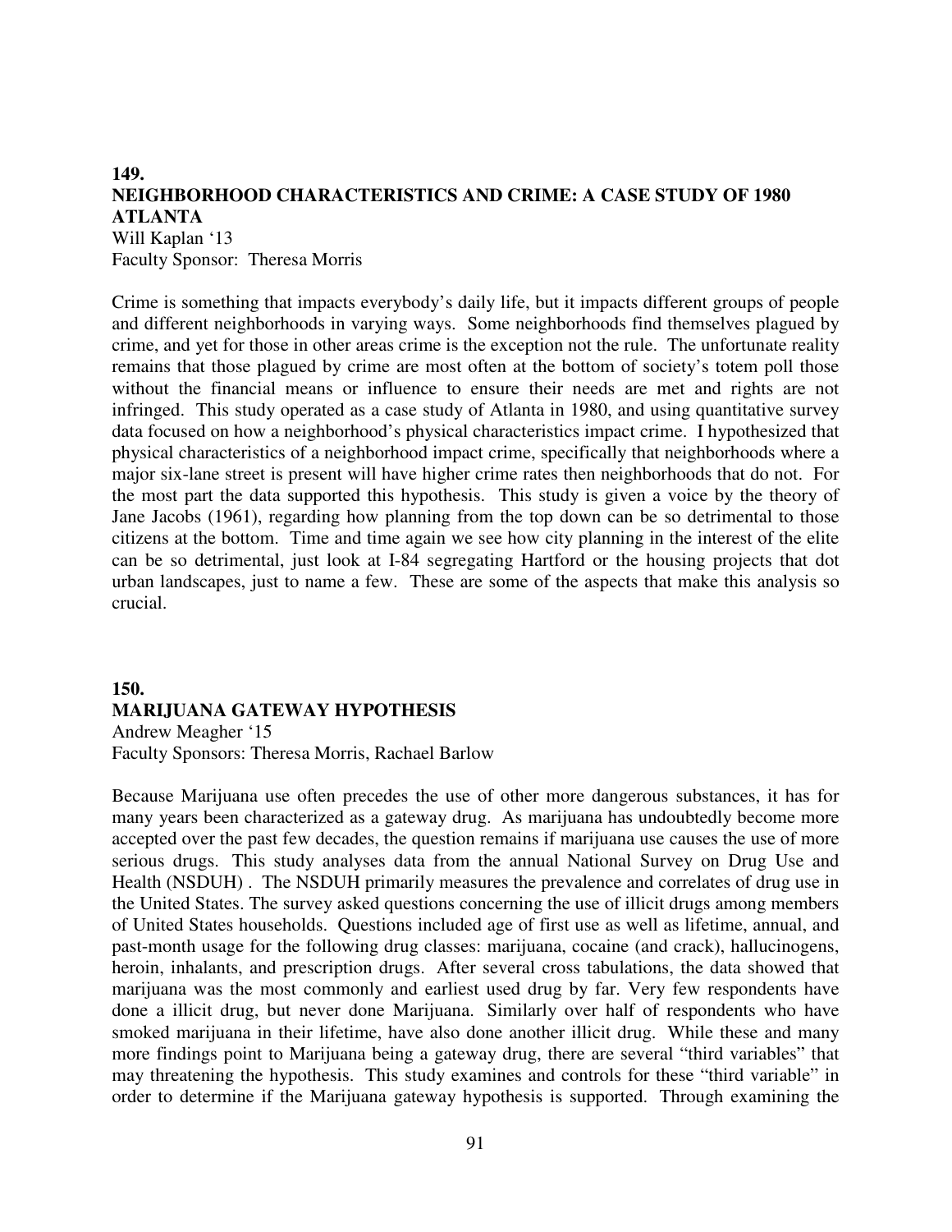## 149.

## NEIGHBORHOOD CHARACTERISTICS AND CRIME: A CASE STUDY OF 1980 ATLANTA

Will Kaplan '13
Faculty Sponsor: Theresa Morris

Crime is something that impacts everybody's daily life, but it impacts different groups of people and different neighborhoods in varying ways. Some neighborhoods find themselves plagued by crime, and yet for those in other areas crime is the exception not the rule. The unfortunate reality remains that those plagued by crime are most often at the bottom of society's totem poll those without the financial means or influence to ensure their needs are met and rights are not infringed. This study operated as a case study of Atlanta in 1980, and using quantitative survey data focused on how a neighborhood's physical characteristics impact crime. I hypothesized that physical characteristics of a neighborhood impact crime, specifically that neighborhoods where a major six-lane street is present will have higher crime rates then neighborhoods that do not. For the most part the data supported this hypothesis. This study is given a voice by the theory of Jane Jacobs (1961), regarding how planning from the top down can be so detrimental to those citizens at the bottom. Time and time again we see how city planning in the interest of the elite can be so detrimental, just look at I-84 segregating Hartford or the housing projects that dot urban landscapes, just to name a few. These are some of the aspects that make this analysis so crucial.

## 150.

## MARIJUANA GATEWAY HYPOTHESIS

Andrew Meagher '15
Faculty Sponsors: Theresa Morris, Rachael Barlow

Because Marijuana use often precedes the use of other more dangerous substances, it has for many years been characterized as a gateway drug. As marijuana has undoubtedly become more accepted over the past few decades, the question remains if marijuana use causes the use of more serious drugs. This study analyses data from the annual National Survey on Drug Use and Health (NSDUH) . The NSDUH primarily measures the prevalence and correlates of drug use in the United States. The survey asked questions concerning the use of illicit drugs among members of United States households. Questions included age of first use as well as lifetime, annual, and past-month usage for the following drug classes: marijuana, cocaine (and crack), hallucinogens, heroin, inhalants, and prescription drugs. After several cross tabulations, the data showed that marijuana was the most commonly and earliest used drug by far. Very few respondents have done a illicit drug, but never done Marijuana. Similarly over half of respondents who have smoked marijuana in their lifetime, have also done another illicit drug. While these and many more findings point to Marijuana being a gateway drug, there are several "third variables" that may threatening the hypothesis. This study examines and controls for these "third variable" in order to determine if the Marijuana gateway hypothesis is supported. Through examining the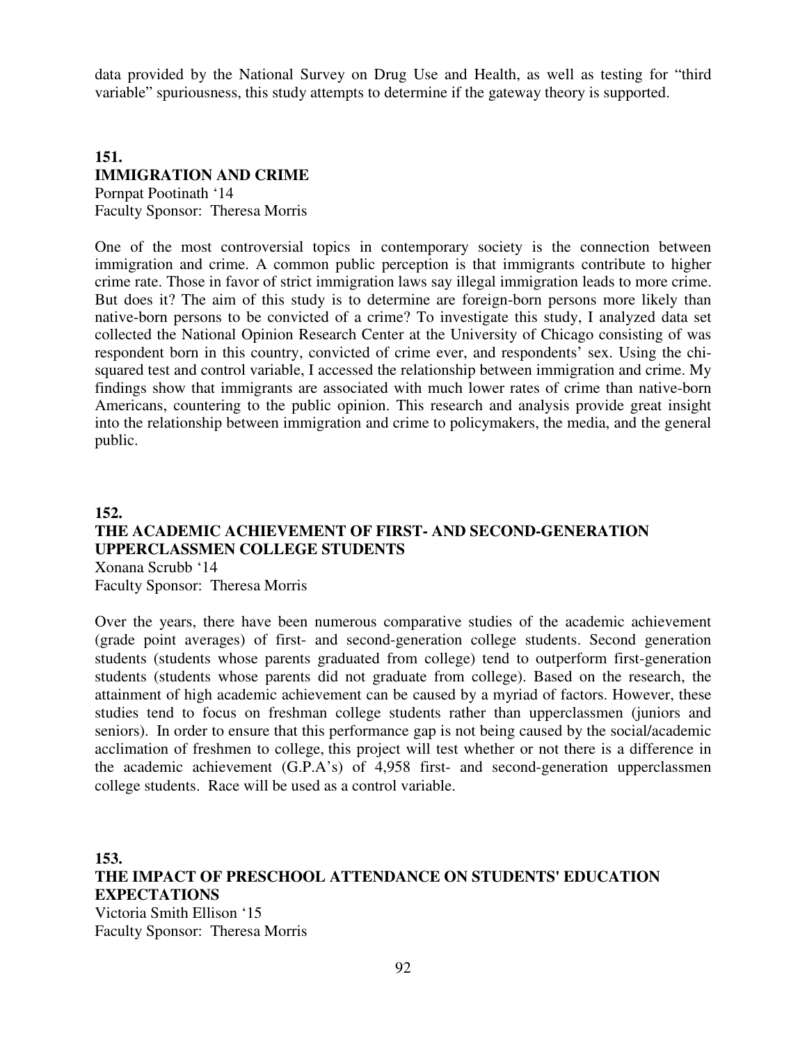data provided by the National Survey on Drug Use and Health, as well as testing for "third variable" spuriousness, this study attempts to determine if the gateway theory is supported.

**151.**
**IMMIGRATION AND CRIME**
Pornpat Pootinath '14
Faculty Sponsor: Theresa Morris

One of the most controversial topics in contemporary society is the connection between immigration and crime. A common public perception is that immigrants contribute to higher crime rate. Those in favor of strict immigration laws say illegal immigration leads to more crime. But does it? The aim of this study is to determine are foreign-born persons more likely than native-born persons to be convicted of a crime? To investigate this study, I analyzed data set collected the National Opinion Research Center at the University of Chicago consisting of was respondent born in this country, convicted of crime ever, and respondents' sex. Using the chi-squared test and control variable, I accessed the relationship between immigration and crime. My findings show that immigrants are associated with much lower rates of crime than native-born Americans, countering to the public opinion. This research and analysis provide great insight into the relationship between immigration and crime to policymakers, the media, and the general public.

**152.**
**THE ACADEMIC ACHIEVEMENT OF FIRST- AND SECOND-GENERATION UPPERCLASSMEN COLLEGE STUDENTS**
Xonana Scrubb '14
Faculty Sponsor: Theresa Morris

Over the years, there have been numerous comparative studies of the academic achievement (grade point averages) of first- and second-generation college students. Second generation students (students whose parents graduated from college) tend to outperform first-generation students (students whose parents did not graduate from college). Based on the research, the attainment of high academic achievement can be caused by a myriad of factors. However, these studies tend to focus on freshman college students rather than upperclassmen (juniors and seniors). In order to ensure that this performance gap is not being caused by the social/academic acclimation of freshmen to college, this project will test whether or not there is a difference in the academic achievement (G.P.A's) of 4,958 first- and second-generation upperclassmen college students. Race will be used as a control variable.

**153.**
**THE IMPACT OF PRESCHOOL ATTENDANCE ON STUDENTS' EDUCATION EXPECTATIONS**
Victoria Smith Ellison '15
Faculty Sponsor: Theresa Morris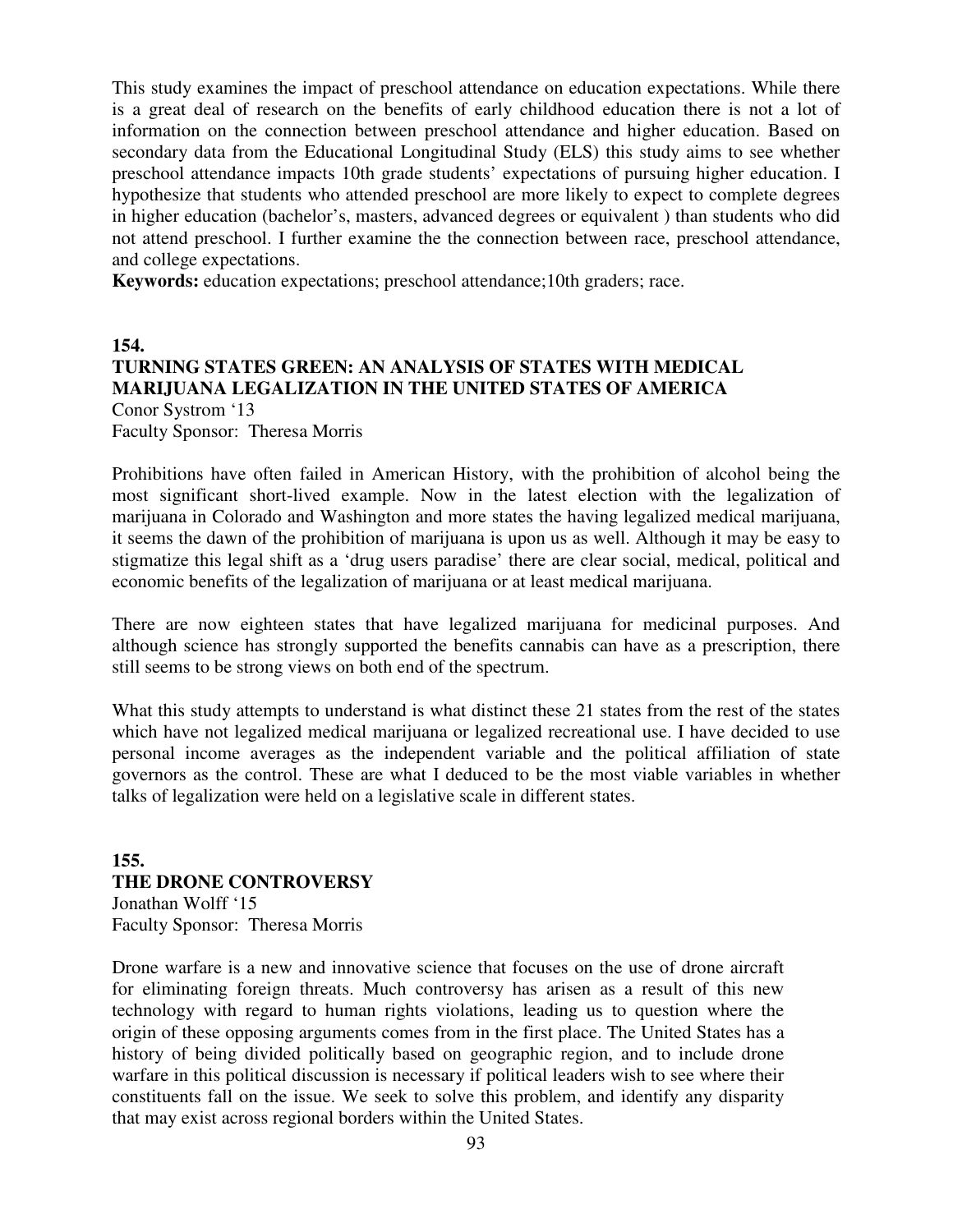This study examines the impact of preschool attendance on education expectations. While there is a great deal of research on the benefits of early childhood education there is not a lot of information on the connection between preschool attendance and higher education. Based on secondary data from the Educational Longitudinal Study (ELS) this study aims to see whether preschool attendance impacts 10th grade students' expectations of pursuing higher education. I hypothesize that students who attended preschool are more likely to expect to complete degrees in higher education (bachelor's, masters, advanced degrees or equivalent ) than students who did not attend preschool. I further examine the the connection between race, preschool attendance, and college expectations.

**Keywords:** education expectations; preschool attendance;10th graders; race.

**154.**

**TURNING STATES GREEN: AN ANALYSIS OF STATES WITH MEDICAL MARIJUANA LEGALIZATION IN THE UNITED STATES OF AMERICA**

Conor Systrom '13
Faculty Sponsor: Theresa Morris

Prohibitions have often failed in American History, with the prohibition of alcohol being the most significant short-lived example. Now in the latest election with the legalization of marijuana in Colorado and Washington and more states the having legalized medical marijuana, it seems the dawn of the prohibition of marijuana is upon us as well. Although it may be easy to stigmatize this legal shift as a 'drug users paradise' there are clear social, medical, political and economic benefits of the legalization of marijuana or at least medical marijuana.

There are now eighteen states that have legalized marijuana for medicinal purposes. And although science has strongly supported the benefits cannabis can have as a prescription, there still seems to be strong views on both end of the spectrum.

What this study attempts to understand is what distinct these 21 states from the rest of the states which have not legalized medical marijuana or legalized recreational use. I have decided to use personal income averages as the independent variable and the political affiliation of state governors as the control. These are what I deduced to be the most viable variables in whether talks of legalization were held on a legislative scale in different states.

**155.**

**THE DRONE CONTROVERSY**

Jonathan Wolff '15
Faculty Sponsor: Theresa Morris

Drone warfare is a new and innovative science that focuses on the use of drone aircraft for eliminating foreign threats. Much controversy has arisen as a result of this new technology with regard to human rights violations, leading us to question where the origin of these opposing arguments comes from in the first place. The United States has a history of being divided politically based on geographic region, and to include drone warfare in this political discussion is necessary if political leaders wish to see where their constituents fall on the issue. We seek to solve this problem, and identify any disparity that may exist across regional borders within the United States.